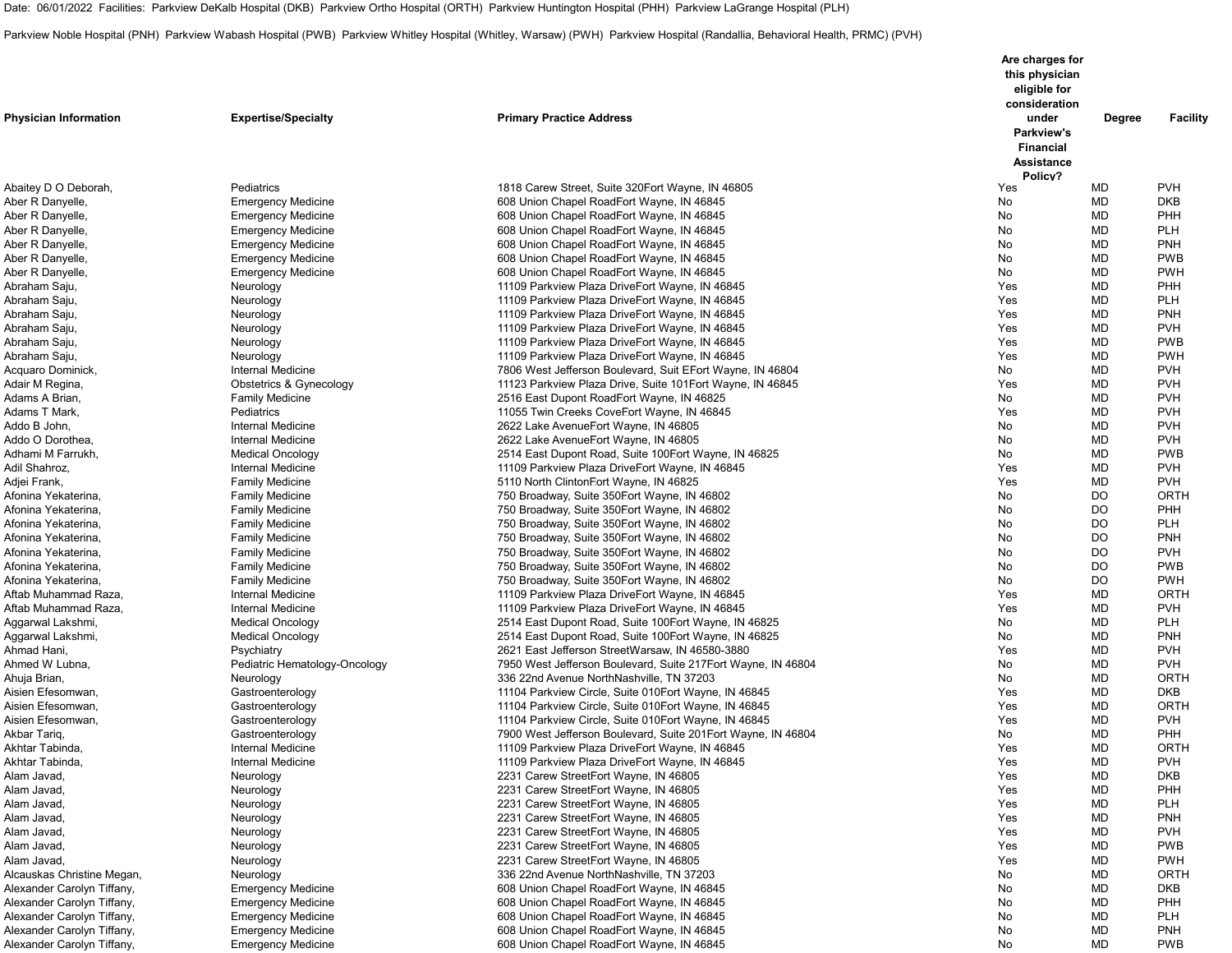Date: 06/01/2022 Facilities: Parkview DeKalb Hospital (DKB) Parkview Ortho Hospital (ORTH) Parkview Huntington Hospital (PHH) Parkview LaGrange Hospital (PLH)

Parkview Noble Hospital (PNH) Parkview Wabash Hospital (PWB) Parkview Whitley Hospital (Whitley, Warsaw) (PWH) Parkview Hospital (Randallia, Behavioral Health, PRMC) (PVH)

| Physician Information | Expertise/Specialty | Primary Practice Address | Are charges for this physician eligible for consideration under Parkview's Financial Assistance Policy? | Degree | Facility |
|---|---|---|---|---|---|
| Abaitey D O Deborah, | Pediatrics | 1818 Carew Street, Suite 320Fort Wayne, IN 46805 | Yes | MD | PVH |
| Aber R Danyelle, | Emergency Medicine | 608 Union Chapel RoadFort Wayne, IN 46845 | No | MD | DKB |
| Aber R Danyelle, | Emergency Medicine | 608 Union Chapel RoadFort Wayne, IN 46845 | No | MD | PHH |
| Aber R Danyelle, | Emergency Medicine | 608 Union Chapel RoadFort Wayne, IN 46845 | No | MD | PLH |
| Aber R Danyelle, | Emergency Medicine | 608 Union Chapel RoadFort Wayne, IN 46845 | No | MD | PNH |
| Aber R Danyelle, | Emergency Medicine | 608 Union Chapel RoadFort Wayne, IN 46845 | No | MD | PWB |
| Aber R Danyelle, | Emergency Medicine | 608 Union Chapel RoadFort Wayne, IN 46845 | No | MD | PWH |
| Abraham Saju, | Neurology | 11109 Parkview Plaza DriveFort Wayne, IN 46845 | Yes | MD | PHH |
| Abraham Saju, | Neurology | 11109 Parkview Plaza DriveFort Wayne, IN 46845 | Yes | MD | PLH |
| Abraham Saju, | Neurology | 11109 Parkview Plaza DriveFort Wayne, IN 46845 | Yes | MD | PNH |
| Abraham Saju, | Neurology | 11109 Parkview Plaza DriveFort Wayne, IN 46845 | Yes | MD | PVH |
| Abraham Saju, | Neurology | 11109 Parkview Plaza DriveFort Wayne, IN 46845 | Yes | MD | PWB |
| Abraham Saju, | Neurology | 11109 Parkview Plaza DriveFort Wayne, IN 46845 | Yes | MD | PWH |
| Acquaro Dominick, | Internal Medicine | 7806 West Jefferson Boulevard, Suit EFort Wayne, IN 46804 | No | MD | PVH |
| Adair M Regina, | Obstetrics & Gynecology | 11123 Parkview Plaza Drive, Suite 101Fort Wayne, IN 46845 | Yes | MD | PVH |
| Adams A Brian, | Family Medicine | 2516 East Dupont RoadFort Wayne, IN 46825 | No | MD | PVH |
| Adams T Mark, | Pediatrics | 11055 Twin Creeks CoveFort Wayne, IN 46845 | Yes | MD | PVH |
| Addo B John, | Internal Medicine | 2622 Lake AvenueFort Wayne, IN 46805 | No | MD | PVH |
| Addo O Dorothea, | Internal Medicine | 2622 Lake AvenueFort Wayne, IN 46805 | No | MD | PVH |
| Adhami M Farrukh, | Medical Oncology | 2514 East Dupont Road, Suite 100Fort Wayne, IN 46825 | No | MD | PWB |
| Adil Shahroz, | Internal Medicine | 11109 Parkview Plaza DriveFort Wayne, IN 46845 | Yes | MD | PVH |
| Adjei Frank, | Family Medicine | 5110 North ClintonFort Wayne, IN 46825 | Yes | MD | PVH |
| Afonina Yekaterina, | Family Medicine | 750 Broadway, Suite 350Fort Wayne, IN 46802 | No | DO | ORTH |
| Afonina Yekaterina, | Family Medicine | 750 Broadway, Suite 350Fort Wayne, IN 46802 | No | DO | PHH |
| Afonina Yekaterina, | Family Medicine | 750 Broadway, Suite 350Fort Wayne, IN 46802 | No | DO | PLH |
| Afonina Yekaterina, | Family Medicine | 750 Broadway, Suite 350Fort Wayne, IN 46802 | No | DO | PNH |
| Afonina Yekaterina, | Family Medicine | 750 Broadway, Suite 350Fort Wayne, IN 46802 | No | DO | PVH |
| Afonina Yekaterina, | Family Medicine | 750 Broadway, Suite 350Fort Wayne, IN 46802 | No | DO | PWB |
| Afonina Yekaterina, | Family Medicine | 750 Broadway, Suite 350Fort Wayne, IN 46802 | No | DO | PWH |
| Aftab Muhammad Raza, | Internal Medicine | 11109 Parkview Plaza DriveFort Wayne, IN 46845 | Yes | MD | ORTH |
| Aftab Muhammad Raza, | Internal Medicine | 11109 Parkview Plaza DriveFort Wayne, IN 46845 | Yes | MD | PVH |
| Aggarwal Lakshmi, | Medical Oncology | 2514 East Dupont Road, Suite 100Fort Wayne, IN 46825 | No | MD | PLH |
| Aggarwal Lakshmi, | Medical Oncology | 2514 East Dupont Road, Suite 100Fort Wayne, IN 46825 | No | MD | PNH |
| Ahmad Hani, | Psychiatry | 2621 East Jefferson StreetWarsaw, IN 46580-3880 | Yes | MD | PVH |
| Ahmed W Lubna, | Pediatric Hematology-Oncology | 7950 West Jefferson Boulevard, Suite 217Fort Wayne, IN 46804 | No | MD | PVH |
| Ahuja Brian, | Neurology | 336 22nd Avenue NorthNashville, TN 37203 | No | MD | ORTH |
| Aisien Efesomwan, | Gastroenterology | 11104 Parkview Circle, Suite 010Fort Wayne, IN 46845 | Yes | MD | DKB |
| Aisien Efesomwan, | Gastroenterology | 11104 Parkview Circle, Suite 010Fort Wayne, IN 46845 | Yes | MD | ORTH |
| Aisien Efesomwan, | Gastroenterology | 11104 Parkview Circle, Suite 010Fort Wayne, IN 46845 | Yes | MD | PVH |
| Akbar Tariq, | Gastroenterology | 7900 West Jefferson Boulevard, Suite 201Fort Wayne, IN 46804 | No | MD | PHH |
| Akhtar Tabinda, | Internal Medicine | 11109 Parkview Plaza DriveFort Wayne, IN 46845 | Yes | MD | ORTH |
| Akhtar Tabinda, | Internal Medicine | 11109 Parkview Plaza DriveFort Wayne, IN 46845 | Yes | MD | PVH |
| Alam Javad, | Neurology | 2231 Carew StreetFort Wayne, IN 46805 | Yes | MD | DKB |
| Alam Javad, | Neurology | 2231 Carew StreetFort Wayne, IN 46805 | Yes | MD | PHH |
| Alam Javad, | Neurology | 2231 Carew StreetFort Wayne, IN 46805 | Yes | MD | PLH |
| Alam Javad, | Neurology | 2231 Carew StreetFort Wayne, IN 46805 | Yes | MD | PNH |
| Alam Javad, | Neurology | 2231 Carew StreetFort Wayne, IN 46805 | Yes | MD | PVH |
| Alam Javad, | Neurology | 2231 Carew StreetFort Wayne, IN 46805 | Yes | MD | PWB |
| Alam Javad, | Neurology | 2231 Carew StreetFort Wayne, IN 46805 | Yes | MD | PWH |
| Alcauskas Christine Megan, | Neurology | 336 22nd Avenue NorthNashville, TN 37203 | No | MD | ORTH |
| Alexander Carolyn Tiffany, | Emergency Medicine | 608 Union Chapel RoadFort Wayne, IN 46845 | No | MD | DKB |
| Alexander Carolyn Tiffany, | Emergency Medicine | 608 Union Chapel RoadFort Wayne, IN 46845 | No | MD | PHH |
| Alexander Carolyn Tiffany, | Emergency Medicine | 608 Union Chapel RoadFort Wayne, IN 46845 | No | MD | PLH |
| Alexander Carolyn Tiffany, | Emergency Medicine | 608 Union Chapel RoadFort Wayne, IN 46845 | No | MD | PNH |
| Alexander Carolyn Tiffany, | Emergency Medicine | 608 Union Chapel RoadFort Wayne, IN 46845 | No | MD | PWB |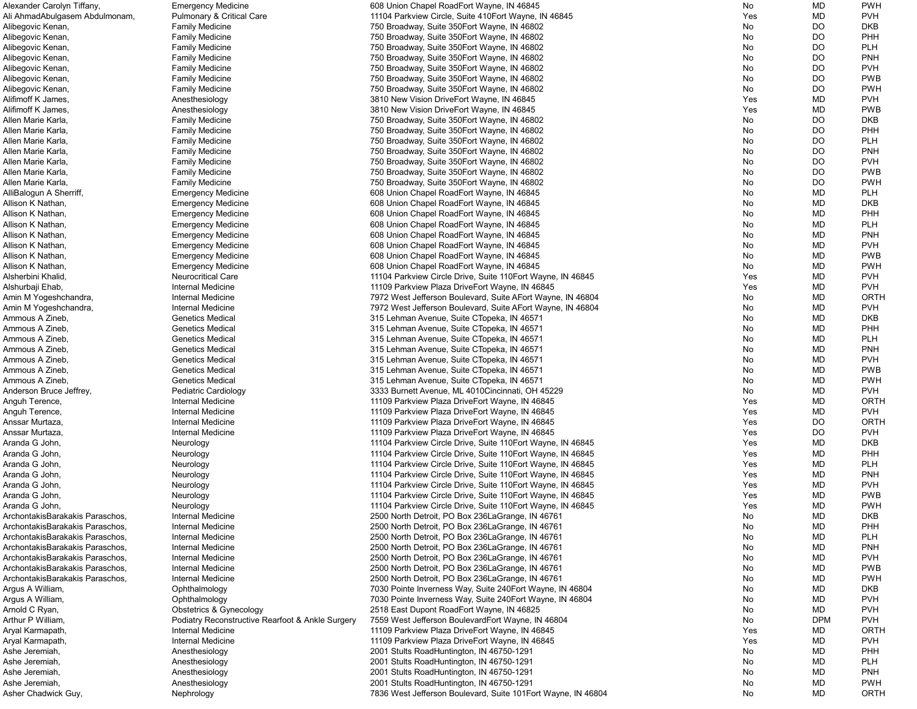| | | | | | |
|---|---|---|---|---|---|
| Alexander Carolyn Tiffany, | Emergency Medicine | 608 Union Chapel RoadFort Wayne, IN 46845 | No | MD | PWH |
| Ali AhmadAbulgasem Abdulmonam, | Pulmonary & Critical Care | 11104 Parkview Circle, Suite 410Fort Wayne, IN 46845 | Yes | MD | PVH |
| Alibegovic Kenan, | Family Medicine | 750 Broadway, Suite 350Fort Wayne, IN 46802 | No | DO | DKB |
| Alibegovic Kenan, | Family Medicine | 750 Broadway, Suite 350Fort Wayne, IN 46802 | No | DO | PHH |
| Alibegovic Kenan, | Family Medicine | 750 Broadway, Suite 350Fort Wayne, IN 46802 | No | DO | PLH |
| Alibegovic Kenan, | Family Medicine | 750 Broadway, Suite 350Fort Wayne, IN 46802 | No | DO | PNH |
| Alibegovic Kenan, | Family Medicine | 750 Broadway, Suite 350Fort Wayne, IN 46802 | No | DO | PVH |
| Alibegovic Kenan, | Family Medicine | 750 Broadway, Suite 350Fort Wayne, IN 46802 | No | DO | PWB |
| Alibegovic Kenan, | Family Medicine | 750 Broadway, Suite 350Fort Wayne, IN 46802 | No | DO | PWH |
| Alifimoff K James, | Anesthesiology | 3810 New Vision DriveFort Wayne, IN 46845 | Yes | MD | PVH |
| Alifimoff K James, | Anesthesiology | 3810 New Vision DriveFort Wayne, IN 46845 | Yes | MD | PWB |
| Allen Marie Karla, | Family Medicine | 750 Broadway, Suite 350Fort Wayne, IN 46802 | No | DO | DKB |
| Allen Marie Karla, | Family Medicine | 750 Broadway, Suite 350Fort Wayne, IN 46802 | No | DO | PHH |
| Allen Marie Karla, | Family Medicine | 750 Broadway, Suite 350Fort Wayne, IN 46802 | No | DO | PLH |
| Allen Marie Karla, | Family Medicine | 750 Broadway, Suite 350Fort Wayne, IN 46802 | No | DO | PNH |
| Allen Marie Karla, | Family Medicine | 750 Broadway, Suite 350Fort Wayne, IN 46802 | No | DO | PVH |
| Allen Marie Karla, | Family Medicine | 750 Broadway, Suite 350Fort Wayne, IN 46802 | No | DO | PWB |
| Allen Marie Karla, | Family Medicine | 750 Broadway, Suite 350Fort Wayne, IN 46802 | No | DO | PWH |
| AlliBalogun A Sherriff, | Emergency Medicine | 608 Union Chapel RoadFort Wayne, IN 46845 | No | MD | PLH |
| Allison K Nathan, | Emergency Medicine | 608 Union Chapel RoadFort Wayne, IN 46845 | No | MD | DKB |
| Allison K Nathan, | Emergency Medicine | 608 Union Chapel RoadFort Wayne, IN 46845 | No | MD | PHH |
| Allison K Nathan, | Emergency Medicine | 608 Union Chapel RoadFort Wayne, IN 46845 | No | MD | PLH |
| Allison K Nathan, | Emergency Medicine | 608 Union Chapel RoadFort Wayne, IN 46845 | No | MD | PNH |
| Allison K Nathan, | Emergency Medicine | 608 Union Chapel RoadFort Wayne, IN 46845 | No | MD | PVH |
| Allison K Nathan, | Emergency Medicine | 608 Union Chapel RoadFort Wayne, IN 46845 | No | MD | PWB |
| Allison K Nathan, | Emergency Medicine | 608 Union Chapel RoadFort Wayne, IN 46845 | No | MD | PWH |
| Alsherbini Khalid, | Neurocritical Care | 11104 Parkview Circle Drive, Suite 110Fort Wayne, IN 46845 | Yes | MD | PVH |
| Alshurbaji Ehab, | Internal Medicine | 11109 Parkview Plaza DriveFort Wayne, IN 46845 | Yes | MD | PVH |
| Amin M Yogeshchandra, | Internal Medicine | 7972 West Jefferson Boulevard, Suite AFort Wayne, IN 46804 | No | MD | ORTH |
| Amin M Yogeshchandra, | Internal Medicine | 7972 West Jefferson Boulevard, Suite AFort Wayne, IN 46804 | No | MD | PVH |
| Ammous A Zineb, | Genetics Medical | 315 Lehman Avenue, Suite CTopeka, IN 46571 | No | MD | DKB |
| Ammous A Zineb, | Genetics Medical | 315 Lehman Avenue, Suite CTopeka, IN 46571 | No | MD | PHH |
| Ammous A Zineb, | Genetics Medical | 315 Lehman Avenue, Suite CTopeka, IN 46571 | No | MD | PLH |
| Ammous A Zineb, | Genetics Medical | 315 Lehman Avenue, Suite CTopeka, IN 46571 | No | MD | PNH |
| Ammous A Zineb, | Genetics Medical | 315 Lehman Avenue, Suite CTopeka, IN 46571 | No | MD | PVH |
| Ammous A Zineb, | Genetics Medical | 315 Lehman Avenue, Suite CTopeka, IN 46571 | No | MD | PWB |
| Ammous A Zineb, | Genetics Medical | 315 Lehman Avenue, Suite CTopeka, IN 46571 | No | MD | PWH |
| Anderson Bruce Jeffrey, | Pediatric Cardiology | 3333 Burnett Avenue, ML 4010Cincinnati, OH 45229 | No | MD | PVH |
| Anguh Terence, | Internal Medicine | 11109 Parkview Plaza DriveFort Wayne, IN 46845 | Yes | MD | ORTH |
| Anguh Terence, | Internal Medicine | 11109 Parkview Plaza DriveFort Wayne, IN 46845 | Yes | MD | PVH |
| Anssar Murtaza, | Internal Medicine | 11109 Parkview Plaza DriveFort Wayne, IN 46845 | Yes | DO | ORTH |
| Anssar Murtaza, | Internal Medicine | 11109 Parkview Plaza DriveFort Wayne, IN 46845 | Yes | DO | PVH |
| Aranda G John, | Neurology | 11104 Parkview Circle Drive, Suite 110Fort Wayne, IN 46845 | Yes | MD | DKB |
| Aranda G John, | Neurology | 11104 Parkview Circle Drive, Suite 110Fort Wayne, IN 46845 | Yes | MD | PHH |
| Aranda G John, | Neurology | 11104 Parkview Circle Drive, Suite 110Fort Wayne, IN 46845 | Yes | MD | PLH |
| Aranda G John, | Neurology | 11104 Parkview Circle Drive, Suite 110Fort Wayne, IN 46845 | Yes | MD | PNH |
| Aranda G John, | Neurology | 11104 Parkview Circle Drive, Suite 110Fort Wayne, IN 46845 | Yes | MD | PVH |
| Aranda G John, | Neurology | 11104 Parkview Circle Drive, Suite 110Fort Wayne, IN 46845 | Yes | MD | PWB |
| Aranda G John, | Neurology | 11104 Parkview Circle Drive, Suite 110Fort Wayne, IN 46845 | Yes | MD | PWH |
| ArchontakisBarakakis Paraschos, | Internal Medicine | 2500 North Detroit, PO Box 236LaGrange, IN 46761 | No | MD | DKB |
| ArchontakisBarakakis Paraschos, | Internal Medicine | 2500 North Detroit, PO Box 236LaGrange, IN 46761 | No | MD | PHH |
| ArchontakisBarakakis Paraschos, | Internal Medicine | 2500 North Detroit, PO Box 236LaGrange, IN 46761 | No | MD | PLH |
| ArchontakisBarakakis Paraschos, | Internal Medicine | 2500 North Detroit, PO Box 236LaGrange, IN 46761 | No | MD | PNH |
| ArchontakisBarakakis Paraschos, | Internal Medicine | 2500 North Detroit, PO Box 236LaGrange, IN 46761 | No | MD | PVH |
| ArchontakisBarakakis Paraschos, | Internal Medicine | 2500 North Detroit, PO Box 236LaGrange, IN 46761 | No | MD | PWB |
| ArchontakisBarakakis Paraschos, | Internal Medicine | 2500 North Detroit, PO Box 236LaGrange, IN 46761 | No | MD | PWH |
| Argus A William, | Ophthalmology | 7030 Pointe Inverness Way, Suite 240Fort Wayne, IN 46804 | No | MD | DKB |
| Argus A William, | Ophthalmology | 7030 Pointe Inverness Way, Suite 240Fort Wayne, IN 46804 | No | MD | PVH |
| Arnold C Ryan, | Obstetrics & Gynecology | 2518 East Dupont RoadFort Wayne, IN 46825 | No | MD | PVH |
| Arthur P William, | Podiatry Reconstructive Rearfoot & Ankle Surgery | 7559 West Jefferson BoulevardFort Wayne, IN 46804 | No | DPM | PVH |
| Aryal Karmapath, | Internal Medicine | 11109 Parkview Plaza DriveFort Wayne, IN 46845 | Yes | MD | ORTH |
| Aryal Karmapath, | Internal Medicine | 11109 Parkview Plaza DriveFort Wayne, IN 46845 | Yes | MD | PVH |
| Ashe Jeremiah, | Anesthesiology | 2001 Stults RoadHuntington, IN 46750-1291 | No | MD | PHH |
| Ashe Jeremiah, | Anesthesiology | 2001 Stults RoadHuntington, IN 46750-1291 | No | MD | PLH |
| Ashe Jeremiah, | Anesthesiology | 2001 Stults RoadHuntington, IN 46750-1291 | No | MD | PNH |
| Ashe Jeremiah, | Anesthesiology | 2001 Stults RoadHuntington, IN 46750-1291 | No | MD | PWH |
| Asher Chadwick Guy, | Nephrology | 7836 West Jefferson Boulevard, Suite 101Fort Wayne, IN 46804 | No | MD | ORTH |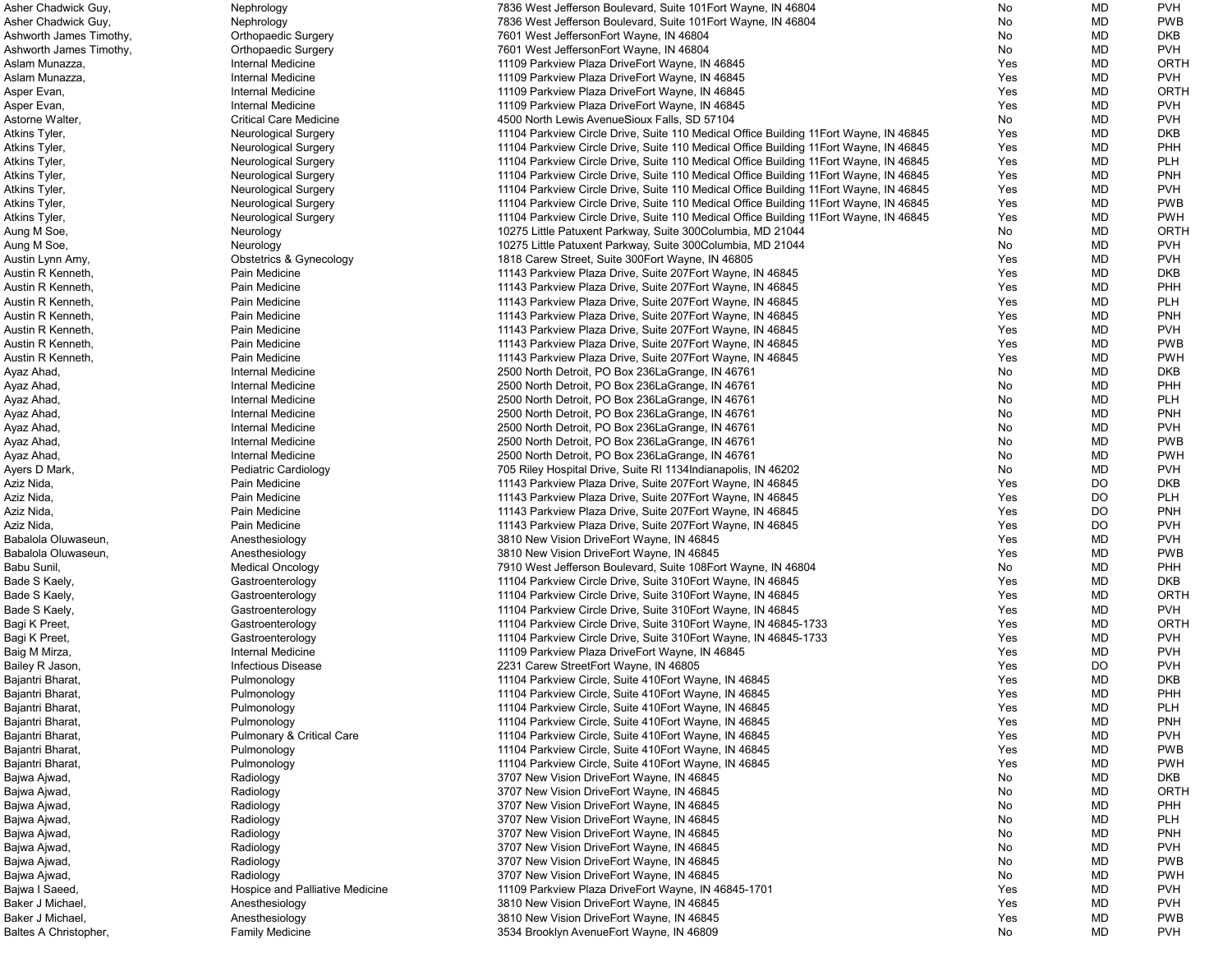| | | | | | |
|---|---|---|---|---|---|
| Asher Chadwick Guy, | Nephrology | 7836 West Jefferson Boulevard, Suite 101Fort Wayne, IN 46804 | No | MD | PVH |
| Asher Chadwick Guy, | Nephrology | 7836 West Jefferson Boulevard, Suite 101Fort Wayne, IN 46804 | No | MD | PWB |
| Ashworth James Timothy, | Orthopaedic Surgery | 7601 West JeffersonFort Wayne, IN 46804 | No | MD | DKB |
| Ashworth James Timothy, | Orthopaedic Surgery | 7601 West JeffersonFort Wayne, IN 46804 | No | MD | PVH |
| Aslam Munazza, | Internal Medicine | 11109 Parkview Plaza DriveFort Wayne, IN 46845 | Yes | MD | ORTH |
| Aslam Munazza, | Internal Medicine | 11109 Parkview Plaza DriveFort Wayne, IN 46845 | Yes | MD | PVH |
| Asper Evan, | Internal Medicine | 11109 Parkview Plaza DriveFort Wayne, IN 46845 | Yes | MD | ORTH |
| Asper Evan, | Internal Medicine | 11109 Parkview Plaza DriveFort Wayne, IN 46845 | Yes | MD | PVH |
| Astorne Walter, | Critical Care Medicine | 4500 North Lewis AvenueSioux Falls, SD 57104 | No | MD | PVH |
| Atkins Tyler, | Neurological Surgery | 11104 Parkview Circle Drive, Suite 110 Medical Office Building 11Fort Wayne, IN 46845 | Yes | MD | DKB |
| Atkins Tyler, | Neurological Surgery | 11104 Parkview Circle Drive, Suite 110 Medical Office Building 11Fort Wayne, IN 46845 | Yes | MD | PHH |
| Atkins Tyler, | Neurological Surgery | 11104 Parkview Circle Drive, Suite 110 Medical Office Building 11Fort Wayne, IN 46845 | Yes | MD | PLH |
| Atkins Tyler, | Neurological Surgery | 11104 Parkview Circle Drive, Suite 110 Medical Office Building 11Fort Wayne, IN 46845 | Yes | MD | PNH |
| Atkins Tyler, | Neurological Surgery | 11104 Parkview Circle Drive, Suite 110 Medical Office Building 11Fort Wayne, IN 46845 | Yes | MD | PVH |
| Atkins Tyler, | Neurological Surgery | 11104 Parkview Circle Drive, Suite 110 Medical Office Building 11Fort Wayne, IN 46845 | Yes | MD | PWB |
| Atkins Tyler, | Neurological Surgery | 11104 Parkview Circle Drive, Suite 110 Medical Office Building 11Fort Wayne, IN 46845 | Yes | MD | PWH |
| Aung M Soe, | Neurology | 10275 Little Patuxent Parkway, Suite 300Columbia, MD 21044 | No | MD | ORTH |
| Aung M Soe, | Neurology | 10275 Little Patuxent Parkway, Suite 300Columbia, MD 21044 | No | MD | PVH |
| Austin Lynn Amy, | Obstetrics & Gynecology | 1818 Carew Street, Suite 300Fort Wayne, IN 46805 | Yes | MD | PVH |
| Austin R Kenneth, | Pain Medicine | 11143 Parkview Plaza Drive, Suite 207Fort Wayne, IN 46845 | Yes | MD | DKB |
| Austin R Kenneth, | Pain Medicine | 11143 Parkview Plaza Drive, Suite 207Fort Wayne, IN 46845 | Yes | MD | PHH |
| Austin R Kenneth, | Pain Medicine | 11143 Parkview Plaza Drive, Suite 207Fort Wayne, IN 46845 | Yes | MD | PLH |
| Austin R Kenneth, | Pain Medicine | 11143 Parkview Plaza Drive, Suite 207Fort Wayne, IN 46845 | Yes | MD | PNH |
| Austin R Kenneth, | Pain Medicine | 11143 Parkview Plaza Drive, Suite 207Fort Wayne, IN 46845 | Yes | MD | PVH |
| Austin R Kenneth, | Pain Medicine | 11143 Parkview Plaza Drive, Suite 207Fort Wayne, IN 46845 | Yes | MD | PWB |
| Austin R Kenneth, | Pain Medicine | 11143 Parkview Plaza Drive, Suite 207Fort Wayne, IN 46845 | Yes | MD | PWH |
| Ayaz Ahad, | Internal Medicine | 2500 North Detroit, PO Box 236LaGrange, IN 46761 | No | MD | DKB |
| Ayaz Ahad, | Internal Medicine | 2500 North Detroit, PO Box 236LaGrange, IN 46761 | No | MD | PHH |
| Ayaz Ahad, | Internal Medicine | 2500 North Detroit, PO Box 236LaGrange, IN 46761 | No | MD | PLH |
| Ayaz Ahad, | Internal Medicine | 2500 North Detroit, PO Box 236LaGrange, IN 46761 | No | MD | PNH |
| Ayaz Ahad, | Internal Medicine | 2500 North Detroit, PO Box 236LaGrange, IN 46761 | No | MD | PVH |
| Ayaz Ahad, | Internal Medicine | 2500 North Detroit, PO Box 236LaGrange, IN 46761 | No | MD | PWB |
| Ayaz Ahad, | Internal Medicine | 2500 North Detroit, PO Box 236LaGrange, IN 46761 | No | MD | PWH |
| Ayers D Mark, | Pediatric Cardiology | 705 Riley Hospital Drive, Suite RI 1134Indianapolis, IN 46202 | No | MD | PVH |
| Aziz Nida, | Pain Medicine | 11143 Parkview Plaza Drive, Suite 207Fort Wayne, IN 46845 | Yes | DO | DKB |
| Aziz Nida, | Pain Medicine | 11143 Parkview Plaza Drive, Suite 207Fort Wayne, IN 46845 | Yes | DO | PLH |
| Aziz Nida, | Pain Medicine | 11143 Parkview Plaza Drive, Suite 207Fort Wayne, IN 46845 | Yes | DO | PNH |
| Aziz Nida, | Pain Medicine | 11143 Parkview Plaza Drive, Suite 207Fort Wayne, IN 46845 | Yes | DO | PVH |
| Babalola Oluwaseun, | Anesthesiology | 3810 New Vision DriveFort Wayne, IN 46845 | Yes | MD | PVH |
| Babalola Oluwaseun, | Anesthesiology | 3810 New Vision DriveFort Wayne, IN 46845 | Yes | MD | PWB |
| Babu Sunil, | Medical Oncology | 7910 West Jefferson Boulevard, Suite 108Fort Wayne, IN 46804 | No | MD | PHH |
| Bade S Kaely, | Gastroenterology | 11104 Parkview Circle Drive, Suite 310Fort Wayne, IN 46845 | Yes | MD | DKB |
| Bade S Kaely, | Gastroenterology | 11104 Parkview Circle Drive, Suite 310Fort Wayne, IN 46845 | Yes | MD | ORTH |
| Bade S Kaely, | Gastroenterology | 11104 Parkview Circle Drive, Suite 310Fort Wayne, IN 46845 | Yes | MD | PVH |
| Bagi K Preet, | Gastroenterology | 11104 Parkview Circle Drive, Suite 310Fort Wayne, IN 46845-1733 | Yes | MD | ORTH |
| Bagi K Preet, | Gastroenterology | 11104 Parkview Circle Drive, Suite 310Fort Wayne, IN 46845-1733 | Yes | MD | PVH |
| Baig M Mirza, | Internal Medicine | 11109 Parkview Plaza DriveFort Wayne, IN 46845 | Yes | MD | PVH |
| Bailey R Jason, | Infectious Disease | 2231 Carew StreetFort Wayne, IN 46805 | Yes | DO | PVH |
| Bajantri Bharat, | Pulmonology | 11104 Parkview Circle, Suite 410Fort Wayne, IN 46845 | Yes | MD | DKB |
| Bajantri Bharat, | Pulmonology | 11104 Parkview Circle, Suite 410Fort Wayne, IN 46845 | Yes | MD | PHH |
| Bajantri Bharat, | Pulmonology | 11104 Parkview Circle, Suite 410Fort Wayne, IN 46845 | Yes | MD | PLH |
| Bajantri Bharat, | Pulmonology | 11104 Parkview Circle, Suite 410Fort Wayne, IN 46845 | Yes | MD | PNH |
| Bajantri Bharat, | Pulmonary & Critical Care | 11104 Parkview Circle, Suite 410Fort Wayne, IN 46845 | Yes | MD | PVH |
| Bajantri Bharat, | Pulmonology | 11104 Parkview Circle, Suite 410Fort Wayne, IN 46845 | Yes | MD | PWB |
| Bajantri Bharat, | Pulmonology | 11104 Parkview Circle, Suite 410Fort Wayne, IN 46845 | Yes | MD | PWH |
| Bajwa Ajwad, | Radiology | 3707 New Vision DriveFort Wayne, IN 46845 | No | MD | DKB |
| Bajwa Ajwad, | Radiology | 3707 New Vision DriveFort Wayne, IN 46845 | No | MD | ORTH |
| Bajwa Ajwad, | Radiology | 3707 New Vision DriveFort Wayne, IN 46845 | No | MD | PHH |
| Bajwa Ajwad, | Radiology | 3707 New Vision DriveFort Wayne, IN 46845 | No | MD | PLH |
| Bajwa Ajwad, | Radiology | 3707 New Vision DriveFort Wayne, IN 46845 | No | MD | PNH |
| Bajwa Ajwad, | Radiology | 3707 New Vision DriveFort Wayne, IN 46845 | No | MD | PVH |
| Bajwa Ajwad, | Radiology | 3707 New Vision DriveFort Wayne, IN 46845 | No | MD | PWB |
| Bajwa Ajwad, | Radiology | 3707 New Vision DriveFort Wayne, IN 46845 | No | MD | PWH |
| Bajwa I Saeed, | Hospice and Palliative Medicine | 11109 Parkview Plaza DriveFort Wayne, IN 46845-1701 | Yes | MD | PVH |
| Baker J Michael, | Anesthesiology | 3810 New Vision DriveFort Wayne, IN 46845 | Yes | MD | PVH |
| Baker J Michael, | Anesthesiology | 3810 New Vision DriveFort Wayne, IN 46845 | Yes | MD | PWB |
| Baltes A Christopher, | Family Medicine | 3534 Brooklyn AvenueFort Wayne, IN 46809 | No | MD | PVH |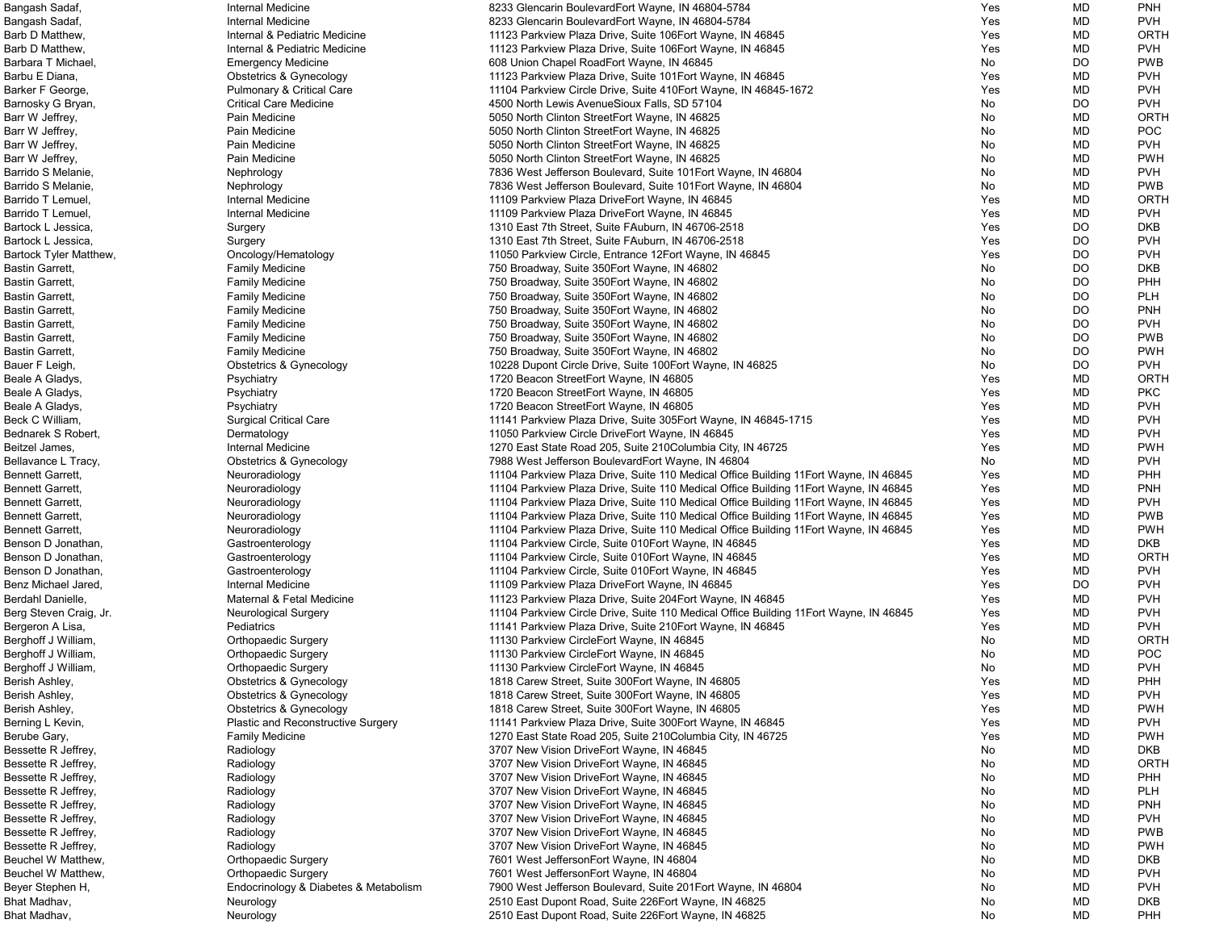| | | | | | |
|---|---|---|---|---|---|
| Bangash Sadaf, | Internal Medicine | 8233 Glencarin BoulevardFort Wayne, IN 46804-5784 | Yes | MD | PNH |
| Bangash Sadaf, | Internal Medicine | 8233 Glencarin BoulevardFort Wayne, IN 46804-5784 | Yes | MD | PVH |
| Barb D Matthew, | Internal & Pediatric Medicine | 11123 Parkview Plaza Drive, Suite 106Fort Wayne, IN 46845 | Yes | MD | ORTH |
| Barb D Matthew, | Internal & Pediatric Medicine | 11123 Parkview Plaza Drive, Suite 106Fort Wayne, IN 46845 | Yes | MD | PVH |
| Barbara T Michael, | Emergency Medicine | 608 Union Chapel RoadFort Wayne, IN 46845 | No | DO | PWB |
| Barbu E Diana, | Obstetrics & Gynecology | 11123 Parkview Plaza Drive, Suite 101Fort Wayne, IN 46845 | Yes | MD | PVH |
| Barker F George, | Pulmonary & Critical Care | 11104 Parkview Circle Drive, Suite 410Fort Wayne, IN 46845-1672 | Yes | MD | PVH |
| Barnosky G Bryan, | Critical Care Medicine | 4500 North Lewis AvenueSioux Falls, SD 57104 | No | DO | PVH |
| Barr W Jeffrey, | Pain Medicine | 5050 North Clinton StreetFort Wayne, IN 46825 | No | MD | ORTH |
| Barr W Jeffrey, | Pain Medicine | 5050 North Clinton StreetFort Wayne, IN 46825 | No | MD | POC |
| Barr W Jeffrey, | Pain Medicine | 5050 North Clinton StreetFort Wayne, IN 46825 | No | MD | PVH |
| Barr W Jeffrey, | Pain Medicine | 5050 North Clinton StreetFort Wayne, IN 46825 | No | MD | PWH |
| Barrido S Melanie, | Nephrology | 7836 West Jefferson Boulevard, Suite 101Fort Wayne, IN 46804 | No | MD | PVH |
| Barrido S Melanie, | Nephrology | 7836 West Jefferson Boulevard, Suite 101Fort Wayne, IN 46804 | No | MD | PWB |
| Barrido T Lemuel, | Internal Medicine | 11109 Parkview Plaza DriveFort Wayne, IN 46845 | Yes | MD | ORTH |
| Barrido T Lemuel, | Internal Medicine | 11109 Parkview Plaza DriveFort Wayne, IN 46845 | Yes | MD | PVH |
| Bartock L Jessica, | Surgery | 1310 East 7th Street, Suite FAuburn, IN 46706-2518 | Yes | DO | DKB |
| Bartock L Jessica, | Surgery | 1310 East 7th Street, Suite FAuburn, IN 46706-2518 | Yes | DO | PVH |
| Bartock Tyler Matthew, | Oncology/Hematology | 11050 Parkview Circle, Entrance 12Fort Wayne, IN 46845 | Yes | DO | PVH |
| Bastin Garrett, | Family Medicine | 750 Broadway, Suite 350Fort Wayne, IN 46802 | No | DO | DKB |
| Bastin Garrett, | Family Medicine | 750 Broadway, Suite 350Fort Wayne, IN 46802 | No | DO | PHH |
| Bastin Garrett, | Family Medicine | 750 Broadway, Suite 350Fort Wayne, IN 46802 | No | DO | PLH |
| Bastin Garrett, | Family Medicine | 750 Broadway, Suite 350Fort Wayne, IN 46802 | No | DO | PNH |
| Bastin Garrett, | Family Medicine | 750 Broadway, Suite 350Fort Wayne, IN 46802 | No | DO | PVH |
| Bastin Garrett, | Family Medicine | 750 Broadway, Suite 350Fort Wayne, IN 46802 | No | DO | PWB |
| Bastin Garrett, | Family Medicine | 750 Broadway, Suite 350Fort Wayne, IN 46802 | No | DO | PWH |
| Bauer F Leigh, | Obstetrics & Gynecology | 10228 Dupont Circle Drive, Suite 100Fort Wayne, IN 46825 | No | DO | PVH |
| Beale A Gladys, | Psychiatry | 1720 Beacon StreetFort Wayne, IN 46805 | Yes | MD | ORTH |
| Beale A Gladys, | Psychiatry | 1720 Beacon StreetFort Wayne, IN 46805 | Yes | MD | PKC |
| Beale A Gladys, | Psychiatry | 1720 Beacon StreetFort Wayne, IN 46805 | Yes | MD | PVH |
| Beck C William, | Surgical Critical Care | 11141 Parkview Plaza Drive, Suite 305Fort Wayne, IN 46845-1715 | Yes | MD | PVH |
| Bednarek S Robert, | Dermatology | 11050 Parkview Circle DriveFort Wayne, IN 46845 | Yes | MD | PVH |
| Beitzel James, | Internal Medicine | 1270 East State Road 205, Suite 210Columbia City, IN 46725 | Yes | MD | PWH |
| Bellavance L Tracy, | Obstetrics & Gynecology | 7988 West Jefferson BoulevardFort Wayne, IN 46804 | No | MD | PVH |
| Bennett Garrett, | Neuroradiology | 11104 Parkview Plaza Drive, Suite 110 Medical Office Building 11Fort Wayne, IN 46845 | Yes | MD | PHH |
| Bennett Garrett, | Neuroradiology | 11104 Parkview Plaza Drive, Suite 110 Medical Office Building 11Fort Wayne, IN 46845 | Yes | MD | PNH |
| Bennett Garrett, | Neuroradiology | 11104 Parkview Plaza Drive, Suite 110 Medical Office Building 11Fort Wayne, IN 46845 | Yes | MD | PVH |
| Bennett Garrett, | Neuroradiology | 11104 Parkview Plaza Drive, Suite 110 Medical Office Building 11Fort Wayne, IN 46845 | Yes | MD | PWB |
| Bennett Garrett, | Neuroradiology | 11104 Parkview Plaza Drive, Suite 110 Medical Office Building 11Fort Wayne, IN 46845 | Yes | MD | PWH |
| Benson D Jonathan, | Gastroenterology | 11104 Parkview Circle, Suite 010Fort Wayne, IN 46845 | Yes | MD | DKB |
| Benson D Jonathan, | Gastroenterology | 11104 Parkview Circle, Suite 010Fort Wayne, IN 46845 | Yes | MD | ORTH |
| Benson D Jonathan, | Gastroenterology | 11104 Parkview Circle, Suite 010Fort Wayne, IN 46845 | Yes | MD | PVH |
| Benz Michael Jared, | Internal Medicine | 11109 Parkview Plaza DriveFort Wayne, IN 46845 | Yes | DO | PVH |
| Berdahl Danielle, | Maternal & Fetal Medicine | 11123 Parkview Plaza Drive, Suite 204Fort Wayne, IN 46845 | Yes | MD | PVH |
| Berg Steven Craig, Jr. | Neurological Surgery | 11104 Parkview Circle Drive, Suite 110 Medical Office Building 11Fort Wayne, IN 46845 | Yes | MD | PVH |
| Bergeron A Lisa, | Pediatrics | 11141 Parkview Plaza Drive, Suite 210Fort Wayne, IN 46845 | Yes | MD | PVH |
| Berghoff J William, | Orthopaedic Surgery | 11130 Parkview CircleFort Wayne, IN 46845 | No | MD | ORTH |
| Berghoff J William, | Orthopaedic Surgery | 11130 Parkview CircleFort Wayne, IN 46845 | No | MD | POC |
| Berghoff J William, | Orthopaedic Surgery | 11130 Parkview CircleFort Wayne, IN 46845 | No | MD | PVH |
| Berish Ashley, | Obstetrics & Gynecology | 1818 Carew Street, Suite 300Fort Wayne, IN 46805 | Yes | MD | PHH |
| Berish Ashley, | Obstetrics & Gynecology | 1818 Carew Street, Suite 300Fort Wayne, IN 46805 | Yes | MD | PVH |
| Berish Ashley, | Obstetrics & Gynecology | 1818 Carew Street, Suite 300Fort Wayne, IN 46805 | Yes | MD | PWH |
| Berning L Kevin, | Plastic and Reconstructive Surgery | 11141 Parkview Plaza Drive, Suite 300Fort Wayne, IN 46845 | Yes | MD | PVH |
| Berube Gary, | Family Medicine | 1270 East State Road 205, Suite 210Columbia City, IN 46725 | Yes | MD | PWH |
| Bessette R Jeffrey, | Radiology | 3707 New Vision DriveFort Wayne, IN 46845 | No | MD | DKB |
| Bessette R Jeffrey, | Radiology | 3707 New Vision DriveFort Wayne, IN 46845 | No | MD | ORTH |
| Bessette R Jeffrey, | Radiology | 3707 New Vision DriveFort Wayne, IN 46845 | No | MD | PHH |
| Bessette R Jeffrey, | Radiology | 3707 New Vision DriveFort Wayne, IN 46845 | No | MD | PLH |
| Bessette R Jeffrey, | Radiology | 3707 New Vision DriveFort Wayne, IN 46845 | No | MD | PNH |
| Bessette R Jeffrey, | Radiology | 3707 New Vision DriveFort Wayne, IN 46845 | No | MD | PVH |
| Bessette R Jeffrey, | Radiology | 3707 New Vision DriveFort Wayne, IN 46845 | No | MD | PWB |
| Bessette R Jeffrey, | Radiology | 3707 New Vision DriveFort Wayne, IN 46845 | No | MD | PWH |
| Beuchel W Matthew, | Orthopaedic Surgery | 7601 West JeffersonFort Wayne, IN 46804 | No | MD | DKB |
| Beuchel W Matthew, | Orthopaedic Surgery | 7601 West JeffersonFort Wayne, IN 46804 | No | MD | PVH |
| Beyer Stephen H, | Endocrinology & Diabetes & Metabolism | 7900 West Jefferson Boulevard, Suite 201Fort Wayne, IN 46804 | No | MD | PVH |
| Bhat Madhav, | Neurology | 2510 East Dupont Road, Suite 226Fort Wayne, IN 46825 | No | MD | DKB |
| Bhat Madhav, | Neurology | 2510 East Dupont Road, Suite 226Fort Wayne, IN 46825 | No | MD | PHH |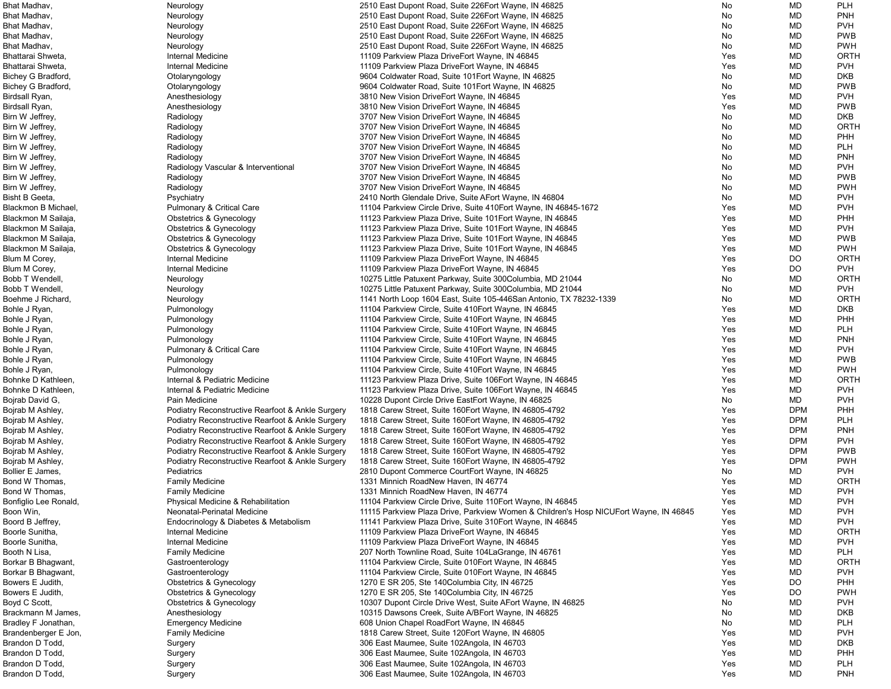| | | | | | |
|---|---|---|---|---|---|
| Bhat Madhav, | Neurology | 2510 East Dupont Road, Suite 226Fort Wayne, IN 46825 | No | MD | PLH |
| Bhat Madhav, | Neurology | 2510 East Dupont Road, Suite 226Fort Wayne, IN 46825 | No | MD | PNH |
| Bhat Madhav, | Neurology | 2510 East Dupont Road, Suite 226Fort Wayne, IN 46825 | No | MD | PVH |
| Bhat Madhav, | Neurology | 2510 East Dupont Road, Suite 226Fort Wayne, IN 46825 | No | MD | PWB |
| Bhat Madhav, | Neurology | 2510 East Dupont Road, Suite 226Fort Wayne, IN 46825 | No | MD | PWH |
| Bhattarai Shweta, | Internal Medicine | 11109 Parkview Plaza DriveFort Wayne, IN 46845 | Yes | MD | ORTH |
| Bhattarai Shweta, | Internal Medicine | 11109 Parkview Plaza DriveFort Wayne, IN 46845 | Yes | MD | PVH |
| Bichey G Bradford, | Otolaryngology | 9604 Coldwater Road, Suite 101Fort Wayne, IN 46825 | No | MD | DKB |
| Bichey G Bradford, | Otolaryngology | 9604 Coldwater Road, Suite 101Fort Wayne, IN 46825 | No | MD | PWB |
| Birdsall Ryan, | Anesthesiology | 3810 New Vision DriveFort Wayne, IN 46845 | Yes | MD | PVH |
| Birdsall Ryan, | Anesthesiology | 3810 New Vision DriveFort Wayne, IN 46845 | Yes | MD | PWB |
| Birn W Jeffrey, | Radiology | 3707 New Vision DriveFort Wayne, IN 46845 | No | MD | DKB |
| Birn W Jeffrey, | Radiology | 3707 New Vision DriveFort Wayne, IN 46845 | No | MD | ORTH |
| Birn W Jeffrey, | Radiology | 3707 New Vision DriveFort Wayne, IN 46845 | No | MD | PHH |
| Birn W Jeffrey, | Radiology | 3707 New Vision DriveFort Wayne, IN 46845 | No | MD | PLH |
| Birn W Jeffrey, | Radiology | 3707 New Vision DriveFort Wayne, IN 46845 | No | MD | PNH |
| Birn W Jeffrey, | Radiology Vascular & Interventional | 3707 New Vision DriveFort Wayne, IN 46845 | No | MD | PVH |
| Birn W Jeffrey, | Radiology | 3707 New Vision DriveFort Wayne, IN 46845 | No | MD | PWB |
| Birn W Jeffrey, | Radiology | 3707 New Vision DriveFort Wayne, IN 46845 | No | MD | PWH |
| Bisht B Geeta, | Psychiatry | 2410 North Glendale Drive, Suite AFort Wayne, IN 46804 | No | MD | PVH |
| Blackmon B Michael, | Pulmonary & Critical Care | 11104 Parkview Circle Drive, Suite 410Fort Wayne, IN 46845-1672 | Yes | MD | PVH |
| Blackmon M Sailaja, | Obstetrics & Gynecology | 11123 Parkview Plaza Drive, Suite 101Fort Wayne, IN 46845 | Yes | MD | PHH |
| Blackmon M Sailaja, | Obstetrics & Gynecology | 11123 Parkview Plaza Drive, Suite 101Fort Wayne, IN 46845 | Yes | MD | PVH |
| Blackmon M Sailaja, | Obstetrics & Gynecology | 11123 Parkview Plaza Drive, Suite 101Fort Wayne, IN 46845 | Yes | MD | PWB |
| Blackmon M Sailaja, | Obstetrics & Gynecology | 11123 Parkview Plaza Drive, Suite 101Fort Wayne, IN 46845 | Yes | MD | PWH |
| Blum M Corey, | Internal Medicine | 11109 Parkview Plaza DriveFort Wayne, IN 46845 | Yes | DO | ORTH |
| Blum M Corey, | Internal Medicine | 11109 Parkview Plaza DriveFort Wayne, IN 46845 | Yes | DO | PVH |
| Bobb T Wendell, | Neurology | 10275 Little Patuxent Parkway, Suite 300Columbia, MD 21044 | No | MD | ORTH |
| Bobb T Wendell, | Neurology | 10275 Little Patuxent Parkway, Suite 300Columbia, MD 21044 | No | MD | PVH |
| Boehme J Richard, | Neurology | 1141 North Loop 1604 East, Suite 105-446San Antonio, TX 78232-1339 | No | MD | ORTH |
| Bohle J Ryan, | Pulmonology | 11104 Parkview Circle, Suite 410Fort Wayne, IN 46845 | Yes | MD | DKB |
| Bohle J Ryan, | Pulmonology | 11104 Parkview Circle, Suite 410Fort Wayne, IN 46845 | Yes | MD | PHH |
| Bohle J Ryan, | Pulmonology | 11104 Parkview Circle, Suite 410Fort Wayne, IN 46845 | Yes | MD | PLH |
| Bohle J Ryan, | Pulmonology | 11104 Parkview Circle, Suite 410Fort Wayne, IN 46845 | Yes | MD | PNH |
| Bohle J Ryan, | Pulmonary & Critical Care | 11104 Parkview Circle, Suite 410Fort Wayne, IN 46845 | Yes | MD | PVH |
| Bohle J Ryan, | Pulmonology | 11104 Parkview Circle, Suite 410Fort Wayne, IN 46845 | Yes | MD | PWB |
| Bohle J Ryan, | Pulmonology | 11104 Parkview Circle, Suite 410Fort Wayne, IN 46845 | Yes | MD | PWH |
| Bohnke D Kathleen, | Internal & Pediatric Medicine | 11123 Parkview Plaza Drive, Suite 106Fort Wayne, IN 46845 | Yes | MD | ORTH |
| Bohnke D Kathleen, | Internal & Pediatric Medicine | 11123 Parkview Plaza Drive, Suite 106Fort Wayne, IN 46845 | Yes | MD | PVH |
| Bojrab David G, | Pain Medicine | 10228 Dupont Circle Drive EastFort Wayne, IN 46825 | No | MD | PVH |
| Bojrab M Ashley, | Podiatry Reconstructive Rearfoot & Ankle Surgery | 1818 Carew Street, Suite 160Fort Wayne, IN 46805-4792 | Yes | DPM | PHH |
| Bojrab M Ashley, | Podiatry Reconstructive Rearfoot & Ankle Surgery | 1818 Carew Street, Suite 160Fort Wayne, IN 46805-4792 | Yes | DPM | PLH |
| Bojrab M Ashley, | Podiatry Reconstructive Rearfoot & Ankle Surgery | 1818 Carew Street, Suite 160Fort Wayne, IN 46805-4792 | Yes | DPM | PNH |
| Bojrab M Ashley, | Podiatry Reconstructive Rearfoot & Ankle Surgery | 1818 Carew Street, Suite 160Fort Wayne, IN 46805-4792 | Yes | DPM | PVH |
| Bojrab M Ashley, | Podiatry Reconstructive Rearfoot & Ankle Surgery | 1818 Carew Street, Suite 160Fort Wayne, IN 46805-4792 | Yes | DPM | PWB |
| Bojrab M Ashley, | Podiatry Reconstructive Rearfoot & Ankle Surgery | 1818 Carew Street, Suite 160Fort Wayne, IN 46805-4792 | Yes | DPM | PWH |
| Bollier E James, | Pediatrics | 2810 Dupont Commerce CourtFort Wayne, IN 46825 | No | MD | PVH |
| Bond W Thomas, | Family Medicine | 1331 Minnich RoadNew Haven, IN 46774 | Yes | MD | ORTH |
| Bond W Thomas, | Family Medicine | 1331 Minnich RoadNew Haven, IN 46774 | Yes | MD | PVH |
| Bonfiglio Lee Ronald, | Physical Medicine & Rehabilitation | 11104 Parkview Circle Drive, Suite 110Fort Wayne, IN 46845 | Yes | MD | PVH |
| Boon Win, | Neonatal-Perinatal Medicine | 11115 Parkview Plaza Drive, Parkview Women & Children's Hosp NICUFort Wayne, IN 46845 | Yes | MD | PVH |
| Boord B Jeffrey, | Endocrinology & Diabetes & Metabolism | 11141 Parkview Plaza Drive, Suite 310Fort Wayne, IN 46845 | Yes | MD | PVH |
| Boorle Sunitha, | Internal Medicine | 11109 Parkview Plaza DriveFort Wayne, IN 46845 | Yes | MD | ORTH |
| Boorle Sunitha, | Internal Medicine | 11109 Parkview Plaza DriveFort Wayne, IN 46845 | Yes | MD | PVH |
| Booth N Lisa, | Family Medicine | 207 North Townline Road, Suite 104LaGrange, IN 46761 | Yes | MD | PLH |
| Borkar B Bhagwant, | Gastroenterology | 11104 Parkview Circle, Suite 010Fort Wayne, IN 46845 | Yes | MD | ORTH |
| Borkar B Bhagwant, | Gastroenterology | 11104 Parkview Circle, Suite 010Fort Wayne, IN 46845 | Yes | MD | PVH |
| Bowers E Judith, | Obstetrics & Gynecology | 1270 E SR 205, Ste 140Columbia City, IN 46725 | Yes | DO | PHH |
| Bowers E Judith, | Obstetrics & Gynecology | 1270 E SR 205, Ste 140Columbia City, IN 46725 | Yes | DO | PWH |
| Boyd C Scott, | Obstetrics & Gynecology | 10307 Dupont Circle Drive West, Suite AFort Wayne, IN 46825 | No | MD | PVH |
| Brackmann M James, | Anesthesiology | 10315 Dawsons Creek, Suite A/BFort Wayne, IN 46825 | No | MD | DKB |
| Bradley F Jonathan, | Emergency Medicine | 608 Union Chapel RoadFort Wayne, IN 46845 | No | MD | PLH |
| Brandenberger E Jon, | Family Medicine | 1818 Carew Street, Suite 120Fort Wayne, IN 46805 | Yes | MD | PVH |
| Brandon D Todd, | Surgery | 306 East Maumee, Suite 102Angola, IN 46703 | Yes | MD | DKB |
| Brandon D Todd, | Surgery | 306 East Maumee, Suite 102Angola, IN 46703 | Yes | MD | PHH |
| Brandon D Todd, | Surgery | 306 East Maumee, Suite 102Angola, IN 46703 | Yes | MD | PLH |
| Brandon D Todd, | Surgery | 306 East Maumee, Suite 102Angola, IN 46703 | Yes | MD | PNH |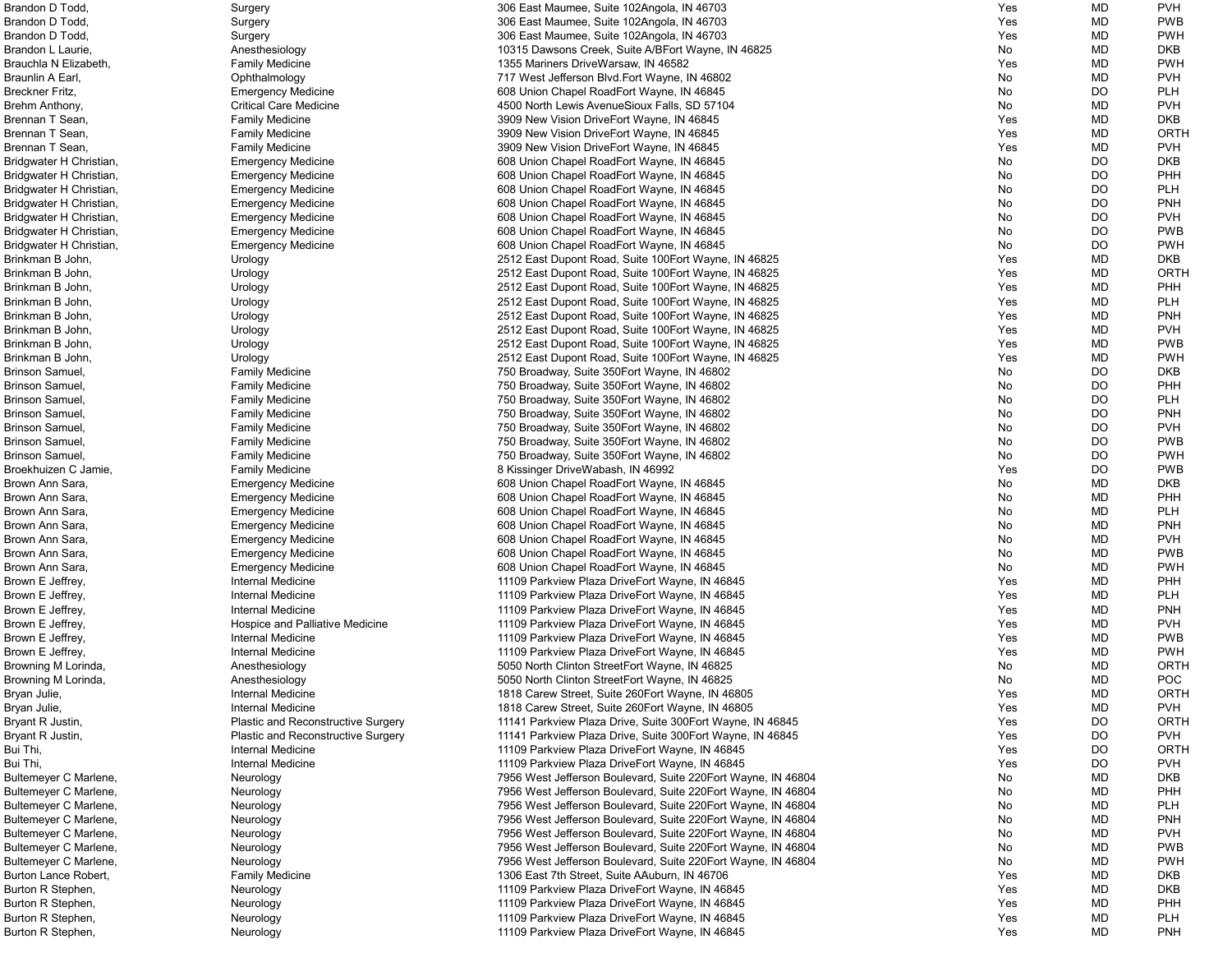| | | | | | |
|---|---|---|---|---|---|
| Brandon D Todd, | Surgery | 306 East Maumee, Suite 102Angola, IN 46703 | Yes | MD | PVH |
| Brandon D Todd, | Surgery | 306 East Maumee, Suite 102Angola, IN 46703 | Yes | MD | PWB |
| Brandon D Todd, | Surgery | 306 East Maumee, Suite 102Angola, IN 46703 | Yes | MD | PWH |
| Brandon L Laurie, | Anesthesiology | 10315 Dawsons Creek, Suite A/BFort Wayne, IN 46825 | No | MD | DKB |
| Brauchla N Elizabeth, | Family Medicine | 1355 Mariners DriveWarsaw, IN 46582 | Yes | MD | PWH |
| Braunlin A Earl, | Ophthalmology | 717 West Jefferson Blvd.Fort Wayne, IN 46802 | No | MD | PVH |
| Breckner Fritz, | Emergency Medicine | 608 Union Chapel RoadFort Wayne, IN 46845 | No | DO | PLH |
| Brehm Anthony, | Critical Care Medicine | 4500 North Lewis AvenueSioux Falls, SD 57104 | No | MD | PVH |
| Brennan T Sean, | Family Medicine | 3909 New Vision DriveFort Wayne, IN 46845 | Yes | MD | DKB |
| Brennan T Sean, | Family Medicine | 3909 New Vision DriveFort Wayne, IN 46845 | Yes | MD | ORTH |
| Brennan T Sean, | Family Medicine | 3909 New Vision DriveFort Wayne, IN 46845 | Yes | MD | PVH |
| Bridgwater H Christian, | Emergency Medicine | 608 Union Chapel RoadFort Wayne, IN 46845 | No | DO | DKB |
| Bridgwater H Christian, | Emergency Medicine | 608 Union Chapel RoadFort Wayne, IN 46845 | No | DO | PHH |
| Bridgwater H Christian, | Emergency Medicine | 608 Union Chapel RoadFort Wayne, IN 46845 | No | DO | PLH |
| Bridgwater H Christian, | Emergency Medicine | 608 Union Chapel RoadFort Wayne, IN 46845 | No | DO | PNH |
| Bridgwater H Christian, | Emergency Medicine | 608 Union Chapel RoadFort Wayne, IN 46845 | No | DO | PVH |
| Bridgwater H Christian, | Emergency Medicine | 608 Union Chapel RoadFort Wayne, IN 46845 | No | DO | PWB |
| Bridgwater H Christian, | Emergency Medicine | 608 Union Chapel RoadFort Wayne, IN 46845 | No | DO | PWH |
| Brinkman B John, | Urology | 2512 East Dupont Road, Suite 100Fort Wayne, IN 46825 | Yes | MD | DKB |
| Brinkman B John, | Urology | 2512 East Dupont Road, Suite 100Fort Wayne, IN 46825 | Yes | MD | ORTH |
| Brinkman B John, | Urology | 2512 East Dupont Road, Suite 100Fort Wayne, IN 46825 | Yes | MD | PHH |
| Brinkman B John, | Urology | 2512 East Dupont Road, Suite 100Fort Wayne, IN 46825 | Yes | MD | PLH |
| Brinkman B John, | Urology | 2512 East Dupont Road, Suite 100Fort Wayne, IN 46825 | Yes | MD | PNH |
| Brinkman B John, | Urology | 2512 East Dupont Road, Suite 100Fort Wayne, IN 46825 | Yes | MD | PVH |
| Brinkman B John, | Urology | 2512 East Dupont Road, Suite 100Fort Wayne, IN 46825 | Yes | MD | PWB |
| Brinkman B John, | Urology | 2512 East Dupont Road, Suite 100Fort Wayne, IN 46825 | Yes | MD | PWH |
| Brinson Samuel, | Family Medicine | 750 Broadway, Suite 350Fort Wayne, IN 46802 | No | DO | DKB |
| Brinson Samuel, | Family Medicine | 750 Broadway, Suite 350Fort Wayne, IN 46802 | No | DO | PHH |
| Brinson Samuel, | Family Medicine | 750 Broadway, Suite 350Fort Wayne, IN 46802 | No | DO | PLH |
| Brinson Samuel, | Family Medicine | 750 Broadway, Suite 350Fort Wayne, IN 46802 | No | DO | PNH |
| Brinson Samuel, | Family Medicine | 750 Broadway, Suite 350Fort Wayne, IN 46802 | No | DO | PVH |
| Brinson Samuel, | Family Medicine | 750 Broadway, Suite 350Fort Wayne, IN 46802 | No | DO | PWB |
| Brinson Samuel, | Family Medicine | 750 Broadway, Suite 350Fort Wayne, IN 46802 | No | DO | PWH |
| Broekhuizen C Jamie, | Family Medicine | 8 Kissinger DriveWabash, IN 46992 | Yes | DO | PWB |
| Brown Ann Sara, | Emergency Medicine | 608 Union Chapel RoadFort Wayne, IN 46845 | No | MD | DKB |
| Brown Ann Sara, | Emergency Medicine | 608 Union Chapel RoadFort Wayne, IN 46845 | No | MD | PHH |
| Brown Ann Sara, | Emergency Medicine | 608 Union Chapel RoadFort Wayne, IN 46845 | No | MD | PLH |
| Brown Ann Sara, | Emergency Medicine | 608 Union Chapel RoadFort Wayne, IN 46845 | No | MD | PNH |
| Brown Ann Sara, | Emergency Medicine | 608 Union Chapel RoadFort Wayne, IN 46845 | No | MD | PVH |
| Brown Ann Sara, | Emergency Medicine | 608 Union Chapel RoadFort Wayne, IN 46845 | No | MD | PWB |
| Brown Ann Sara, | Emergency Medicine | 608 Union Chapel RoadFort Wayne, IN 46845 | No | MD | PWH |
| Brown E Jeffrey, | Internal Medicine | 11109 Parkview Plaza DriveFort Wayne, IN 46845 | Yes | MD | PHH |
| Brown E Jeffrey, | Internal Medicine | 11109 Parkview Plaza DriveFort Wayne, IN 46845 | Yes | MD | PLH |
| Brown E Jeffrey, | Internal Medicine | 11109 Parkview Plaza DriveFort Wayne, IN 46845 | Yes | MD | PNH |
| Brown E Jeffrey, | Hospice and Palliative Medicine | 11109 Parkview Plaza DriveFort Wayne, IN 46845 | Yes | MD | PVH |
| Brown E Jeffrey, | Internal Medicine | 11109 Parkview Plaza DriveFort Wayne, IN 46845 | Yes | MD | PWB |
| Brown E Jeffrey, | Internal Medicine | 11109 Parkview Plaza DriveFort Wayne, IN 46845 | Yes | MD | PWH |
| Browning M Lorinda, | Anesthesiology | 5050 North Clinton StreetFort Wayne, IN 46825 | No | MD | ORTH |
| Browning M Lorinda, | Anesthesiology | 5050 North Clinton StreetFort Wayne, IN 46825 | No | MD | POC |
| Bryan Julie, | Internal Medicine | 1818 Carew Street, Suite 260Fort Wayne, IN 46805 | Yes | MD | ORTH |
| Bryan Julie, | Internal Medicine | 1818 Carew Street, Suite 260Fort Wayne, IN 46805 | Yes | MD | PVH |
| Bryant R Justin, | Plastic and Reconstructive Surgery | 11141 Parkview Plaza Drive, Suite 300Fort Wayne, IN 46845 | Yes | DO | ORTH |
| Bryant R Justin, | Plastic and Reconstructive Surgery | 11141 Parkview Plaza Drive, Suite 300Fort Wayne, IN 46845 | Yes | DO | PVH |
| Bui Thi, | Internal Medicine | 11109 Parkview Plaza DriveFort Wayne, IN 46845 | Yes | DO | ORTH |
| Bui Thi, | Internal Medicine | 11109 Parkview Plaza DriveFort Wayne, IN 46845 | Yes | DO | PVH |
| Bultemeyer C Marlene, | Neurology | 7956 West Jefferson Boulevard, Suite 220Fort Wayne, IN 46804 | No | MD | DKB |
| Bultemeyer C Marlene, | Neurology | 7956 West Jefferson Boulevard, Suite 220Fort Wayne, IN 46804 | No | MD | PHH |
| Bultemeyer C Marlene, | Neurology | 7956 West Jefferson Boulevard, Suite 220Fort Wayne, IN 46804 | No | MD | PLH |
| Bultemeyer C Marlene, | Neurology | 7956 West Jefferson Boulevard, Suite 220Fort Wayne, IN 46804 | No | MD | PNH |
| Bultemeyer C Marlene, | Neurology | 7956 West Jefferson Boulevard, Suite 220Fort Wayne, IN 46804 | No | MD | PVH |
| Bultemeyer C Marlene, | Neurology | 7956 West Jefferson Boulevard, Suite 220Fort Wayne, IN 46804 | No | MD | PWB |
| Bultemeyer C Marlene, | Neurology | 7956 West Jefferson Boulevard, Suite 220Fort Wayne, IN 46804 | No | MD | PWH |
| Burton Lance Robert, | Family Medicine | 1306 East 7th Street, Suite AAuburn, IN 46706 | Yes | MD | DKB |
| Burton R Stephen, | Neurology | 11109 Parkview Plaza DriveFort Wayne, IN 46845 | Yes | MD | DKB |
| Burton R Stephen, | Neurology | 11109 Parkview Plaza DriveFort Wayne, IN 46845 | Yes | MD | PHH |
| Burton R Stephen, | Neurology | 11109 Parkview Plaza DriveFort Wayne, IN 46845 | Yes | MD | PLH |
| Burton R Stephen, | Neurology | 11109 Parkview Plaza DriveFort Wayne, IN 46845 | Yes | MD | PNH |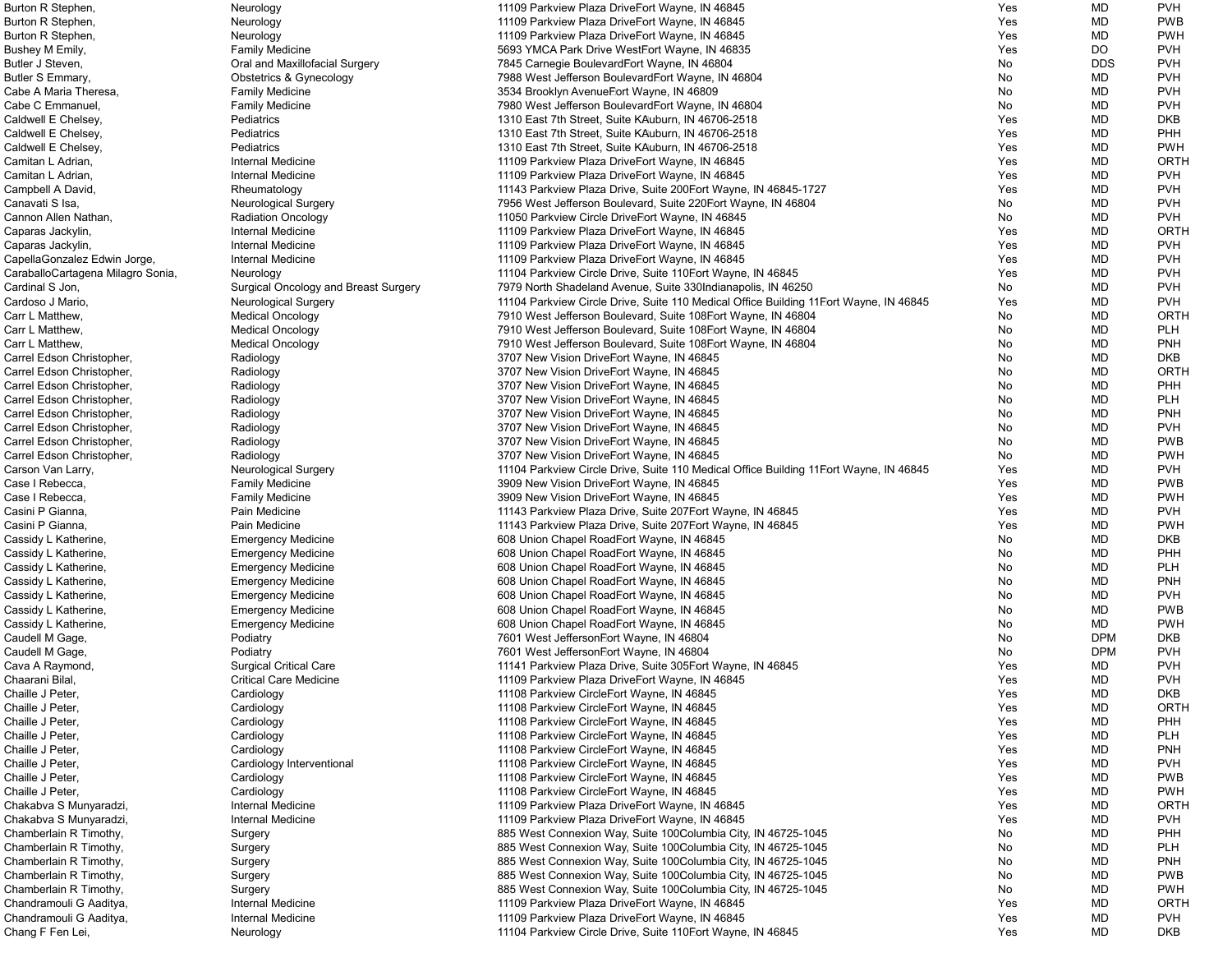| | | | | | |
|---|---|---|---|---|---|
| Burton R Stephen, | Neurology | 11109 Parkview Plaza DriveFort Wayne, IN 46845 | Yes | MD | PVH |
| Burton R Stephen, | Neurology | 11109 Parkview Plaza DriveFort Wayne, IN 46845 | Yes | MD | PWB |
| Burton R Stephen, | Neurology | 11109 Parkview Plaza DriveFort Wayne, IN 46845 | Yes | MD | PWH |
| Bushey M Emily, | Family Medicine | 5693 YMCA Park Drive WestFort Wayne, IN 46835 | Yes | DO | PVH |
| Butler J Steven, | Oral and Maxillofacial Surgery | 7845 Carnegie BoulevardFort Wayne, IN 46804 | No | DDS | PVH |
| Butler S Emmary, | Obstetrics & Gynecology | 7988 West Jefferson BoulevardFort Wayne, IN 46804 | No | MD | PVH |
| Cabe A Maria Theresa, | Family Medicine | 3534 Brooklyn AvenueFort Wayne, IN 46809 | No | MD | PVH |
| Cabe C Emmanuel, | Family Medicine | 7980 West Jefferson BoulevardFort Wayne, IN 46804 | No | MD | PVH |
| Caldwell E Chelsey, | Pediatrics | 1310 East 7th Street, Suite KAuburn, IN 46706-2518 | Yes | MD | DKB |
| Caldwell E Chelsey, | Pediatrics | 1310 East 7th Street, Suite KAuburn, IN 46706-2518 | Yes | MD | PHH |
| Caldwell E Chelsey, | Pediatrics | 1310 East 7th Street, Suite KAuburn, IN 46706-2518 | Yes | MD | PWH |
| Camitan L Adrian, | Internal Medicine | 11109 Parkview Plaza DriveFort Wayne, IN 46845 | Yes | MD | ORTH |
| Camitan L Adrian, | Internal Medicine | 11109 Parkview Plaza DriveFort Wayne, IN 46845 | Yes | MD | PVH |
| Campbell A David, | Rheumatology | 11143 Parkview Plaza Drive, Suite 200Fort Wayne, IN 46845-1727 | Yes | MD | PVH |
| Canavati S Isa, | Neurological Surgery | 7956 West Jefferson Boulevard, Suite 220Fort Wayne, IN 46804 | No | MD | PVH |
| Cannon Allen Nathan, | Radiation Oncology | 11050 Parkview Circle DriveFort Wayne, IN 46845 | No | MD | PVH |
| Caparas Jackylin, | Internal Medicine | 11109 Parkview Plaza DriveFort Wayne, IN 46845 | Yes | MD | ORTH |
| Caparas Jackylin, | Internal Medicine | 11109 Parkview Plaza DriveFort Wayne, IN 46845 | Yes | MD | PVH |
| CapellaGonzalez Edwin Jorge, | Internal Medicine | 11109 Parkview Plaza DriveFort Wayne, IN 46845 | Yes | MD | PVH |
| CaraballoCartagena Milagro Sonia, | Neurology | 11104 Parkview Circle Drive, Suite 110Fort Wayne, IN 46845 | Yes | MD | PVH |
| Cardinal S Jon, | Surgical Oncology and Breast Surgery | 7979 North Shadeland Avenue, Suite 330Indianapolis, IN 46250 | No | MD | PVH |
| Cardoso J Mario, | Neurological Surgery | 11104 Parkview Circle Drive, Suite 110 Medical Office Building 11Fort Wayne, IN 46845 | Yes | MD | PVH |
| Carr L Matthew, | Medical Oncology | 7910 West Jefferson Boulevard, Suite 108Fort Wayne, IN 46804 | No | MD | ORTH |
| Carr L Matthew, | Medical Oncology | 7910 West Jefferson Boulevard, Suite 108Fort Wayne, IN 46804 | No | MD | PLH |
| Carr L Matthew, | Medical Oncology | 7910 West Jefferson Boulevard, Suite 108Fort Wayne, IN 46804 | No | MD | PNH |
| Carrel Edson Christopher, | Radiology | 3707 New Vision DriveFort Wayne, IN 46845 | No | MD | DKB |
| Carrel Edson Christopher, | Radiology | 3707 New Vision DriveFort Wayne, IN 46845 | No | MD | ORTH |
| Carrel Edson Christopher, | Radiology | 3707 New Vision DriveFort Wayne, IN 46845 | No | MD | PHH |
| Carrel Edson Christopher, | Radiology | 3707 New Vision DriveFort Wayne, IN 46845 | No | MD | PLH |
| Carrel Edson Christopher, | Radiology | 3707 New Vision DriveFort Wayne, IN 46845 | No | MD | PNH |
| Carrel Edson Christopher, | Radiology | 3707 New Vision DriveFort Wayne, IN 46845 | No | MD | PVH |
| Carrel Edson Christopher, | Radiology | 3707 New Vision DriveFort Wayne, IN 46845 | No | MD | PWB |
| Carrel Edson Christopher, | Radiology | 3707 New Vision DriveFort Wayne, IN 46845 | No | MD | PWH |
| Carson Van Larry, | Neurological Surgery | 11104 Parkview Circle Drive, Suite 110 Medical Office Building 11Fort Wayne, IN 46845 | Yes | MD | PVH |
| Case I Rebecca, | Family Medicine | 3909 New Vision DriveFort Wayne, IN 46845 | Yes | MD | PWB |
| Case I Rebecca, | Family Medicine | 3909 New Vision DriveFort Wayne, IN 46845 | Yes | MD | PWH |
| Casini P Gianna, | Pain Medicine | 11143 Parkview Plaza Drive, Suite 207Fort Wayne, IN 46845 | Yes | MD | PVH |
| Casini P Gianna, | Pain Medicine | 11143 Parkview Plaza Drive, Suite 207Fort Wayne, IN 46845 | Yes | MD | PWH |
| Cassidy L Katherine, | Emergency Medicine | 608 Union Chapel RoadFort Wayne, IN 46845 | No | MD | DKB |
| Cassidy L Katherine, | Emergency Medicine | 608 Union Chapel RoadFort Wayne, IN 46845 | No | MD | PHH |
| Cassidy L Katherine, | Emergency Medicine | 608 Union Chapel RoadFort Wayne, IN 46845 | No | MD | PLH |
| Cassidy L Katherine, | Emergency Medicine | 608 Union Chapel RoadFort Wayne, IN 46845 | No | MD | PNH |
| Cassidy L Katherine, | Emergency Medicine | 608 Union Chapel RoadFort Wayne, IN 46845 | No | MD | PVH |
| Cassidy L Katherine, | Emergency Medicine | 608 Union Chapel RoadFort Wayne, IN 46845 | No | MD | PWB |
| Cassidy L Katherine, | Emergency Medicine | 608 Union Chapel RoadFort Wayne, IN 46845 | No | MD | PWH |
| Caudell M Gage, | Podiatry | 7601 West JeffersonFort Wayne, IN 46804 | No | DPM | DKB |
| Caudell M Gage, | Podiatry | 7601 West JeffersonFort Wayne, IN 46804 | No | DPM | PVH |
| Cava A Raymond, | Surgical Critical Care | 11141 Parkview Plaza Drive, Suite 305Fort Wayne, IN 46845 | Yes | MD | PVH |
| Chaarani Bilal, | Critical Care Medicine | 11109 Parkview Plaza DriveFort Wayne, IN 46845 | Yes | MD | PVH |
| Chaille J Peter, | Cardiology | 11108 Parkview CircleFort Wayne, IN 46845 | Yes | MD | DKB |
| Chaille J Peter, | Cardiology | 11108 Parkview CircleFort Wayne, IN 46845 | Yes | MD | ORTH |
| Chaille J Peter, | Cardiology | 11108 Parkview CircleFort Wayne, IN 46845 | Yes | MD | PHH |
| Chaille J Peter, | Cardiology | 11108 Parkview CircleFort Wayne, IN 46845 | Yes | MD | PLH |
| Chaille J Peter, | Cardiology | 11108 Parkview CircleFort Wayne, IN 46845 | Yes | MD | PNH |
| Chaille J Peter, | Cardiology Interventional | 11108 Parkview CircleFort Wayne, IN 46845 | Yes | MD | PVH |
| Chaille J Peter, | Cardiology | 11108 Parkview CircleFort Wayne, IN 46845 | Yes | MD | PWB |
| Chaille J Peter, | Cardiology | 11108 Parkview CircleFort Wayne, IN 46845 | Yes | MD | PWH |
| Chakabva S Munyaradzi, | Internal Medicine | 11109 Parkview Plaza DriveFort Wayne, IN 46845 | Yes | MD | ORTH |
| Chakabva S Munyaradzi, | Internal Medicine | 11109 Parkview Plaza DriveFort Wayne, IN 46845 | Yes | MD | PVH |
| Chamberlain R Timothy, | Surgery | 885 West Connexion Way, Suite 100Columbia City, IN 46725-1045 | No | MD | PHH |
| Chamberlain R Timothy, | Surgery | 885 West Connexion Way, Suite 100Columbia City, IN 46725-1045 | No | MD | PLH |
| Chamberlain R Timothy, | Surgery | 885 West Connexion Way, Suite 100Columbia City, IN 46725-1045 | No | MD | PNH |
| Chamberlain R Timothy, | Surgery | 885 West Connexion Way, Suite 100Columbia City, IN 46725-1045 | No | MD | PWB |
| Chamberlain R Timothy, | Surgery | 885 West Connexion Way, Suite 100Columbia City, IN 46725-1045 | No | MD | PWH |
| Chandramouli G Aaditya, | Internal Medicine | 11109 Parkview Plaza DriveFort Wayne, IN 46845 | Yes | MD | ORTH |
| Chandramouli G Aaditya, | Internal Medicine | 11109 Parkview Plaza DriveFort Wayne, IN 46845 | Yes | MD | PVH |
| Chang F Fen Lei, | Neurology | 11104 Parkview Circle Drive, Suite 110Fort Wayne, IN 46845 | Yes | MD | DKB |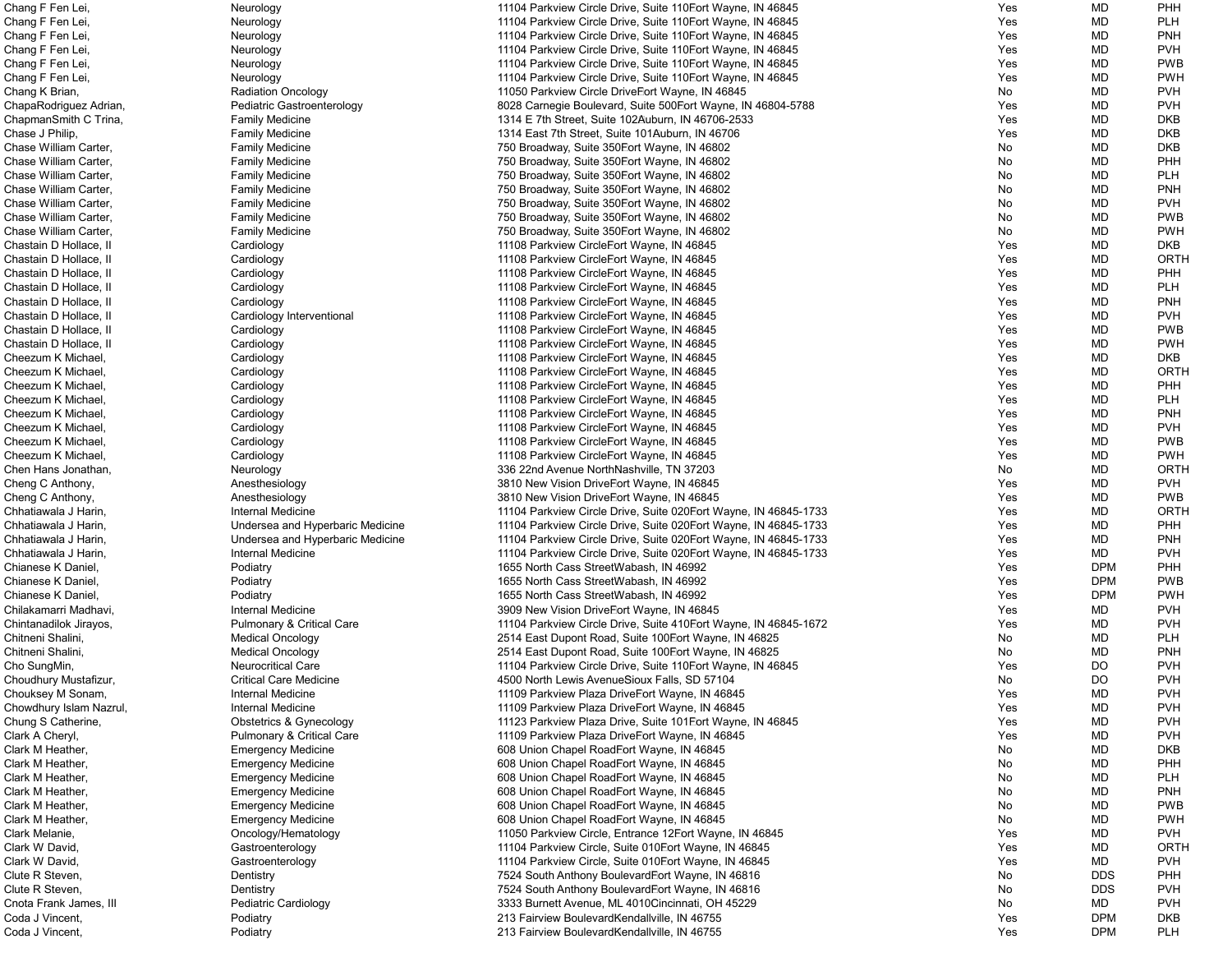| | | | | | |
|---|---|---|---|---|---|
| Chang F Fen Lei, | Neurology | 11104 Parkview Circle Drive, Suite 110Fort Wayne, IN 46845 | Yes | MD | PHH |
| Chang F Fen Lei, | Neurology | 11104 Parkview Circle Drive, Suite 110Fort Wayne, IN 46845 | Yes | MD | PLH |
| Chang F Fen Lei, | Neurology | 11104 Parkview Circle Drive, Suite 110Fort Wayne, IN 46845 | Yes | MD | PNH |
| Chang F Fen Lei, | Neurology | 11104 Parkview Circle Drive, Suite 110Fort Wayne, IN 46845 | Yes | MD | PVH |
| Chang F Fen Lei, | Neurology | 11104 Parkview Circle Drive, Suite 110Fort Wayne, IN 46845 | Yes | MD | PWB |
| Chang F Fen Lei, | Neurology | 11104 Parkview Circle Drive, Suite 110Fort Wayne, IN 46845 | Yes | MD | PWH |
| Chang K Brian, | Radiation Oncology | 11050 Parkview Circle DriveFort Wayne, IN 46845 | No | MD | PVH |
| ChapaRodriguez Adrian, | Pediatric Gastroenterology | 8028 Carnegie Boulevard, Suite 500Fort Wayne, IN 46804-5788 | Yes | MD | PVH |
| ChapmanSmith C Trina, | Family Medicine | 1314 E 7th Street, Suite 102Auburn, IN 46706-2533 | Yes | MD | DKB |
| Chase J Philip, | Family Medicine | 1314 East 7th Street, Suite 101Auburn, IN 46706 | Yes | MD | DKB |
| Chase William Carter, | Family Medicine | 750 Broadway, Suite 350Fort Wayne, IN 46802 | No | MD | DKB |
| Chase William Carter, | Family Medicine | 750 Broadway, Suite 350Fort Wayne, IN 46802 | No | MD | PHH |
| Chase William Carter, | Family Medicine | 750 Broadway, Suite 350Fort Wayne, IN 46802 | No | MD | PLH |
| Chase William Carter, | Family Medicine | 750 Broadway, Suite 350Fort Wayne, IN 46802 | No | MD | PNH |
| Chase William Carter, | Family Medicine | 750 Broadway, Suite 350Fort Wayne, IN 46802 | No | MD | PVH |
| Chase William Carter, | Family Medicine | 750 Broadway, Suite 350Fort Wayne, IN 46802 | No | MD | PWB |
| Chase William Carter, | Family Medicine | 750 Broadway, Suite 350Fort Wayne, IN 46802 | No | MD | PWH |
| Chastain D Hollace, II | Cardiology | 11108 Parkview CircleFort Wayne, IN 46845 | Yes | MD | DKB |
| Chastain D Hollace, II | Cardiology | 11108 Parkview CircleFort Wayne, IN 46845 | Yes | MD | ORTH |
| Chastain D Hollace, II | Cardiology | 11108 Parkview CircleFort Wayne, IN 46845 | Yes | MD | PHH |
| Chastain D Hollace, II | Cardiology | 11108 Parkview CircleFort Wayne, IN 46845 | Yes | MD | PLH |
| Chastain D Hollace, II | Cardiology | 11108 Parkview CircleFort Wayne, IN 46845 | Yes | MD | PNH |
| Chastain D Hollace, II | Cardiology Interventional | 11108 Parkview CircleFort Wayne, IN 46845 | Yes | MD | PVH |
| Chastain D Hollace, II | Cardiology | 11108 Parkview CircleFort Wayne, IN 46845 | Yes | MD | PWB |
| Chastain D Hollace, II | Cardiology | 11108 Parkview CircleFort Wayne, IN 46845 | Yes | MD | PWH |
| Cheezum K Michael, | Cardiology | 11108 Parkview CircleFort Wayne, IN 46845 | Yes | MD | DKB |
| Cheezum K Michael, | Cardiology | 11108 Parkview CircleFort Wayne, IN 46845 | Yes | MD | ORTH |
| Cheezum K Michael, | Cardiology | 11108 Parkview CircleFort Wayne, IN 46845 | Yes | MD | PHH |
| Cheezum K Michael, | Cardiology | 11108 Parkview CircleFort Wayne, IN 46845 | Yes | MD | PLH |
| Cheezum K Michael, | Cardiology | 11108 Parkview CircleFort Wayne, IN 46845 | Yes | MD | PNH |
| Cheezum K Michael, | Cardiology | 11108 Parkview CircleFort Wayne, IN 46845 | Yes | MD | PVH |
| Cheezum K Michael, | Cardiology | 11108 Parkview CircleFort Wayne, IN 46845 | Yes | MD | PWB |
| Cheezum K Michael, | Cardiology | 11108 Parkview CircleFort Wayne, IN 46845 | Yes | MD | PWH |
| Chen Hans Jonathan, | Neurology | 336 22nd Avenue NorthNashville, TN 37203 | No | MD | ORTH |
| Cheng C Anthony, | Anesthesiology | 3810 New Vision DriveFort Wayne, IN 46845 | Yes | MD | PVH |
| Cheng C Anthony, | Anesthesiology | 3810 New Vision DriveFort Wayne, IN 46845 | Yes | MD | PWB |
| Chhatiawala J Harin, | Internal Medicine | 11104 Parkview Circle Drive, Suite 020Fort Wayne, IN 46845-1733 | Yes | MD | ORTH |
| Chhatiawala J Harin, | Undersea and Hyperbaric Medicine | 11104 Parkview Circle Drive, Suite 020Fort Wayne, IN 46845-1733 | Yes | MD | PHH |
| Chhatiawala J Harin, | Undersea and Hyperbaric Medicine | 11104 Parkview Circle Drive, Suite 020Fort Wayne, IN 46845-1733 | Yes | MD | PNH |
| Chhatiawala J Harin, | Internal Medicine | 11104 Parkview Circle Drive, Suite 020Fort Wayne, IN 46845-1733 | Yes | MD | PVH |
| Chianese K Daniel, | Podiatry | 1655 North Cass StreetWabash, IN 46992 | Yes | DPM | PHH |
| Chianese K Daniel, | Podiatry | 1655 North Cass StreetWabash, IN 46992 | Yes | DPM | PWB |
| Chianese K Daniel, | Podiatry | 1655 North Cass StreetWabash, IN 46992 | Yes | DPM | PWH |
| Chilakamarri Madhavi, | Internal Medicine | 3909 New Vision DriveFort Wayne, IN 46845 | Yes | MD | PVH |
| Chintanadilok Jirayos, | Pulmonary & Critical Care | 11104 Parkview Circle Drive, Suite 410Fort Wayne, IN 46845-1672 | Yes | MD | PVH |
| Chitneni Shalini, | Medical Oncology | 2514 East Dupont Road, Suite 100Fort Wayne, IN 46825 | No | MD | PLH |
| Chitneni Shalini, | Medical Oncology | 2514 East Dupont Road, Suite 100Fort Wayne, IN 46825 | No | MD | PNH |
| Cho SungMin, | Neurocritical Care | 11104 Parkview Circle Drive, Suite 110Fort Wayne, IN 46845 | Yes | DO | PVH |
| Choudhury Mustafizur, | Critical Care Medicine | 4500 North Lewis AvenueSioux Falls, SD 57104 | No | DO | PVH |
| Chouksey M Sonam, | Internal Medicine | 11109 Parkview Plaza DriveFort Wayne, IN 46845 | Yes | MD | PVH |
| Chowdhury Islam Nazrul, | Internal Medicine | 11109 Parkview Plaza DriveFort Wayne, IN 46845 | Yes | MD | PVH |
| Chung S Catherine, | Obstetrics & Gynecology | 11123 Parkview Plaza Drive, Suite 101Fort Wayne, IN 46845 | Yes | MD | PVH |
| Clark A Cheryl, | Pulmonary & Critical Care | 11109 Parkview Plaza DriveFort Wayne, IN 46845 | Yes | MD | PVH |
| Clark M Heather, | Emergency Medicine | 608 Union Chapel RoadFort Wayne, IN 46845 | No | MD | DKB |
| Clark M Heather, | Emergency Medicine | 608 Union Chapel RoadFort Wayne, IN 46845 | No | MD | PHH |
| Clark M Heather, | Emergency Medicine | 608 Union Chapel RoadFort Wayne, IN 46845 | No | MD | PLH |
| Clark M Heather, | Emergency Medicine | 608 Union Chapel RoadFort Wayne, IN 46845 | No | MD | PNH |
| Clark M Heather, | Emergency Medicine | 608 Union Chapel RoadFort Wayne, IN 46845 | No | MD | PWB |
| Clark M Heather, | Emergency Medicine | 608 Union Chapel RoadFort Wayne, IN 46845 | No | MD | PWH |
| Clark Melanie, | Oncology/Hematology | 11050 Parkview Circle, Entrance 12Fort Wayne, IN 46845 | Yes | MD | PVH |
| Clark W David, | Gastroenterology | 11104 Parkview Circle, Suite 010Fort Wayne, IN 46845 | Yes | MD | ORTH |
| Clark W David, | Gastroenterology | 11104 Parkview Circle, Suite 010Fort Wayne, IN 46845 | Yes | MD | PVH |
| Clute R Steven, | Dentistry | 7524 South Anthony BoulevardFort Wayne, IN 46816 | No | DDS | PHH |
| Clute R Steven, | Dentistry | 7524 South Anthony BoulevardFort Wayne, IN 46816 | No | DDS | PVH |
| Cnota Frank James, III | Pediatric Cardiology | 3333 Burnett Avenue, ML 4010Cincinnati, OH 45229 | No | MD | PVH |
| Coda J Vincent, | Podiatry | 213 Fairview BoulevardKendallville, IN 46755 | Yes | DPM | DKB |
| Coda J Vincent, | Podiatry | 213 Fairview BoulevardKendallville, IN 46755 | Yes | DPM | PLH |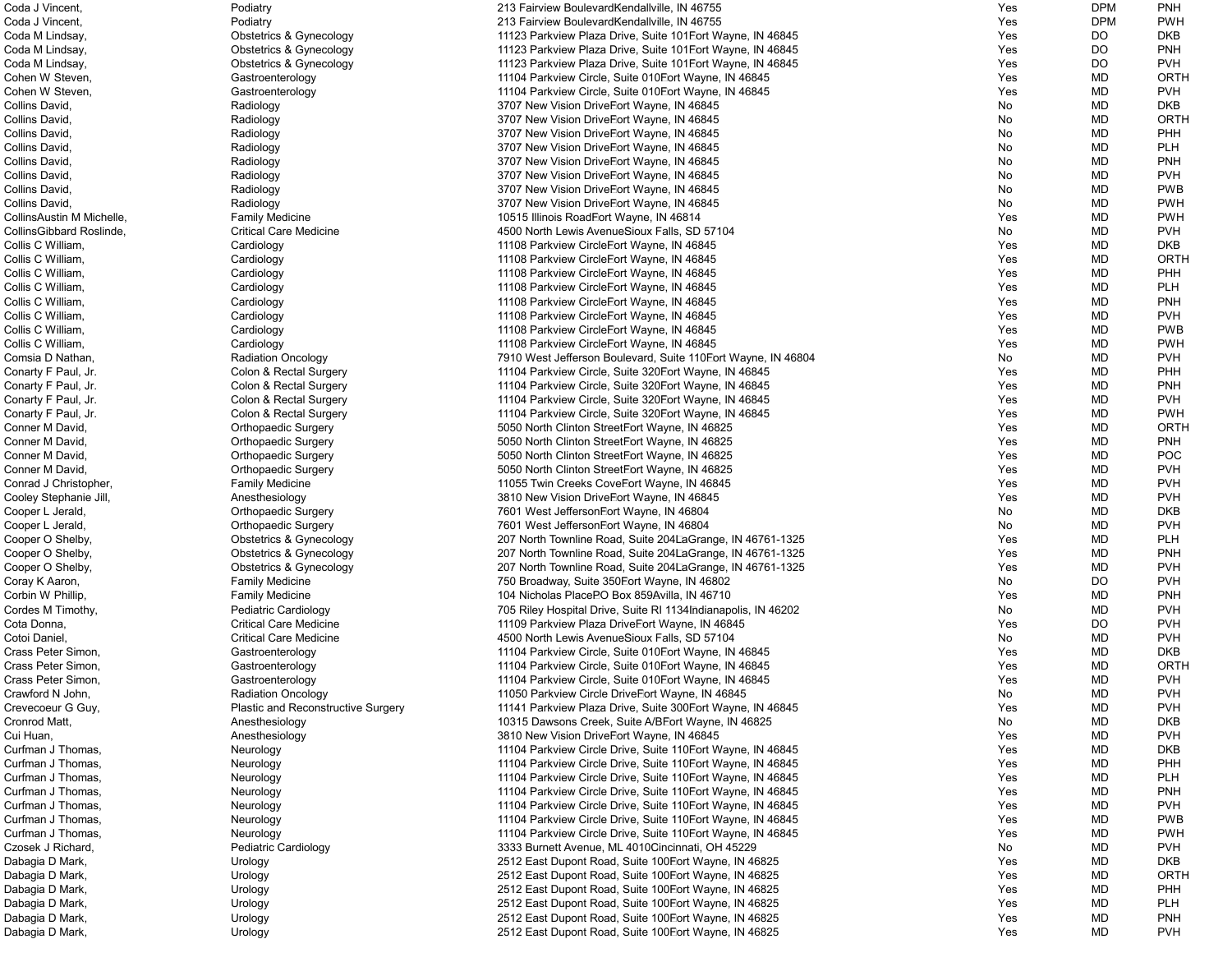| | | | | | |
|---|---|---|---|---|---|
| Coda J Vincent, | Podiatry | 213 Fairview BoulevardKendallville, IN 46755 | Yes | DPM | PNH |
| Coda J Vincent, | Podiatry | 213 Fairview BoulevardKendallville, IN 46755 | Yes | DPM | PWH |
| Coda M Lindsay, | Obstetrics & Gynecology | 11123 Parkview Plaza Drive, Suite 101Fort Wayne, IN 46845 | Yes | DO | DKB |
| Coda M Lindsay, | Obstetrics & Gynecology | 11123 Parkview Plaza Drive, Suite 101Fort Wayne, IN 46845 | Yes | DO | PNH |
| Coda M Lindsay, | Obstetrics & Gynecology | 11123 Parkview Plaza Drive, Suite 101Fort Wayne, IN 46845 | Yes | DO | PVH |
| Cohen W Steven, | Gastroenterology | 11104 Parkview Circle, Suite 010Fort Wayne, IN 46845 | Yes | MD | ORTH |
| Cohen W Steven, | Gastroenterology | 11104 Parkview Circle, Suite 010Fort Wayne, IN 46845 | Yes | MD | PVH |
| Collins David, | Radiology | 3707 New Vision DriveFort Wayne, IN 46845 | No | MD | DKB |
| Collins David, | Radiology | 3707 New Vision DriveFort Wayne, IN 46845 | No | MD | ORTH |
| Collins David, | Radiology | 3707 New Vision DriveFort Wayne, IN 46845 | No | MD | PHH |
| Collins David, | Radiology | 3707 New Vision DriveFort Wayne, IN 46845 | No | MD | PLH |
| Collins David, | Radiology | 3707 New Vision DriveFort Wayne, IN 46845 | No | MD | PNH |
| Collins David, | Radiology | 3707 New Vision DriveFort Wayne, IN 46845 | No | MD | PVH |
| Collins David, | Radiology | 3707 New Vision DriveFort Wayne, IN 46845 | No | MD | PWB |
| Collins David, | Radiology | 3707 New Vision DriveFort Wayne, IN 46845 | No | MD | PWH |
| CollinsAustin M Michelle, | Family Medicine | 10515 Illinois RoadFort Wayne, IN 46814 | Yes | MD | PWH |
| CollinsGibbard Roslinde, | Critical Care Medicine | 4500 North Lewis AvenueSioux Falls, SD 57104 | No | MD | PVH |
| Collis C William, | Cardiology | 11108 Parkview CircleFort Wayne, IN 46845 | Yes | MD | DKB |
| Collis C William, | Cardiology | 11108 Parkview CircleFort Wayne, IN 46845 | Yes | MD | ORTH |
| Collis C William, | Cardiology | 11108 Parkview CircleFort Wayne, IN 46845 | Yes | MD | PHH |
| Collis C William, | Cardiology | 11108 Parkview CircleFort Wayne, IN 46845 | Yes | MD | PLH |
| Collis C William, | Cardiology | 11108 Parkview CircleFort Wayne, IN 46845 | Yes | MD | PNH |
| Collis C William, | Cardiology | 11108 Parkview CircleFort Wayne, IN 46845 | Yes | MD | PVH |
| Collis C William, | Cardiology | 11108 Parkview CircleFort Wayne, IN 46845 | Yes | MD | PWB |
| Collis C William, | Cardiology | 11108 Parkview CircleFort Wayne, IN 46845 | Yes | MD | PWH |
| Comsia D Nathan, | Radiation Oncology | 7910 West Jefferson Boulevard, Suite 110Fort Wayne, IN 46804 | No | MD | PVH |
| Conarty F Paul, Jr. | Colon & Rectal Surgery | 11104 Parkview Circle, Suite 320Fort Wayne, IN 46845 | Yes | MD | PHH |
| Conarty F Paul, Jr. | Colon & Rectal Surgery | 11104 Parkview Circle, Suite 320Fort Wayne, IN 46845 | Yes | MD | PNH |
| Conarty F Paul, Jr. | Colon & Rectal Surgery | 11104 Parkview Circle, Suite 320Fort Wayne, IN 46845 | Yes | MD | PVH |
| Conarty F Paul, Jr. | Colon & Rectal Surgery | 11104 Parkview Circle, Suite 320Fort Wayne, IN 46845 | Yes | MD | PWH |
| Conner M David, | Orthopaedic Surgery | 5050 North Clinton StreetFort Wayne, IN 46825 | Yes | MD | ORTH |
| Conner M David, | Orthopaedic Surgery | 5050 North Clinton StreetFort Wayne, IN 46825 | Yes | MD | PNH |
| Conner M David, | Orthopaedic Surgery | 5050 North Clinton StreetFort Wayne, IN 46825 | Yes | MD | POC |
| Conner M David, | Orthopaedic Surgery | 5050 North Clinton StreetFort Wayne, IN 46825 | Yes | MD | PVH |
| Conrad J Christopher, | Family Medicine | 11055 Twin Creeks CoveFort Wayne, IN 46845 | Yes | MD | PVH |
| Cooley Stephanie Jill, | Anesthesiology | 3810 New Vision DriveFort Wayne, IN 46845 | Yes | MD | PVH |
| Cooper L Jerald, | Orthopaedic Surgery | 7601 West JeffersonFort Wayne, IN 46804 | No | MD | DKB |
| Cooper L Jerald, | Orthopaedic Surgery | 7601 West JeffersonFort Wayne, IN 46804 | No | MD | PVH |
| Cooper O Shelby, | Obstetrics & Gynecology | 207 North Townline Road, Suite 204LaGrange, IN 46761-1325 | Yes | MD | PLH |
| Cooper O Shelby, | Obstetrics & Gynecology | 207 North Townline Road, Suite 204LaGrange, IN 46761-1325 | Yes | MD | PNH |
| Cooper O Shelby, | Obstetrics & Gynecology | 207 North Townline Road, Suite 204LaGrange, IN 46761-1325 | Yes | MD | PVH |
| Coray K Aaron, | Family Medicine | 750 Broadway, Suite 350Fort Wayne, IN 46802 | No | DO | PVH |
| Corbin W Phillip, | Family Medicine | 104 Nicholas PlacePO Box 859Avilla, IN 46710 | Yes | MD | PNH |
| Cordes M Timothy, | Pediatric Cardiology | 705 Riley Hospital Drive, Suite RI 1134Indianapolis, IN 46202 | No | MD | PVH |
| Cota Donna, | Critical Care Medicine | 11109 Parkview Plaza DriveFort Wayne, IN 46845 | Yes | DO | PVH |
| Cotoi Daniel, | Critical Care Medicine | 4500 North Lewis AvenueSioux Falls, SD 57104 | No | MD | PVH |
| Crass Peter Simon, | Gastroenterology | 11104 Parkview Circle, Suite 010Fort Wayne, IN 46845 | Yes | MD | DKB |
| Crass Peter Simon, | Gastroenterology | 11104 Parkview Circle, Suite 010Fort Wayne, IN 46845 | Yes | MD | ORTH |
| Crass Peter Simon, | Gastroenterology | 11104 Parkview Circle, Suite 010Fort Wayne, IN 46845 | Yes | MD | PVH |
| Crawford N John, | Radiation Oncology | 11050 Parkview Circle DriveFort Wayne, IN 46845 | No | MD | PVH |
| Crevecoeur G Guy, | Plastic and Reconstructive Surgery | 11141 Parkview Plaza Drive, Suite 300Fort Wayne, IN 46845 | Yes | MD | PVH |
| Cronrod Matt, | Anesthesiology | 10315 Dawsons Creek, Suite A/BFort Wayne, IN 46825 | No | MD | DKB |
| Cui Huan, | Anesthesiology | 3810 New Vision DriveFort Wayne, IN 46845 | Yes | MD | PVH |
| Curfman J Thomas, | Neurology | 11104 Parkview Circle Drive, Suite 110Fort Wayne, IN 46845 | Yes | MD | DKB |
| Curfman J Thomas, | Neurology | 11104 Parkview Circle Drive, Suite 110Fort Wayne, IN 46845 | Yes | MD | PHH |
| Curfman J Thomas, | Neurology | 11104 Parkview Circle Drive, Suite 110Fort Wayne, IN 46845 | Yes | MD | PLH |
| Curfman J Thomas, | Neurology | 11104 Parkview Circle Drive, Suite 110Fort Wayne, IN 46845 | Yes | MD | PNH |
| Curfman J Thomas, | Neurology | 11104 Parkview Circle Drive, Suite 110Fort Wayne, IN 46845 | Yes | MD | PVH |
| Curfman J Thomas, | Neurology | 11104 Parkview Circle Drive, Suite 110Fort Wayne, IN 46845 | Yes | MD | PWB |
| Curfman J Thomas, | Neurology | 11104 Parkview Circle Drive, Suite 110Fort Wayne, IN 46845 | Yes | MD | PWH |
| Czosek J Richard, | Pediatric Cardiology | 3333 Burnett Avenue, ML 4010Cincinnati, OH 45229 | No | MD | PVH |
| Dabagia D Mark, | Urology | 2512 East Dupont Road, Suite 100Fort Wayne, IN 46825 | Yes | MD | DKB |
| Dabagia D Mark, | Urology | 2512 East Dupont Road, Suite 100Fort Wayne, IN 46825 | Yes | MD | ORTH |
| Dabagia D Mark, | Urology | 2512 East Dupont Road, Suite 100Fort Wayne, IN 46825 | Yes | MD | PHH |
| Dabagia D Mark, | Urology | 2512 East Dupont Road, Suite 100Fort Wayne, IN 46825 | Yes | MD | PLH |
| Dabagia D Mark, | Urology | 2512 East Dupont Road, Suite 100Fort Wayne, IN 46825 | Yes | MD | PNH |
| Dabagia D Mark, | Urology | 2512 East Dupont Road, Suite 100Fort Wayne, IN 46825 | Yes | MD | PVH |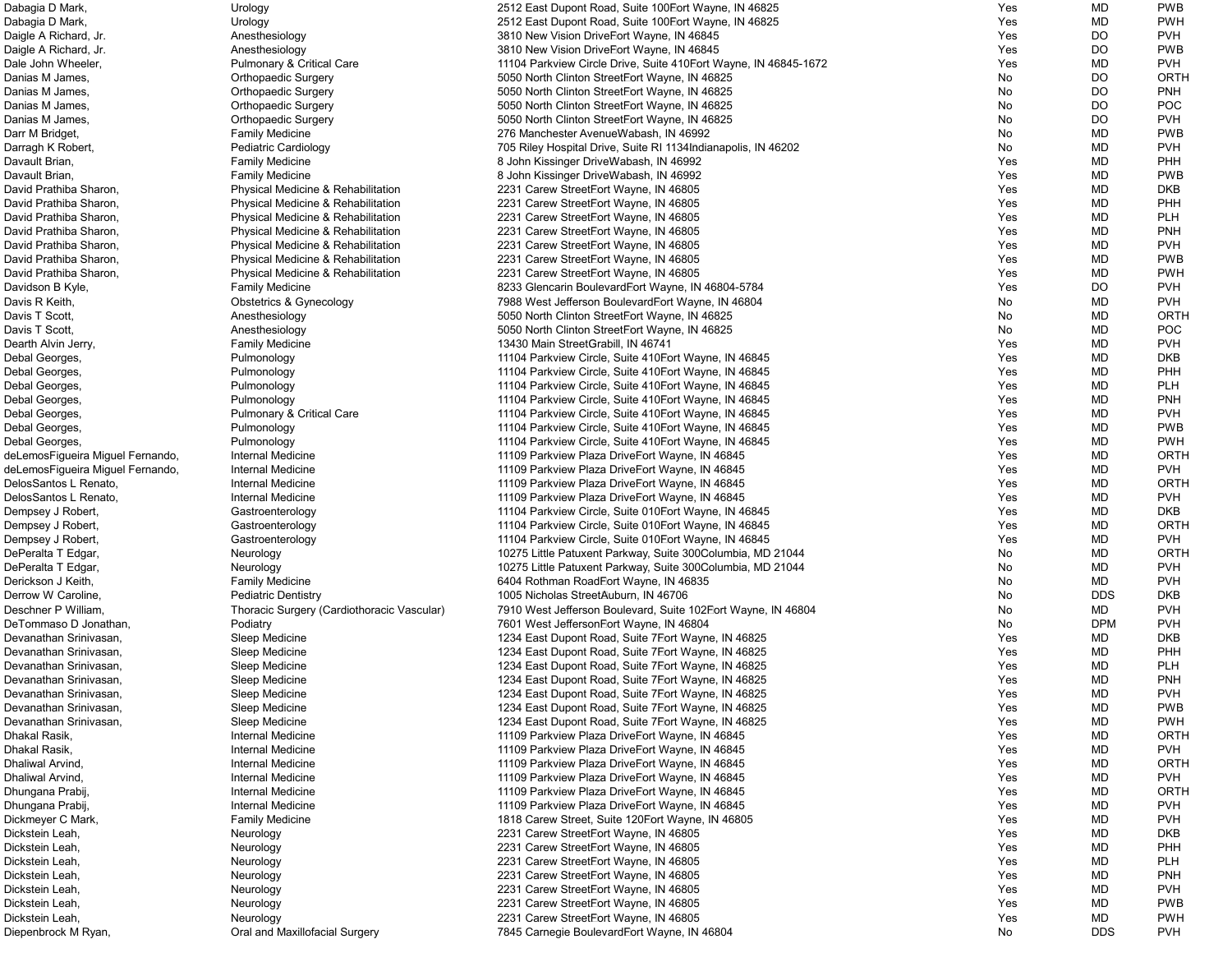| | | | | | |
|---|---|---|---|---|---|
| Dabagia D Mark, | Urology | 2512 East Dupont Road, Suite 100Fort Wayne, IN 46825 | Yes | MD | PWB |
| Dabagia D Mark, | Urology | 2512 East Dupont Road, Suite 100Fort Wayne, IN 46825 | Yes | MD | PWH |
| Daigle A Richard, Jr. | Anesthesiology | 3810 New Vision DriveFort Wayne, IN 46845 | Yes | DO | PVH |
| Daigle A Richard, Jr. | Anesthesiology | 3810 New Vision DriveFort Wayne, IN 46845 | Yes | DO | PWB |
| Dale John Wheeler, | Pulmonary & Critical Care | 11104 Parkview Circle Drive, Suite 410Fort Wayne, IN 46845-1672 | Yes | MD | PVH |
| Danias M James, | Orthopaedic Surgery | 5050 North Clinton StreetFort Wayne, IN 46825 | No | DO | ORTH |
| Danias M James, | Orthopaedic Surgery | 5050 North Clinton StreetFort Wayne, IN 46825 | No | DO | PNH |
| Danias M James, | Orthopaedic Surgery | 5050 North Clinton StreetFort Wayne, IN 46825 | No | DO | POC |
| Danias M James, | Orthopaedic Surgery | 5050 North Clinton StreetFort Wayne, IN 46825 | No | DO | PVH |
| Darr M Bridget, | Family Medicine | 276 Manchester AvenueWabash, IN 46992 | No | MD | PWB |
| Darragh K Robert, | Pediatric Cardiology | 705 Riley Hospital Drive, Suite RI 1134Indianapolis, IN 46202 | No | MD | PVH |
| Davault Brian, | Family Medicine | 8 John Kissinger DriveWabash, IN 46992 | Yes | MD | PHH |
| Davault Brian, | Family Medicine | 8 John Kissinger DriveWabash, IN 46992 | Yes | MD | PWB |
| David Prathiba Sharon, | Physical Medicine & Rehabilitation | 2231 Carew StreetFort Wayne, IN 46805 | Yes | MD | DKB |
| David Prathiba Sharon, | Physical Medicine & Rehabilitation | 2231 Carew StreetFort Wayne, IN 46805 | Yes | MD | PHH |
| David Prathiba Sharon, | Physical Medicine & Rehabilitation | 2231 Carew StreetFort Wayne, IN 46805 | Yes | MD | PLH |
| David Prathiba Sharon, | Physical Medicine & Rehabilitation | 2231 Carew StreetFort Wayne, IN 46805 | Yes | MD | PNH |
| David Prathiba Sharon, | Physical Medicine & Rehabilitation | 2231 Carew StreetFort Wayne, IN 46805 | Yes | MD | PVH |
| David Prathiba Sharon, | Physical Medicine & Rehabilitation | 2231 Carew StreetFort Wayne, IN 46805 | Yes | MD | PWB |
| David Prathiba Sharon, | Physical Medicine & Rehabilitation | 2231 Carew StreetFort Wayne, IN 46805 | Yes | MD | PWH |
| Davidson B Kyle, | Family Medicine | 8233 Glencarin BoulevardFort Wayne, IN 46804-5784 | Yes | DO | PVH |
| Davis R Keith, | Obstetrics & Gynecology | 7988 West Jefferson BoulevardFort Wayne, IN 46804 | No | MD | PVH |
| Davis T Scott, | Anesthesiology | 5050 North Clinton StreetFort Wayne, IN 46825 | No | MD | ORTH |
| Davis T Scott, | Anesthesiology | 5050 North Clinton StreetFort Wayne, IN 46825 | No | MD | POC |
| Dearth Alvin Jerry, | Family Medicine | 13430 Main StreetGrabill, IN 46741 | Yes | MD | PVH |
| Debal Georges, | Pulmonology | 11104 Parkview Circle, Suite 410Fort Wayne, IN 46845 | Yes | MD | DKB |
| Debal Georges, | Pulmonology | 11104 Parkview Circle, Suite 410Fort Wayne, IN 46845 | Yes | MD | PHH |
| Debal Georges, | Pulmonology | 11104 Parkview Circle, Suite 410Fort Wayne, IN 46845 | Yes | MD | PLH |
| Debal Georges, | Pulmonology | 11104 Parkview Circle, Suite 410Fort Wayne, IN 46845 | Yes | MD | PNH |
| Debal Georges, | Pulmonary & Critical Care | 11104 Parkview Circle, Suite 410Fort Wayne, IN 46845 | Yes | MD | PVH |
| Debal Georges, | Pulmonology | 11104 Parkview Circle, Suite 410Fort Wayne, IN 46845 | Yes | MD | PWB |
| Debal Georges, | Pulmonology | 11104 Parkview Circle, Suite 410Fort Wayne, IN 46845 | Yes | MD | PWH |
| deLemosFigueira Miguel Fernando, | Internal Medicine | 11109 Parkview Plaza DriveFort Wayne, IN 46845 | Yes | MD | ORTH |
| deLemosFigueira Miguel Fernando, | Internal Medicine | 11109 Parkview Plaza DriveFort Wayne, IN 46845 | Yes | MD | PVH |
| DelosSantos L Renato, | Internal Medicine | 11109 Parkview Plaza DriveFort Wayne, IN 46845 | Yes | MD | ORTH |
| DelosSantos L Renato, | Internal Medicine | 11109 Parkview Plaza DriveFort Wayne, IN 46845 | Yes | MD | PVH |
| Dempsey J Robert, | Gastroenterology | 11104 Parkview Circle, Suite 010Fort Wayne, IN 46845 | Yes | MD | DKB |
| Dempsey J Robert, | Gastroenterology | 11104 Parkview Circle, Suite 010Fort Wayne, IN 46845 | Yes | MD | ORTH |
| Dempsey J Robert, | Gastroenterology | 11104 Parkview Circle, Suite 010Fort Wayne, IN 46845 | Yes | MD | PVH |
| DePeralta T Edgar, | Neurology | 10275 Little Patuxent Parkway, Suite 300Columbia, MD 21044 | No | MD | ORTH |
| DePeralta T Edgar, | Neurology | 10275 Little Patuxent Parkway, Suite 300Columbia, MD 21044 | No | MD | PVH |
| Derickson J Keith, | Family Medicine | 6404 Rothman RoadFort Wayne, IN 46835 | No | MD | PVH |
| Derrow W Caroline, | Pediatric Dentistry | 1005 Nicholas StreetAuburn, IN 46706 | No | DDS | DKB |
| Deschner P William, | Thoracic Surgery (Cardiothoracic Vascular) | 7910 West Jefferson Boulevard, Suite 102Fort Wayne, IN 46804 | No | MD | PVH |
| DeTommaso D Jonathan, | Podiatry | 7601 West JeffersonFort Wayne, IN 46804 | No | DPM | PVH |
| Devanathan Srinivasan, | Sleep Medicine | 1234 East Dupont Road, Suite 7Fort Wayne, IN 46825 | Yes | MD | DKB |
| Devanathan Srinivasan, | Sleep Medicine | 1234 East Dupont Road, Suite 7Fort Wayne, IN 46825 | Yes | MD | PHH |
| Devanathan Srinivasan, | Sleep Medicine | 1234 East Dupont Road, Suite 7Fort Wayne, IN 46825 | Yes | MD | PLH |
| Devanathan Srinivasan, | Sleep Medicine | 1234 East Dupont Road, Suite 7Fort Wayne, IN 46825 | Yes | MD | PNH |
| Devanathan Srinivasan, | Sleep Medicine | 1234 East Dupont Road, Suite 7Fort Wayne, IN 46825 | Yes | MD | PVH |
| Devanathan Srinivasan, | Sleep Medicine | 1234 East Dupont Road, Suite 7Fort Wayne, IN 46825 | Yes | MD | PWB |
| Devanathan Srinivasan, | Sleep Medicine | 1234 East Dupont Road, Suite 7Fort Wayne, IN 46825 | Yes | MD | PWH |
| Dhakal Rasik, | Internal Medicine | 11109 Parkview Plaza DriveFort Wayne, IN 46845 | Yes | MD | ORTH |
| Dhakal Rasik, | Internal Medicine | 11109 Parkview Plaza DriveFort Wayne, IN 46845 | Yes | MD | PVH |
| Dhaliwal Arvind, | Internal Medicine | 11109 Parkview Plaza DriveFort Wayne, IN 46845 | Yes | MD | ORTH |
| Dhaliwal Arvind, | Internal Medicine | 11109 Parkview Plaza DriveFort Wayne, IN 46845 | Yes | MD | PVH |
| Dhungana Prabij, | Internal Medicine | 11109 Parkview Plaza DriveFort Wayne, IN 46845 | Yes | MD | ORTH |
| Dhungana Prabij, | Internal Medicine | 11109 Parkview Plaza DriveFort Wayne, IN 46845 | Yes | MD | PVH |
| Dickmeyer C Mark, | Family Medicine | 1818 Carew Street, Suite 120Fort Wayne, IN 46805 | Yes | MD | PVH |
| Dickstein Leah, | Neurology | 2231 Carew StreetFort Wayne, IN 46805 | Yes | MD | DKB |
| Dickstein Leah, | Neurology | 2231 Carew StreetFort Wayne, IN 46805 | Yes | MD | PHH |
| Dickstein Leah, | Neurology | 2231 Carew StreetFort Wayne, IN 46805 | Yes | MD | PLH |
| Dickstein Leah, | Neurology | 2231 Carew StreetFort Wayne, IN 46805 | Yes | MD | PNH |
| Dickstein Leah, | Neurology | 2231 Carew StreetFort Wayne, IN 46805 | Yes | MD | PVH |
| Dickstein Leah, | Neurology | 2231 Carew StreetFort Wayne, IN 46805 | Yes | MD | PWB |
| Dickstein Leah, | Neurology | 2231 Carew StreetFort Wayne, IN 46805 | Yes | MD | PWH |
| Diepenbrock M Ryan, | Oral and Maxillofacial Surgery | 7845 Carnegie BoulevardFort Wayne, IN 46804 | No | DDS | PVH |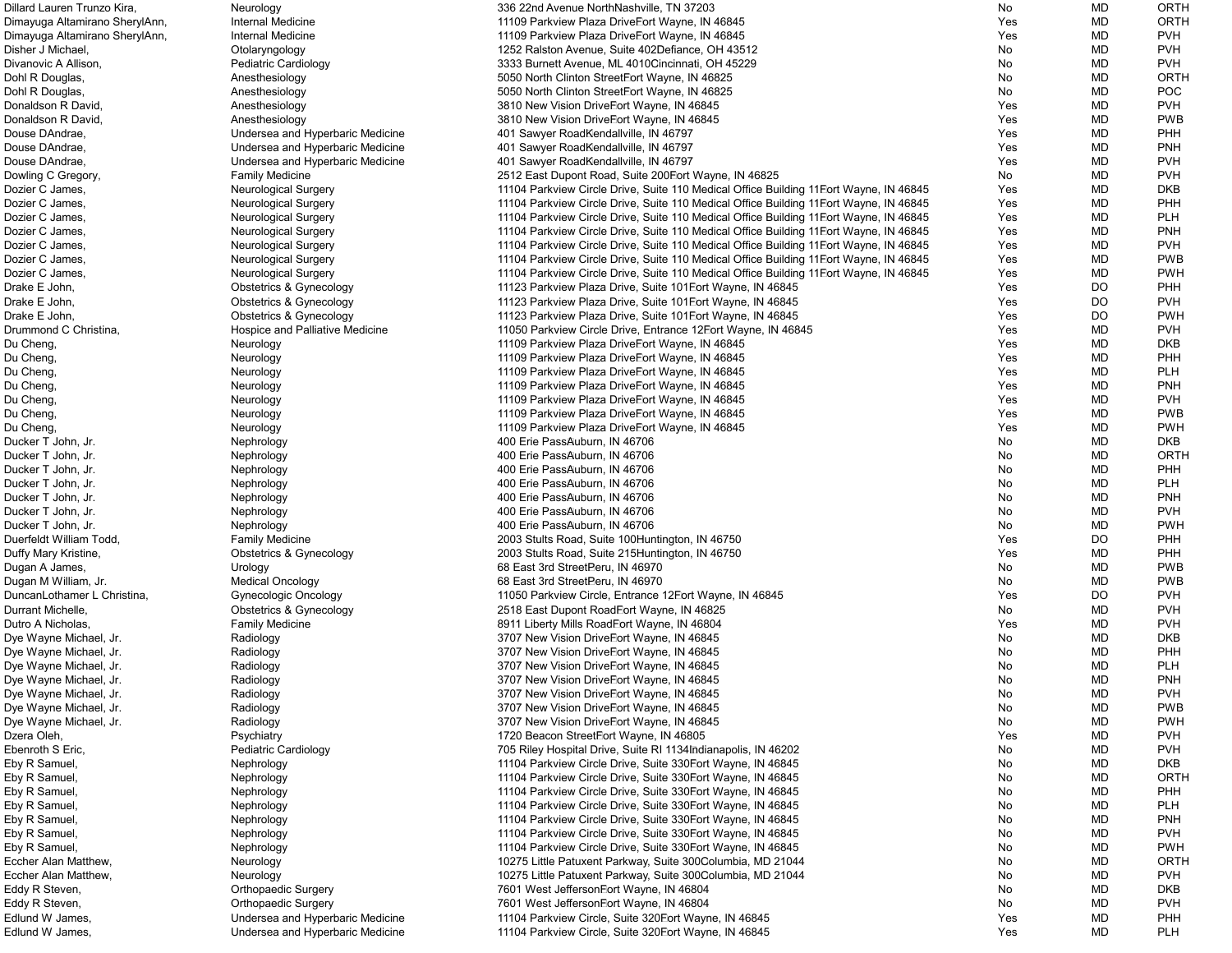| | | | | | |
|---|---|---|---|---|---|
| Dillard Lauren Trunzo Kira, | Neurology | 336 22nd Avenue NorthNashville, TN 37203 | No | MD | ORTH |
| Dimayuga Altamirano SherylAnn, | Internal Medicine | 11109 Parkview Plaza DriveFort Wayne, IN 46845 | Yes | MD | ORTH |
| Dimayuga Altamirano SherylAnn, | Internal Medicine | 11109 Parkview Plaza DriveFort Wayne, IN 46845 | Yes | MD | PVH |
| Disher J Michael, | Otolaryngology | 1252 Ralston Avenue, Suite 402Defiance, OH 43512 | No | MD | PVH |
| Divanovic A Allison, | Pediatric Cardiology | 3333 Burnett Avenue, ML 4010Cincinnati, OH 45229 | No | MD | PVH |
| Dohl R Douglas, | Anesthesiology | 5050 North Clinton StreetFort Wayne, IN 46825 | No | MD | ORTH |
| Dohl R Douglas, | Anesthesiology | 5050 North Clinton StreetFort Wayne, IN 46825 | No | MD | POC |
| Donaldson R David, | Anesthesiology | 3810 New Vision DriveFort Wayne, IN 46845 | Yes | MD | PVH |
| Donaldson R David, | Anesthesiology | 3810 New Vision DriveFort Wayne, IN 46845 | Yes | MD | PWB |
| Douse DAndrae, | Undersea and Hyperbaric Medicine | 401 Sawyer RoadKendallville, IN 46797 | Yes | MD | PHH |
| Douse DAndrae, | Undersea and Hyperbaric Medicine | 401 Sawyer RoadKendallville, IN 46797 | Yes | MD | PNH |
| Douse DAndrae, | Undersea and Hyperbaric Medicine | 401 Sawyer RoadKendallville, IN 46797 | Yes | MD | PVH |
| Dowling C Gregory, | Family Medicine | 2512 East Dupont Road, Suite 200Fort Wayne, IN 46825 | No | MD | PVH |
| Dozier C James, | Neurological Surgery | 11104 Parkview Circle Drive, Suite 110 Medical Office Building 11Fort Wayne, IN 46845 | Yes | MD | DKB |
| Dozier C James, | Neurological Surgery | 11104 Parkview Circle Drive, Suite 110 Medical Office Building 11Fort Wayne, IN 46845 | Yes | MD | PHH |
| Dozier C James, | Neurological Surgery | 11104 Parkview Circle Drive, Suite 110 Medical Office Building 11Fort Wayne, IN 46845 | Yes | MD | PLH |
| Dozier C James, | Neurological Surgery | 11104 Parkview Circle Drive, Suite 110 Medical Office Building 11Fort Wayne, IN 46845 | Yes | MD | PNH |
| Dozier C James, | Neurological Surgery | 11104 Parkview Circle Drive, Suite 110 Medical Office Building 11Fort Wayne, IN 46845 | Yes | MD | PVH |
| Dozier C James, | Neurological Surgery | 11104 Parkview Circle Drive, Suite 110 Medical Office Building 11Fort Wayne, IN 46845 | Yes | MD | PWB |
| Dozier C James, | Neurological Surgery | 11104 Parkview Circle Drive, Suite 110 Medical Office Building 11Fort Wayne, IN 46845 | Yes | MD | PWH |
| Drake E John, | Obstetrics & Gynecology | 11123 Parkview Plaza Drive, Suite 101Fort Wayne, IN 46845 | Yes | DO | PHH |
| Drake E John, | Obstetrics & Gynecology | 11123 Parkview Plaza Drive, Suite 101Fort Wayne, IN 46845 | Yes | DO | PVH |
| Drake E John, | Obstetrics & Gynecology | 11123 Parkview Plaza Drive, Suite 101Fort Wayne, IN 46845 | Yes | DO | PWH |
| Drummond C Christina, | Hospice and Palliative Medicine | 11050 Parkview Circle Drive, Entrance 12Fort Wayne, IN 46845 | Yes | MD | PVH |
| Du Cheng, | Neurology | 11109 Parkview Plaza DriveFort Wayne, IN 46845 | Yes | MD | DKB |
| Du Cheng, | Neurology | 11109 Parkview Plaza DriveFort Wayne, IN 46845 | Yes | MD | PHH |
| Du Cheng, | Neurology | 11109 Parkview Plaza DriveFort Wayne, IN 46845 | Yes | MD | PLH |
| Du Cheng, | Neurology | 11109 Parkview Plaza DriveFort Wayne, IN 46845 | Yes | MD | PNH |
| Du Cheng, | Neurology | 11109 Parkview Plaza DriveFort Wayne, IN 46845 | Yes | MD | PVH |
| Du Cheng, | Neurology | 11109 Parkview Plaza DriveFort Wayne, IN 46845 | Yes | MD | PWB |
| Du Cheng, | Neurology | 11109 Parkview Plaza DriveFort Wayne, IN 46845 | Yes | MD | PWH |
| Ducker T John, Jr. | Nephrology | 400 Erie PassAuburn, IN 46706 | No | MD | DKB |
| Ducker T John, Jr. | Nephrology | 400 Erie PassAuburn, IN 46706 | No | MD | ORTH |
| Ducker T John, Jr. | Nephrology | 400 Erie PassAuburn, IN 46706 | No | MD | PHH |
| Ducker T John, Jr. | Nephrology | 400 Erie PassAuburn, IN 46706 | No | MD | PLH |
| Ducker T John, Jr. | Nephrology | 400 Erie PassAuburn, IN 46706 | No | MD | PNH |
| Ducker T John, Jr. | Nephrology | 400 Erie PassAuburn, IN 46706 | No | MD | PVH |
| Ducker T John, Jr. | Nephrology | 400 Erie PassAuburn, IN 46706 | No | MD | PWH |
| Duerfeldt William Todd, | Family Medicine | 2003 Stults Road, Suite 100Huntington, IN 46750 | Yes | DO | PHH |
| Duffy Mary Kristine, | Obstetrics & Gynecology | 2003 Stults Road, Suite 215Huntington, IN 46750 | Yes | MD | PHH |
| Dugan A James, | Urology | 68 East 3rd StreetPeru, IN 46970 | No | MD | PWB |
| Dugan M William, Jr. | Medical Oncology | 68 East 3rd StreetPeru, IN 46970 | No | MD | PWB |
| DuncanLothamer L Christina, | Gynecologic Oncology | 11050 Parkview Circle, Entrance 12Fort Wayne, IN 46845 | Yes | DO | PVH |
| Durrant Michelle, | Obstetrics & Gynecology | 2518 East Dupont RoadFort Wayne, IN 46825 | No | MD | PVH |
| Dutro A Nicholas, | Family Medicine | 8911 Liberty Mills RoadFort Wayne, IN 46804 | Yes | MD | PVH |
| Dye Wayne Michael, Jr. | Radiology | 3707 New Vision DriveFort Wayne, IN 46845 | No | MD | DKB |
| Dye Wayne Michael, Jr. | Radiology | 3707 New Vision DriveFort Wayne, IN 46845 | No | MD | PHH |
| Dye Wayne Michael, Jr. | Radiology | 3707 New Vision DriveFort Wayne, IN 46845 | No | MD | PLH |
| Dye Wayne Michael, Jr. | Radiology | 3707 New Vision DriveFort Wayne, IN 46845 | No | MD | PNH |
| Dye Wayne Michael, Jr. | Radiology | 3707 New Vision DriveFort Wayne, IN 46845 | No | MD | PVH |
| Dye Wayne Michael, Jr. | Radiology | 3707 New Vision DriveFort Wayne, IN 46845 | No | MD | PWB |
| Dye Wayne Michael, Jr. | Radiology | 3707 New Vision DriveFort Wayne, IN 46845 | No | MD | PWH |
| Dzera Oleh, | Psychiatry | 1720 Beacon StreetFort Wayne, IN 46805 | Yes | MD | PVH |
| Ebenroth S Eric, | Pediatric Cardiology | 705 Riley Hospital Drive, Suite RI 1134Indianapolis, IN 46202 | No | MD | PVH |
| Eby R Samuel, | Nephrology | 11104 Parkview Circle Drive, Suite 330Fort Wayne, IN 46845 | No | MD | DKB |
| Eby R Samuel, | Nephrology | 11104 Parkview Circle Drive, Suite 330Fort Wayne, IN 46845 | No | MD | ORTH |
| Eby R Samuel, | Nephrology | 11104 Parkview Circle Drive, Suite 330Fort Wayne, IN 46845 | No | MD | PHH |
| Eby R Samuel, | Nephrology | 11104 Parkview Circle Drive, Suite 330Fort Wayne, IN 46845 | No | MD | PLH |
| Eby R Samuel, | Nephrology | 11104 Parkview Circle Drive, Suite 330Fort Wayne, IN 46845 | No | MD | PNH |
| Eby R Samuel, | Nephrology | 11104 Parkview Circle Drive, Suite 330Fort Wayne, IN 46845 | No | MD | PVH |
| Eby R Samuel, | Nephrology | 11104 Parkview Circle Drive, Suite 330Fort Wayne, IN 46845 | No | MD | PWH |
| Eccher Alan Matthew, | Neurology | 10275 Little Patuxent Parkway, Suite 300Columbia, MD 21044 | No | MD | ORTH |
| Eccher Alan Matthew, | Neurology | 10275 Little Patuxent Parkway, Suite 300Columbia, MD 21044 | No | MD | PVH |
| Eddy R Steven, | Orthopaedic Surgery | 7601 West JeffersonFort Wayne, IN 46804 | No | MD | DKB |
| Eddy R Steven, | Orthopaedic Surgery | 7601 West JeffersonFort Wayne, IN 46804 | No | MD | PVH |
| Edlund W James, | Undersea and Hyperbaric Medicine | 11104 Parkview Circle, Suite 320Fort Wayne, IN 46845 | Yes | MD | PHH |
| Edlund W James, | Undersea and Hyperbaric Medicine | 11104 Parkview Circle, Suite 320Fort Wayne, IN 46845 | Yes | MD | PLH |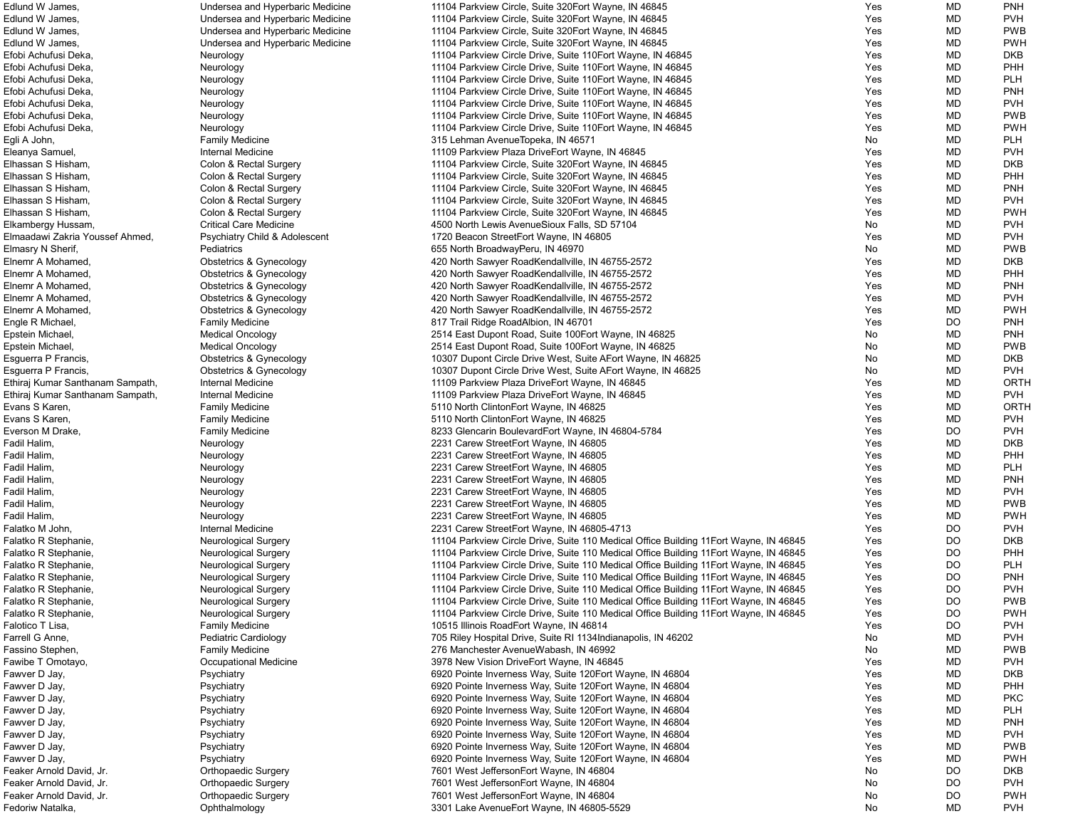| | | | | | |
|---|---|---|---|---|---|
| Edlund W James, | Undersea and Hyperbaric Medicine | 11104 Parkview Circle, Suite 320Fort Wayne, IN 46845 | Yes | MD | PNH |
| Edlund W James, | Undersea and Hyperbaric Medicine | 11104 Parkview Circle, Suite 320Fort Wayne, IN 46845 | Yes | MD | PVH |
| Edlund W James, | Undersea and Hyperbaric Medicine | 11104 Parkview Circle, Suite 320Fort Wayne, IN 46845 | Yes | MD | PWB |
| Edlund W James, | Undersea and Hyperbaric Medicine | 11104 Parkview Circle, Suite 320Fort Wayne, IN 46845 | Yes | MD | PWH |
| Efobi Achufusi Deka, | Neurology | 11104 Parkview Circle Drive, Suite 110Fort Wayne, IN 46845 | Yes | MD | DKB |
| Efobi Achufusi Deka, | Neurology | 11104 Parkview Circle Drive, Suite 110Fort Wayne, IN 46845 | Yes | MD | PHH |
| Efobi Achufusi Deka, | Neurology | 11104 Parkview Circle Drive, Suite 110Fort Wayne, IN 46845 | Yes | MD | PLH |
| Efobi Achufusi Deka, | Neurology | 11104 Parkview Circle Drive, Suite 110Fort Wayne, IN 46845 | Yes | MD | PNH |
| Efobi Achufusi Deka, | Neurology | 11104 Parkview Circle Drive, Suite 110Fort Wayne, IN 46845 | Yes | MD | PVH |
| Efobi Achufusi Deka, | Neurology | 11104 Parkview Circle Drive, Suite 110Fort Wayne, IN 46845 | Yes | MD | PWB |
| Efobi Achufusi Deka, | Neurology | 11104 Parkview Circle Drive, Suite 110Fort Wayne, IN 46845 | Yes | MD | PWH |
| Egli A John, | Family Medicine | 315 Lehman AvenueTopeka, IN 46571 | No | MD | PLH |
| Eleanya Samuel, | Internal Medicine | 11109 Parkview Plaza DriveFort Wayne, IN 46845 | Yes | MD | PVH |
| Elhassan S Hisham, | Colon & Rectal Surgery | 11104 Parkview Circle, Suite 320Fort Wayne, IN 46845 | Yes | MD | DKB |
| Elhassan S Hisham, | Colon & Rectal Surgery | 11104 Parkview Circle, Suite 320Fort Wayne, IN 46845 | Yes | MD | PHH |
| Elhassan S Hisham, | Colon & Rectal Surgery | 11104 Parkview Circle, Suite 320Fort Wayne, IN 46845 | Yes | MD | PNH |
| Elhassan S Hisham, | Colon & Rectal Surgery | 11104 Parkview Circle, Suite 320Fort Wayne, IN 46845 | Yes | MD | PVH |
| Elhassan S Hisham, | Colon & Rectal Surgery | 11104 Parkview Circle, Suite 320Fort Wayne, IN 46845 | Yes | MD | PWH |
| Elkambergy Hussam, | Critical Care Medicine | 4500 North Lewis AvenueSioux Falls, SD 57104 | No | MD | PVH |
| Elmaadawi Zakria Youssef Ahmed, | Psychiatry Child & Adolescent | 1720 Beacon StreetFort Wayne, IN 46805 | Yes | MD | PVH |
| Elmasry N Sherif, | Pediatrics | 655 North BroadwayPeru, IN 46970 | No | MD | PWB |
| Elnemr A Mohamed, | Obstetrics & Gynecology | 420 North Sawyer RoadKendallville, IN 46755-2572 | Yes | MD | DKB |
| Elnemr A Mohamed, | Obstetrics & Gynecology | 420 North Sawyer RoadKendallville, IN 46755-2572 | Yes | MD | PHH |
| Elnemr A Mohamed, | Obstetrics & Gynecology | 420 North Sawyer RoadKendallville, IN 46755-2572 | Yes | MD | PNH |
| Elnemr A Mohamed, | Obstetrics & Gynecology | 420 North Sawyer RoadKendallville, IN 46755-2572 | Yes | MD | PVH |
| Elnemr A Mohamed, | Obstetrics & Gynecology | 420 North Sawyer RoadKendallville, IN 46755-2572 | Yes | MD | PWH |
| Engle R Michael, | Family Medicine | 817 Trail Ridge RoadAlbion, IN 46701 | Yes | DO | PNH |
| Epstein Michael, | Medical Oncology | 2514 East Dupont Road, Suite 100Fort Wayne, IN 46825 | No | MD | PNH |
| Epstein Michael, | Medical Oncology | 2514 East Dupont Road, Suite 100Fort Wayne, IN 46825 | No | MD | PWB |
| Esguerra P Francis, | Obstetrics & Gynecology | 10307 Dupont Circle Drive West, Suite AFort Wayne, IN 46825 | No | MD | DKB |
| Esguerra P Francis, | Obstetrics & Gynecology | 10307 Dupont Circle Drive West, Suite AFort Wayne, IN 46825 | No | MD | PVH |
| Ethiraj Kumar Santhanam Sampath, | Internal Medicine | 11109 Parkview Plaza DriveFort Wayne, IN 46845 | Yes | MD | ORTH |
| Ethiraj Kumar Santhanam Sampath, | Internal Medicine | 11109 Parkview Plaza DriveFort Wayne, IN 46845 | Yes | MD | PVH |
| Evans S Karen, | Family Medicine | 5110 North ClintonFort Wayne, IN 46825 | Yes | MD | ORTH |
| Evans S Karen, | Family Medicine | 5110 North ClintonFort Wayne, IN 46825 | Yes | MD | PVH |
| Everson M Drake, | Family Medicine | 8233 Glencarin BoulevardFort Wayne, IN 46804-5784 | Yes | DO | PVH |
| Fadil Halim, | Neurology | 2231 Carew StreetFort Wayne, IN 46805 | Yes | MD | DKB |
| Fadil Halim, | Neurology | 2231 Carew StreetFort Wayne, IN 46805 | Yes | MD | PHH |
| Fadil Halim, | Neurology | 2231 Carew StreetFort Wayne, IN 46805 | Yes | MD | PLH |
| Fadil Halim, | Neurology | 2231 Carew StreetFort Wayne, IN 46805 | Yes | MD | PNH |
| Fadil Halim, | Neurology | 2231 Carew StreetFort Wayne, IN 46805 | Yes | MD | PVH |
| Fadil Halim, | Neurology | 2231 Carew StreetFort Wayne, IN 46805 | Yes | MD | PWB |
| Fadil Halim, | Neurology | 2231 Carew StreetFort Wayne, IN 46805 | Yes | MD | PWH |
| Falatko M John, | Internal Medicine | 2231 Carew StreetFort Wayne, IN 46805-4713 | Yes | DO | PVH |
| Falatko R Stephanie, | Neurological Surgery | 11104 Parkview Circle Drive, Suite 110 Medical Office Building 11Fort Wayne, IN 46845 | Yes | DO | DKB |
| Falatko R Stephanie, | Neurological Surgery | 11104 Parkview Circle Drive, Suite 110 Medical Office Building 11Fort Wayne, IN 46845 | Yes | DO | PHH |
| Falatko R Stephanie, | Neurological Surgery | 11104 Parkview Circle Drive, Suite 110 Medical Office Building 11Fort Wayne, IN 46845 | Yes | DO | PLH |
| Falatko R Stephanie, | Neurological Surgery | 11104 Parkview Circle Drive, Suite 110 Medical Office Building 11Fort Wayne, IN 46845 | Yes | DO | PNH |
| Falatko R Stephanie, | Neurological Surgery | 11104 Parkview Circle Drive, Suite 110 Medical Office Building 11Fort Wayne, IN 46845 | Yes | DO | PVH |
| Falatko R Stephanie, | Neurological Surgery | 11104 Parkview Circle Drive, Suite 110 Medical Office Building 11Fort Wayne, IN 46845 | Yes | DO | PWB |
| Falatko R Stephanie, | Neurological Surgery | 11104 Parkview Circle Drive, Suite 110 Medical Office Building 11Fort Wayne, IN 46845 | Yes | DO | PWH |
| Falotico T Lisa, | Family Medicine | 10515 Illinois RoadFort Wayne, IN 46814 | Yes | DO | PVH |
| Farrell G Anne, | Pediatric Cardiology | 705 Riley Hospital Drive, Suite RI 1134Indianapolis, IN 46202 | No | MD | PVH |
| Fassino Stephen, | Family Medicine | 276 Manchester AvenueWabash, IN 46992 | No | MD | PWB |
| Fawibe T Omotayo, | Occupational Medicine | 3978 New Vision DriveFort Wayne, IN 46845 | Yes | MD | PVH |
| Fawver D Jay, | Psychiatry | 6920 Pointe Inverness Way, Suite 120Fort Wayne, IN 46804 | Yes | MD | DKB |
| Fawver D Jay, | Psychiatry | 6920 Pointe Inverness Way, Suite 120Fort Wayne, IN 46804 | Yes | MD | PHH |
| Fawver D Jay, | Psychiatry | 6920 Pointe Inverness Way, Suite 120Fort Wayne, IN 46804 | Yes | MD | PKC |
| Fawver D Jay, | Psychiatry | 6920 Pointe Inverness Way, Suite 120Fort Wayne, IN 46804 | Yes | MD | PLH |
| Fawver D Jay, | Psychiatry | 6920 Pointe Inverness Way, Suite 120Fort Wayne, IN 46804 | Yes | MD | PNH |
| Fawver D Jay, | Psychiatry | 6920 Pointe Inverness Way, Suite 120Fort Wayne, IN 46804 | Yes | MD | PVH |
| Fawver D Jay, | Psychiatry | 6920 Pointe Inverness Way, Suite 120Fort Wayne, IN 46804 | Yes | MD | PWB |
| Fawver D Jay, | Psychiatry | 6920 Pointe Inverness Way, Suite 120Fort Wayne, IN 46804 | Yes | MD | PWH |
| Feaker Arnold David, Jr. | Orthopaedic Surgery | 7601 West JeffersonFort Wayne, IN 46804 | No | DO | DKB |
| Feaker Arnold David, Jr. | Orthopaedic Surgery | 7601 West JeffersonFort Wayne, IN 46804 | No | DO | PVH |
| Feaker Arnold David, Jr. | Orthopaedic Surgery | 7601 West JeffersonFort Wayne, IN 46804 | No | DO | PWH |
| Fedoriw Natalka, | Ophthalmology | 3301 Lake AvenueFort Wayne, IN 46805-5529 | No | MD | PVH |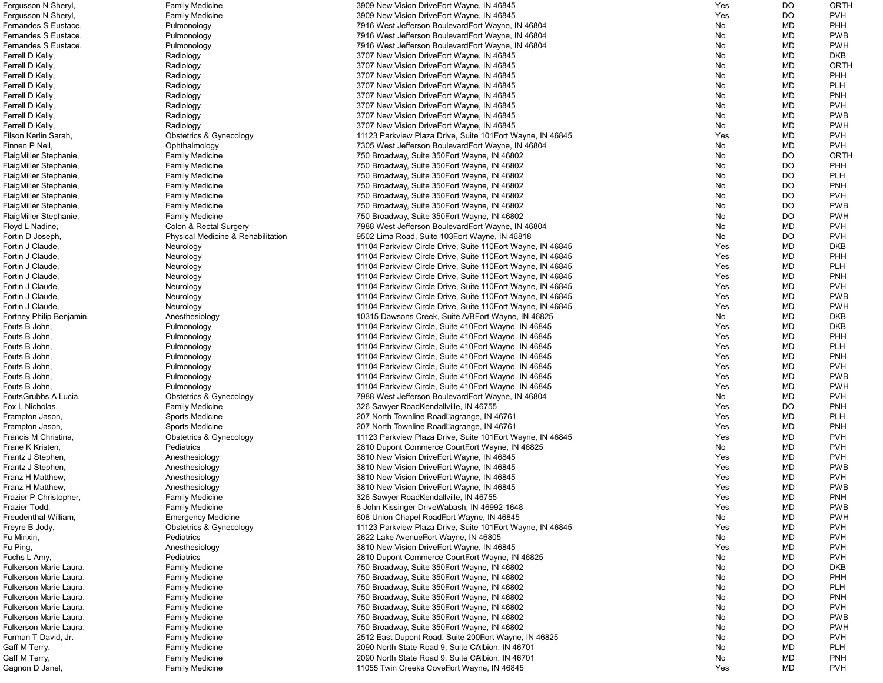| | | | | | |
|---|---|---|---|---|---|
| Fergusson N Sheryl, | Family Medicine | 3909 New Vision DriveFort Wayne, IN 46845 | Yes | DO | ORTH |
| Fergusson N Sheryl, | Family Medicine | 3909 New Vision DriveFort Wayne, IN 46845 | Yes | DO | PVH |
| Fernandes S Eustace, | Pulmonology | 7916 West Jefferson BoulevardFort Wayne, IN 46804 | No | MD | PHH |
| Fernandes S Eustace, | Pulmonology | 7916 West Jefferson BoulevardFort Wayne, IN 46804 | No | MD | PWB |
| Fernandes S Eustace, | Pulmonology | 7916 West Jefferson BoulevardFort Wayne, IN 46804 | No | MD | PWH |
| Ferrell D Kelly, | Radiology | 3707 New Vision DriveFort Wayne, IN 46845 | No | MD | DKB |
| Ferrell D Kelly, | Radiology | 3707 New Vision DriveFort Wayne, IN 46845 | No | MD | ORTH |
| Ferrell D Kelly, | Radiology | 3707 New Vision DriveFort Wayne, IN 46845 | No | MD | PHH |
| Ferrell D Kelly, | Radiology | 3707 New Vision DriveFort Wayne, IN 46845 | No | MD | PLH |
| Ferrell D Kelly, | Radiology | 3707 New Vision DriveFort Wayne, IN 46845 | No | MD | PNH |
| Ferrell D Kelly, | Radiology | 3707 New Vision DriveFort Wayne, IN 46845 | No | MD | PVH |
| Ferrell D Kelly, | Radiology | 3707 New Vision DriveFort Wayne, IN 46845 | No | MD | PWB |
| Ferrell D Kelly, | Radiology | 3707 New Vision DriveFort Wayne, IN 46845 | No | MD | PWH |
| Filson Kerlin Sarah, | Obstetrics & Gynecology | 11123 Parkview Plaza Drive, Suite 101Fort Wayne, IN 46845 | Yes | MD | PVH |
| Finnen P Neil, | Ophthalmology | 7305 West Jefferson BoulevardFort Wayne, IN 46804 | No | MD | PVH |
| FlaigMiller Stephanie, | Family Medicine | 750 Broadway, Suite 350Fort Wayne, IN 46802 | No | DO | ORTH |
| FlaigMiller Stephanie, | Family Medicine | 750 Broadway, Suite 350Fort Wayne, IN 46802 | No | DO | PHH |
| FlaigMiller Stephanie, | Family Medicine | 750 Broadway, Suite 350Fort Wayne, IN 46802 | No | DO | PLH |
| FlaigMiller Stephanie, | Family Medicine | 750 Broadway, Suite 350Fort Wayne, IN 46802 | No | DO | PNH |
| FlaigMiller Stephanie, | Family Medicine | 750 Broadway, Suite 350Fort Wayne, IN 46802 | No | DO | PVH |
| FlaigMiller Stephanie, | Family Medicine | 750 Broadway, Suite 350Fort Wayne, IN 46802 | No | DO | PWB |
| FlaigMiller Stephanie, | Family Medicine | 750 Broadway, Suite 350Fort Wayne, IN 46802 | No | DO | PWH |
| Floyd L Nadine, | Colon & Rectal Surgery | 7988 West Jefferson BoulevardFort Wayne, IN 46804 | No | MD | PVH |
| Fortin D Joseph, | Physical Medicine & Rehabilitation | 9502 Lima Road, Suite 103Fort Wayne, IN 46818 | No | DO | PVH |
| Fortin J Claude, | Neurology | 11104 Parkview Circle Drive, Suite 110Fort Wayne, IN 46845 | Yes | MD | DKB |
| Fortin J Claude, | Neurology | 11104 Parkview Circle Drive, Suite 110Fort Wayne, IN 46845 | Yes | MD | PHH |
| Fortin J Claude, | Neurology | 11104 Parkview Circle Drive, Suite 110Fort Wayne, IN 46845 | Yes | MD | PLH |
| Fortin J Claude, | Neurology | 11104 Parkview Circle Drive, Suite 110Fort Wayne, IN 46845 | Yes | MD | PNH |
| Fortin J Claude, | Neurology | 11104 Parkview Circle Drive, Suite 110Fort Wayne, IN 46845 | Yes | MD | PVH |
| Fortin J Claude, | Neurology | 11104 Parkview Circle Drive, Suite 110Fort Wayne, IN 46845 | Yes | MD | PWB |
| Fortin J Claude, | Neurology | 11104 Parkview Circle Drive, Suite 110Fort Wayne, IN 46845 | Yes | MD | PWH |
| Fortney Philip Benjamin, | Anesthesiology | 10315 Dawsons Creek, Suite A/BFort Wayne, IN 46825 | No | MD | DKB |
| Fouts B John, | Pulmonology | 11104 Parkview Circle, Suite 410Fort Wayne, IN 46845 | Yes | MD | DKB |
| Fouts B John, | Pulmonology | 11104 Parkview Circle, Suite 410Fort Wayne, IN 46845 | Yes | MD | PHH |
| Fouts B John, | Pulmonology | 11104 Parkview Circle, Suite 410Fort Wayne, IN 46845 | Yes | MD | PLH |
| Fouts B John, | Pulmonology | 11104 Parkview Circle, Suite 410Fort Wayne, IN 46845 | Yes | MD | PNH |
| Fouts B John, | Pulmonology | 11104 Parkview Circle, Suite 410Fort Wayne, IN 46845 | Yes | MD | PVH |
| Fouts B John, | Pulmonology | 11104 Parkview Circle, Suite 410Fort Wayne, IN 46845 | Yes | MD | PWB |
| Fouts B John, | Pulmonology | 11104 Parkview Circle, Suite 410Fort Wayne, IN 46845 | Yes | MD | PWH |
| FoutsGrubbs A Lucia, | Obstetrics & Gynecology | 7988 West Jefferson BoulevardFort Wayne, IN 46804 | No | MD | PVH |
| Fox L Nicholas, | Family Medicine | 326 Sawyer RoadKendallville, IN 46755 | Yes | DO | PNH |
| Frampton Jason, | Sports Medicine | 207 North Townline RoadLagrange, IN 46761 | Yes | MD | PLH |
| Frampton Jason, | Sports Medicine | 207 North Townline RoadLagrange, IN 46761 | Yes | MD | PNH |
| Francis M Christina, | Obstetrics & Gynecology | 11123 Parkview Plaza Drive, Suite 101Fort Wayne, IN 46845 | Yes | MD | PVH |
| Frane K Kristen, | Pediatrics | 2810 Dupont Commerce CourtFort Wayne, IN 46825 | No | MD | PVH |
| Frantz J Stephen, | Anesthesiology | 3810 New Vision DriveFort Wayne, IN 46845 | Yes | MD | PVH |
| Frantz J Stephen, | Anesthesiology | 3810 New Vision DriveFort Wayne, IN 46845 | Yes | MD | PWB |
| Franz H Matthew, | Anesthesiology | 3810 New Vision DriveFort Wayne, IN 46845 | Yes | MD | PVH |
| Franz H Matthew, | Anesthesiology | 3810 New Vision DriveFort Wayne, IN 46845 | Yes | MD | PWB |
| Frazier P Christopher, | Family Medicine | 326 Sawyer RoadKendallville, IN 46755 | Yes | MD | PNH |
| Frazier Todd, | Family Medicine | 8 John Kissinger DriveWabash, IN 46992-1648 | Yes | MD | PWB |
| Freudenthal William, | Emergency Medicine | 608 Union Chapel RoadFort Wayne, IN 46845 | No | MD | PWH |
| Freyre B Jody, | Obstetrics & Gynecology | 11123 Parkview Plaza Drive, Suite 101Fort Wayne, IN 46845 | Yes | MD | PVH |
| Fu Minxin, | Pediatrics | 2622 Lake AvenueFort Wayne, IN 46805 | No | MD | PVH |
| Fu Ping, | Anesthesiology | 3810 New Vision DriveFort Wayne, IN 46845 | Yes | MD | PVH |
| Fuchs L Amy, | Pediatrics | 2810 Dupont Commerce CourtFort Wayne, IN 46825 | No | MD | PVH |
| Fulkerson Marie Laura, | Family Medicine | 750 Broadway, Suite 350Fort Wayne, IN 46802 | No | DO | DKB |
| Fulkerson Marie Laura, | Family Medicine | 750 Broadway, Suite 350Fort Wayne, IN 46802 | No | DO | PHH |
| Fulkerson Marie Laura, | Family Medicine | 750 Broadway, Suite 350Fort Wayne, IN 46802 | No | DO | PLH |
| Fulkerson Marie Laura, | Family Medicine | 750 Broadway, Suite 350Fort Wayne, IN 46802 | No | DO | PNH |
| Fulkerson Marie Laura, | Family Medicine | 750 Broadway, Suite 350Fort Wayne, IN 46802 | No | DO | PVH |
| Fulkerson Marie Laura, | Family Medicine | 750 Broadway, Suite 350Fort Wayne, IN 46802 | No | DO | PWB |
| Fulkerson Marie Laura, | Family Medicine | 750 Broadway, Suite 350Fort Wayne, IN 46802 | No | DO | PWH |
| Furman T David, Jr. | Family Medicine | 2512 East Dupont Road, Suite 200Fort Wayne, IN 46825 | No | DO | PVH |
| Gaff M Terry, | Family Medicine | 2090 North State Road 9, Suite CAlbion, IN 46701 | No | MD | PLH |
| Gaff M Terry, | Family Medicine | 2090 North State Road 9, Suite CAlbion, IN 46701 | No | MD | PNH |
| Gagnon D Janel, | Family Medicine | 11055 Twin Creeks CoveFort Wayne, IN 46845 | Yes | MD | PVH |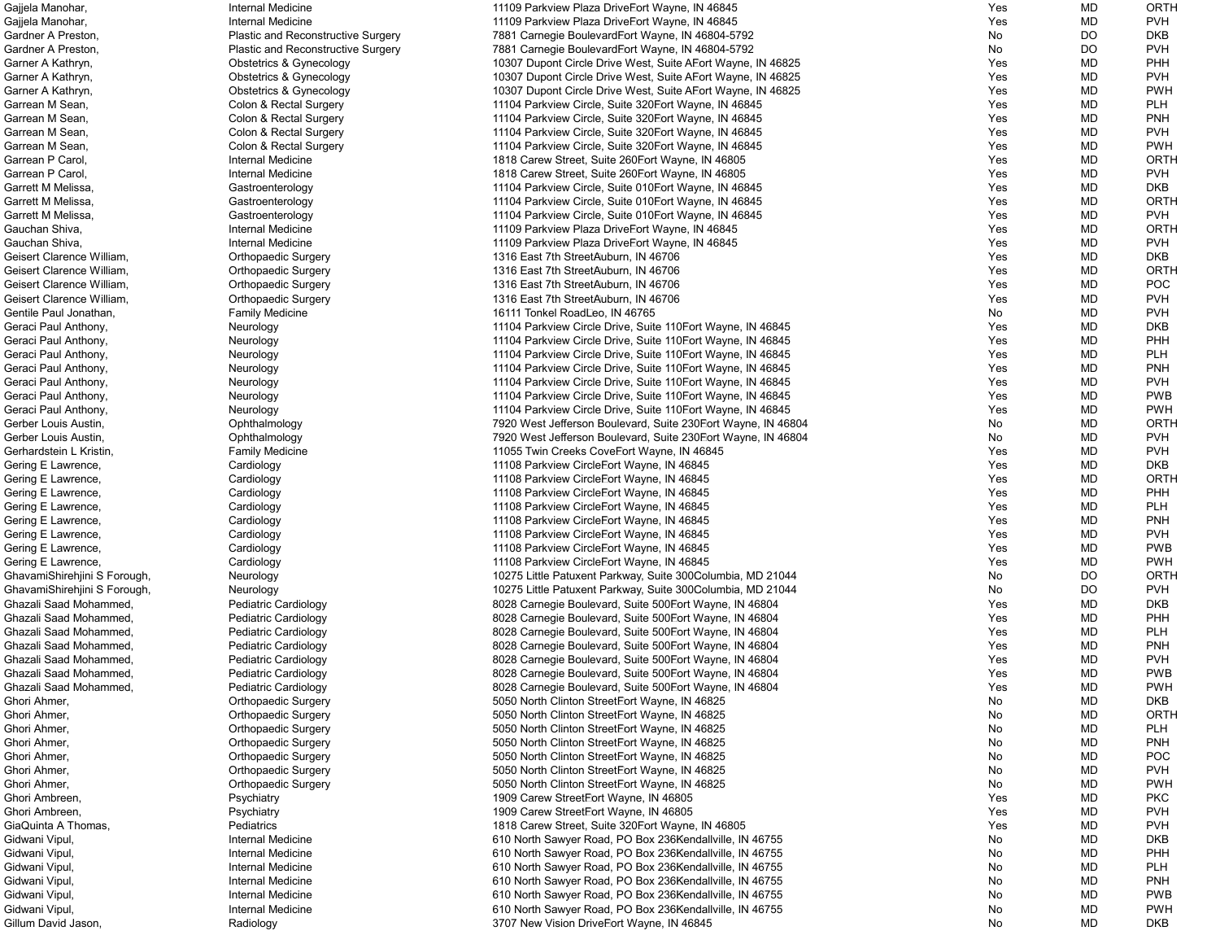| | | | | | |
|---|---|---|---|---|---|
| Gajjela Manohar, | Internal Medicine | 11109 Parkview Plaza DriveFort Wayne, IN 46845 | Yes | MD | ORTH |
| Gajjela Manohar, | Internal Medicine | 11109 Parkview Plaza DriveFort Wayne, IN 46845 | Yes | MD | PVH |
| Gardner A Preston, | Plastic and Reconstructive Surgery | 7881 Carnegie BoulevardFort Wayne, IN 46804-5792 | No | DO | DKB |
| Gardner A Preston, | Plastic and Reconstructive Surgery | 7881 Carnegie BoulevardFort Wayne, IN 46804-5792 | No | DO | PVH |
| Garner A Kathryn, | Obstetrics & Gynecology | 10307 Dupont Circle Drive West, Suite AFort Wayne, IN 46825 | Yes | MD | PHH |
| Garner A Kathryn, | Obstetrics & Gynecology | 10307 Dupont Circle Drive West, Suite AFort Wayne, IN 46825 | Yes | MD | PVH |
| Garner A Kathryn, | Obstetrics & Gynecology | 10307 Dupont Circle Drive West, Suite AFort Wayne, IN 46825 | Yes | MD | PWH |
| Garrean M Sean, | Colon & Rectal Surgery | 11104 Parkview Circle, Suite 320Fort Wayne, IN 46845 | Yes | MD | PLH |
| Garrean M Sean, | Colon & Rectal Surgery | 11104 Parkview Circle, Suite 320Fort Wayne, IN 46845 | Yes | MD | PNH |
| Garrean M Sean, | Colon & Rectal Surgery | 11104 Parkview Circle, Suite 320Fort Wayne, IN 46845 | Yes | MD | PVH |
| Garrean M Sean, | Colon & Rectal Surgery | 11104 Parkview Circle, Suite 320Fort Wayne, IN 46845 | Yes | MD | PWH |
| Garrean P Carol, | Internal Medicine | 1818 Carew Street, Suite 260Fort Wayne, IN 46805 | Yes | MD | ORTH |
| Garrean P Carol, | Internal Medicine | 1818 Carew Street, Suite 260Fort Wayne, IN 46805 | Yes | MD | PVH |
| Garrett M Melissa, | Gastroenterology | 11104 Parkview Circle, Suite 010Fort Wayne, IN 46845 | Yes | MD | DKB |
| Garrett M Melissa, | Gastroenterology | 11104 Parkview Circle, Suite 010Fort Wayne, IN 46845 | Yes | MD | ORTH |
| Garrett M Melissa, | Gastroenterology | 11104 Parkview Circle, Suite 010Fort Wayne, IN 46845 | Yes | MD | PVH |
| Gauchan Shiva, | Internal Medicine | 11109 Parkview Plaza DriveFort Wayne, IN 46845 | Yes | MD | ORTH |
| Gauchan Shiva, | Internal Medicine | 11109 Parkview Plaza DriveFort Wayne, IN 46845 | Yes | MD | PVH |
| Geisert Clarence William, | Orthopaedic Surgery | 1316 East 7th StreetAuburn, IN 46706 | Yes | MD | DKB |
| Geisert Clarence William, | Orthopaedic Surgery | 1316 East 7th StreetAuburn, IN 46706 | Yes | MD | ORTH |
| Geisert Clarence William, | Orthopaedic Surgery | 1316 East 7th StreetAuburn, IN 46706 | Yes | MD | POC |
| Geisert Clarence William, | Orthopaedic Surgery | 1316 East 7th StreetAuburn, IN 46706 | Yes | MD | PVH |
| Gentile Paul Jonathan, | Family Medicine | 16111 Tonkel RoadLeo, IN 46765 | No | MD | PVH |
| Geraci Paul Anthony, | Neurology | 11104 Parkview Circle Drive, Suite 110Fort Wayne, IN 46845 | Yes | MD | DKB |
| Geraci Paul Anthony, | Neurology | 11104 Parkview Circle Drive, Suite 110Fort Wayne, IN 46845 | Yes | MD | PHH |
| Geraci Paul Anthony, | Neurology | 11104 Parkview Circle Drive, Suite 110Fort Wayne, IN 46845 | Yes | MD | PLH |
| Geraci Paul Anthony, | Neurology | 11104 Parkview Circle Drive, Suite 110Fort Wayne, IN 46845 | Yes | MD | PNH |
| Geraci Paul Anthony, | Neurology | 11104 Parkview Circle Drive, Suite 110Fort Wayne, IN 46845 | Yes | MD | PVH |
| Geraci Paul Anthony, | Neurology | 11104 Parkview Circle Drive, Suite 110Fort Wayne, IN 46845 | Yes | MD | PWB |
| Geraci Paul Anthony, | Neurology | 11104 Parkview Circle Drive, Suite 110Fort Wayne, IN 46845 | Yes | MD | PWH |
| Gerber Louis Austin, | Ophthalmology | 7920 West Jefferson Boulevard, Suite 230Fort Wayne, IN 46804 | No | MD | ORTH |
| Gerber Louis Austin, | Ophthalmology | 7920 West Jefferson Boulevard, Suite 230Fort Wayne, IN 46804 | No | MD | PVH |
| Gerhardstein L Kristin, | Family Medicine | 11055 Twin Creeks CoveFort Wayne, IN 46845 | Yes | MD | PVH |
| Gering E Lawrence, | Cardiology | 11108 Parkview CircleFort Wayne, IN 46845 | Yes | MD | DKB |
| Gering E Lawrence, | Cardiology | 11108 Parkview CircleFort Wayne, IN 46845 | Yes | MD | ORTH |
| Gering E Lawrence, | Cardiology | 11108 Parkview CircleFort Wayne, IN 46845 | Yes | MD | PHH |
| Gering E Lawrence, | Cardiology | 11108 Parkview CircleFort Wayne, IN 46845 | Yes | MD | PLH |
| Gering E Lawrence, | Cardiology | 11108 Parkview CircleFort Wayne, IN 46845 | Yes | MD | PNH |
| Gering E Lawrence, | Cardiology | 11108 Parkview CircleFort Wayne, IN 46845 | Yes | MD | PVH |
| Gering E Lawrence, | Cardiology | 11108 Parkview CircleFort Wayne, IN 46845 | Yes | MD | PWB |
| Gering E Lawrence, | Cardiology | 11108 Parkview CircleFort Wayne, IN 46845 | Yes | MD | PWH |
| GhavamiShirehjini S Forough, | Neurology | 10275 Little Patuxent Parkway, Suite 300Columbia, MD 21044 | No | DO | ORTH |
| GhavamiShirehjini S Forough, | Neurology | 10275 Little Patuxent Parkway, Suite 300Columbia, MD 21044 | No | DO | PVH |
| Ghazali Saad Mohammed, | Pediatric Cardiology | 8028 Carnegie Boulevard, Suite 500Fort Wayne, IN 46804 | Yes | MD | DKB |
| Ghazali Saad Mohammed, | Pediatric Cardiology | 8028 Carnegie Boulevard, Suite 500Fort Wayne, IN 46804 | Yes | MD | PHH |
| Ghazali Saad Mohammed, | Pediatric Cardiology | 8028 Carnegie Boulevard, Suite 500Fort Wayne, IN 46804 | Yes | MD | PLH |
| Ghazali Saad Mohammed, | Pediatric Cardiology | 8028 Carnegie Boulevard, Suite 500Fort Wayne, IN 46804 | Yes | MD | PNH |
| Ghazali Saad Mohammed, | Pediatric Cardiology | 8028 Carnegie Boulevard, Suite 500Fort Wayne, IN 46804 | Yes | MD | PVH |
| Ghazali Saad Mohammed, | Pediatric Cardiology | 8028 Carnegie Boulevard, Suite 500Fort Wayne, IN 46804 | Yes | MD | PWB |
| Ghazali Saad Mohammed, | Pediatric Cardiology | 8028 Carnegie Boulevard, Suite 500Fort Wayne, IN 46804 | Yes | MD | PWH |
| Ghori Ahmer, | Orthopaedic Surgery | 5050 North Clinton StreetFort Wayne, IN 46825 | No | MD | DKB |
| Ghori Ahmer, | Orthopaedic Surgery | 5050 North Clinton StreetFort Wayne, IN 46825 | No | MD | ORTH |
| Ghori Ahmer, | Orthopaedic Surgery | 5050 North Clinton StreetFort Wayne, IN 46825 | No | MD | PLH |
| Ghori Ahmer, | Orthopaedic Surgery | 5050 North Clinton StreetFort Wayne, IN 46825 | No | MD | PNH |
| Ghori Ahmer, | Orthopaedic Surgery | 5050 North Clinton StreetFort Wayne, IN 46825 | No | MD | POC |
| Ghori Ahmer, | Orthopaedic Surgery | 5050 North Clinton StreetFort Wayne, IN 46825 | No | MD | PVH |
| Ghori Ahmer, | Orthopaedic Surgery | 5050 North Clinton StreetFort Wayne, IN 46825 | No | MD | PWH |
| Ghori Ambreen, | Psychiatry | 1909 Carew StreetFort Wayne, IN 46805 | Yes | MD | PKC |
| Ghori Ambreen, | Psychiatry | 1909 Carew StreetFort Wayne, IN 46805 | Yes | MD | PVH |
| GiaQuinta A Thomas, | Pediatrics | 1818 Carew Street, Suite 320Fort Wayne, IN 46805 | Yes | MD | PVH |
| Gidwani Vipul, | Internal Medicine | 610 North Sawyer Road, PO Box 236Kendallville, IN 46755 | No | MD | DKB |
| Gidwani Vipul, | Internal Medicine | 610 North Sawyer Road, PO Box 236Kendallville, IN 46755 | No | MD | PHH |
| Gidwani Vipul, | Internal Medicine | 610 North Sawyer Road, PO Box 236Kendallville, IN 46755 | No | MD | PLH |
| Gidwani Vipul, | Internal Medicine | 610 North Sawyer Road, PO Box 236Kendallville, IN 46755 | No | MD | PNH |
| Gidwani Vipul, | Internal Medicine | 610 North Sawyer Road, PO Box 236Kendallville, IN 46755 | No | MD | PWB |
| Gidwani Vipul, | Internal Medicine | 610 North Sawyer Road, PO Box 236Kendallville, IN 46755 | No | MD | PWH |
| Gillum David Jason, | Radiology | 3707 New Vision DriveFort Wayne, IN 46845 | No | MD | DKB |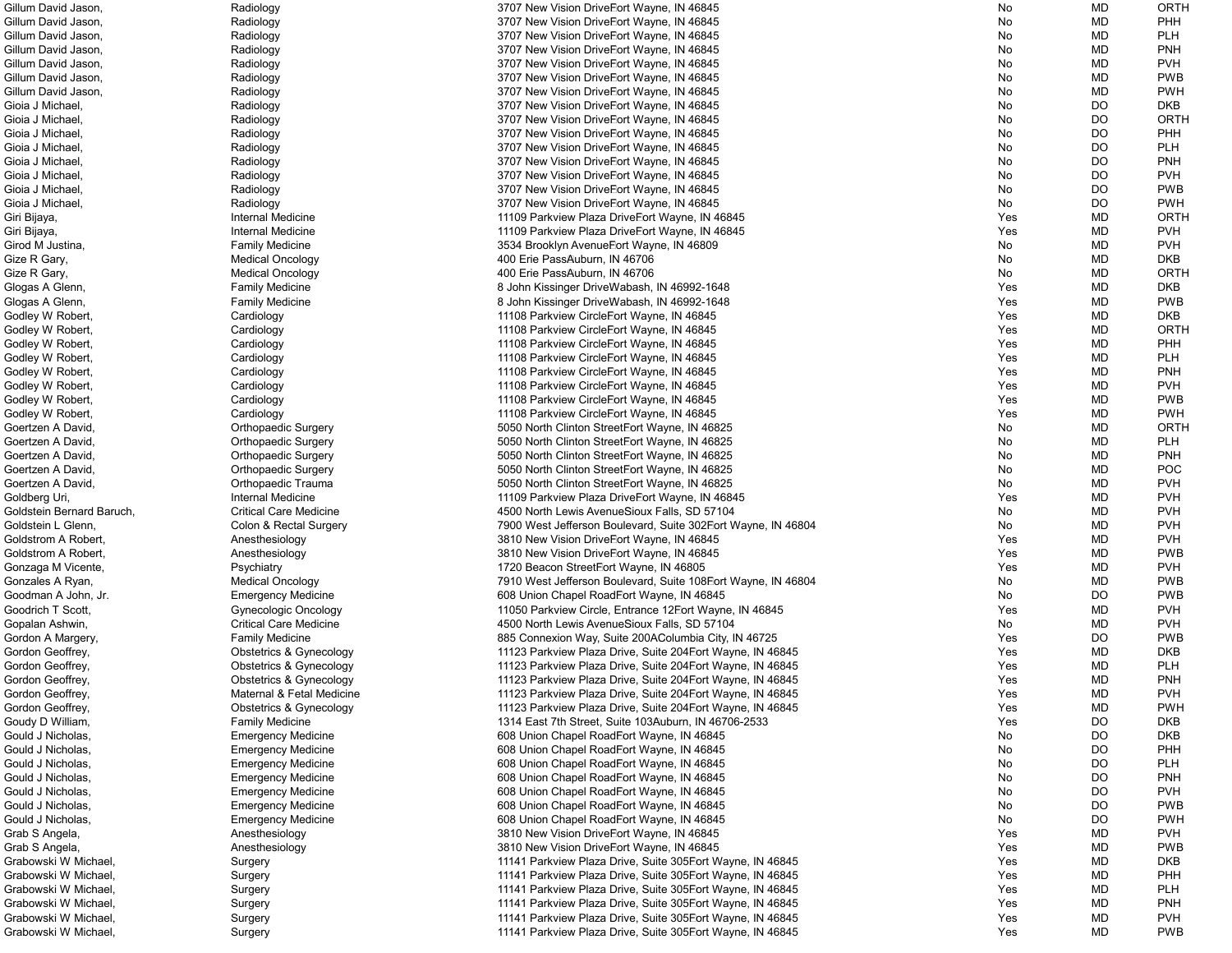| | | | | | |
|---|---|---|---|---|---|
| Gillum David Jason, | Radiology | 3707 New Vision DriveFort Wayne, IN 46845 | No | MD | ORTH |
| Gillum David Jason, | Radiology | 3707 New Vision DriveFort Wayne, IN 46845 | No | MD | PHH |
| Gillum David Jason, | Radiology | 3707 New Vision DriveFort Wayne, IN 46845 | No | MD | PLH |
| Gillum David Jason, | Radiology | 3707 New Vision DriveFort Wayne, IN 46845 | No | MD | PNH |
| Gillum David Jason, | Radiology | 3707 New Vision DriveFort Wayne, IN 46845 | No | MD | PVH |
| Gillum David Jason, | Radiology | 3707 New Vision DriveFort Wayne, IN 46845 | No | MD | PWB |
| Gillum David Jason, | Radiology | 3707 New Vision DriveFort Wayne, IN 46845 | No | MD | PWH |
| Gioia J Michael, | Radiology | 3707 New Vision DriveFort Wayne, IN 46845 | No | DO | DKB |
| Gioia J Michael, | Radiology | 3707 New Vision DriveFort Wayne, IN 46845 | No | DO | ORTH |
| Gioia J Michael, | Radiology | 3707 New Vision DriveFort Wayne, IN 46845 | No | DO | PHH |
| Gioia J Michael, | Radiology | 3707 New Vision DriveFort Wayne, IN 46845 | No | DO | PLH |
| Gioia J Michael, | Radiology | 3707 New Vision DriveFort Wayne, IN 46845 | No | DO | PNH |
| Gioia J Michael, | Radiology | 3707 New Vision DriveFort Wayne, IN 46845 | No | DO | PVH |
| Gioia J Michael, | Radiology | 3707 New Vision DriveFort Wayne, IN 46845 | No | DO | PWB |
| Gioia J Michael, | Radiology | 3707 New Vision DriveFort Wayne, IN 46845 | No | DO | PWH |
| Giri Bijaya, | Internal Medicine | 11109 Parkview Plaza DriveFort Wayne, IN 46845 | Yes | MD | ORTH |
| Giri Bijaya, | Internal Medicine | 11109 Parkview Plaza DriveFort Wayne, IN 46845 | Yes | MD | PVH |
| Girod M Justina, | Family Medicine | 3534 Brooklyn AvenueFort Wayne, IN 46809 | No | MD | PVH |
| Gize R Gary, | Medical Oncology | 400 Erie PassAuburn, IN 46706 | No | MD | DKB |
| Gize R Gary, | Medical Oncology | 400 Erie PassAuburn, IN 46706 | No | MD | ORTH |
| Glogas A Glenn, | Family Medicine | 8 John Kissinger DriveWabash, IN 46992-1648 | Yes | MD | DKB |
| Glogas A Glenn, | Family Medicine | 8 John Kissinger DriveWabash, IN 46992-1648 | Yes | MD | PWB |
| Godley W Robert, | Cardiology | 11108 Parkview CircleFort Wayne, IN 46845 | Yes | MD | DKB |
| Godley W Robert, | Cardiology | 11108 Parkview CircleFort Wayne, IN 46845 | Yes | MD | ORTH |
| Godley W Robert, | Cardiology | 11108 Parkview CircleFort Wayne, IN 46845 | Yes | MD | PHH |
| Godley W Robert, | Cardiology | 11108 Parkview CircleFort Wayne, IN 46845 | Yes | MD | PLH |
| Godley W Robert, | Cardiology | 11108 Parkview CircleFort Wayne, IN 46845 | Yes | MD | PNH |
| Godley W Robert, | Cardiology | 11108 Parkview CircleFort Wayne, IN 46845 | Yes | MD | PVH |
| Godley W Robert, | Cardiology | 11108 Parkview CircleFort Wayne, IN 46845 | Yes | MD | PWB |
| Godley W Robert, | Cardiology | 11108 Parkview CircleFort Wayne, IN 46845 | Yes | MD | PWH |
| Goertzen A David, | Orthopaedic Surgery | 5050 North Clinton StreetFort Wayne, IN 46825 | No | MD | ORTH |
| Goertzen A David, | Orthopaedic Surgery | 5050 North Clinton StreetFort Wayne, IN 46825 | No | MD | PLH |
| Goertzen A David, | Orthopaedic Surgery | 5050 North Clinton StreetFort Wayne, IN 46825 | No | MD | PNH |
| Goertzen A David, | Orthopaedic Surgery | 5050 North Clinton StreetFort Wayne, IN 46825 | No | MD | POC |
| Goertzen A David, | Orthopaedic Trauma | 5050 North Clinton StreetFort Wayne, IN 46825 | No | MD | PVH |
| Goldberg Uri, | Internal Medicine | 11109 Parkview Plaza DriveFort Wayne, IN 46845 | Yes | MD | PVH |
| Goldstein Bernard Baruch, | Critical Care Medicine | 4500 North Lewis AvenueSioux Falls, SD 57104 | No | MD | PVH |
| Goldstein L Glenn, | Colon & Rectal Surgery | 7900 West Jefferson Boulevard, Suite 302Fort Wayne, IN 46804 | No | MD | PVH |
| Goldstrom A Robert, | Anesthesiology | 3810 New Vision DriveFort Wayne, IN 46845 | Yes | MD | PVH |
| Goldstrom A Robert, | Anesthesiology | 3810 New Vision DriveFort Wayne, IN 46845 | Yes | MD | PWB |
| Gonzaga M Vicente, | Psychiatry | 1720 Beacon StreetFort Wayne, IN 46805 | Yes | MD | PVH |
| Gonzales A Ryan, | Medical Oncology | 7910 West Jefferson Boulevard, Suite 108Fort Wayne, IN 46804 | No | MD | PWB |
| Goodman A John, Jr. | Emergency Medicine | 608 Union Chapel RoadFort Wayne, IN 46845 | No | DO | PWB |
| Goodrich T Scott, | Gynecologic Oncology | 11050 Parkview Circle, Entrance 12Fort Wayne, IN 46845 | Yes | MD | PVH |
| Gopalan Ashwin, | Critical Care Medicine | 4500 North Lewis AvenueSioux Falls, SD 57104 | No | MD | PVH |
| Gordon A Margery, | Family Medicine | 885 Connexion Way, Suite 200AColumbia City, IN 46725 | Yes | DO | PWB |
| Gordon Geoffrey, | Obstetrics & Gynecology | 11123 Parkview Plaza Drive, Suite 204Fort Wayne, IN 46845 | Yes | MD | DKB |
| Gordon Geoffrey, | Obstetrics & Gynecology | 11123 Parkview Plaza Drive, Suite 204Fort Wayne, IN 46845 | Yes | MD | PLH |
| Gordon Geoffrey, | Obstetrics & Gynecology | 11123 Parkview Plaza Drive, Suite 204Fort Wayne, IN 46845 | Yes | MD | PNH |
| Gordon Geoffrey, | Maternal & Fetal Medicine | 11123 Parkview Plaza Drive, Suite 204Fort Wayne, IN 46845 | Yes | MD | PVH |
| Gordon Geoffrey, | Obstetrics & Gynecology | 11123 Parkview Plaza Drive, Suite 204Fort Wayne, IN 46845 | Yes | MD | PWH |
| Goudy D William, | Family Medicine | 1314 East 7th Street, Suite 103Auburn, IN 46706-2533 | Yes | DO | DKB |
| Gould J Nicholas, | Emergency Medicine | 608 Union Chapel RoadFort Wayne, IN 46845 | No | DO | DKB |
| Gould J Nicholas, | Emergency Medicine | 608 Union Chapel RoadFort Wayne, IN 46845 | No | DO | PHH |
| Gould J Nicholas, | Emergency Medicine | 608 Union Chapel RoadFort Wayne, IN 46845 | No | DO | PLH |
| Gould J Nicholas, | Emergency Medicine | 608 Union Chapel RoadFort Wayne, IN 46845 | No | DO | PNH |
| Gould J Nicholas, | Emergency Medicine | 608 Union Chapel RoadFort Wayne, IN 46845 | No | DO | PVH |
| Gould J Nicholas, | Emergency Medicine | 608 Union Chapel RoadFort Wayne, IN 46845 | No | DO | PWB |
| Gould J Nicholas, | Emergency Medicine | 608 Union Chapel RoadFort Wayne, IN 46845 | No | DO | PWH |
| Grab S Angela, | Anesthesiology | 3810 New Vision DriveFort Wayne, IN 46845 | Yes | MD | PVH |
| Grab S Angela, | Anesthesiology | 3810 New Vision DriveFort Wayne, IN 46845 | Yes | MD | PWB |
| Grabowski W Michael, | Surgery | 11141 Parkview Plaza Drive, Suite 305Fort Wayne, IN 46845 | Yes | MD | DKB |
| Grabowski W Michael, | Surgery | 11141 Parkview Plaza Drive, Suite 305Fort Wayne, IN 46845 | Yes | MD | PHH |
| Grabowski W Michael, | Surgery | 11141 Parkview Plaza Drive, Suite 305Fort Wayne, IN 46845 | Yes | MD | PLH |
| Grabowski W Michael, | Surgery | 11141 Parkview Plaza Drive, Suite 305Fort Wayne, IN 46845 | Yes | MD | PNH |
| Grabowski W Michael, | Surgery | 11141 Parkview Plaza Drive, Suite 305Fort Wayne, IN 46845 | Yes | MD | PVH |
| Grabowski W Michael, | Surgery | 11141 Parkview Plaza Drive, Suite 305Fort Wayne, IN 46845 | Yes | MD | PWB |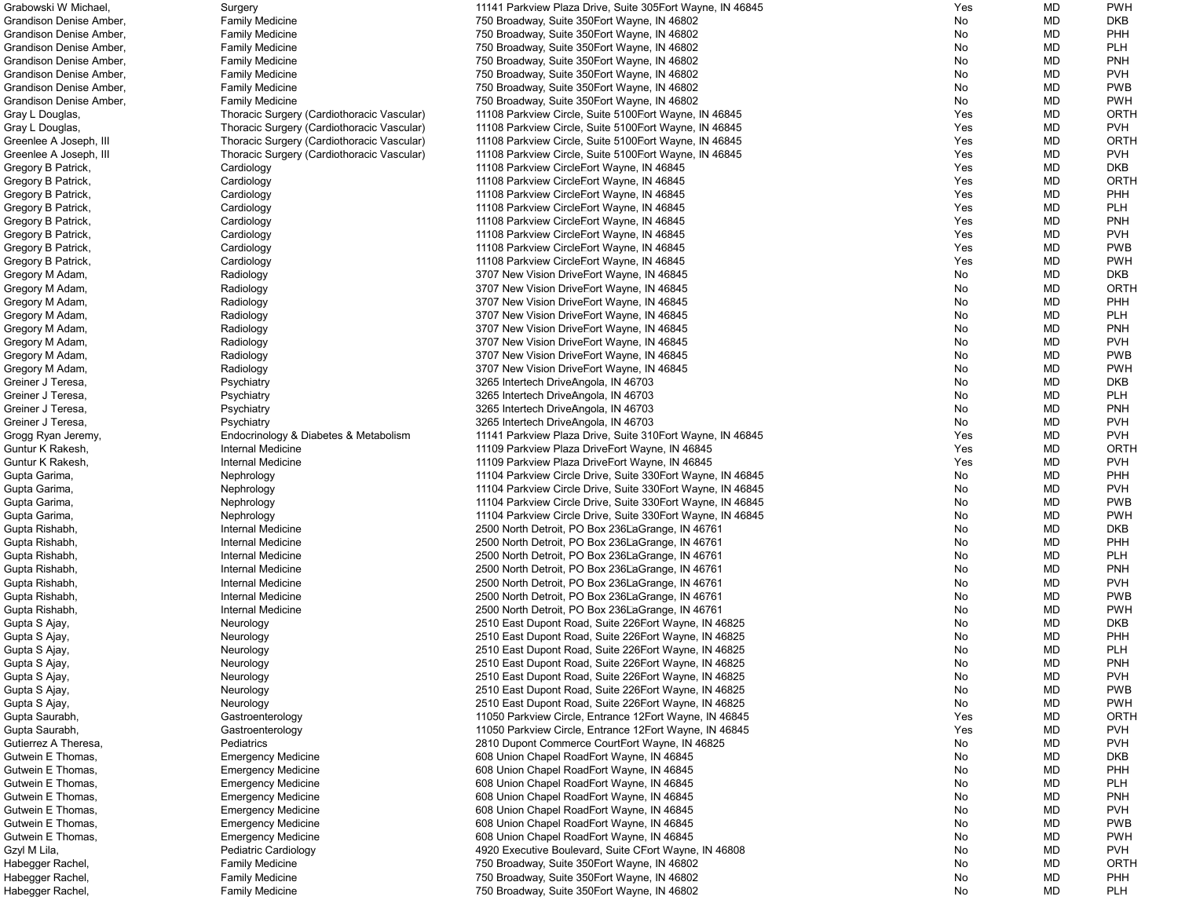| | | | | | |
|---|---|---|---|---|---|
| Grabowski W Michael, | Surgery | 11141 Parkview Plaza Drive, Suite 305Fort Wayne, IN 46845 | Yes | MD | PWH |
| Grandison Denise Amber, | Family Medicine | 750 Broadway, Suite 350Fort Wayne, IN 46802 | No | MD | DKB |
| Grandison Denise Amber, | Family Medicine | 750 Broadway, Suite 350Fort Wayne, IN 46802 | No | MD | PHH |
| Grandison Denise Amber, | Family Medicine | 750 Broadway, Suite 350Fort Wayne, IN 46802 | No | MD | PLH |
| Grandison Denise Amber, | Family Medicine | 750 Broadway, Suite 350Fort Wayne, IN 46802 | No | MD | PNH |
| Grandison Denise Amber, | Family Medicine | 750 Broadway, Suite 350Fort Wayne, IN 46802 | No | MD | PVH |
| Grandison Denise Amber, | Family Medicine | 750 Broadway, Suite 350Fort Wayne, IN 46802 | No | MD | PWB |
| Grandison Denise Amber, | Family Medicine | 750 Broadway, Suite 350Fort Wayne, IN 46802 | No | MD | PWH |
| Gray L Douglas, | Thoracic Surgery (Cardiothoracic Vascular) | 11108 Parkview Circle, Suite 5100Fort Wayne, IN 46845 | Yes | MD | ORTH |
| Gray L Douglas, | Thoracic Surgery (Cardiothoracic Vascular) | 11108 Parkview Circle, Suite 5100Fort Wayne, IN 46845 | Yes | MD | PVH |
| Greenlee A Joseph, III | Thoracic Surgery (Cardiothoracic Vascular) | 11108 Parkview Circle, Suite 5100Fort Wayne, IN 46845 | Yes | MD | ORTH |
| Greenlee A Joseph, III | Thoracic Surgery (Cardiothoracic Vascular) | 11108 Parkview Circle, Suite 5100Fort Wayne, IN 46845 | Yes | MD | PVH |
| Gregory B Patrick, | Cardiology | 11108 Parkview CircleFort Wayne, IN 46845 | Yes | MD | DKB |
| Gregory B Patrick, | Cardiology | 11108 Parkview CircleFort Wayne, IN 46845 | Yes | MD | ORTH |
| Gregory B Patrick, | Cardiology | 11108 Parkview CircleFort Wayne, IN 46845 | Yes | MD | PHH |
| Gregory B Patrick, | Cardiology | 11108 Parkview CircleFort Wayne, IN 46845 | Yes | MD | PLH |
| Gregory B Patrick, | Cardiology | 11108 Parkview CircleFort Wayne, IN 46845 | Yes | MD | PNH |
| Gregory B Patrick, | Cardiology | 11108 Parkview CircleFort Wayne, IN 46845 | Yes | MD | PVH |
| Gregory B Patrick, | Cardiology | 11108 Parkview CircleFort Wayne, IN 46845 | Yes | MD | PWB |
| Gregory B Patrick, | Cardiology | 11108 Parkview CircleFort Wayne, IN 46845 | Yes | MD | PWH |
| Gregory M Adam, | Radiology | 3707 New Vision DriveFort Wayne, IN 46845 | No | MD | DKB |
| Gregory M Adam, | Radiology | 3707 New Vision DriveFort Wayne, IN 46845 | No | MD | ORTH |
| Gregory M Adam, | Radiology | 3707 New Vision DriveFort Wayne, IN 46845 | No | MD | PHH |
| Gregory M Adam, | Radiology | 3707 New Vision DriveFort Wayne, IN 46845 | No | MD | PLH |
| Gregory M Adam, | Radiology | 3707 New Vision DriveFort Wayne, IN 46845 | No | MD | PNH |
| Gregory M Adam, | Radiology | 3707 New Vision DriveFort Wayne, IN 46845 | No | MD | PVH |
| Gregory M Adam, | Radiology | 3707 New Vision DriveFort Wayne, IN 46845 | No | MD | PWB |
| Gregory M Adam, | Radiology | 3707 New Vision DriveFort Wayne, IN 46845 | No | MD | PWH |
| Greiner J Teresa, | Psychiatry | 3265 Intertech DriveAngola, IN 46703 | No | MD | DKB |
| Greiner J Teresa, | Psychiatry | 3265 Intertech DriveAngola, IN 46703 | No | MD | PLH |
| Greiner J Teresa, | Psychiatry | 3265 Intertech DriveAngola, IN 46703 | No | MD | PNH |
| Greiner J Teresa, | Psychiatry | 3265 Intertech DriveAngola, IN 46703 | No | MD | PVH |
| Grogg Ryan Jeremy, | Endocrinology & Diabetes & Metabolism | 11141 Parkview Plaza Drive, Suite 310Fort Wayne, IN 46845 | Yes | MD | PVH |
| Guntur K Rakesh, | Internal Medicine | 11109 Parkview Plaza DriveFort Wayne, IN 46845 | Yes | MD | ORTH |
| Guntur K Rakesh, | Internal Medicine | 11109 Parkview Plaza DriveFort Wayne, IN 46845 | Yes | MD | PVH |
| Gupta Garima, | Nephrology | 11104 Parkview Circle Drive, Suite 330Fort Wayne, IN 46845 | No | MD | PHH |
| Gupta Garima, | Nephrology | 11104 Parkview Circle Drive, Suite 330Fort Wayne, IN 46845 | No | MD | PVH |
| Gupta Garima, | Nephrology | 11104 Parkview Circle Drive, Suite 330Fort Wayne, IN 46845 | No | MD | PWB |
| Gupta Garima, | Nephrology | 11104 Parkview Circle Drive, Suite 330Fort Wayne, IN 46845 | No | MD | PWH |
| Gupta Rishabh, | Internal Medicine | 2500 North Detroit, PO Box 236LaGrange, IN 46761 | No | MD | DKB |
| Gupta Rishabh, | Internal Medicine | 2500 North Detroit, PO Box 236LaGrange, IN 46761 | No | MD | PHH |
| Gupta Rishabh, | Internal Medicine | 2500 North Detroit, PO Box 236LaGrange, IN 46761 | No | MD | PLH |
| Gupta Rishabh, | Internal Medicine | 2500 North Detroit, PO Box 236LaGrange, IN 46761 | No | MD | PNH |
| Gupta Rishabh, | Internal Medicine | 2500 North Detroit, PO Box 236LaGrange, IN 46761 | No | MD | PVH |
| Gupta Rishabh, | Internal Medicine | 2500 North Detroit, PO Box 236LaGrange, IN 46761 | No | MD | PWB |
| Gupta Rishabh, | Internal Medicine | 2500 North Detroit, PO Box 236LaGrange, IN 46761 | No | MD | PWH |
| Gupta S Ajay, | Neurology | 2510 East Dupont Road, Suite 226Fort Wayne, IN 46825 | No | MD | DKB |
| Gupta S Ajay, | Neurology | 2510 East Dupont Road, Suite 226Fort Wayne, IN 46825 | No | MD | PHH |
| Gupta S Ajay, | Neurology | 2510 East Dupont Road, Suite 226Fort Wayne, IN 46825 | No | MD | PLH |
| Gupta S Ajay, | Neurology | 2510 East Dupont Road, Suite 226Fort Wayne, IN 46825 | No | MD | PNH |
| Gupta S Ajay, | Neurology | 2510 East Dupont Road, Suite 226Fort Wayne, IN 46825 | No | MD | PVH |
| Gupta S Ajay, | Neurology | 2510 East Dupont Road, Suite 226Fort Wayne, IN 46825 | No | MD | PWB |
| Gupta S Ajay, | Neurology | 2510 East Dupont Road, Suite 226Fort Wayne, IN 46825 | No | MD | PWH |
| Gupta Saurabh, | Gastroenterology | 11050 Parkview Circle, Entrance 12Fort Wayne, IN 46845 | Yes | MD | ORTH |
| Gupta Saurabh, | Gastroenterology | 11050 Parkview Circle, Entrance 12Fort Wayne, IN 46845 | Yes | MD | PVH |
| Gutierrez A Theresa, | Pediatrics | 2810 Dupont Commerce CourtFort Wayne, IN 46825 | No | MD | PVH |
| Gutwein E Thomas, | Emergency Medicine | 608 Union Chapel RoadFort Wayne, IN 46845 | No | MD | DKB |
| Gutwein E Thomas, | Emergency Medicine | 608 Union Chapel RoadFort Wayne, IN 46845 | No | MD | PHH |
| Gutwein E Thomas, | Emergency Medicine | 608 Union Chapel RoadFort Wayne, IN 46845 | No | MD | PLH |
| Gutwein E Thomas, | Emergency Medicine | 608 Union Chapel RoadFort Wayne, IN 46845 | No | MD | PNH |
| Gutwein E Thomas, | Emergency Medicine | 608 Union Chapel RoadFort Wayne, IN 46845 | No | MD | PVH |
| Gutwein E Thomas, | Emergency Medicine | 608 Union Chapel RoadFort Wayne, IN 46845 | No | MD | PWB |
| Gutwein E Thomas, | Emergency Medicine | 608 Union Chapel RoadFort Wayne, IN 46845 | No | MD | PWH |
| Gzyl M Lila, | Pediatric Cardiology | 4920 Executive Boulevard, Suite CFort Wayne, IN 46808 | No | MD | PVH |
| Habegger Rachel, | Family Medicine | 750 Broadway, Suite 350Fort Wayne, IN 46802 | No | MD | ORTH |
| Habegger Rachel, | Family Medicine | 750 Broadway, Suite 350Fort Wayne, IN 46802 | No | MD | PHH |
| Habegger Rachel, | Family Medicine | 750 Broadway, Suite 350Fort Wayne, IN 46802 | No | MD | PLH |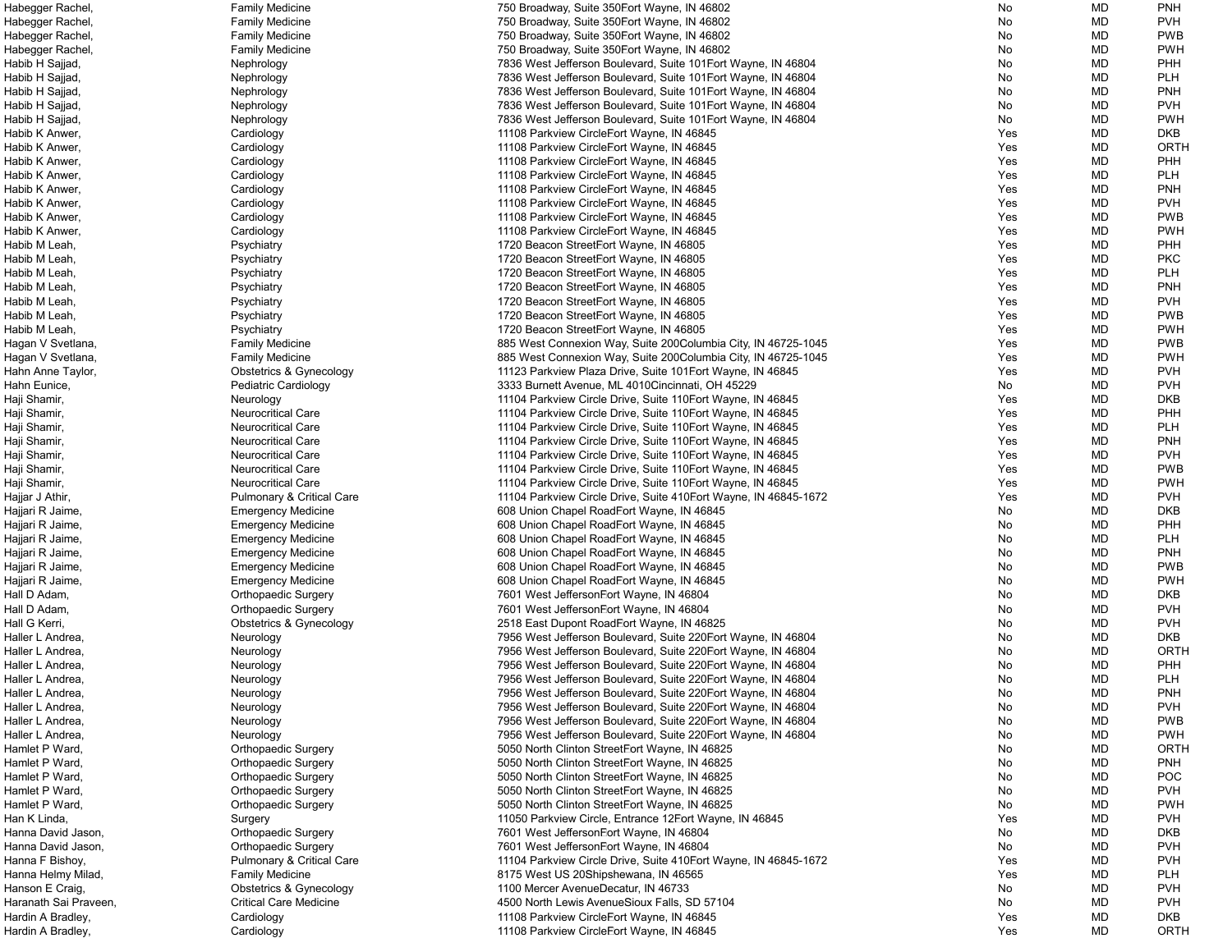| | | | | | |
|---|---|---|---|---|---|
| Habegger Rachel, | Family Medicine | 750 Broadway, Suite 350Fort Wayne, IN 46802 | No | MD | PNH |
| Habegger Rachel, | Family Medicine | 750 Broadway, Suite 350Fort Wayne, IN 46802 | No | MD | PVH |
| Habegger Rachel, | Family Medicine | 750 Broadway, Suite 350Fort Wayne, IN 46802 | No | MD | PWB |
| Habegger Rachel, | Family Medicine | 750 Broadway, Suite 350Fort Wayne, IN 46802 | No | MD | PWH |
| Habib H Sajjad, | Nephrology | 7836 West Jefferson Boulevard, Suite 101Fort Wayne, IN 46804 | No | MD | PHH |
| Habib H Sajjad, | Nephrology | 7836 West Jefferson Boulevard, Suite 101Fort Wayne, IN 46804 | No | MD | PLH |
| Habib H Sajjad, | Nephrology | 7836 West Jefferson Boulevard, Suite 101Fort Wayne, IN 46804 | No | MD | PNH |
| Habib H Sajjad, | Nephrology | 7836 West Jefferson Boulevard, Suite 101Fort Wayne, IN 46804 | No | MD | PVH |
| Habib H Sajjad, | Nephrology | 7836 West Jefferson Boulevard, Suite 101Fort Wayne, IN 46804 | No | MD | PWH |
| Habib K Anwer, | Cardiology | 11108 Parkview CircleFort Wayne, IN 46845 | Yes | MD | DKB |
| Habib K Anwer, | Cardiology | 11108 Parkview CircleFort Wayne, IN 46845 | Yes | MD | ORTH |
| Habib K Anwer, | Cardiology | 11108 Parkview CircleFort Wayne, IN 46845 | Yes | MD | PHH |
| Habib K Anwer, | Cardiology | 11108 Parkview CircleFort Wayne, IN 46845 | Yes | MD | PLH |
| Habib K Anwer, | Cardiology | 11108 Parkview CircleFort Wayne, IN 46845 | Yes | MD | PNH |
| Habib K Anwer, | Cardiology | 11108 Parkview CircleFort Wayne, IN 46845 | Yes | MD | PVH |
| Habib K Anwer, | Cardiology | 11108 Parkview CircleFort Wayne, IN 46845 | Yes | MD | PWB |
| Habib K Anwer, | Cardiology | 11108 Parkview CircleFort Wayne, IN 46845 | Yes | MD | PWH |
| Habib M Leah, | Psychiatry | 1720 Beacon StreetFort Wayne, IN 46805 | Yes | MD | PHH |
| Habib M Leah, | Psychiatry | 1720 Beacon StreetFort Wayne, IN 46805 | Yes | MD | PKC |
| Habib M Leah, | Psychiatry | 1720 Beacon StreetFort Wayne, IN 46805 | Yes | MD | PLH |
| Habib M Leah, | Psychiatry | 1720 Beacon StreetFort Wayne, IN 46805 | Yes | MD | PNH |
| Habib M Leah, | Psychiatry | 1720 Beacon StreetFort Wayne, IN 46805 | Yes | MD | PVH |
| Habib M Leah, | Psychiatry | 1720 Beacon StreetFort Wayne, IN 46805 | Yes | MD | PWB |
| Habib M Leah, | Psychiatry | 1720 Beacon StreetFort Wayne, IN 46805 | Yes | MD | PWH |
| Hagan V Svetlana, | Family Medicine | 885 West Connexion Way, Suite 200Columbia City, IN 46725-1045 | Yes | MD | PWB |
| Hagan V Svetlana, | Family Medicine | 885 West Connexion Way, Suite 200Columbia City, IN 46725-1045 | Yes | MD | PWH |
| Hahn Anne Taylor, | Obstetrics & Gynecology | 11123 Parkview Plaza Drive, Suite 101Fort Wayne, IN 46845 | Yes | MD | PVH |
| Hahn Eunice, | Pediatric Cardiology | 3333 Burnett Avenue, ML 4010Cincinnati, OH 45229 | No | MD | PVH |
| Haji Shamir, | Neurology | 11104 Parkview Circle Drive, Suite 110Fort Wayne, IN 46845 | Yes | MD | DKB |
| Haji Shamir, | Neurocritical Care | 11104 Parkview Circle Drive, Suite 110Fort Wayne, IN 46845 | Yes | MD | PHH |
| Haji Shamir, | Neurocritical Care | 11104 Parkview Circle Drive, Suite 110Fort Wayne, IN 46845 | Yes | MD | PLH |
| Haji Shamir, | Neurocritical Care | 11104 Parkview Circle Drive, Suite 110Fort Wayne, IN 46845 | Yes | MD | PNH |
| Haji Shamir, | Neurocritical Care | 11104 Parkview Circle Drive, Suite 110Fort Wayne, IN 46845 | Yes | MD | PVH |
| Haji Shamir, | Neurocritical Care | 11104 Parkview Circle Drive, Suite 110Fort Wayne, IN 46845 | Yes | MD | PWB |
| Haji Shamir, | Neurocritical Care | 11104 Parkview Circle Drive, Suite 110Fort Wayne, IN 46845 | Yes | MD | PWH |
| Hajjar J Athir, | Pulmonary & Critical Care | 11104 Parkview Circle Drive, Suite 410Fort Wayne, IN 46845-1672 | Yes | MD | PVH |
| Hajjari R Jaime, | Emergency Medicine | 608 Union Chapel RoadFort Wayne, IN 46845 | No | MD | DKB |
| Hajjari R Jaime, | Emergency Medicine | 608 Union Chapel RoadFort Wayne, IN 46845 | No | MD | PHH |
| Hajjari R Jaime, | Emergency Medicine | 608 Union Chapel RoadFort Wayne, IN 46845 | No | MD | PLH |
| Hajjari R Jaime, | Emergency Medicine | 608 Union Chapel RoadFort Wayne, IN 46845 | No | MD | PNH |
| Hajjari R Jaime, | Emergency Medicine | 608 Union Chapel RoadFort Wayne, IN 46845 | No | MD | PWB |
| Hajjari R Jaime, | Emergency Medicine | 608 Union Chapel RoadFort Wayne, IN 46845 | No | MD | PWH |
| Hall D Adam, | Orthopaedic Surgery | 7601 West JeffersonFort Wayne, IN 46804 | No | MD | DKB |
| Hall D Adam, | Orthopaedic Surgery | 7601 West JeffersonFort Wayne, IN 46804 | No | MD | PVH |
| Hall G Kerri, | Obstetrics & Gynecology | 2518 East Dupont RoadFort Wayne, IN 46825 | No | MD | PVH |
| Haller L Andrea, | Neurology | 7956 West Jefferson Boulevard, Suite 220Fort Wayne, IN 46804 | No | MD | DKB |
| Haller L Andrea, | Neurology | 7956 West Jefferson Boulevard, Suite 220Fort Wayne, IN 46804 | No | MD | ORTH |
| Haller L Andrea, | Neurology | 7956 West Jefferson Boulevard, Suite 220Fort Wayne, IN 46804 | No | MD | PHH |
| Haller L Andrea, | Neurology | 7956 West Jefferson Boulevard, Suite 220Fort Wayne, IN 46804 | No | MD | PLH |
| Haller L Andrea, | Neurology | 7956 West Jefferson Boulevard, Suite 220Fort Wayne, IN 46804 | No | MD | PNH |
| Haller L Andrea, | Neurology | 7956 West Jefferson Boulevard, Suite 220Fort Wayne, IN 46804 | No | MD | PVH |
| Haller L Andrea, | Neurology | 7956 West Jefferson Boulevard, Suite 220Fort Wayne, IN 46804 | No | MD | PWB |
| Haller L Andrea, | Neurology | 7956 West Jefferson Boulevard, Suite 220Fort Wayne, IN 46804 | No | MD | PWH |
| Hamlet P Ward, | Orthopaedic Surgery | 5050 North Clinton StreetFort Wayne, IN 46825 | No | MD | ORTH |
| Hamlet P Ward, | Orthopaedic Surgery | 5050 North Clinton StreetFort Wayne, IN 46825 | No | MD | PNH |
| Hamlet P Ward, | Orthopaedic Surgery | 5050 North Clinton StreetFort Wayne, IN 46825 | No | MD | POC |
| Hamlet P Ward, | Orthopaedic Surgery | 5050 North Clinton StreetFort Wayne, IN 46825 | No | MD | PVH |
| Hamlet P Ward, | Orthopaedic Surgery | 5050 North Clinton StreetFort Wayne, IN 46825 | No | MD | PWH |
| Han K Linda, | Surgery | 11050 Parkview Circle, Entrance 12Fort Wayne, IN 46845 | Yes | MD | PVH |
| Hanna David Jason, | Orthopaedic Surgery | 7601 West JeffersonFort Wayne, IN 46804 | No | MD | DKB |
| Hanna David Jason, | Orthopaedic Surgery | 7601 West JeffersonFort Wayne, IN 46804 | No | MD | PVH |
| Hanna F Bishoy, | Pulmonary & Critical Care | 11104 Parkview Circle Drive, Suite 410Fort Wayne, IN 46845-1672 | Yes | MD | PVH |
| Hanna Helmy Milad, | Family Medicine | 8175 West US 20Shipshewana, IN 46565 | Yes | MD | PLH |
| Hanson E Craig, | Obstetrics & Gynecology | 1100 Mercer AvenueDecatur, IN 46733 | No | MD | PVH |
| Haranath Sai Praveen, | Critical Care Medicine | 4500 North Lewis AvenueSioux Falls, SD 57104 | No | MD | PVH |
| Hardin A Bradley, | Cardiology | 11108 Parkview CircleFort Wayne, IN 46845 | Yes | MD | DKB |
| Hardin A Bradley, | Cardiology | 11108 Parkview CircleFort Wayne, IN 46845 | Yes | MD | ORTH |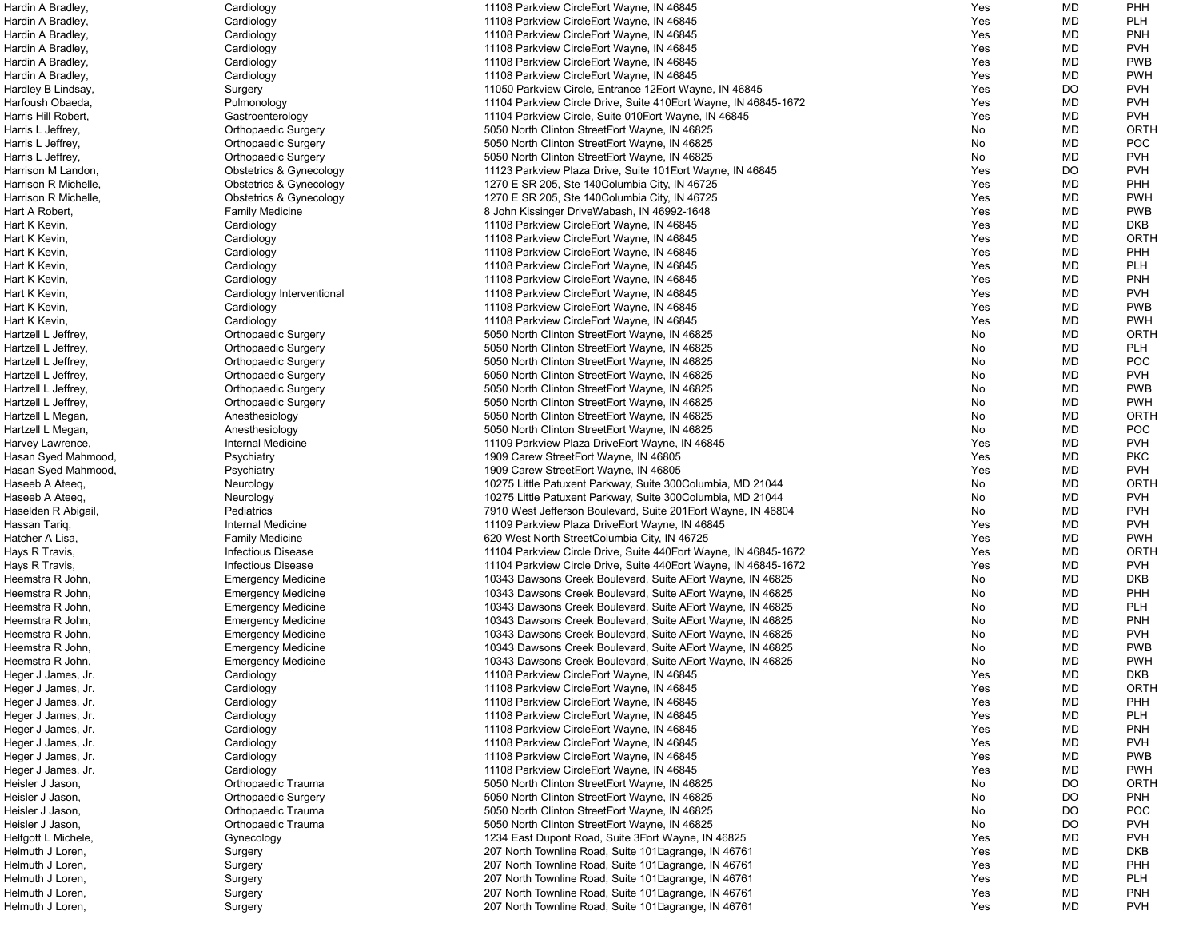| | | | | | |
|---|---|---|---|---|---|
| Hardin A Bradley, | Cardiology | 11108 Parkview CircleFort Wayne, IN 46845 | Yes | MD | PHH |
| Hardin A Bradley, | Cardiology | 11108 Parkview CircleFort Wayne, IN 46845 | Yes | MD | PLH |
| Hardin A Bradley, | Cardiology | 11108 Parkview CircleFort Wayne, IN 46845 | Yes | MD | PNH |
| Hardin A Bradley, | Cardiology | 11108 Parkview CircleFort Wayne, IN 46845 | Yes | MD | PVH |
| Hardin A Bradley, | Cardiology | 11108 Parkview CircleFort Wayne, IN 46845 | Yes | MD | PWB |
| Hardin A Bradley, | Cardiology | 11108 Parkview CircleFort Wayne, IN 46845 | Yes | MD | PWH |
| Hardley B Lindsay, | Surgery | 11050 Parkview Circle, Entrance 12Fort Wayne, IN 46845 | Yes | DO | PVH |
| Harfoush Obaeda, | Pulmonology | 11104 Parkview Circle Drive, Suite 410Fort Wayne, IN 46845-1672 | Yes | MD | PVH |
| Harris Hill Robert, | Gastroenterology | 11104 Parkview Circle, Suite 010Fort Wayne, IN 46845 | Yes | MD | PVH |
| Harris L Jeffrey, | Orthopaedic Surgery | 5050 North Clinton StreetFort Wayne, IN 46825 | No | MD | ORTH |
| Harris L Jeffrey, | Orthopaedic Surgery | 5050 North Clinton StreetFort Wayne, IN 46825 | No | MD | POC |
| Harris L Jeffrey, | Orthopaedic Surgery | 5050 North Clinton StreetFort Wayne, IN 46825 | No | MD | PVH |
| Harrison M Landon, | Obstetrics & Gynecology | 11123 Parkview Plaza Drive, Suite 101Fort Wayne, IN 46845 | Yes | DO | PVH |
| Harrison R Michelle, | Obstetrics & Gynecology | 1270 E SR 205, Ste 140Columbia City, IN 46725 | Yes | MD | PHH |
| Harrison R Michelle, | Obstetrics & Gynecology | 1270 E SR 205, Ste 140Columbia City, IN 46725 | Yes | MD | PWH |
| Hart A Robert, | Family Medicine | 8 John Kissinger DriveWabash, IN 46992-1648 | Yes | MD | PWB |
| Hart K Kevin, | Cardiology | 11108 Parkview CircleFort Wayne, IN 46845 | Yes | MD | DKB |
| Hart K Kevin, | Cardiology | 11108 Parkview CircleFort Wayne, IN 46845 | Yes | MD | ORTH |
| Hart K Kevin, | Cardiology | 11108 Parkview CircleFort Wayne, IN 46845 | Yes | MD | PHH |
| Hart K Kevin, | Cardiology | 11108 Parkview CircleFort Wayne, IN 46845 | Yes | MD | PLH |
| Hart K Kevin, | Cardiology | 11108 Parkview CircleFort Wayne, IN 46845 | Yes | MD | PNH |
| Hart K Kevin, | Cardiology Interventional | 11108 Parkview CircleFort Wayne, IN 46845 | Yes | MD | PVH |
| Hart K Kevin, | Cardiology | 11108 Parkview CircleFort Wayne, IN 46845 | Yes | MD | PWB |
| Hart K Kevin, | Cardiology | 11108 Parkview CircleFort Wayne, IN 46845 | Yes | MD | PWH |
| Hartzell L Jeffrey, | Orthopaedic Surgery | 5050 North Clinton StreetFort Wayne, IN 46825 | No | MD | ORTH |
| Hartzell L Jeffrey, | Orthopaedic Surgery | 5050 North Clinton StreetFort Wayne, IN 46825 | No | MD | PLH |
| Hartzell L Jeffrey, | Orthopaedic Surgery | 5050 North Clinton StreetFort Wayne, IN 46825 | No | MD | POC |
| Hartzell L Jeffrey, | Orthopaedic Surgery | 5050 North Clinton StreetFort Wayne, IN 46825 | No | MD | PVH |
| Hartzell L Jeffrey, | Orthopaedic Surgery | 5050 North Clinton StreetFort Wayne, IN 46825 | No | MD | PWB |
| Hartzell L Jeffrey, | Orthopaedic Surgery | 5050 North Clinton StreetFort Wayne, IN 46825 | No | MD | PWH |
| Hartzell L Megan, | Anesthesiology | 5050 North Clinton StreetFort Wayne, IN 46825 | No | MD | ORTH |
| Hartzell L Megan, | Anesthesiology | 5050 North Clinton StreetFort Wayne, IN 46825 | No | MD | POC |
| Harvey Lawrence, | Internal Medicine | 11109 Parkview Plaza DriveFort Wayne, IN 46845 | Yes | MD | PVH |
| Hasan Syed Mahmood, | Psychiatry | 1909 Carew StreetFort Wayne, IN 46805 | Yes | MD | PKC |
| Hasan Syed Mahmood, | Psychiatry | 1909 Carew StreetFort Wayne, IN 46805 | Yes | MD | PVH |
| Haseeb A Ateeq, | Neurology | 10275 Little Patuxent Parkway, Suite 300Columbia, MD 21044 | No | MD | ORTH |
| Haseeb A Ateeq, | Neurology | 10275 Little Patuxent Parkway, Suite 300Columbia, MD 21044 | No | MD | PVH |
| Haselden R Abigail, | Pediatrics | 7910 West Jefferson Boulevard, Suite 201Fort Wayne, IN 46804 | No | MD | PVH |
| Hassan Tariq, | Internal Medicine | 11109 Parkview Plaza DriveFort Wayne, IN 46845 | Yes | MD | PVH |
| Hatcher A Lisa, | Family Medicine | 620 West North StreetColumbia City, IN 46725 | Yes | MD | PWH |
| Hays R Travis, | Infectious Disease | 11104 Parkview Circle Drive, Suite 440Fort Wayne, IN 46845-1672 | Yes | MD | ORTH |
| Hays R Travis, | Infectious Disease | 11104 Parkview Circle Drive, Suite 440Fort Wayne, IN 46845-1672 | Yes | MD | PVH |
| Heemstra R John, | Emergency Medicine | 10343 Dawsons Creek Boulevard, Suite AFort Wayne, IN 46825 | No | MD | DKB |
| Heemstra R John, | Emergency Medicine | 10343 Dawsons Creek Boulevard, Suite AFort Wayne, IN 46825 | No | MD | PHH |
| Heemstra R John, | Emergency Medicine | 10343 Dawsons Creek Boulevard, Suite AFort Wayne, IN 46825 | No | MD | PLH |
| Heemstra R John, | Emergency Medicine | 10343 Dawsons Creek Boulevard, Suite AFort Wayne, IN 46825 | No | MD | PNH |
| Heemstra R John, | Emergency Medicine | 10343 Dawsons Creek Boulevard, Suite AFort Wayne, IN 46825 | No | MD | PVH |
| Heemstra R John, | Emergency Medicine | 10343 Dawsons Creek Boulevard, Suite AFort Wayne, IN 46825 | No | MD | PWB |
| Heemstra R John, | Emergency Medicine | 10343 Dawsons Creek Boulevard, Suite AFort Wayne, IN 46825 | No | MD | PWH |
| Heger J James, Jr. | Cardiology | 11108 Parkview CircleFort Wayne, IN 46845 | Yes | MD | DKB |
| Heger J James, Jr. | Cardiology | 11108 Parkview CircleFort Wayne, IN 46845 | Yes | MD | ORTH |
| Heger J James, Jr. | Cardiology | 11108 Parkview CircleFort Wayne, IN 46845 | Yes | MD | PHH |
| Heger J James, Jr. | Cardiology | 11108 Parkview CircleFort Wayne, IN 46845 | Yes | MD | PLH |
| Heger J James, Jr. | Cardiology | 11108 Parkview CircleFort Wayne, IN 46845 | Yes | MD | PNH |
| Heger J James, Jr. | Cardiology | 11108 Parkview CircleFort Wayne, IN 46845 | Yes | MD | PVH |
| Heger J James, Jr. | Cardiology | 11108 Parkview CircleFort Wayne, IN 46845 | Yes | MD | PWB |
| Heger J James, Jr. | Cardiology | 11108 Parkview CircleFort Wayne, IN 46845 | Yes | MD | PWH |
| Heisler J Jason, | Orthopaedic Trauma | 5050 North Clinton StreetFort Wayne, IN 46825 | No | DO | ORTH |
| Heisler J Jason, | Orthopaedic Surgery | 5050 North Clinton StreetFort Wayne, IN 46825 | No | DO | PNH |
| Heisler J Jason, | Orthopaedic Trauma | 5050 North Clinton StreetFort Wayne, IN 46825 | No | DO | POC |
| Heisler J Jason, | Orthopaedic Trauma | 5050 North Clinton StreetFort Wayne, IN 46825 | No | DO | PVH |
| Helfgott L Michele, | Gynecology | 1234 East Dupont Road, Suite 3Fort Wayne, IN 46825 | Yes | MD | PVH |
| Helmuth J Loren, | Surgery | 207 North Townline Road, Suite 101Lagrange, IN 46761 | Yes | MD | DKB |
| Helmuth J Loren, | Surgery | 207 North Townline Road, Suite 101Lagrange, IN 46761 | Yes | MD | PHH |
| Helmuth J Loren, | Surgery | 207 North Townline Road, Suite 101Lagrange, IN 46761 | Yes | MD | PLH |
| Helmuth J Loren, | Surgery | 207 North Townline Road, Suite 101Lagrange, IN 46761 | Yes | MD | PNH |
| Helmuth J Loren, | Surgery | 207 North Townline Road, Suite 101Lagrange, IN 46761 | Yes | MD | PVH |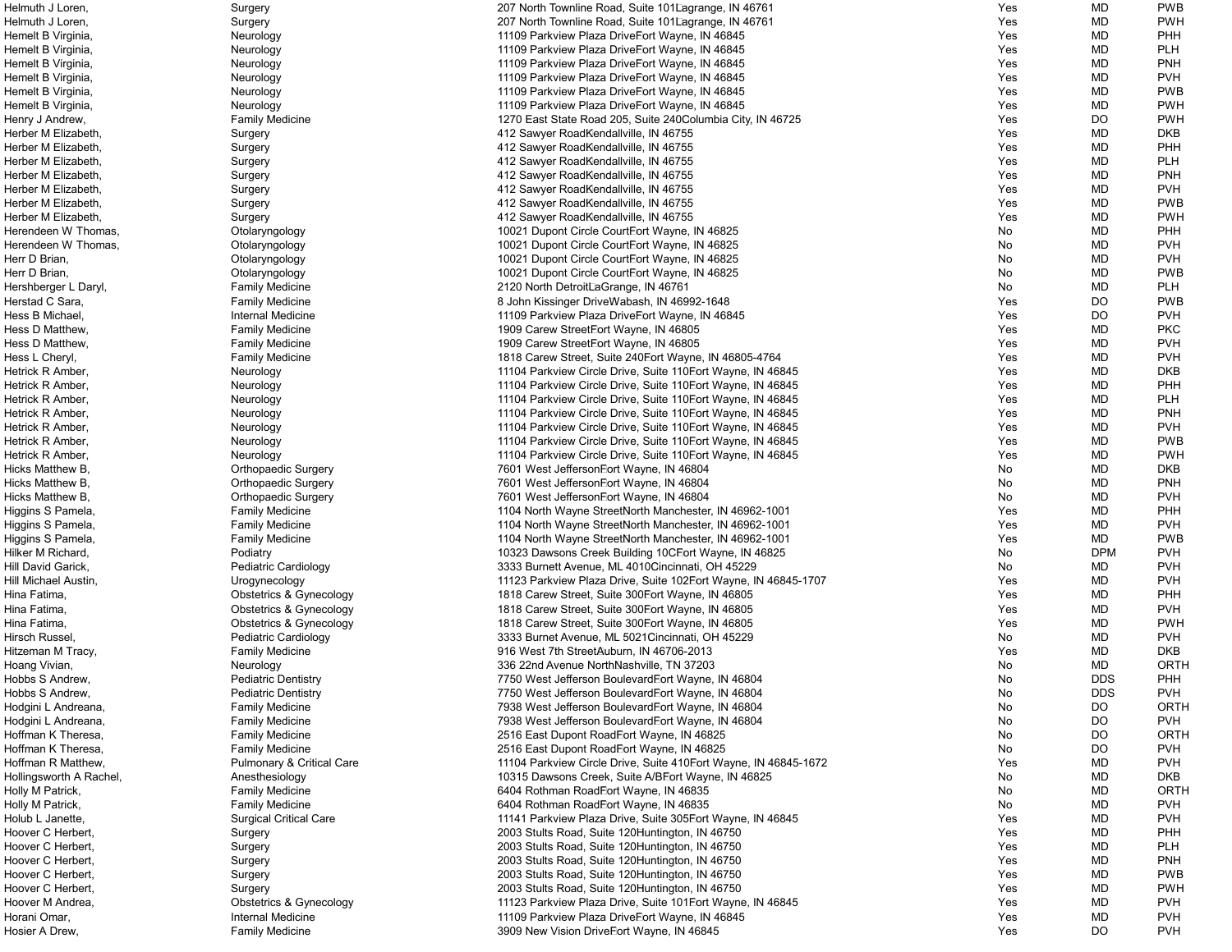| | | | | | |
|---|---|---|---|---|---|
| Helmuth J Loren, | Surgery | 207 North Townline Road, Suite 101Lagrange, IN 46761 | Yes | MD | PWB |
| Helmuth J Loren, | Surgery | 207 North Townline Road, Suite 101Lagrange, IN 46761 | Yes | MD | PWH |
| Hemelt B Virginia, | Neurology | 11109 Parkview Plaza DriveFort Wayne, IN 46845 | Yes | MD | PHH |
| Hemelt B Virginia, | Neurology | 11109 Parkview Plaza DriveFort Wayne, IN 46845 | Yes | MD | PLH |
| Hemelt B Virginia, | Neurology | 11109 Parkview Plaza DriveFort Wayne, IN 46845 | Yes | MD | PNH |
| Hemelt B Virginia, | Neurology | 11109 Parkview Plaza DriveFort Wayne, IN 46845 | Yes | MD | PVH |
| Hemelt B Virginia, | Neurology | 11109 Parkview Plaza DriveFort Wayne, IN 46845 | Yes | MD | PWB |
| Hemelt B Virginia, | Neurology | 11109 Parkview Plaza DriveFort Wayne, IN 46845 | Yes | MD | PWH |
| Henry J Andrew, | Family Medicine | 1270 East State Road 205, Suite 240Columbia City, IN 46725 | Yes | DO | PWH |
| Herber M Elizabeth, | Surgery | 412 Sawyer RoadKendallville, IN 46755 | Yes | MD | DKB |
| Herber M Elizabeth, | Surgery | 412 Sawyer RoadKendallville, IN 46755 | Yes | MD | PHH |
| Herber M Elizabeth, | Surgery | 412 Sawyer RoadKendallville, IN 46755 | Yes | MD | PLH |
| Herber M Elizabeth, | Surgery | 412 Sawyer RoadKendallville, IN 46755 | Yes | MD | PNH |
| Herber M Elizabeth, | Surgery | 412 Sawyer RoadKendallville, IN 46755 | Yes | MD | PVH |
| Herber M Elizabeth, | Surgery | 412 Sawyer RoadKendallville, IN 46755 | Yes | MD | PWB |
| Herber M Elizabeth, | Surgery | 412 Sawyer RoadKendallville, IN 46755 | Yes | MD | PWH |
| Herendeen W Thomas, | Otolaryngology | 10021 Dupont Circle CourtFort Wayne, IN 46825 | No | MD | PHH |
| Herendeen W Thomas, | Otolaryngology | 10021 Dupont Circle CourtFort Wayne, IN 46825 | No | MD | PVH |
| Herr D Brian, | Otolaryngology | 10021 Dupont Circle CourtFort Wayne, IN 46825 | No | MD | PVH |
| Herr D Brian, | Otolaryngology | 10021 Dupont Circle CourtFort Wayne, IN 46825 | No | MD | PWB |
| Hershberger L Daryl, | Family Medicine | 2120 North DetroitLaGrange, IN 46761 | No | MD | PLH |
| Herstad C Sara, | Family Medicine | 8 John Kissinger DriveWabash, IN 46992-1648 | Yes | DO | PWB |
| Hess B Michael, | Internal Medicine | 11109 Parkview Plaza DriveFort Wayne, IN 46845 | Yes | DO | PVH |
| Hess D Matthew, | Family Medicine | 1909 Carew StreetFort Wayne, IN 46805 | Yes | MD | PKC |
| Hess D Matthew, | Family Medicine | 1909 Carew StreetFort Wayne, IN 46805 | Yes | MD | PVH |
| Hess L Cheryl, | Family Medicine | 1818 Carew Street, Suite 240Fort Wayne, IN 46805-4764 | Yes | MD | PVH |
| Hetrick R Amber, | Neurology | 11104 Parkview Circle Drive, Suite 110Fort Wayne, IN 46845 | Yes | MD | DKB |
| Hetrick R Amber, | Neurology | 11104 Parkview Circle Drive, Suite 110Fort Wayne, IN 46845 | Yes | MD | PHH |
| Hetrick R Amber, | Neurology | 11104 Parkview Circle Drive, Suite 110Fort Wayne, IN 46845 | Yes | MD | PLH |
| Hetrick R Amber, | Neurology | 11104 Parkview Circle Drive, Suite 110Fort Wayne, IN 46845 | Yes | MD | PNH |
| Hetrick R Amber, | Neurology | 11104 Parkview Circle Drive, Suite 110Fort Wayne, IN 46845 | Yes | MD | PVH |
| Hetrick R Amber, | Neurology | 11104 Parkview Circle Drive, Suite 110Fort Wayne, IN 46845 | Yes | MD | PWB |
| Hetrick R Amber, | Neurology | 11104 Parkview Circle Drive, Suite 110Fort Wayne, IN 46845 | Yes | MD | PWH |
| Hicks Matthew B, | Orthopaedic Surgery | 7601 West JeffersonFort Wayne, IN 46804 | No | MD | DKB |
| Hicks Matthew B, | Orthopaedic Surgery | 7601 West JeffersonFort Wayne, IN 46804 | No | MD | PNH |
| Hicks Matthew B, | Orthopaedic Surgery | 7601 West JeffersonFort Wayne, IN 46804 | No | MD | PVH |
| Higgins S Pamela, | Family Medicine | 1104 North Wayne StreetNorth Manchester, IN 46962-1001 | Yes | MD | PHH |
| Higgins S Pamela, | Family Medicine | 1104 North Wayne StreetNorth Manchester, IN 46962-1001 | Yes | MD | PVH |
| Higgins S Pamela, | Family Medicine | 1104 North Wayne StreetNorth Manchester, IN 46962-1001 | Yes | MD | PWB |
| Hilker M Richard, | Podiatry | 10323 Dawsons Creek Building 10CFort Wayne, IN 46825 | No | DPM | PVH |
| Hill David Garick, | Pediatric Cardiology | 3333 Burnett Avenue, ML 4010Cincinnati, OH 45229 | No | MD | PVH |
| Hill Michael Austin, | Urogynecology | 11123 Parkview Plaza Drive, Suite 102Fort Wayne, IN 46845-1707 | Yes | MD | PVH |
| Hina Fatima, | Obstetrics & Gynecology | 1818 Carew Street, Suite 300Fort Wayne, IN 46805 | Yes | MD | PHH |
| Hina Fatima, | Obstetrics & Gynecology | 1818 Carew Street, Suite 300Fort Wayne, IN 46805 | Yes | MD | PVH |
| Hina Fatima, | Obstetrics & Gynecology | 1818 Carew Street, Suite 300Fort Wayne, IN 46805 | Yes | MD | PWH |
| Hirsch Russel, | Pediatric Cardiology | 3333 Burnet Avenue, ML 5021Cincinnati, OH 45229 | No | MD | PVH |
| Hitzeman M Tracy, | Family Medicine | 916 West 7th StreetAuburn, IN 46706-2013 | Yes | MD | DKB |
| Hoang Vivian, | Neurology | 336 22nd Avenue NorthNashville, TN 37203 | No | MD | ORTH |
| Hobbs S Andrew, | Pediatric Dentistry | 7750 West Jefferson BoulevardFort Wayne, IN 46804 | No | DDS | PHH |
| Hobbs S Andrew, | Pediatric Dentistry | 7750 West Jefferson BoulevardFort Wayne, IN 46804 | No | DDS | PVH |
| Hodgini L Andreana, | Family Medicine | 7938 West Jefferson BoulevardFort Wayne, IN 46804 | No | DO | ORTH |
| Hodgini L Andreana, | Family Medicine | 7938 West Jefferson BoulevardFort Wayne, IN 46804 | No | DO | PVH |
| Hoffman K Theresa, | Family Medicine | 2516 East Dupont RoadFort Wayne, IN 46825 | No | DO | ORTH |
| Hoffman K Theresa, | Family Medicine | 2516 East Dupont RoadFort Wayne, IN 46825 | No | DO | PVH |
| Hoffman R Matthew, | Pulmonary & Critical Care | 11104 Parkview Circle Drive, Suite 410Fort Wayne, IN 46845-1672 | Yes | MD | PVH |
| Hollingsworth A Rachel, | Anesthesiology | 10315 Dawsons Creek, Suite A/BFort Wayne, IN 46825 | No | MD | DKB |
| Holly M Patrick, | Family Medicine | 6404 Rothman RoadFort Wayne, IN 46835 | No | MD | ORTH |
| Holly M Patrick, | Family Medicine | 6404 Rothman RoadFort Wayne, IN 46835 | No | MD | PVH |
| Holub L Janette, | Surgical Critical Care | 11141 Parkview Plaza Drive, Suite 305Fort Wayne, IN 46845 | Yes | MD | PVH |
| Hoover C Herbert, | Surgery | 2003 Stults Road, Suite 120Huntington, IN 46750 | Yes | MD | PHH |
| Hoover C Herbert, | Surgery | 2003 Stults Road, Suite 120Huntington, IN 46750 | Yes | MD | PLH |
| Hoover C Herbert, | Surgery | 2003 Stults Road, Suite 120Huntington, IN 46750 | Yes | MD | PNH |
| Hoover C Herbert, | Surgery | 2003 Stults Road, Suite 120Huntington, IN 46750 | Yes | MD | PWB |
| Hoover C Herbert, | Surgery | 2003 Stults Road, Suite 120Huntington, IN 46750 | Yes | MD | PWH |
| Hoover M Andrea, | Obstetrics & Gynecology | 11123 Parkview Plaza Drive, Suite 101Fort Wayne, IN 46845 | Yes | MD | PVH |
| Horani Omar, | Internal Medicine | 11109 Parkview Plaza DriveFort Wayne, IN 46845 | Yes | MD | PVH |
| Hosier A Drew, | Family Medicine | 3909 New Vision DriveFort Wayne, IN 46845 | Yes | DO | PVH |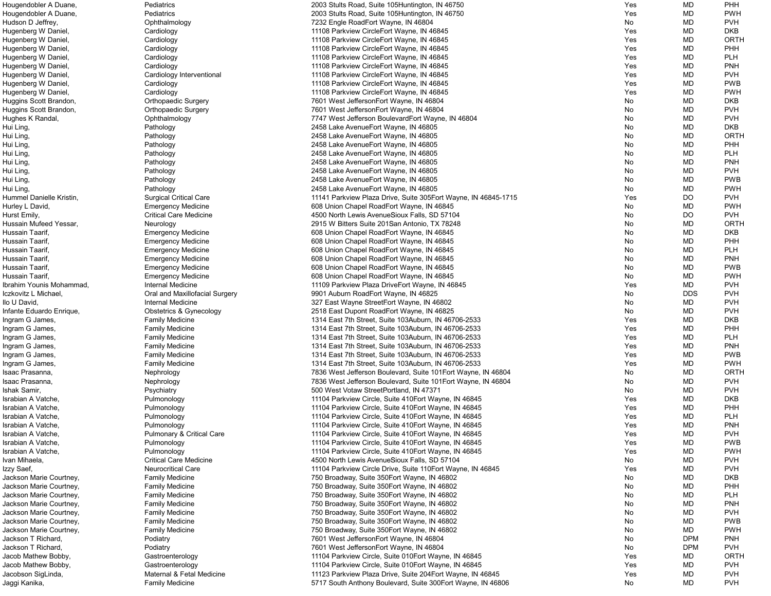| | | | | | |
|---|---|---|---|---|---|
| Hougendobler A Duane, | Pediatrics | 2003 Stults Road, Suite 105Huntington, IN 46750 | Yes | MD | PHH |
| Hougendobler A Duane, | Pediatrics | 2003 Stults Road, Suite 105Huntington, IN 46750 | Yes | MD | PWH |
| Hudson D Jeffrey, | Ophthalmology | 7232 Engle RoadFort Wayne, IN 46804 | No | MD | PVH |
| Hugenberg W Daniel, | Cardiology | 11108 Parkview CircleFort Wayne, IN 46845 | Yes | MD | DKB |
| Hugenberg W Daniel, | Cardiology | 11108 Parkview CircleFort Wayne, IN 46845 | Yes | MD | ORTH |
| Hugenberg W Daniel, | Cardiology | 11108 Parkview CircleFort Wayne, IN 46845 | Yes | MD | PHH |
| Hugenberg W Daniel, | Cardiology | 11108 Parkview CircleFort Wayne, IN 46845 | Yes | MD | PLH |
| Hugenberg W Daniel, | Cardiology | 11108 Parkview CircleFort Wayne, IN 46845 | Yes | MD | PNH |
| Hugenberg W Daniel, | Cardiology Interventional | 11108 Parkview CircleFort Wayne, IN 46845 | Yes | MD | PVH |
| Hugenberg W Daniel, | Cardiology | 11108 Parkview CircleFort Wayne, IN 46845 | Yes | MD | PWB |
| Hugenberg W Daniel, | Cardiology | 11108 Parkview CircleFort Wayne, IN 46845 | Yes | MD | PWH |
| Huggins Scott Brandon, | Orthopaedic Surgery | 7601 West JeffersonFort Wayne, IN 46804 | No | MD | DKB |
| Huggins Scott Brandon, | Orthopaedic Surgery | 7601 West JeffersonFort Wayne, IN 46804 | No | MD | PVH |
| Hughes K Randal, | Ophthalmology | 7747 West Jefferson BoulevardFort Wayne, IN 46804 | No | MD | PVH |
| Hui Ling, | Pathology | 2458 Lake AvenueFort Wayne, IN 46805 | No | MD | DKB |
| Hui Ling, | Pathology | 2458 Lake AvenueFort Wayne, IN 46805 | No | MD | ORTH |
| Hui Ling, | Pathology | 2458 Lake AvenueFort Wayne, IN 46805 | No | MD | PHH |
| Hui Ling, | Pathology | 2458 Lake AvenueFort Wayne, IN 46805 | No | MD | PLH |
| Hui Ling, | Pathology | 2458 Lake AvenueFort Wayne, IN 46805 | No | MD | PNH |
| Hui Ling, | Pathology | 2458 Lake AvenueFort Wayne, IN 46805 | No | MD | PVH |
| Hui Ling, | Pathology | 2458 Lake AvenueFort Wayne, IN 46805 | No | MD | PWB |
| Hui Ling, | Pathology | 2458 Lake AvenueFort Wayne, IN 46805 | No | MD | PWH |
| Hummel Danielle Kristin, | Surgical Critical Care | 11141 Parkview Plaza Drive, Suite 305Fort Wayne, IN 46845-1715 | Yes | DO | PVH |
| Hurley L David, | Emergency Medicine | 608 Union Chapel RoadFort Wayne, IN 46845 | No | MD | PWH |
| Hurst Emily, | Critical Care Medicine | 4500 North Lewis AvenueSioux Falls, SD 57104 | No | DO | PVH |
| Hussain Mufeed Yessar, | Neurology | 2915 W Bitters Suite 201San Antonio, TX 78248 | No | MD | ORTH |
| Hussain Taarif, | Emergency Medicine | 608 Union Chapel RoadFort Wayne, IN 46845 | No | MD | DKB |
| Hussain Taarif, | Emergency Medicine | 608 Union Chapel RoadFort Wayne, IN 46845 | No | MD | PHH |
| Hussain Taarif, | Emergency Medicine | 608 Union Chapel RoadFort Wayne, IN 46845 | No | MD | PLH |
| Hussain Taarif, | Emergency Medicine | 608 Union Chapel RoadFort Wayne, IN 46845 | No | MD | PNH |
| Hussain Taarif, | Emergency Medicine | 608 Union Chapel RoadFort Wayne, IN 46845 | No | MD | PWB |
| Hussain Taarif, | Emergency Medicine | 608 Union Chapel RoadFort Wayne, IN 46845 | No | MD | PWH |
| Ibrahim Younis Mohammad, | Internal Medicine | 11109 Parkview Plaza DriveFort Wayne, IN 46845 | Yes | MD | PVH |
| Iczkovitz L Michael, | Oral and Maxillofacial Surgery | 9901 Auburn RoadFort Wayne, IN 46825 | No | DDS | PVH |
| Ilo U David, | Internal Medicine | 327 East Wayne StreetFort Wayne, IN 46802 | No | MD | PVH |
| Infante Eduardo Enrique, | Obstetrics & Gynecology | 2518 East Dupont RoadFort Wayne, IN 46825 | No | MD | PVH |
| Ingram G James, | Family Medicine | 1314 East 7th Street, Suite 103Auburn, IN 46706-2533 | Yes | MD | DKB |
| Ingram G James, | Family Medicine | 1314 East 7th Street, Suite 103Auburn, IN 46706-2533 | Yes | MD | PHH |
| Ingram G James, | Family Medicine | 1314 East 7th Street, Suite 103Auburn, IN 46706-2533 | Yes | MD | PLH |
| Ingram G James, | Family Medicine | 1314 East 7th Street, Suite 103Auburn, IN 46706-2533 | Yes | MD | PNH |
| Ingram G James, | Family Medicine | 1314 East 7th Street, Suite 103Auburn, IN 46706-2533 | Yes | MD | PWB |
| Ingram G James, | Family Medicine | 1314 East 7th Street, Suite 103Auburn, IN 46706-2533 | Yes | MD | PWH |
| Isaac Prasanna, | Nephrology | 7836 West Jefferson Boulevard, Suite 101Fort Wayne, IN 46804 | No | MD | ORTH |
| Isaac Prasanna, | Nephrology | 7836 West Jefferson Boulevard, Suite 101Fort Wayne, IN 46804 | No | MD | PVH |
| Ishak Samir, | Psychiatry | 500 West Votaw StreetPortland, IN 47371 | No | MD | PVH |
| Israbian A Vatche, | Pulmonology | 11104 Parkview Circle, Suite 410Fort Wayne, IN 46845 | Yes | MD | DKB |
| Israbian A Vatche, | Pulmonology | 11104 Parkview Circle, Suite 410Fort Wayne, IN 46845 | Yes | MD | PHH |
| Israbian A Vatche, | Pulmonology | 11104 Parkview Circle, Suite 410Fort Wayne, IN 46845 | Yes | MD | PLH |
| Israbian A Vatche, | Pulmonology | 11104 Parkview Circle, Suite 410Fort Wayne, IN 46845 | Yes | MD | PNH |
| Israbian A Vatche, | Pulmonary & Critical Care | 11104 Parkview Circle, Suite 410Fort Wayne, IN 46845 | Yes | MD | PVH |
| Israbian A Vatche, | Pulmonology | 11104 Parkview Circle, Suite 410Fort Wayne, IN 46845 | Yes | MD | PWB |
| Israbian A Vatche, | Pulmonology | 11104 Parkview Circle, Suite 410Fort Wayne, IN 46845 | Yes | MD | PWH |
| Ivan Mihaela, | Critical Care Medicine | 4500 North Lewis AvenueSioux Falls, SD 57104 | No | MD | PVH |
| Izzy Saef, | Neurocritical Care | 11104 Parkview Circle Drive, Suite 110Fort Wayne, IN 46845 | Yes | MD | PVH |
| Jackson Marie Courtney, | Family Medicine | 750 Broadway, Suite 350Fort Wayne, IN 46802 | No | MD | DKB |
| Jackson Marie Courtney, | Family Medicine | 750 Broadway, Suite 350Fort Wayne, IN 46802 | No | MD | PHH |
| Jackson Marie Courtney, | Family Medicine | 750 Broadway, Suite 350Fort Wayne, IN 46802 | No | MD | PLH |
| Jackson Marie Courtney, | Family Medicine | 750 Broadway, Suite 350Fort Wayne, IN 46802 | No | MD | PNH |
| Jackson Marie Courtney, | Family Medicine | 750 Broadway, Suite 350Fort Wayne, IN 46802 | No | MD | PVH |
| Jackson Marie Courtney, | Family Medicine | 750 Broadway, Suite 350Fort Wayne, IN 46802 | No | MD | PWB |
| Jackson Marie Courtney, | Family Medicine | 750 Broadway, Suite 350Fort Wayne, IN 46802 | No | MD | PWH |
| Jackson T Richard, | Podiatry | 7601 West JeffersonFort Wayne, IN 46804 | No | DPM | PNH |
| Jackson T Richard, | Podiatry | 7601 West JeffersonFort Wayne, IN 46804 | No | DPM | PVH |
| Jacob Mathew Bobby, | Gastroenterology | 11104 Parkview Circle, Suite 010Fort Wayne, IN 46845 | Yes | MD | ORTH |
| Jacob Mathew Bobby, | Gastroenterology | 11104 Parkview Circle, Suite 010Fort Wayne, IN 46845 | Yes | MD | PVH |
| Jacobson SigLinda, | Maternal & Fetal Medicine | 11123 Parkview Plaza Drive, Suite 204Fort Wayne, IN 46845 | Yes | MD | PVH |
| Jaggi Kanika, | Family Medicine | 5717 South Anthony Boulevard, Suite 300Fort Wayne, IN 46806 | No | MD | PVH |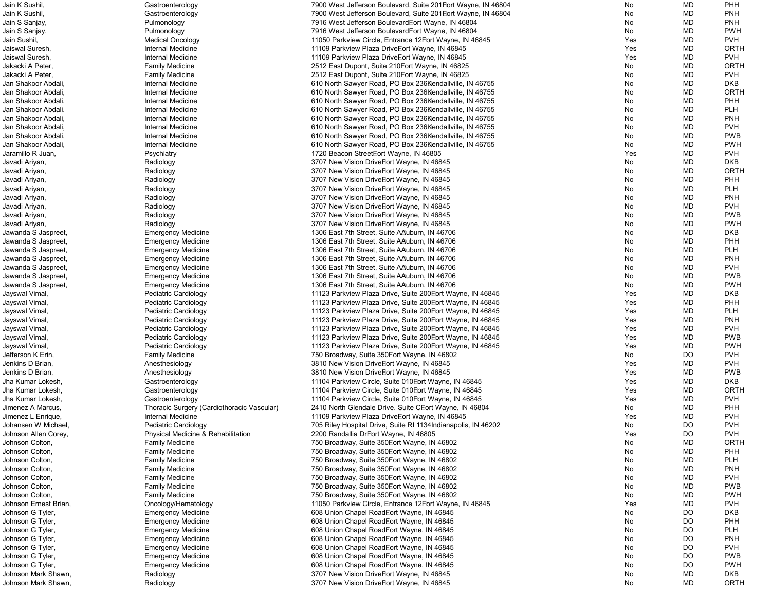| | | | | | |
|---|---|---|---|---|---|
| Jain K Sushil, | Gastroenterology | 7900 West Jefferson Boulevard, Suite 201Fort Wayne, IN 46804 | No | MD | PHH |
| Jain K Sushil, | Gastroenterology | 7900 West Jefferson Boulevard, Suite 201Fort Wayne, IN 46804 | No | MD | PNH |
| Jain S Sanjay, | Pulmonology | 7916 West Jefferson BoulevardFort Wayne, IN 46804 | No | MD | PNH |
| Jain S Sanjay, | Pulmonology | 7916 West Jefferson BoulevardFort Wayne, IN 46804 | No | MD | PWH |
| Jain Sushil, | Medical Oncology | 11050 Parkview Circle, Entrance 12Fort Wayne, IN 46845 | Yes | MD | PVH |
| Jaiswal Suresh, | Internal Medicine | 11109 Parkview Plaza DriveFort Wayne, IN 46845 | Yes | MD | ORTH |
| Jaiswal Suresh, | Internal Medicine | 11109 Parkview Plaza DriveFort Wayne, IN 46845 | Yes | MD | PVH |
| Jakacki A Peter, | Family Medicine | 2512 East Dupont, Suite 210Fort Wayne, IN 46825 | No | MD | ORTH |
| Jakacki A Peter, | Family Medicine | 2512 East Dupont, Suite 210Fort Wayne, IN 46825 | No | MD | PVH |
| Jan Shakoor Abdali, | Internal Medicine | 610 North Sawyer Road, PO Box 236Kendallville, IN 46755 | No | MD | DKB |
| Jan Shakoor Abdali, | Internal Medicine | 610 North Sawyer Road, PO Box 236Kendallville, IN 46755 | No | MD | ORTH |
| Jan Shakoor Abdali, | Internal Medicine | 610 North Sawyer Road, PO Box 236Kendallville, IN 46755 | No | MD | PHH |
| Jan Shakoor Abdali, | Internal Medicine | 610 North Sawyer Road, PO Box 236Kendallville, IN 46755 | No | MD | PLH |
| Jan Shakoor Abdali, | Internal Medicine | 610 North Sawyer Road, PO Box 236Kendallville, IN 46755 | No | MD | PNH |
| Jan Shakoor Abdali, | Internal Medicine | 610 North Sawyer Road, PO Box 236Kendallville, IN 46755 | No | MD | PVH |
| Jan Shakoor Abdali, | Internal Medicine | 610 North Sawyer Road, PO Box 236Kendallville, IN 46755 | No | MD | PWB |
| Jan Shakoor Abdali, | Internal Medicine | 610 North Sawyer Road, PO Box 236Kendallville, IN 46755 | No | MD | PWH |
| Jaramillo R Juan, | Psychiatry | 1720 Beacon StreetFort Wayne, IN 46805 | Yes | MD | PVH |
| Javadi Ariyan, | Radiology | 3707 New Vision DriveFort Wayne, IN 46845 | No | MD | DKB |
| Javadi Ariyan, | Radiology | 3707 New Vision DriveFort Wayne, IN 46845 | No | MD | ORTH |
| Javadi Ariyan, | Radiology | 3707 New Vision DriveFort Wayne, IN 46845 | No | MD | PHH |
| Javadi Ariyan, | Radiology | 3707 New Vision DriveFort Wayne, IN 46845 | No | MD | PLH |
| Javadi Ariyan, | Radiology | 3707 New Vision DriveFort Wayne, IN 46845 | No | MD | PNH |
| Javadi Ariyan, | Radiology | 3707 New Vision DriveFort Wayne, IN 46845 | No | MD | PVH |
| Javadi Ariyan, | Radiology | 3707 New Vision DriveFort Wayne, IN 46845 | No | MD | PWB |
| Javadi Ariyan, | Radiology | 3707 New Vision DriveFort Wayne, IN 46845 | No | MD | PWH |
| Jawanda S Jaspreet, | Emergency Medicine | 1306 East 7th Street, Suite AAuburn, IN 46706 | No | MD | DKB |
| Jawanda S Jaspreet, | Emergency Medicine | 1306 East 7th Street, Suite AAuburn, IN 46706 | No | MD | PHH |
| Jawanda S Jaspreet, | Emergency Medicine | 1306 East 7th Street, Suite AAuburn, IN 46706 | No | MD | PLH |
| Jawanda S Jaspreet, | Emergency Medicine | 1306 East 7th Street, Suite AAuburn, IN 46706 | No | MD | PNH |
| Jawanda S Jaspreet, | Emergency Medicine | 1306 East 7th Street, Suite AAuburn, IN 46706 | No | MD | PVH |
| Jawanda S Jaspreet, | Emergency Medicine | 1306 East 7th Street, Suite AAuburn, IN 46706 | No | MD | PWB |
| Jawanda S Jaspreet, | Emergency Medicine | 1306 East 7th Street, Suite AAuburn, IN 46706 | No | MD | PWH |
| Jayswal Vimal, | Pediatric Cardiology | 11123 Parkview Plaza Drive, Suite 200Fort Wayne, IN 46845 | Yes | MD | DKB |
| Jayswal Vimal, | Pediatric Cardiology | 11123 Parkview Plaza Drive, Suite 200Fort Wayne, IN 46845 | Yes | MD | PHH |
| Jayswal Vimal, | Pediatric Cardiology | 11123 Parkview Plaza Drive, Suite 200Fort Wayne, IN 46845 | Yes | MD | PLH |
| Jayswal Vimal, | Pediatric Cardiology | 11123 Parkview Plaza Drive, Suite 200Fort Wayne, IN 46845 | Yes | MD | PNH |
| Jayswal Vimal, | Pediatric Cardiology | 11123 Parkview Plaza Drive, Suite 200Fort Wayne, IN 46845 | Yes | MD | PVH |
| Jayswal Vimal, | Pediatric Cardiology | 11123 Parkview Plaza Drive, Suite 200Fort Wayne, IN 46845 | Yes | MD | PWB |
| Jayswal Vimal, | Pediatric Cardiology | 11123 Parkview Plaza Drive, Suite 200Fort Wayne, IN 46845 | Yes | MD | PWH |
| Jefferson K Erin, | Family Medicine | 750 Broadway, Suite 350Fort Wayne, IN 46802 | No | DO | PVH |
| Jenkins D Brian, | Anesthesiology | 3810 New Vision DriveFort Wayne, IN 46845 | Yes | MD | PVH |
| Jenkins D Brian, | Anesthesiology | 3810 New Vision DriveFort Wayne, IN 46845 | Yes | MD | PWB |
| Jha Kumar Lokesh, | Gastroenterology | 11104 Parkview Circle, Suite 010Fort Wayne, IN 46845 | Yes | MD | DKB |
| Jha Kumar Lokesh, | Gastroenterology | 11104 Parkview Circle, Suite 010Fort Wayne, IN 46845 | Yes | MD | ORTH |
| Jha Kumar Lokesh, | Gastroenterology | 11104 Parkview Circle, Suite 010Fort Wayne, IN 46845 | Yes | MD | PVH |
| Jimenez A Marcus, | Thoracic Surgery (Cardiothoracic Vascular) | 2410 North Glendale Drive, Suite CFort Wayne, IN 46804 | No | MD | PHH |
| Jimenez L Enrique, | Internal Medicine | 11109 Parkview Plaza DriveFort Wayne, IN 46845 | Yes | MD | PVH |
| Johansen W Michael, | Pediatric Cardiology | 705 Riley Hospital Drive, Suite RI 1134Indianapolis, IN 46202 | No | DO | PVH |
| Johnson Allen Corey, | Physical Medicine & Rehabilitation | 2200 Randallia DrFort Wayne, IN 46805 | Yes | DO | PVH |
| Johnson Colton, | Family Medicine | 750 Broadway, Suite 350Fort Wayne, IN 46802 | No | MD | ORTH |
| Johnson Colton, | Family Medicine | 750 Broadway, Suite 350Fort Wayne, IN 46802 | No | MD | PHH |
| Johnson Colton, | Family Medicine | 750 Broadway, Suite 350Fort Wayne, IN 46802 | No | MD | PLH |
| Johnson Colton, | Family Medicine | 750 Broadway, Suite 350Fort Wayne, IN 46802 | No | MD | PNH |
| Johnson Colton, | Family Medicine | 750 Broadway, Suite 350Fort Wayne, IN 46802 | No | MD | PVH |
| Johnson Colton, | Family Medicine | 750 Broadway, Suite 350Fort Wayne, IN 46802 | No | MD | PWB |
| Johnson Colton, | Family Medicine | 750 Broadway, Suite 350Fort Wayne, IN 46802 | No | MD | PWH |
| Johnson Ernest Brian, | Oncology/Hematology | 11050 Parkview Circle, Entrance 12Fort Wayne, IN 46845 | Yes | MD | PVH |
| Johnson G Tyler, | Emergency Medicine | 608 Union Chapel RoadFort Wayne, IN 46845 | No | DO | DKB |
| Johnson G Tyler, | Emergency Medicine | 608 Union Chapel RoadFort Wayne, IN 46845 | No | DO | PHH |
| Johnson G Tyler, | Emergency Medicine | 608 Union Chapel RoadFort Wayne, IN 46845 | No | DO | PLH |
| Johnson G Tyler, | Emergency Medicine | 608 Union Chapel RoadFort Wayne, IN 46845 | No | DO | PNH |
| Johnson G Tyler, | Emergency Medicine | 608 Union Chapel RoadFort Wayne, IN 46845 | No | DO | PVH |
| Johnson G Tyler, | Emergency Medicine | 608 Union Chapel RoadFort Wayne, IN 46845 | No | DO | PWB |
| Johnson G Tyler, | Emergency Medicine | 608 Union Chapel RoadFort Wayne, IN 46845 | No | DO | PWH |
| Johnson Mark Shawn, | Radiology | 3707 New Vision DriveFort Wayne, IN 46845 | No | MD | DKB |
| Johnson Mark Shawn, | Radiology | 3707 New Vision DriveFort Wayne, IN 46845 | No | MD | ORTH |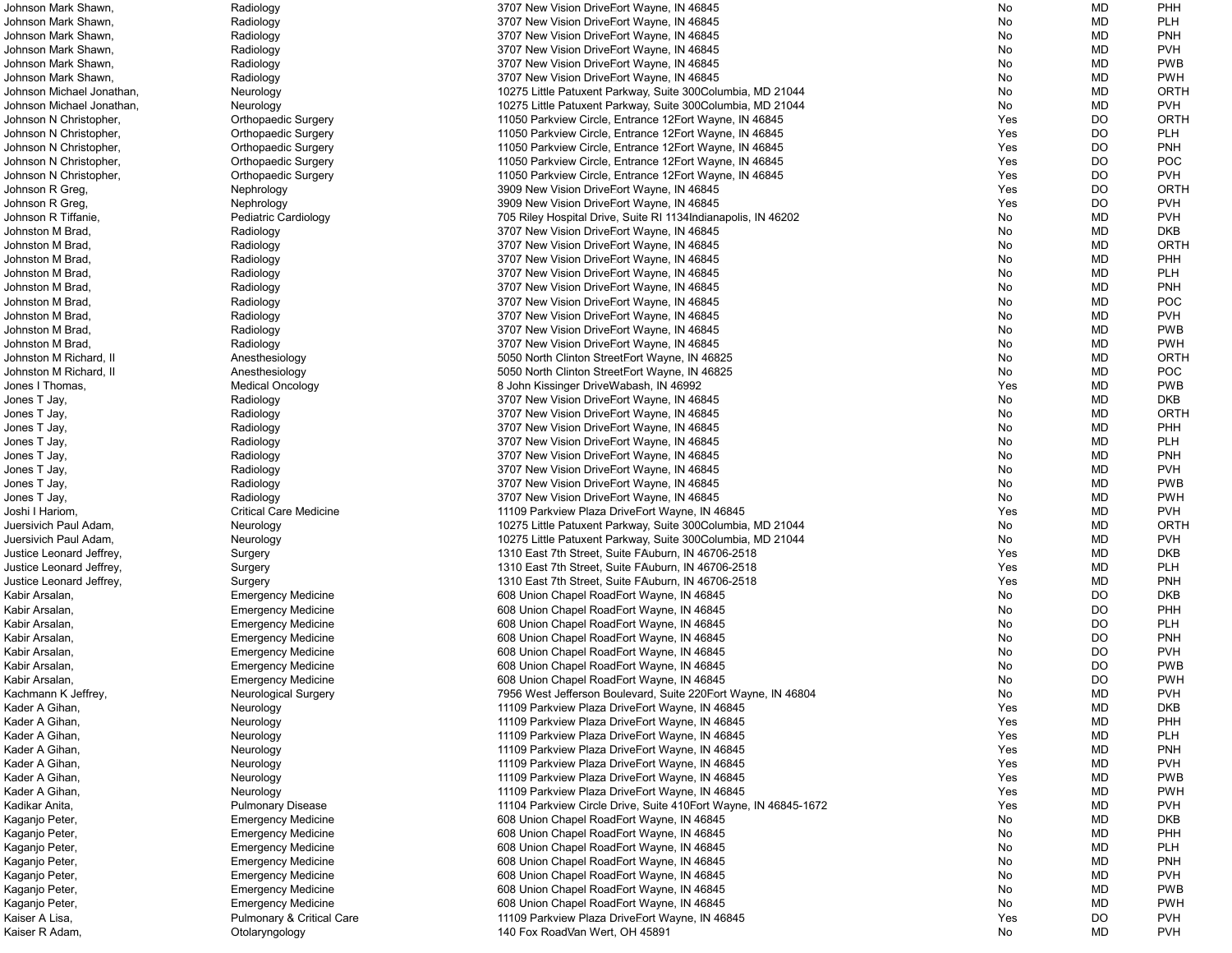| | | | | | |
|---|---|---|---|---|---|
| Johnson Mark Shawn, | Radiology | 3707 New Vision DriveFort Wayne, IN 46845 | No | MD | PHH |
| Johnson Mark Shawn, | Radiology | 3707 New Vision DriveFort Wayne, IN 46845 | No | MD | PLH |
| Johnson Mark Shawn, | Radiology | 3707 New Vision DriveFort Wayne, IN 46845 | No | MD | PNH |
| Johnson Mark Shawn, | Radiology | 3707 New Vision DriveFort Wayne, IN 46845 | No | MD | PVH |
| Johnson Mark Shawn, | Radiology | 3707 New Vision DriveFort Wayne, IN 46845 | No | MD | PWB |
| Johnson Mark Shawn, | Radiology | 3707 New Vision DriveFort Wayne, IN 46845 | No | MD | PWH |
| Johnson Michael Jonathan, | Neurology | 10275 Little Patuxent Parkway, Suite 300Columbia, MD 21044 | No | MD | ORTH |
| Johnson Michael Jonathan, | Neurology | 10275 Little Patuxent Parkway, Suite 300Columbia, MD 21044 | No | MD | PVH |
| Johnson N Christopher, | Orthopaedic Surgery | 11050 Parkview Circle, Entrance 12Fort Wayne, IN 46845 | Yes | DO | ORTH |
| Johnson N Christopher, | Orthopaedic Surgery | 11050 Parkview Circle, Entrance 12Fort Wayne, IN 46845 | Yes | DO | PLH |
| Johnson N Christopher, | Orthopaedic Surgery | 11050 Parkview Circle, Entrance 12Fort Wayne, IN 46845 | Yes | DO | PNH |
| Johnson N Christopher, | Orthopaedic Surgery | 11050 Parkview Circle, Entrance 12Fort Wayne, IN 46845 | Yes | DO | POC |
| Johnson N Christopher, | Orthopaedic Surgery | 11050 Parkview Circle, Entrance 12Fort Wayne, IN 46845 | Yes | DO | PVH |
| Johnson R Greg, | Nephrology | 3909 New Vision DriveFort Wayne, IN 46845 | Yes | DO | ORTH |
| Johnson R Greg, | Nephrology | 3909 New Vision DriveFort Wayne, IN 46845 | Yes | DO | PVH |
| Johnson R Tiffanie, | Pediatric Cardiology | 705 Riley Hospital Drive, Suite RI 1134Indianapolis, IN 46202 | No | MD | PVH |
| Johnston M Brad, | Radiology | 3707 New Vision DriveFort Wayne, IN 46845 | No | MD | DKB |
| Johnston M Brad, | Radiology | 3707 New Vision DriveFort Wayne, IN 46845 | No | MD | ORTH |
| Johnston M Brad, | Radiology | 3707 New Vision DriveFort Wayne, IN 46845 | No | MD | PHH |
| Johnston M Brad, | Radiology | 3707 New Vision DriveFort Wayne, IN 46845 | No | MD | PLH |
| Johnston M Brad, | Radiology | 3707 New Vision DriveFort Wayne, IN 46845 | No | MD | PNH |
| Johnston M Brad, | Radiology | 3707 New Vision DriveFort Wayne, IN 46845 | No | MD | POC |
| Johnston M Brad, | Radiology | 3707 New Vision DriveFort Wayne, IN 46845 | No | MD | PVH |
| Johnston M Brad, | Radiology | 3707 New Vision DriveFort Wayne, IN 46845 | No | MD | PWB |
| Johnston M Brad, | Radiology | 3707 New Vision DriveFort Wayne, IN 46845 | No | MD | PWH |
| Johnston M Richard, II | Anesthesiology | 5050 North Clinton StreetFort Wayne, IN 46825 | No | MD | ORTH |
| Johnston M Richard, II | Anesthesiology | 5050 North Clinton StreetFort Wayne, IN 46825 | No | MD | POC |
| Jones I Thomas, | Medical Oncology | 8 John Kissinger DriveWabash, IN 46992 | Yes | MD | PWB |
| Jones T Jay, | Radiology | 3707 New Vision DriveFort Wayne, IN 46845 | No | MD | DKB |
| Jones T Jay, | Radiology | 3707 New Vision DriveFort Wayne, IN 46845 | No | MD | ORTH |
| Jones T Jay, | Radiology | 3707 New Vision DriveFort Wayne, IN 46845 | No | MD | PHH |
| Jones T Jay, | Radiology | 3707 New Vision DriveFort Wayne, IN 46845 | No | MD | PLH |
| Jones T Jay, | Radiology | 3707 New Vision DriveFort Wayne, IN 46845 | No | MD | PNH |
| Jones T Jay, | Radiology | 3707 New Vision DriveFort Wayne, IN 46845 | No | MD | PVH |
| Jones T Jay, | Radiology | 3707 New Vision DriveFort Wayne, IN 46845 | No | MD | PWB |
| Jones T Jay, | Radiology | 3707 New Vision DriveFort Wayne, IN 46845 | No | MD | PWH |
| Joshi I Hariom, | Critical Care Medicine | 11109 Parkview Plaza DriveFort Wayne, IN 46845 | Yes | MD | PVH |
| Juersivich Paul Adam, | Neurology | 10275 Little Patuxent Parkway, Suite 300Columbia, MD 21044 | No | MD | ORTH |
| Juersivich Paul Adam, | Neurology | 10275 Little Patuxent Parkway, Suite 300Columbia, MD 21044 | No | MD | PVH |
| Justice Leonard Jeffrey, | Surgery | 1310 East 7th Street, Suite FAuburn, IN 46706-2518 | Yes | MD | DKB |
| Justice Leonard Jeffrey, | Surgery | 1310 East 7th Street, Suite FAuburn, IN 46706-2518 | Yes | MD | PLH |
| Justice Leonard Jeffrey, | Surgery | 1310 East 7th Street, Suite FAuburn, IN 46706-2518 | Yes | MD | PNH |
| Kabir Arsalan, | Emergency Medicine | 608 Union Chapel RoadFort Wayne, IN 46845 | No | DO | DKB |
| Kabir Arsalan, | Emergency Medicine | 608 Union Chapel RoadFort Wayne, IN 46845 | No | DO | PHH |
| Kabir Arsalan, | Emergency Medicine | 608 Union Chapel RoadFort Wayne, IN 46845 | No | DO | PLH |
| Kabir Arsalan, | Emergency Medicine | 608 Union Chapel RoadFort Wayne, IN 46845 | No | DO | PNH |
| Kabir Arsalan, | Emergency Medicine | 608 Union Chapel RoadFort Wayne, IN 46845 | No | DO | PVH |
| Kabir Arsalan, | Emergency Medicine | 608 Union Chapel RoadFort Wayne, IN 46845 | No | DO | PWB |
| Kabir Arsalan, | Emergency Medicine | 608 Union Chapel RoadFort Wayne, IN 46845 | No | DO | PWH |
| Kachmann K Jeffrey, | Neurological Surgery | 7956 West Jefferson Boulevard, Suite 220Fort Wayne, IN 46804 | No | MD | PVH |
| Kader A Gihan, | Neurology | 11109 Parkview Plaza DriveFort Wayne, IN 46845 | Yes | MD | DKB |
| Kader A Gihan, | Neurology | 11109 Parkview Plaza DriveFort Wayne, IN 46845 | Yes | MD | PHH |
| Kader A Gihan, | Neurology | 11109 Parkview Plaza DriveFort Wayne, IN 46845 | Yes | MD | PLH |
| Kader A Gihan, | Neurology | 11109 Parkview Plaza DriveFort Wayne, IN 46845 | Yes | MD | PNH |
| Kader A Gihan, | Neurology | 11109 Parkview Plaza DriveFort Wayne, IN 46845 | Yes | MD | PVH |
| Kader A Gihan, | Neurology | 11109 Parkview Plaza DriveFort Wayne, IN 46845 | Yes | MD | PWB |
| Kader A Gihan, | Neurology | 11109 Parkview Plaza DriveFort Wayne, IN 46845 | Yes | MD | PWH |
| Kadikar Anita, | Pulmonary Disease | 11104 Parkview Circle Drive, Suite 410Fort Wayne, IN 46845-1672 | Yes | MD | PVH |
| Kaganjo Peter, | Emergency Medicine | 608 Union Chapel RoadFort Wayne, IN 46845 | No | MD | DKB |
| Kaganjo Peter, | Emergency Medicine | 608 Union Chapel RoadFort Wayne, IN 46845 | No | MD | PHH |
| Kaganjo Peter, | Emergency Medicine | 608 Union Chapel RoadFort Wayne, IN 46845 | No | MD | PLH |
| Kaganjo Peter, | Emergency Medicine | 608 Union Chapel RoadFort Wayne, IN 46845 | No | MD | PNH |
| Kaganjo Peter, | Emergency Medicine | 608 Union Chapel RoadFort Wayne, IN 46845 | No | MD | PVH |
| Kaganjo Peter, | Emergency Medicine | 608 Union Chapel RoadFort Wayne, IN 46845 | No | MD | PWB |
| Kaganjo Peter, | Emergency Medicine | 608 Union Chapel RoadFort Wayne, IN 46845 | No | MD | PWH |
| Kaiser A Lisa, | Pulmonary & Critical Care | 11109 Parkview Plaza DriveFort Wayne, IN 46845 | Yes | DO | PVH |
| Kaiser R Adam, | Otolaryngology | 140 Fox RoadVan Wert, OH 45891 | No | MD | PVH |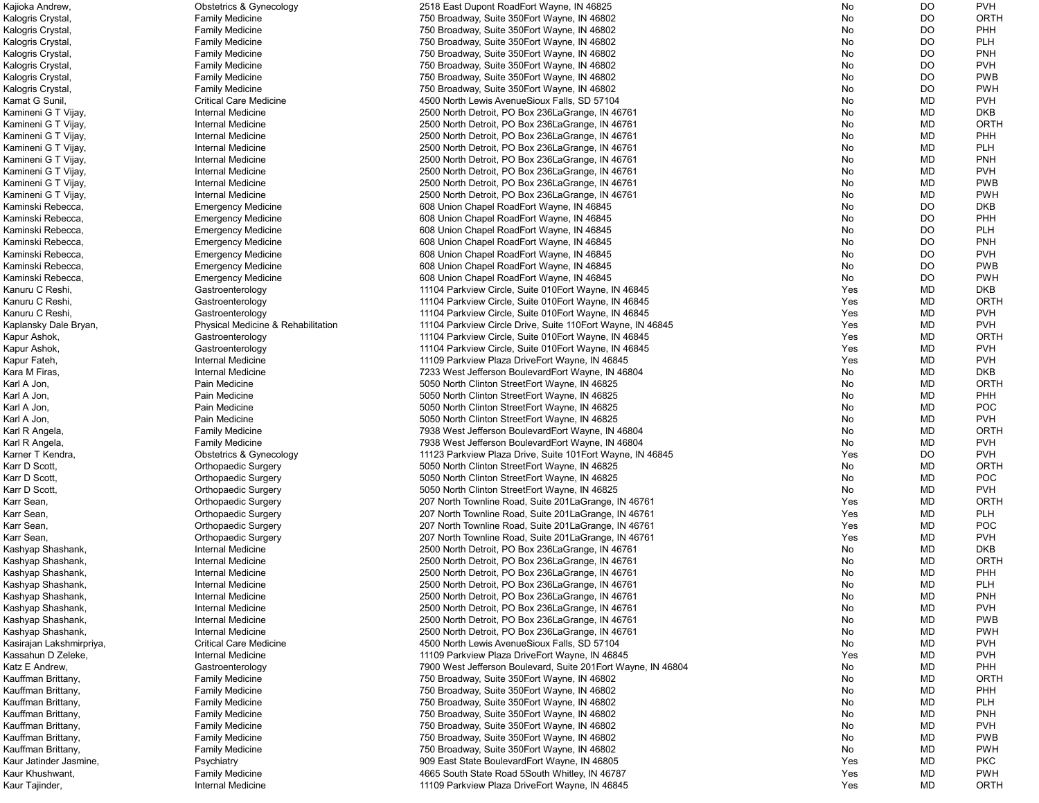| | | | | | |
|---|---|---|---|---|---|
| Kajioka Andrew, | Obstetrics & Gynecology | 2518 East Dupont RoadFort Wayne, IN 46825 | No | DO | PVH |
| Kalogris Crystal, | Family Medicine | 750 Broadway, Suite 350Fort Wayne, IN 46802 | No | DO | ORTH |
| Kalogris Crystal, | Family Medicine | 750 Broadway, Suite 350Fort Wayne, IN 46802 | No | DO | PHH |
| Kalogris Crystal, | Family Medicine | 750 Broadway, Suite 350Fort Wayne, IN 46802 | No | DO | PLH |
| Kalogris Crystal, | Family Medicine | 750 Broadway, Suite 350Fort Wayne, IN 46802 | No | DO | PNH |
| Kalogris Crystal, | Family Medicine | 750 Broadway, Suite 350Fort Wayne, IN 46802 | No | DO | PVH |
| Kalogris Crystal, | Family Medicine | 750 Broadway, Suite 350Fort Wayne, IN 46802 | No | DO | PWB |
| Kalogris Crystal, | Family Medicine | 750 Broadway, Suite 350Fort Wayne, IN 46802 | No | DO | PWH |
| Kamat G Sunil, | Critical Care Medicine | 4500 North Lewis AvenueSioux Falls, SD 57104 | No | MD | PVH |
| Kamineni G T Vijay, | Internal Medicine | 2500 North Detroit, PO Box 236LaGrange, IN 46761 | No | MD | DKB |
| Kamineni G T Vijay, | Internal Medicine | 2500 North Detroit, PO Box 236LaGrange, IN 46761 | No | MD | ORTH |
| Kamineni G T Vijay, | Internal Medicine | 2500 North Detroit, PO Box 236LaGrange, IN 46761 | No | MD | PHH |
| Kamineni G T Vijay, | Internal Medicine | 2500 North Detroit, PO Box 236LaGrange, IN 46761 | No | MD | PLH |
| Kamineni G T Vijay, | Internal Medicine | 2500 North Detroit, PO Box 236LaGrange, IN 46761 | No | MD | PNH |
| Kamineni G T Vijay, | Internal Medicine | 2500 North Detroit, PO Box 236LaGrange, IN 46761 | No | MD | PVH |
| Kamineni G T Vijay, | Internal Medicine | 2500 North Detroit, PO Box 236LaGrange, IN 46761 | No | MD | PWB |
| Kamineni G T Vijay, | Internal Medicine | 2500 North Detroit, PO Box 236LaGrange, IN 46761 | No | MD | PWH |
| Kaminski Rebecca, | Emergency Medicine | 608 Union Chapel RoadFort Wayne, IN 46845 | No | DO | DKB |
| Kaminski Rebecca, | Emergency Medicine | 608 Union Chapel RoadFort Wayne, IN 46845 | No | DO | PHH |
| Kaminski Rebecca, | Emergency Medicine | 608 Union Chapel RoadFort Wayne, IN 46845 | No | DO | PLH |
| Kaminski Rebecca, | Emergency Medicine | 608 Union Chapel RoadFort Wayne, IN 46845 | No | DO | PNH |
| Kaminski Rebecca, | Emergency Medicine | 608 Union Chapel RoadFort Wayne, IN 46845 | No | DO | PVH |
| Kaminski Rebecca, | Emergency Medicine | 608 Union Chapel RoadFort Wayne, IN 46845 | No | DO | PWB |
| Kaminski Rebecca, | Emergency Medicine | 608 Union Chapel RoadFort Wayne, IN 46845 | No | DO | PWH |
| Kanuru C Reshi, | Gastroenterology | 11104 Parkview Circle, Suite 010Fort Wayne, IN 46845 | Yes | MD | DKB |
| Kanuru C Reshi, | Gastroenterology | 11104 Parkview Circle, Suite 010Fort Wayne, IN 46845 | Yes | MD | ORTH |
| Kanuru C Reshi, | Gastroenterology | 11104 Parkview Circle, Suite 010Fort Wayne, IN 46845 | Yes | MD | PVH |
| Kaplansky Dale Bryan, | Physical Medicine & Rehabilitation | 11104 Parkview Circle Drive, Suite 110Fort Wayne, IN 46845 | Yes | MD | PVH |
| Kapur Ashok, | Gastroenterology | 11104 Parkview Circle, Suite 010Fort Wayne, IN 46845 | Yes | MD | ORTH |
| Kapur Ashok, | Gastroenterology | 11104 Parkview Circle, Suite 010Fort Wayne, IN 46845 | Yes | MD | PVH |
| Kapur Fateh, | Internal Medicine | 11109 Parkview Plaza DriveFort Wayne, IN 46845 | Yes | MD | PVH |
| Kara M Firas, | Internal Medicine | 7233 West Jefferson BoulevardFort Wayne, IN 46804 | No | MD | DKB |
| Karl A Jon, | Pain Medicine | 5050 North Clinton StreetFort Wayne, IN 46825 | No | MD | ORTH |
| Karl A Jon, | Pain Medicine | 5050 North Clinton StreetFort Wayne, IN 46825 | No | MD | PHH |
| Karl A Jon, | Pain Medicine | 5050 North Clinton StreetFort Wayne, IN 46825 | No | MD | POC |
| Karl A Jon, | Pain Medicine | 5050 North Clinton StreetFort Wayne, IN 46825 | No | MD | PVH |
| Karl R Angela, | Family Medicine | 7938 West Jefferson BoulevardFort Wayne, IN 46804 | No | MD | ORTH |
| Karl R Angela, | Family Medicine | 7938 West Jefferson BoulevardFort Wayne, IN 46804 | No | MD | PVH |
| Karner T Kendra, | Obstetrics & Gynecology | 11123 Parkview Plaza Drive, Suite 101Fort Wayne, IN 46845 | Yes | DO | PVH |
| Karr D Scott, | Orthopaedic Surgery | 5050 North Clinton StreetFort Wayne, IN 46825 | No | MD | ORTH |
| Karr D Scott, | Orthopaedic Surgery | 5050 North Clinton StreetFort Wayne, IN 46825 | No | MD | POC |
| Karr D Scott, | Orthopaedic Surgery | 5050 North Clinton StreetFort Wayne, IN 46825 | No | MD | PVH |
| Karr Sean, | Orthopaedic Surgery | 207 North Townline Road, Suite 201LaGrange, IN 46761 | Yes | MD | ORTH |
| Karr Sean, | Orthopaedic Surgery | 207 North Townline Road, Suite 201LaGrange, IN 46761 | Yes | MD | PLH |
| Karr Sean, | Orthopaedic Surgery | 207 North Townline Road, Suite 201LaGrange, IN 46761 | Yes | MD | POC |
| Karr Sean, | Orthopaedic Surgery | 207 North Townline Road, Suite 201LaGrange, IN 46761 | Yes | MD | PVH |
| Kashyap Shashank, | Internal Medicine | 2500 North Detroit, PO Box 236LaGrange, IN 46761 | No | MD | DKB |
| Kashyap Shashank, | Internal Medicine | 2500 North Detroit, PO Box 236LaGrange, IN 46761 | No | MD | ORTH |
| Kashyap Shashank, | Internal Medicine | 2500 North Detroit, PO Box 236LaGrange, IN 46761 | No | MD | PHH |
| Kashyap Shashank, | Internal Medicine | 2500 North Detroit, PO Box 236LaGrange, IN 46761 | No | MD | PLH |
| Kashyap Shashank, | Internal Medicine | 2500 North Detroit, PO Box 236LaGrange, IN 46761 | No | MD | PNH |
| Kashyap Shashank, | Internal Medicine | 2500 North Detroit, PO Box 236LaGrange, IN 46761 | No | MD | PVH |
| Kashyap Shashank, | Internal Medicine | 2500 North Detroit, PO Box 236LaGrange, IN 46761 | No | MD | PWB |
| Kashyap Shashank, | Internal Medicine | 2500 North Detroit, PO Box 236LaGrange, IN 46761 | No | MD | PWH |
| Kasirajan Lakshmirpriya, | Critical Care Medicine | 4500 North Lewis AvenueSioux Falls, SD 57104 | No | MD | PVH |
| Kassahun D Zeleke, | Internal Medicine | 11109 Parkview Plaza DriveFort Wayne, IN 46845 | Yes | MD | PVH |
| Katz E Andrew, | Gastroenterology | 7900 West Jefferson Boulevard, Suite 201Fort Wayne, IN 46804 | No | MD | PHH |
| Kauffman Brittany, | Family Medicine | 750 Broadway, Suite 350Fort Wayne, IN 46802 | No | MD | ORTH |
| Kauffman Brittany, | Family Medicine | 750 Broadway, Suite 350Fort Wayne, IN 46802 | No | MD | PHH |
| Kauffman Brittany, | Family Medicine | 750 Broadway, Suite 350Fort Wayne, IN 46802 | No | MD | PLH |
| Kauffman Brittany, | Family Medicine | 750 Broadway, Suite 350Fort Wayne, IN 46802 | No | MD | PNH |
| Kauffman Brittany, | Family Medicine | 750 Broadway, Suite 350Fort Wayne, IN 46802 | No | MD | PVH |
| Kauffman Brittany, | Family Medicine | 750 Broadway, Suite 350Fort Wayne, IN 46802 | No | MD | PWB |
| Kauffman Brittany, | Family Medicine | 750 Broadway, Suite 350Fort Wayne, IN 46802 | No | MD | PWH |
| Kaur Jatinder Jasmine, | Psychiatry | 909 East State BoulevardFort Wayne, IN 46805 | Yes | MD | PKC |
| Kaur Khushwant, | Family Medicine | 4665 South State Road 5South Whitley, IN 46787 | Yes | MD | PWH |
| Kaur Tajinder, | Internal Medicine | 11109 Parkview Plaza DriveFort Wayne, IN 46845 | Yes | MD | ORTH |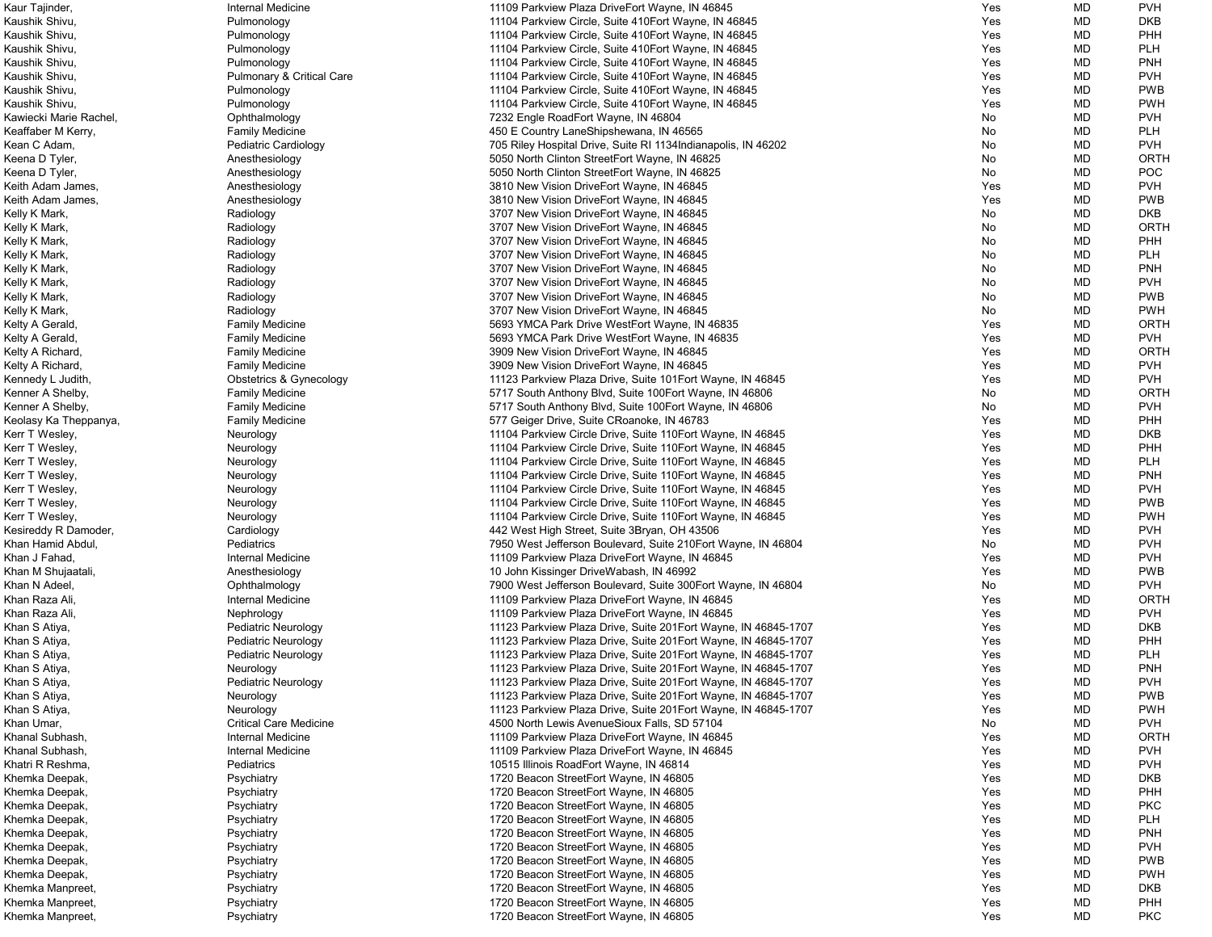| | | | | | |
|---|---|---|---|---|---|
| Kaur Tajinder, | Internal Medicine | 11109 Parkview Plaza DriveFort Wayne, IN 46845 | Yes | MD | PVH |
| Kaushik Shivu, | Pulmonology | 11104 Parkview Circle, Suite 410Fort Wayne, IN 46845 | Yes | MD | DKB |
| Kaushik Shivu, | Pulmonology | 11104 Parkview Circle, Suite 410Fort Wayne, IN 46845 | Yes | MD | PHH |
| Kaushik Shivu, | Pulmonology | 11104 Parkview Circle, Suite 410Fort Wayne, IN 46845 | Yes | MD | PLH |
| Kaushik Shivu, | Pulmonology | 11104 Parkview Circle, Suite 410Fort Wayne, IN 46845 | Yes | MD | PNH |
| Kaushik Shivu, | Pulmonary & Critical Care | 11104 Parkview Circle, Suite 410Fort Wayne, IN 46845 | Yes | MD | PVH |
| Kaushik Shivu, | Pulmonology | 11104 Parkview Circle, Suite 410Fort Wayne, IN 46845 | Yes | MD | PWB |
| Kaushik Shivu, | Pulmonology | 11104 Parkview Circle, Suite 410Fort Wayne, IN 46845 | Yes | MD | PWH |
| Kawiecki Marie Rachel, | Ophthalmology | 7232 Engle RoadFort Wayne, IN 46804 | No | MD | PVH |
| Keaffaber M Kerry, | Family Medicine | 450 E Country LaneShipshewana, IN 46565 | No | MD | PLH |
| Kean C Adam, | Pediatric Cardiology | 705 Riley Hospital Drive, Suite RI 1134Indianapolis, IN 46202 | No | MD | PVH |
| Keena D Tyler, | Anesthesiology | 5050 North Clinton StreetFort Wayne, IN 46825 | No | MD | ORTH |
| Keena D Tyler, | Anesthesiology | 5050 North Clinton StreetFort Wayne, IN 46825 | No | MD | POC |
| Keith Adam James, | Anesthesiology | 3810 New Vision DriveFort Wayne, IN 46845 | Yes | MD | PVH |
| Keith Adam James, | Anesthesiology | 3810 New Vision DriveFort Wayne, IN 46845 | Yes | MD | PWB |
| Kelly K Mark, | Radiology | 3707 New Vision DriveFort Wayne, IN 46845 | No | MD | DKB |
| Kelly K Mark, | Radiology | 3707 New Vision DriveFort Wayne, IN 46845 | No | MD | ORTH |
| Kelly K Mark, | Radiology | 3707 New Vision DriveFort Wayne, IN 46845 | No | MD | PHH |
| Kelly K Mark, | Radiology | 3707 New Vision DriveFort Wayne, IN 46845 | No | MD | PLH |
| Kelly K Mark, | Radiology | 3707 New Vision DriveFort Wayne, IN 46845 | No | MD | PNH |
| Kelly K Mark, | Radiology | 3707 New Vision DriveFort Wayne, IN 46845 | No | MD | PVH |
| Kelly K Mark, | Radiology | 3707 New Vision DriveFort Wayne, IN 46845 | No | MD | PWB |
| Kelly K Mark, | Radiology | 3707 New Vision DriveFort Wayne, IN 46845 | No | MD | PWH |
| Kelty A Gerald, | Family Medicine | 5693 YMCA Park Drive WestFort Wayne, IN 46835 | Yes | MD | ORTH |
| Kelty A Gerald, | Family Medicine | 5693 YMCA Park Drive WestFort Wayne, IN 46835 | Yes | MD | PVH |
| Kelty A Richard, | Family Medicine | 3909 New Vision DriveFort Wayne, IN 46845 | Yes | MD | ORTH |
| Kelty A Richard, | Family Medicine | 3909 New Vision DriveFort Wayne, IN 46845 | Yes | MD | PVH |
| Kennedy L Judith, | Obstetrics & Gynecology | 11123 Parkview Plaza Drive, Suite 101Fort Wayne, IN 46845 | Yes | MD | PVH |
| Kenner A Shelby, | Family Medicine | 5717 South Anthony Blvd, Suite 100Fort Wayne, IN 46806 | No | MD | ORTH |
| Kenner A Shelby, | Family Medicine | 5717 South Anthony Blvd, Suite 100Fort Wayne, IN 46806 | No | MD | PVH |
| Keolasy Ka Theppanya, | Family Medicine | 577 Geiger Drive, Suite CRoanoke, IN 46783 | Yes | MD | PHH |
| Kerr T Wesley, | Neurology | 11104 Parkview Circle Drive, Suite 110Fort Wayne, IN 46845 | Yes | MD | DKB |
| Kerr T Wesley, | Neurology | 11104 Parkview Circle Drive, Suite 110Fort Wayne, IN 46845 | Yes | MD | PHH |
| Kerr T Wesley, | Neurology | 11104 Parkview Circle Drive, Suite 110Fort Wayne, IN 46845 | Yes | MD | PLH |
| Kerr T Wesley, | Neurology | 11104 Parkview Circle Drive, Suite 110Fort Wayne, IN 46845 | Yes | MD | PNH |
| Kerr T Wesley, | Neurology | 11104 Parkview Circle Drive, Suite 110Fort Wayne, IN 46845 | Yes | MD | PVH |
| Kerr T Wesley, | Neurology | 11104 Parkview Circle Drive, Suite 110Fort Wayne, IN 46845 | Yes | MD | PWB |
| Kerr T Wesley, | Neurology | 11104 Parkview Circle Drive, Suite 110Fort Wayne, IN 46845 | Yes | MD | PWH |
| Kesireddy R Damoder, | Cardiology | 442 West High Street, Suite 3Bryan, OH 43506 | Yes | MD | PVH |
| Khan Hamid Abdul, | Pediatrics | 7950 West Jefferson Boulevard, Suite 210Fort Wayne, IN 46804 | No | MD | PVH |
| Khan J Fahad, | Internal Medicine | 11109 Parkview Plaza DriveFort Wayne, IN 46845 | Yes | MD | PVH |
| Khan M Shujaatali, | Anesthesiology | 10 John Kissinger DriveWabash, IN 46992 | Yes | MD | PWB |
| Khan N Adeel, | Ophthalmology | 7900 West Jefferson Boulevard, Suite 300Fort Wayne, IN 46804 | No | MD | PVH |
| Khan Raza Ali, | Internal Medicine | 11109 Parkview Plaza DriveFort Wayne, IN 46845 | Yes | MD | ORTH |
| Khan Raza Ali, | Nephrology | 11109 Parkview Plaza DriveFort Wayne, IN 46845 | Yes | MD | PVH |
| Khan S Atiya, | Pediatric Neurology | 11123 Parkview Plaza Drive, Suite 201Fort Wayne, IN 46845-1707 | Yes | MD | DKB |
| Khan S Atiya, | Pediatric Neurology | 11123 Parkview Plaza Drive, Suite 201Fort Wayne, IN 46845-1707 | Yes | MD | PHH |
| Khan S Atiya, | Pediatric Neurology | 11123 Parkview Plaza Drive, Suite 201Fort Wayne, IN 46845-1707 | Yes | MD | PLH |
| Khan S Atiya, | Neurology | 11123 Parkview Plaza Drive, Suite 201Fort Wayne, IN 46845-1707 | Yes | MD | PNH |
| Khan S Atiya, | Pediatric Neurology | 11123 Parkview Plaza Drive, Suite 201Fort Wayne, IN 46845-1707 | Yes | MD | PVH |
| Khan S Atiya, | Neurology | 11123 Parkview Plaza Drive, Suite 201Fort Wayne, IN 46845-1707 | Yes | MD | PWB |
| Khan S Atiya, | Neurology | 11123 Parkview Plaza Drive, Suite 201Fort Wayne, IN 46845-1707 | Yes | MD | PWH |
| Khan Umar, | Critical Care Medicine | 4500 North Lewis AvenueSioux Falls, SD 57104 | No | MD | PVH |
| Khanal Subhash, | Internal Medicine | 11109 Parkview Plaza DriveFort Wayne, IN 46845 | Yes | MD | ORTH |
| Khanal Subhash, | Internal Medicine | 11109 Parkview Plaza DriveFort Wayne, IN 46845 | Yes | MD | PVH |
| Khatri R Reshma, | Pediatrics | 10515 Illinois RoadFort Wayne, IN 46814 | Yes | MD | PVH |
| Khemka Deepak, | Psychiatry | 1720 Beacon StreetFort Wayne, IN 46805 | Yes | MD | DKB |
| Khemka Deepak, | Psychiatry | 1720 Beacon StreetFort Wayne, IN 46805 | Yes | MD | PHH |
| Khemka Deepak, | Psychiatry | 1720 Beacon StreetFort Wayne, IN 46805 | Yes | MD | PKC |
| Khemka Deepak, | Psychiatry | 1720 Beacon StreetFort Wayne, IN 46805 | Yes | MD | PLH |
| Khemka Deepak, | Psychiatry | 1720 Beacon StreetFort Wayne, IN 46805 | Yes | MD | PNH |
| Khemka Deepak, | Psychiatry | 1720 Beacon StreetFort Wayne, IN 46805 | Yes | MD | PVH |
| Khemka Deepak, | Psychiatry | 1720 Beacon StreetFort Wayne, IN 46805 | Yes | MD | PWB |
| Khemka Deepak, | Psychiatry | 1720 Beacon StreetFort Wayne, IN 46805 | Yes | MD | PWH |
| Khemka Manpreet, | Psychiatry | 1720 Beacon StreetFort Wayne, IN 46805 | Yes | MD | DKB |
| Khemka Manpreet, | Psychiatry | 1720 Beacon StreetFort Wayne, IN 46805 | Yes | MD | PHH |
| Khemka Manpreet, | Psychiatry | 1720 Beacon StreetFort Wayne, IN 46805 | Yes | MD | PKC |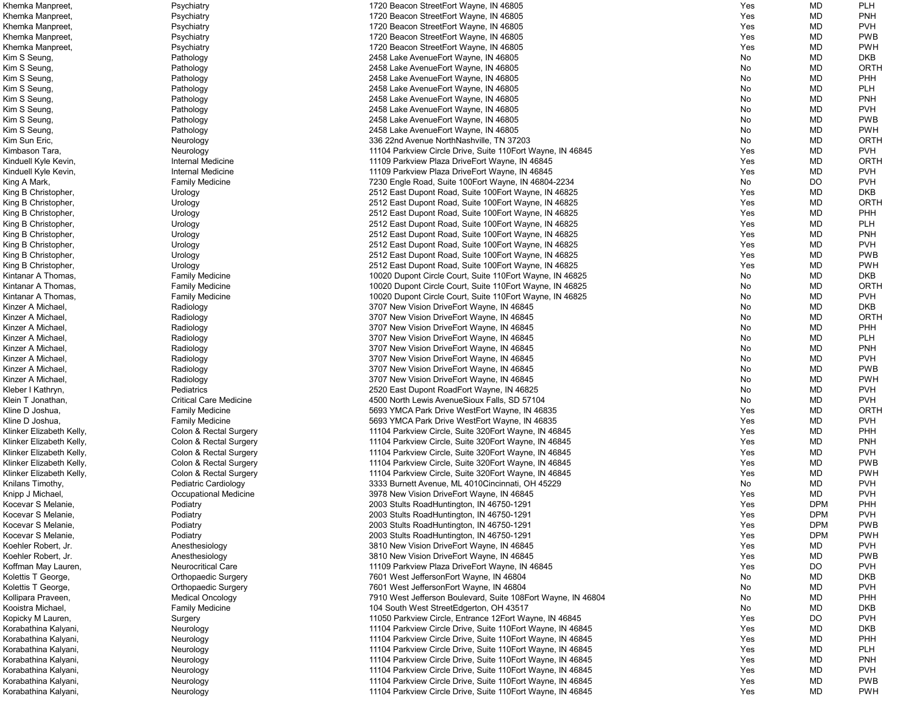| | | | | | |
|---|---|---|---|---|---|
| Khemka Manpreet, | Psychiatry | 1720 Beacon StreetFort Wayne, IN 46805 | Yes | MD | PLH |
| Khemka Manpreet, | Psychiatry | 1720 Beacon StreetFort Wayne, IN 46805 | Yes | MD | PNH |
| Khemka Manpreet, | Psychiatry | 1720 Beacon StreetFort Wayne, IN 46805 | Yes | MD | PVH |
| Khemka Manpreet, | Psychiatry | 1720 Beacon StreetFort Wayne, IN 46805 | Yes | MD | PWB |
| Khemka Manpreet, | Psychiatry | 1720 Beacon StreetFort Wayne, IN 46805 | Yes | MD | PWH |
| Kim S Seung, | Pathology | 2458 Lake AvenueFort Wayne, IN 46805 | No | MD | DKB |
| Kim S Seung, | Pathology | 2458 Lake AvenueFort Wayne, IN 46805 | No | MD | ORTH |
| Kim S Seung, | Pathology | 2458 Lake AvenueFort Wayne, IN 46805 | No | MD | PHH |
| Kim S Seung, | Pathology | 2458 Lake AvenueFort Wayne, IN 46805 | No | MD | PLH |
| Kim S Seung, | Pathology | 2458 Lake AvenueFort Wayne, IN 46805 | No | MD | PNH |
| Kim S Seung, | Pathology | 2458 Lake AvenueFort Wayne, IN 46805 | No | MD | PVH |
| Kim S Seung, | Pathology | 2458 Lake AvenueFort Wayne, IN 46805 | No | MD | PWB |
| Kim S Seung, | Pathology | 2458 Lake AvenueFort Wayne, IN 46805 | No | MD | PWH |
| Kim Sun Eric, | Neurology | 336 22nd Avenue NorthNashville, TN 37203 | No | MD | ORTH |
| Kimbason Tara, | Neurology | 11104 Parkview Circle Drive, Suite 110Fort Wayne, IN 46845 | Yes | MD | PVH |
| Kinduell Kyle Kevin, | Internal Medicine | 11109 Parkview Plaza DriveFort Wayne, IN 46845 | Yes | MD | ORTH |
| Kinduell Kyle Kevin, | Internal Medicine | 11109 Parkview Plaza DriveFort Wayne, IN 46845 | Yes | MD | PVH |
| King A Mark, | Family Medicine | 7230 Engle Road, Suite 100Fort Wayne, IN 46804-2234 | No | DO | PVH |
| King B Christopher, | Urology | 2512 East Dupont Road, Suite 100Fort Wayne, IN 46825 | Yes | MD | DKB |
| King B Christopher, | Urology | 2512 East Dupont Road, Suite 100Fort Wayne, IN 46825 | Yes | MD | ORTH |
| King B Christopher, | Urology | 2512 East Dupont Road, Suite 100Fort Wayne, IN 46825 | Yes | MD | PHH |
| King B Christopher, | Urology | 2512 East Dupont Road, Suite 100Fort Wayne, IN 46825 | Yes | MD | PLH |
| King B Christopher, | Urology | 2512 East Dupont Road, Suite 100Fort Wayne, IN 46825 | Yes | MD | PNH |
| King B Christopher, | Urology | 2512 East Dupont Road, Suite 100Fort Wayne, IN 46825 | Yes | MD | PVH |
| King B Christopher, | Urology | 2512 East Dupont Road, Suite 100Fort Wayne, IN 46825 | Yes | MD | PWB |
| King B Christopher, | Urology | 2512 East Dupont Road, Suite 100Fort Wayne, IN 46825 | Yes | MD | PWH |
| Kintanar A Thomas, | Family Medicine | 10020 Dupont Circle Court, Suite 110Fort Wayne, IN 46825 | No | MD | DKB |
| Kintanar A Thomas, | Family Medicine | 10020 Dupont Circle Court, Suite 110Fort Wayne, IN 46825 | No | MD | ORTH |
| Kintanar A Thomas, | Family Medicine | 10020 Dupont Circle Court, Suite 110Fort Wayne, IN 46825 | No | MD | PVH |
| Kinzer A Michael, | Radiology | 3707 New Vision DriveFort Wayne, IN 46845 | No | MD | DKB |
| Kinzer A Michael, | Radiology | 3707 New Vision DriveFort Wayne, IN 46845 | No | MD | ORTH |
| Kinzer A Michael, | Radiology | 3707 New Vision DriveFort Wayne, IN 46845 | No | MD | PHH |
| Kinzer A Michael, | Radiology | 3707 New Vision DriveFort Wayne, IN 46845 | No | MD | PLH |
| Kinzer A Michael, | Radiology | 3707 New Vision DriveFort Wayne, IN 46845 | No | MD | PNH |
| Kinzer A Michael, | Radiology | 3707 New Vision DriveFort Wayne, IN 46845 | No | MD | PVH |
| Kinzer A Michael, | Radiology | 3707 New Vision DriveFort Wayne, IN 46845 | No | MD | PWB |
| Kinzer A Michael, | Radiology | 3707 New Vision DriveFort Wayne, IN 46845 | No | MD | PWH |
| Kleber I Kathryn, | Pediatrics | 2520 East Dupont RoadFort Wayne, IN 46825 | No | MD | PVH |
| Klein T Jonathan, | Critical Care Medicine | 4500 North Lewis AvenueSioux Falls, SD 57104 | No | MD | PVH |
| Kline D Joshua, | Family Medicine | 5693 YMCA Park Drive WestFort Wayne, IN 46835 | Yes | MD | ORTH |
| Kline D Joshua, | Family Medicine | 5693 YMCA Park Drive WestFort Wayne, IN 46835 | Yes | MD | PVH |
| Klinker Elizabeth Kelly, | Colon & Rectal Surgery | 11104 Parkview Circle, Suite 320Fort Wayne, IN 46845 | Yes | MD | PHH |
| Klinker Elizabeth Kelly, | Colon & Rectal Surgery | 11104 Parkview Circle, Suite 320Fort Wayne, IN 46845 | Yes | MD | PNH |
| Klinker Elizabeth Kelly, | Colon & Rectal Surgery | 11104 Parkview Circle, Suite 320Fort Wayne, IN 46845 | Yes | MD | PVH |
| Klinker Elizabeth Kelly, | Colon & Rectal Surgery | 11104 Parkview Circle, Suite 320Fort Wayne, IN 46845 | Yes | MD | PWB |
| Klinker Elizabeth Kelly, | Colon & Rectal Surgery | 11104 Parkview Circle, Suite 320Fort Wayne, IN 46845 | Yes | MD | PWH |
| Knilans Timothy, | Pediatric Cardiology | 3333 Burnett Avenue, ML 4010Cincinnati, OH 45229 | No | MD | PVH |
| Knipp J Michael, | Occupational Medicine | 3978 New Vision DriveFort Wayne, IN 46845 | Yes | MD | PVH |
| Kocevar S Melanie, | Podiatry | 2003 Stults RoadHuntington, IN 46750-1291 | Yes | DPM | PHH |
| Kocevar S Melanie, | Podiatry | 2003 Stults RoadHuntington, IN 46750-1291 | Yes | DPM | PVH |
| Kocevar S Melanie, | Podiatry | 2003 Stults RoadHuntington, IN 46750-1291 | Yes | DPM | PWB |
| Kocevar S Melanie, | Podiatry | 2003 Stults RoadHuntington, IN 46750-1291 | Yes | DPM | PWH |
| Koehler Robert, Jr. | Anesthesiology | 3810 New Vision DriveFort Wayne, IN 46845 | Yes | MD | PVH |
| Koehler Robert, Jr. | Anesthesiology | 3810 New Vision DriveFort Wayne, IN 46845 | Yes | MD | PWB |
| Koffman May Lauren, | Neurocritical Care | 11109 Parkview Plaza DriveFort Wayne, IN 46845 | Yes | DO | PVH |
| Kolettis T George, | Orthopaedic Surgery | 7601 West JeffersonFort Wayne, IN 46804 | No | MD | DKB |
| Kolettis T George, | Orthopaedic Surgery | 7601 West JeffersonFort Wayne, IN 46804 | No | MD | PVH |
| Kollipara Praveen, | Medical Oncology | 7910 West Jefferson Boulevard, Suite 108Fort Wayne, IN 46804 | No | MD | PHH |
| Kooistra Michael, | Family Medicine | 104 South West StreetEdgerton, OH 43517 | No | MD | DKB |
| Kopicky M Lauren, | Surgery | 11050 Parkview Circle, Entrance 12Fort Wayne, IN 46845 | Yes | DO | PVH |
| Korabathina Kalyani, | Neurology | 11104 Parkview Circle Drive, Suite 110Fort Wayne, IN 46845 | Yes | MD | DKB |
| Korabathina Kalyani, | Neurology | 11104 Parkview Circle Drive, Suite 110Fort Wayne, IN 46845 | Yes | MD | PHH |
| Korabathina Kalyani, | Neurology | 11104 Parkview Circle Drive, Suite 110Fort Wayne, IN 46845 | Yes | MD | PLH |
| Korabathina Kalyani, | Neurology | 11104 Parkview Circle Drive, Suite 110Fort Wayne, IN 46845 | Yes | MD | PNH |
| Korabathina Kalyani, | Neurology | 11104 Parkview Circle Drive, Suite 110Fort Wayne, IN 46845 | Yes | MD | PVH |
| Korabathina Kalyani, | Neurology | 11104 Parkview Circle Drive, Suite 110Fort Wayne, IN 46845 | Yes | MD | PWB |
| Korabathina Kalyani, | Neurology | 11104 Parkview Circle Drive, Suite 110Fort Wayne, IN 46845 | Yes | MD | PWH |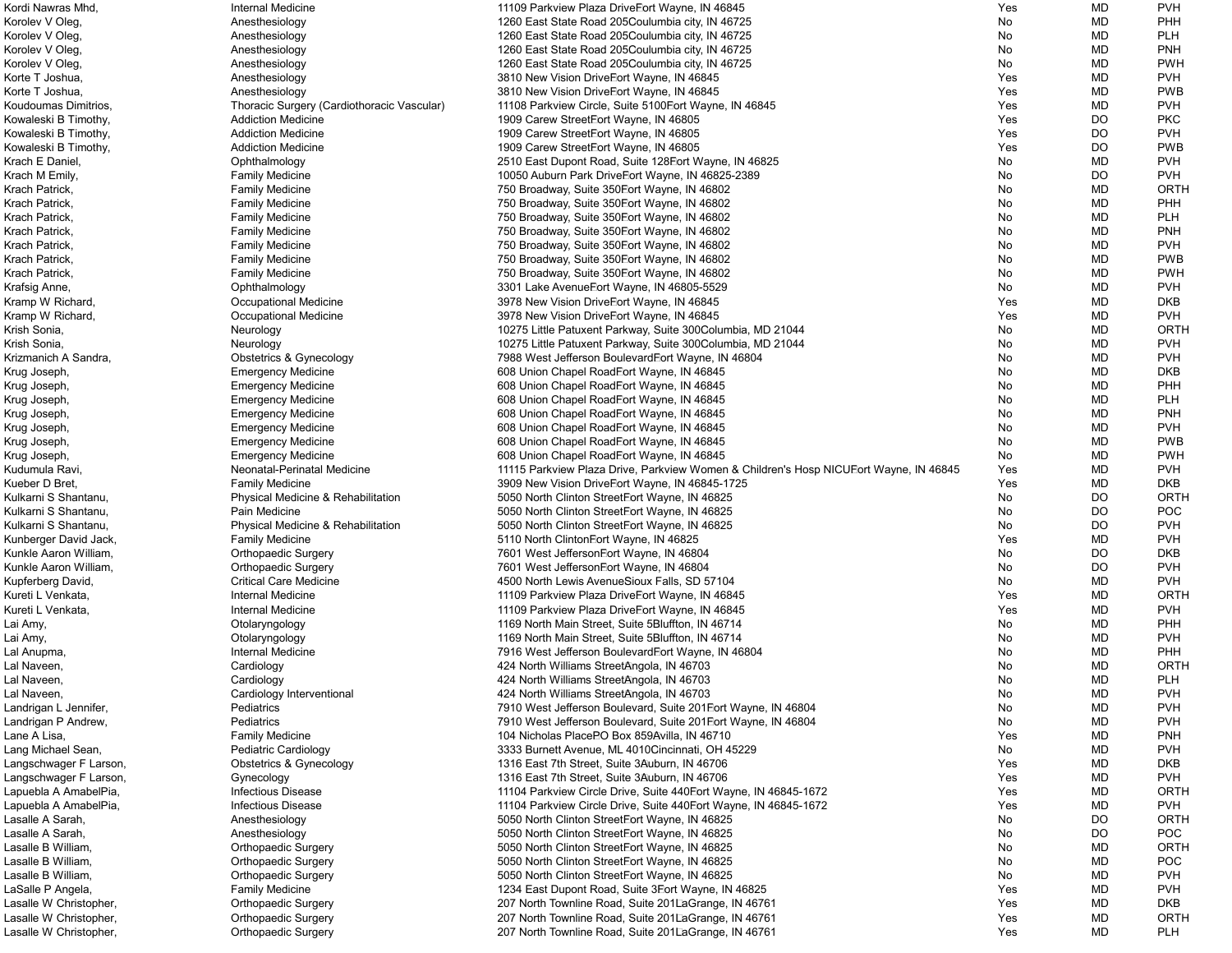| | | | | | |
|---|---|---|---|---|---|
| Kordi Nawras Mhd, | Internal Medicine | 11109 Parkview Plaza DriveFort Wayne, IN 46845 | Yes | MD | PVH |
| Korolev V Oleg, | Anesthesiology | 1260 East State Road 205Coulumbia city, IN 46725 | No | MD | PHH |
| Korolev V Oleg, | Anesthesiology | 1260 East State Road 205Coulumbia city, IN 46725 | No | MD | PLH |
| Korolev V Oleg, | Anesthesiology | 1260 East State Road 205Coulumbia city, IN 46725 | No | MD | PNH |
| Korolev V Oleg, | Anesthesiology | 1260 East State Road 205Coulumbia city, IN 46725 | No | MD | PWH |
| Korte T Joshua, | Anesthesiology | 3810 New Vision DriveFort Wayne, IN 46845 | Yes | MD | PVH |
| Korte T Joshua, | Anesthesiology | 3810 New Vision DriveFort Wayne, IN 46845 | Yes | MD | PWB |
| Koudoumas Dimitrios, | Thoracic Surgery (Cardiothoracic Vascular) | 11108 Parkview Circle, Suite 5100Fort Wayne, IN 46845 | Yes | MD | PVH |
| Kowaleski B Timothy, | Addiction Medicine | 1909 Carew StreetFort Wayne, IN 46805 | Yes | DO | PKC |
| Kowaleski B Timothy, | Addiction Medicine | 1909 Carew StreetFort Wayne, IN 46805 | Yes | DO | PVH |
| Kowaleski B Timothy, | Addiction Medicine | 1909 Carew StreetFort Wayne, IN 46805 | Yes | DO | PWB |
| Krach E Daniel, | Ophthalmology | 2510 East Dupont Road, Suite 128Fort Wayne, IN 46825 | No | MD | PVH |
| Krach M Emily, | Family Medicine | 10050 Auburn Park DriveFort Wayne, IN 46825-2389 | No | DO | PVH |
| Krach Patrick, | Family Medicine | 750 Broadway, Suite 350Fort Wayne, IN 46802 | No | MD | ORTH |
| Krach Patrick, | Family Medicine | 750 Broadway, Suite 350Fort Wayne, IN 46802 | No | MD | PHH |
| Krach Patrick, | Family Medicine | 750 Broadway, Suite 350Fort Wayne, IN 46802 | No | MD | PLH |
| Krach Patrick, | Family Medicine | 750 Broadway, Suite 350Fort Wayne, IN 46802 | No | MD | PNH |
| Krach Patrick, | Family Medicine | 750 Broadway, Suite 350Fort Wayne, IN 46802 | No | MD | PVH |
| Krach Patrick, | Family Medicine | 750 Broadway, Suite 350Fort Wayne, IN 46802 | No | MD | PWB |
| Krach Patrick, | Family Medicine | 750 Broadway, Suite 350Fort Wayne, IN 46802 | No | MD | PWH |
| Krafsig Anne, | Ophthalmology | 3301 Lake AvenueFort Wayne, IN 46805-5529 | No | MD | PVH |
| Kramp W Richard, | Occupational Medicine | 3978 New Vision DriveFort Wayne, IN 46845 | Yes | MD | DKB |
| Kramp W Richard, | Occupational Medicine | 3978 New Vision DriveFort Wayne, IN 46845 | Yes | MD | PVH |
| Krish Sonia, | Neurology | 10275 Little Patuxent Parkway, Suite 300Columbia, MD 21044 | No | MD | ORTH |
| Krish Sonia, | Neurology | 10275 Little Patuxent Parkway, Suite 300Columbia, MD 21044 | No | MD | PVH |
| Krizmanich A Sandra, | Obstetrics & Gynecology | 7988 West Jefferson BoulevardFort Wayne, IN 46804 | No | MD | PVH |
| Krug Joseph, | Emergency Medicine | 608 Union Chapel RoadFort Wayne, IN 46845 | No | MD | DKB |
| Krug Joseph, | Emergency Medicine | 608 Union Chapel RoadFort Wayne, IN 46845 | No | MD | PHH |
| Krug Joseph, | Emergency Medicine | 608 Union Chapel RoadFort Wayne, IN 46845 | No | MD | PLH |
| Krug Joseph, | Emergency Medicine | 608 Union Chapel RoadFort Wayne, IN 46845 | No | MD | PNH |
| Krug Joseph, | Emergency Medicine | 608 Union Chapel RoadFort Wayne, IN 46845 | No | MD | PVH |
| Krug Joseph, | Emergency Medicine | 608 Union Chapel RoadFort Wayne, IN 46845 | No | MD | PWB |
| Krug Joseph, | Emergency Medicine | 608 Union Chapel RoadFort Wayne, IN 46845 | No | MD | PWH |
| Kudumula Ravi, | Neonatal-Perinatal Medicine | 11115 Parkview Plaza Drive, Parkview Women & Children's Hosp NICUFort Wayne, IN 46845 | Yes | MD | PVH |
| Kueber D Bret, | Family Medicine | 3909 New Vision DriveFort Wayne, IN 46845-1725 | Yes | MD | DKB |
| Kulkarni S Shantanu, | Physical Medicine & Rehabilitation | 5050 North Clinton StreetFort Wayne, IN 46825 | No | DO | ORTH |
| Kulkarni S Shantanu, | Pain Medicine | 5050 North Clinton StreetFort Wayne, IN 46825 | No | DO | POC |
| Kulkarni S Shantanu, | Physical Medicine & Rehabilitation | 5050 North Clinton StreetFort Wayne, IN 46825 | No | DO | PVH |
| Kunberger David Jack, | Family Medicine | 5110 North ClintonFort Wayne, IN 46825 | Yes | MD | PVH |
| Kunkle Aaron William, | Orthopaedic Surgery | 7601 West JeffersonFort Wayne, IN 46804 | No | DO | DKB |
| Kunkle Aaron William, | Orthopaedic Surgery | 7601 West JeffersonFort Wayne, IN 46804 | No | DO | PVH |
| Kupferberg David, | Critical Care Medicine | 4500 North Lewis AvenueSioux Falls, SD 57104 | No | MD | PVH |
| Kureti L Venkata, | Internal Medicine | 11109 Parkview Plaza DriveFort Wayne, IN 46845 | Yes | MD | ORTH |
| Kureti L Venkata, | Internal Medicine | 11109 Parkview Plaza DriveFort Wayne, IN 46845 | Yes | MD | PVH |
| Lai Amy, | Otolaryngology | 1169 North Main Street, Suite 5Bluffton, IN 46714 | No | MD | PHH |
| Lai Amy, | Otolaryngology | 1169 North Main Street, Suite 5Bluffton, IN 46714 | No | MD | PVH |
| Lal Anupma, | Internal Medicine | 7916 West Jefferson BoulevardFort Wayne, IN 46804 | No | MD | PHH |
| Lal Naveen, | Cardiology | 424 North Williams StreetAngola, IN 46703 | No | MD | ORTH |
| Lal Naveen, | Cardiology | 424 North Williams StreetAngola, IN 46703 | No | MD | PLH |
| Lal Naveen, | Cardiology Interventional | 424 North Williams StreetAngola, IN 46703 | No | MD | PVH |
| Landrigan L Jennifer, | Pediatrics | 7910 West Jefferson Boulevard, Suite 201Fort Wayne, IN 46804 | No | MD | PVH |
| Landrigan P Andrew, | Pediatrics | 7910 West Jefferson Boulevard, Suite 201Fort Wayne, IN 46804 | No | MD | PVH |
| Lane A Lisa, | Family Medicine | 104 Nicholas PlacePO Box 859Avilla, IN 46710 | Yes | MD | PNH |
| Lang Michael Sean, | Pediatric Cardiology | 3333 Burnett Avenue, ML 4010Cincinnati, OH 45229 | No | MD | PVH |
| Langschwager F Larson, | Obstetrics & Gynecology | 1316 East 7th Street, Suite 3Auburn, IN 46706 | Yes | MD | DKB |
| Langschwager F Larson, | Gynecology | 1316 East 7th Street, Suite 3Auburn, IN 46706 | Yes | MD | PVH |
| Lapuebla A AmabelPia, | Infectious Disease | 11104 Parkview Circle Drive, Suite 440Fort Wayne, IN 46845-1672 | Yes | MD | ORTH |
| Lapuebla A AmabelPia, | Infectious Disease | 11104 Parkview Circle Drive, Suite 440Fort Wayne, IN 46845-1672 | Yes | MD | PVH |
| Lasalle A Sarah, | Anesthesiology | 5050 North Clinton StreetFort Wayne, IN 46825 | No | DO | ORTH |
| Lasalle A Sarah, | Anesthesiology | 5050 North Clinton StreetFort Wayne, IN 46825 | No | DO | POC |
| Lasalle B William, | Orthopaedic Surgery | 5050 North Clinton StreetFort Wayne, IN 46825 | No | MD | ORTH |
| Lasalle B William, | Orthopaedic Surgery | 5050 North Clinton StreetFort Wayne, IN 46825 | No | MD | POC |
| Lasalle B William, | Orthopaedic Surgery | 5050 North Clinton StreetFort Wayne, IN 46825 | No | MD | PVH |
| LaSalle P Angela, | Family Medicine | 1234 East Dupont Road, Suite 3Fort Wayne, IN 46825 | Yes | MD | PVH |
| Lasalle W Christopher, | Orthopaedic Surgery | 207 North Townline Road, Suite 201LaGrange, IN 46761 | Yes | MD | DKB |
| Lasalle W Christopher, | Orthopaedic Surgery | 207 North Townline Road, Suite 201LaGrange, IN 46761 | Yes | MD | ORTH |
| Lasalle W Christopher, | Orthopaedic Surgery | 207 North Townline Road, Suite 201LaGrange, IN 46761 | Yes | MD | PLH |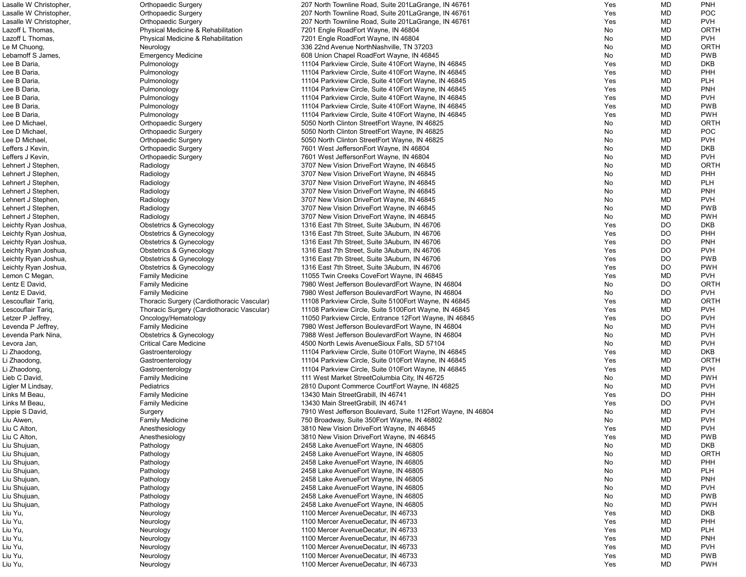| | | | | | |
|---|---|---|---|---|---|
| Lasalle W Christopher, | Orthopaedic Surgery | 207 North Townline Road, Suite 201LaGrange, IN 46761 | Yes | MD | PNH |
| Lasalle W Christopher, | Orthopaedic Surgery | 207 North Townline Road, Suite 201LaGrange, IN 46761 | Yes | MD | POC |
| Lasalle W Christopher, | Orthopaedic Surgery | 207 North Townline Road, Suite 201LaGrange, IN 46761 | Yes | MD | PVH |
| Lazoff L Thomas, | Physical Medicine & Rehabilitation | 7201 Engle RoadFort Wayne, IN 46804 | No | MD | ORTH |
| Lazoff L Thomas, | Physical Medicine & Rehabilitation | 7201 Engle RoadFort Wayne, IN 46804 | No | MD | PVH |
| Le M Chuong, | Neurology | 336 22nd Avenue NorthNashville, TN 37203 | No | MD | ORTH |
| Lebamoff S James, | Emergency Medicine | 608 Union Chapel RoadFort Wayne, IN 46845 | No | MD | PWB |
| Lee B Daria, | Pulmonology | 11104 Parkview Circle, Suite 410Fort Wayne, IN 46845 | Yes | MD | DKB |
| Lee B Daria, | Pulmonology | 11104 Parkview Circle, Suite 410Fort Wayne, IN 46845 | Yes | MD | PHH |
| Lee B Daria, | Pulmonology | 11104 Parkview Circle, Suite 410Fort Wayne, IN 46845 | Yes | MD | PLH |
| Lee B Daria, | Pulmonology | 11104 Parkview Circle, Suite 410Fort Wayne, IN 46845 | Yes | MD | PNH |
| Lee B Daria, | Pulmonology | 11104 Parkview Circle, Suite 410Fort Wayne, IN 46845 | Yes | MD | PVH |
| Lee B Daria, | Pulmonology | 11104 Parkview Circle, Suite 410Fort Wayne, IN 46845 | Yes | MD | PWB |
| Lee B Daria, | Pulmonology | 11104 Parkview Circle, Suite 410Fort Wayne, IN 46845 | Yes | MD | PWH |
| Lee D Michael, | Orthopaedic Surgery | 5050 North Clinton StreetFort Wayne, IN 46825 | No | MD | ORTH |
| Lee D Michael, | Orthopaedic Surgery | 5050 North Clinton StreetFort Wayne, IN 46825 | No | MD | POC |
| Lee D Michael, | Orthopaedic Surgery | 5050 North Clinton StreetFort Wayne, IN 46825 | No | MD | PVH |
| Leffers J Kevin, | Orthopaedic Surgery | 7601 West JeffersonFort Wayne, IN 46804 | No | MD | DKB |
| Leffers J Kevin, | Orthopaedic Surgery | 7601 West JeffersonFort Wayne, IN 46804 | No | MD | PVH |
| Lehnert J Stephen, | Radiology | 3707 New Vision DriveFort Wayne, IN 46845 | No | MD | ORTH |
| Lehnert J Stephen, | Radiology | 3707 New Vision DriveFort Wayne, IN 46845 | No | MD | PHH |
| Lehnert J Stephen, | Radiology | 3707 New Vision DriveFort Wayne, IN 46845 | No | MD | PLH |
| Lehnert J Stephen, | Radiology | 3707 New Vision DriveFort Wayne, IN 46845 | No | MD | PNH |
| Lehnert J Stephen, | Radiology | 3707 New Vision DriveFort Wayne, IN 46845 | No | MD | PVH |
| Lehnert J Stephen, | Radiology | 3707 New Vision DriveFort Wayne, IN 46845 | No | MD | PWB |
| Lehnert J Stephen, | Radiology | 3707 New Vision DriveFort Wayne, IN 46845 | No | MD | PWH |
| Leichty Ryan Joshua, | Obstetrics & Gynecology | 1316 East 7th Street, Suite 3Auburn, IN 46706 | Yes | DO | DKB |
| Leichty Ryan Joshua, | Obstetrics & Gynecology | 1316 East 7th Street, Suite 3Auburn, IN 46706 | Yes | DO | PHH |
| Leichty Ryan Joshua, | Obstetrics & Gynecology | 1316 East 7th Street, Suite 3Auburn, IN 46706 | Yes | DO | PNH |
| Leichty Ryan Joshua, | Obstetrics & Gynecology | 1316 East 7th Street, Suite 3Auburn, IN 46706 | Yes | DO | PVH |
| Leichty Ryan Joshua, | Obstetrics & Gynecology | 1316 East 7th Street, Suite 3Auburn, IN 46706 | Yes | DO | PWB |
| Leichty Ryan Joshua, | Obstetrics & Gynecology | 1316 East 7th Street, Suite 3Auburn, IN 46706 | Yes | DO | PWH |
| Lemon C Megan, | Family Medicine | 11055 Twin Creeks CoveFort Wayne, IN 46845 | Yes | MD | PVH |
| Lentz E David, | Family Medicine | 7980 West Jefferson BoulevardFort Wayne, IN 46804 | No | DO | ORTH |
| Lentz E David, | Family Medicine | 7980 West Jefferson BoulevardFort Wayne, IN 46804 | No | DO | PVH |
| Lescouflair Tariq, | Thoracic Surgery (Cardiothoracic Vascular) | 11108 Parkview Circle, Suite 5100Fort Wayne, IN 46845 | Yes | MD | ORTH |
| Lescouflair Tariq, | Thoracic Surgery (Cardiothoracic Vascular) | 11108 Parkview Circle, Suite 5100Fort Wayne, IN 46845 | Yes | MD | PVH |
| Letzer P Jeffrey, | Oncology/Hematology | 11050 Parkview Circle, Entrance 12Fort Wayne, IN 46845 | Yes | DO | PVH |
| Levenda P Jeffrey, | Family Medicine | 7980 West Jefferson BoulevardFort Wayne, IN 46804 | No | MD | PVH |
| Levenda Park Nina, | Obstetrics & Gynecology | 7988 West Jefferson BoulevardFort Wayne, IN 46804 | No | MD | PVH |
| Levora Jan, | Critical Care Medicine | 4500 North Lewis AvenueSioux Falls, SD 57104 | No | MD | PVH |
| Li Zhaodong, | Gastroenterology | 11104 Parkview Circle, Suite 010Fort Wayne, IN 46845 | Yes | MD | DKB |
| Li Zhaodong, | Gastroenterology | 11104 Parkview Circle, Suite 010Fort Wayne, IN 46845 | Yes | MD | ORTH |
| Li Zhaodong, | Gastroenterology | 11104 Parkview Circle, Suite 010Fort Wayne, IN 46845 | Yes | MD | PVH |
| Lieb C David, | Family Medicine | 111 West Market StreetColumbia City, IN 46725 | No | MD | PWH |
| Ligler M Lindsay, | Pediatrics | 2810 Dupont Commerce CourtFort Wayne, IN 46825 | No | MD | PVH |
| Links M Beau, | Family Medicine | 13430 Main StreetGrabill, IN 46741 | Yes | DO | PHH |
| Links M Beau, | Family Medicine | 13430 Main StreetGrabill, IN 46741 | Yes | DO | PVH |
| Lippie S David, | Surgery | 7910 West Jefferson Boulevard, Suite 112Fort Wayne, IN 46804 | No | MD | PVH |
| Liu Aiwen, | Family Medicine | 750 Broadway, Suite 350Fort Wayne, IN 46802 | No | MD | PVH |
| Liu C Alton, | Anesthesiology | 3810 New Vision DriveFort Wayne, IN 46845 | Yes | MD | PVH |
| Liu C Alton, | Anesthesiology | 3810 New Vision DriveFort Wayne, IN 46845 | Yes | MD | PWB |
| Liu Shujuan, | Pathology | 2458 Lake AvenueFort Wayne, IN 46805 | No | MD | DKB |
| Liu Shujuan, | Pathology | 2458 Lake AvenueFort Wayne, IN 46805 | No | MD | ORTH |
| Liu Shujuan, | Pathology | 2458 Lake AvenueFort Wayne, IN 46805 | No | MD | PHH |
| Liu Shujuan, | Pathology | 2458 Lake AvenueFort Wayne, IN 46805 | No | MD | PLH |
| Liu Shujuan, | Pathology | 2458 Lake AvenueFort Wayne, IN 46805 | No | MD | PNH |
| Liu Shujuan, | Pathology | 2458 Lake AvenueFort Wayne, IN 46805 | No | MD | PVH |
| Liu Shujuan, | Pathology | 2458 Lake AvenueFort Wayne, IN 46805 | No | MD | PWB |
| Liu Shujuan, | Pathology | 2458 Lake AvenueFort Wayne, IN 46805 | No | MD | PWH |
| Liu Yu, | Neurology | 1100 Mercer AvenueDecatur, IN 46733 | Yes | MD | DKB |
| Liu Yu, | Neurology | 1100 Mercer AvenueDecatur, IN 46733 | Yes | MD | PHH |
| Liu Yu, | Neurology | 1100 Mercer AvenueDecatur, IN 46733 | Yes | MD | PLH |
| Liu Yu, | Neurology | 1100 Mercer AvenueDecatur, IN 46733 | Yes | MD | PNH |
| Liu Yu, | Neurology | 1100 Mercer AvenueDecatur, IN 46733 | Yes | MD | PVH |
| Liu Yu, | Neurology | 1100 Mercer AvenueDecatur, IN 46733 | Yes | MD | PWB |
| Liu Yu, | Neurology | 1100 Mercer AvenueDecatur, IN 46733 | Yes | MD | PWH |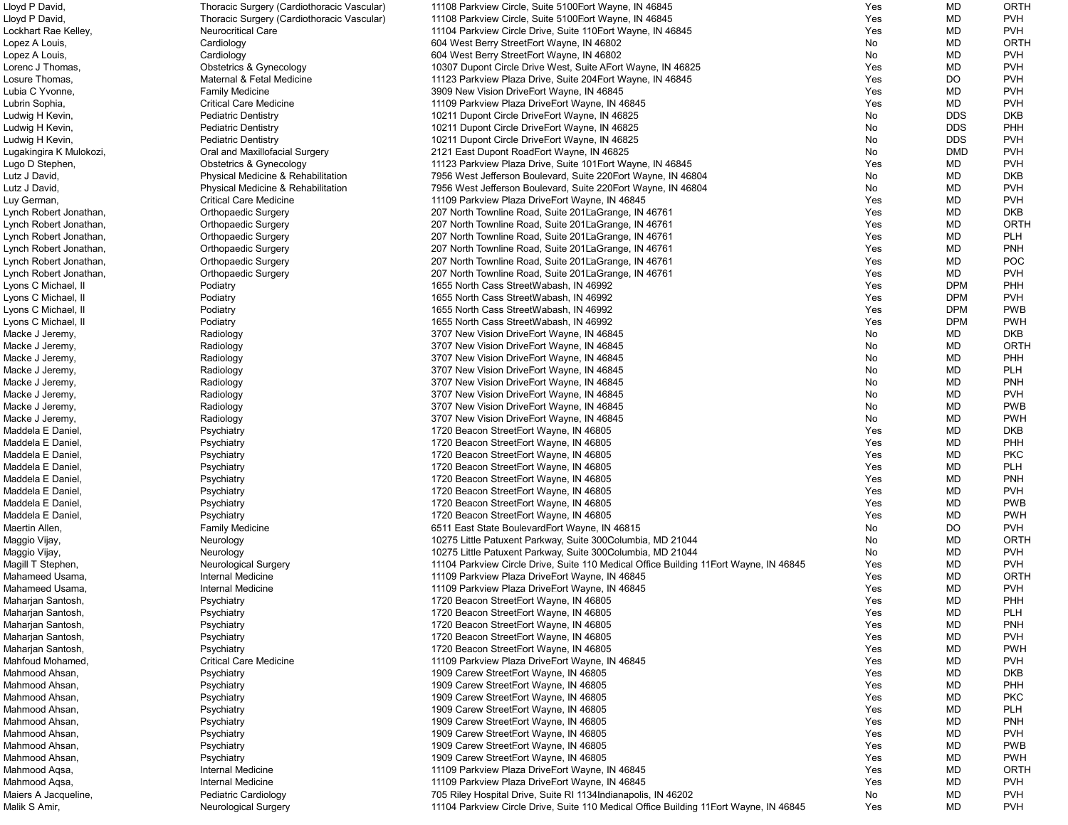| | | | | | |
|---|---|---|---|---|---|
| Lloyd P David, | Thoracic Surgery (Cardiothoracic Vascular) | 11108 Parkview Circle, Suite 5100Fort Wayne, IN 46845 | Yes | MD | ORTH |
| Lloyd P David, | Thoracic Surgery (Cardiothoracic Vascular) | 11108 Parkview Circle, Suite 5100Fort Wayne, IN 46845 | Yes | MD | PVH |
| Lockhart Rae Kelley, | Neurocritical Care | 11104 Parkview Circle Drive, Suite 110Fort Wayne, IN 46845 | Yes | MD | PVH |
| Lopez A Louis, | Cardiology | 604 West Berry StreetFort Wayne, IN 46802 | No | MD | ORTH |
| Lopez A Louis, | Cardiology | 604 West Berry StreetFort Wayne, IN 46802 | No | MD | PVH |
| Lorenc J Thomas, | Obstetrics & Gynecology | 10307 Dupont Circle Drive West, Suite AFort Wayne, IN 46825 | Yes | MD | PVH |
| Losure Thomas, | Maternal & Fetal Medicine | 11123 Parkview Plaza Drive, Suite 204Fort Wayne, IN 46845 | Yes | DO | PVH |
| Lubia C Yvonne, | Family Medicine | 3909 New Vision DriveFort Wayne, IN 46845 | Yes | MD | PVH |
| Lubrin Sophia, | Critical Care Medicine | 11109 Parkview Plaza DriveFort Wayne, IN 46845 | Yes | MD | PVH |
| Ludwig H Kevin, | Pediatric Dentistry | 10211 Dupont Circle DriveFort Wayne, IN 46825 | No | DDS | DKB |
| Ludwig H Kevin, | Pediatric Dentistry | 10211 Dupont Circle DriveFort Wayne, IN 46825 | No | DDS | PHH |
| Ludwig H Kevin, | Pediatric Dentistry | 10211 Dupont Circle DriveFort Wayne, IN 46825 | No | DDS | PVH |
| Lugakingira K Mulokozi, | Oral and Maxillofacial Surgery | 2121 East Dupont RoadFort Wayne, IN 46825 | No | DMD | PVH |
| Lugo D Stephen, | Obstetrics & Gynecology | 11123 Parkview Plaza Drive, Suite 101Fort Wayne, IN 46845 | Yes | MD | PVH |
| Lutz J David, | Physical Medicine & Rehabilitation | 7956 West Jefferson Boulevard, Suite 220Fort Wayne, IN 46804 | No | MD | DKB |
| Lutz J David, | Physical Medicine & Rehabilitation | 7956 West Jefferson Boulevard, Suite 220Fort Wayne, IN 46804 | No | MD | PVH |
| Luy German, | Critical Care Medicine | 11109 Parkview Plaza DriveFort Wayne, IN 46845 | Yes | MD | PVH |
| Lynch Robert Jonathan, | Orthopaedic Surgery | 207 North Townline Road, Suite 201LaGrange, IN 46761 | Yes | MD | DKB |
| Lynch Robert Jonathan, | Orthopaedic Surgery | 207 North Townline Road, Suite 201LaGrange, IN 46761 | Yes | MD | ORTH |
| Lynch Robert Jonathan, | Orthopaedic Surgery | 207 North Townline Road, Suite 201LaGrange, IN 46761 | Yes | MD | PLH |
| Lynch Robert Jonathan, | Orthopaedic Surgery | 207 North Townline Road, Suite 201LaGrange, IN 46761 | Yes | MD | PNH |
| Lynch Robert Jonathan, | Orthopaedic Surgery | 207 North Townline Road, Suite 201LaGrange, IN 46761 | Yes | MD | POC |
| Lynch Robert Jonathan, | Orthopaedic Surgery | 207 North Townline Road, Suite 201LaGrange, IN 46761 | Yes | MD | PVH |
| Lyons C Michael, II | Podiatry | 1655 North Cass StreetWabash, IN 46992 | Yes | DPM | PHH |
| Lyons C Michael, II | Podiatry | 1655 North Cass StreetWabash, IN 46992 | Yes | DPM | PVH |
| Lyons C Michael, II | Podiatry | 1655 North Cass StreetWabash, IN 46992 | Yes | DPM | PWB |
| Lyons C Michael, II | Podiatry | 1655 North Cass StreetWabash, IN 46992 | Yes | DPM | PWH |
| Macke J Jeremy, | Radiology | 3707 New Vision DriveFort Wayne, IN 46845 | No | MD | DKB |
| Macke J Jeremy, | Radiology | 3707 New Vision DriveFort Wayne, IN 46845 | No | MD | ORTH |
| Macke J Jeremy, | Radiology | 3707 New Vision DriveFort Wayne, IN 46845 | No | MD | PHH |
| Macke J Jeremy, | Radiology | 3707 New Vision DriveFort Wayne, IN 46845 | No | MD | PLH |
| Macke J Jeremy, | Radiology | 3707 New Vision DriveFort Wayne, IN 46845 | No | MD | PNH |
| Macke J Jeremy, | Radiology | 3707 New Vision DriveFort Wayne, IN 46845 | No | MD | PVH |
| Macke J Jeremy, | Radiology | 3707 New Vision DriveFort Wayne, IN 46845 | No | MD | PWB |
| Macke J Jeremy, | Radiology | 3707 New Vision DriveFort Wayne, IN 46845 | No | MD | PWH |
| Maddela E Daniel, | Psychiatry | 1720 Beacon StreetFort Wayne, IN 46805 | Yes | MD | DKB |
| Maddela E Daniel, | Psychiatry | 1720 Beacon StreetFort Wayne, IN 46805 | Yes | MD | PHH |
| Maddela E Daniel, | Psychiatry | 1720 Beacon StreetFort Wayne, IN 46805 | Yes | MD | PKC |
| Maddela E Daniel, | Psychiatry | 1720 Beacon StreetFort Wayne, IN 46805 | Yes | MD | PLH |
| Maddela E Daniel, | Psychiatry | 1720 Beacon StreetFort Wayne, IN 46805 | Yes | MD | PNH |
| Maddela E Daniel, | Psychiatry | 1720 Beacon StreetFort Wayne, IN 46805 | Yes | MD | PVH |
| Maddela E Daniel, | Psychiatry | 1720 Beacon StreetFort Wayne, IN 46805 | Yes | MD | PWB |
| Maddela E Daniel, | Psychiatry | 1720 Beacon StreetFort Wayne, IN 46805 | Yes | MD | PWH |
| Maertin Allen, | Family Medicine | 6511 East State BoulevardFort Wayne, IN 46815 | No | DO | PVH |
| Maggio Vijay, | Neurology | 10275 Little Patuxent Parkway, Suite 300Columbia, MD 21044 | No | MD | ORTH |
| Maggio Vijay, | Neurology | 10275 Little Patuxent Parkway, Suite 300Columbia, MD 21044 | No | MD | PVH |
| Magill T Stephen, | Neurological Surgery | 11104 Parkview Circle Drive, Suite 110 Medical Office Building 11Fort Wayne, IN 46845 | Yes | MD | PVH |
| Mahameed Usama, | Internal Medicine | 11109 Parkview Plaza DriveFort Wayne, IN 46845 | Yes | MD | ORTH |
| Mahameed Usama, | Internal Medicine | 11109 Parkview Plaza DriveFort Wayne, IN 46845 | Yes | MD | PVH |
| Maharjan Santosh, | Psychiatry | 1720 Beacon StreetFort Wayne, IN 46805 | Yes | MD | PHH |
| Maharjan Santosh, | Psychiatry | 1720 Beacon StreetFort Wayne, IN 46805 | Yes | MD | PLH |
| Maharjan Santosh, | Psychiatry | 1720 Beacon StreetFort Wayne, IN 46805 | Yes | MD | PNH |
| Maharjan Santosh, | Psychiatry | 1720 Beacon StreetFort Wayne, IN 46805 | Yes | MD | PVH |
| Maharjan Santosh, | Psychiatry | 1720 Beacon StreetFort Wayne, IN 46805 | Yes | MD | PWH |
| Mahfoud Mohamed, | Critical Care Medicine | 11109 Parkview Plaza DriveFort Wayne, IN 46845 | Yes | MD | PVH |
| Mahmood Ahsan, | Psychiatry | 1909 Carew StreetFort Wayne, IN 46805 | Yes | MD | DKB |
| Mahmood Ahsan, | Psychiatry | 1909 Carew StreetFort Wayne, IN 46805 | Yes | MD | PHH |
| Mahmood Ahsan, | Psychiatry | 1909 Carew StreetFort Wayne, IN 46805 | Yes | MD | PKC |
| Mahmood Ahsan, | Psychiatry | 1909 Carew StreetFort Wayne, IN 46805 | Yes | MD | PLH |
| Mahmood Ahsan, | Psychiatry | 1909 Carew StreetFort Wayne, IN 46805 | Yes | MD | PNH |
| Mahmood Ahsan, | Psychiatry | 1909 Carew StreetFort Wayne, IN 46805 | Yes | MD | PVH |
| Mahmood Ahsan, | Psychiatry | 1909 Carew StreetFort Wayne, IN 46805 | Yes | MD | PWB |
| Mahmood Ahsan, | Psychiatry | 1909 Carew StreetFort Wayne, IN 46805 | Yes | MD | PWH |
| Mahmood Aqsa, | Internal Medicine | 11109 Parkview Plaza DriveFort Wayne, IN 46845 | Yes | MD | ORTH |
| Mahmood Aqsa, | Internal Medicine | 11109 Parkview Plaza DriveFort Wayne, IN 46845 | Yes | MD | PVH |
| Maiers A Jacqueline, | Pediatric Cardiology | 705 Riley Hospital Drive, Suite RI 1134Indianapolis, IN 46202 | No | MD | PVH |
| Malik S Amir, | Neurological Surgery | 11104 Parkview Circle Drive, Suite 110 Medical Office Building 11Fort Wayne, IN 46845 | Yes | MD | PVH |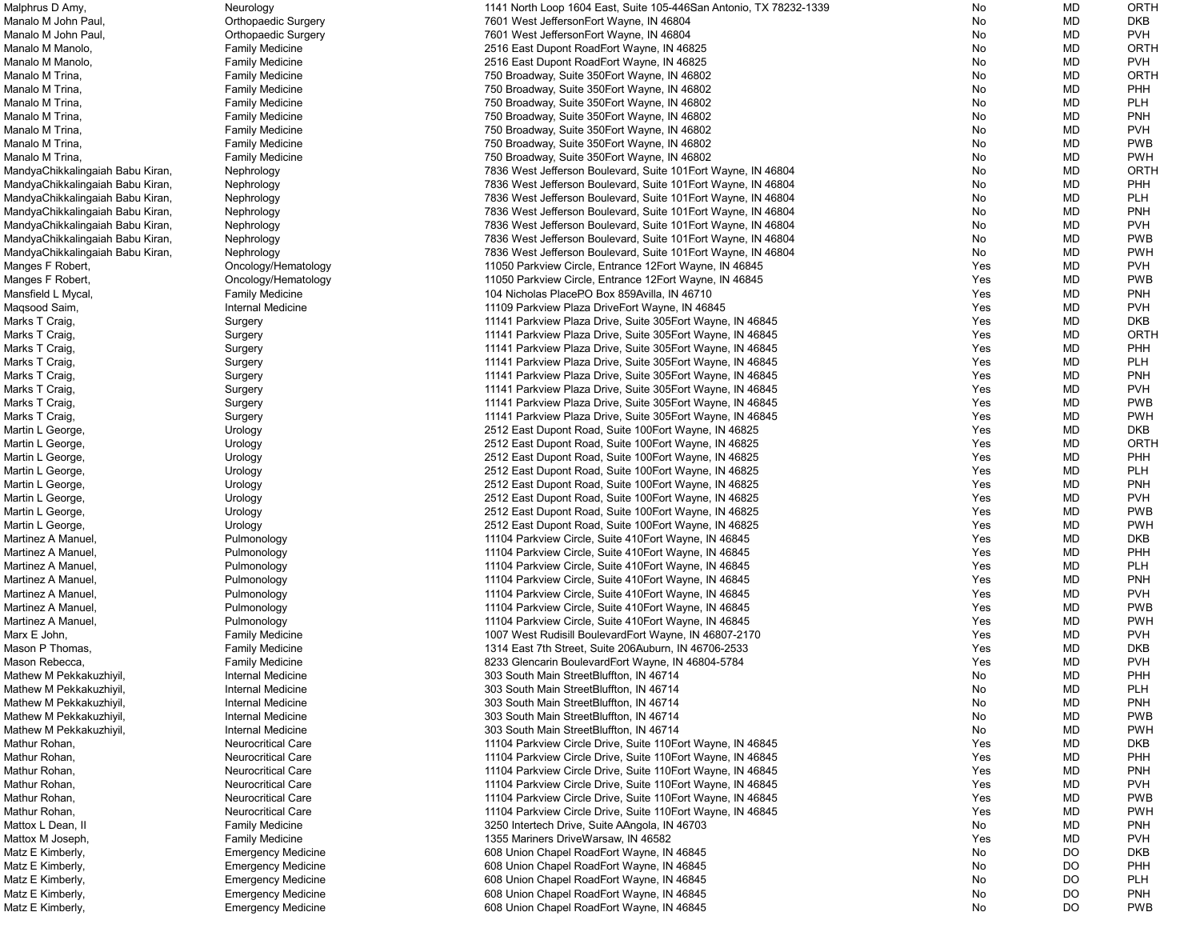| | | | | | |
|---|---|---|---|---|---|
| Malphrus D Amy, | Neurology | 1141 North Loop 1604 East, Suite 105-446San Antonio, TX 78232-1339 | No | MD | ORTH |
| Manalo M John Paul, | Orthopaedic Surgery | 7601 West JeffersonFort Wayne, IN 46804 | No | MD | DKB |
| Manalo M John Paul, | Orthopaedic Surgery | 7601 West JeffersonFort Wayne, IN 46804 | No | MD | PVH |
| Manalo M Manolo, | Family Medicine | 2516 East Dupont RoadFort Wayne, IN 46825 | No | MD | ORTH |
| Manalo M Manolo, | Family Medicine | 2516 East Dupont RoadFort Wayne, IN 46825 | No | MD | PVH |
| Manalo M Trina, | Family Medicine | 750 Broadway, Suite 350Fort Wayne, IN 46802 | No | MD | ORTH |
| Manalo M Trina, | Family Medicine | 750 Broadway, Suite 350Fort Wayne, IN 46802 | No | MD | PHH |
| Manalo M Trina, | Family Medicine | 750 Broadway, Suite 350Fort Wayne, IN 46802 | No | MD | PLH |
| Manalo M Trina, | Family Medicine | 750 Broadway, Suite 350Fort Wayne, IN 46802 | No | MD | PNH |
| Manalo M Trina, | Family Medicine | 750 Broadway, Suite 350Fort Wayne, IN 46802 | No | MD | PVH |
| Manalo M Trina, | Family Medicine | 750 Broadway, Suite 350Fort Wayne, IN 46802 | No | MD | PWB |
| Manalo M Trina, | Family Medicine | 750 Broadway, Suite 350Fort Wayne, IN 46802 | No | MD | PWH |
| MandyaChikkalingaiah Babu Kiran, | Nephrology | 7836 West Jefferson Boulevard, Suite 101Fort Wayne, IN 46804 | No | MD | ORTH |
| MandyaChikkalingaiah Babu Kiran, | Nephrology | 7836 West Jefferson Boulevard, Suite 101Fort Wayne, IN 46804 | No | MD | PHH |
| MandyaChikkalingaiah Babu Kiran, | Nephrology | 7836 West Jefferson Boulevard, Suite 101Fort Wayne, IN 46804 | No | MD | PLH |
| MandyaChikkalingaiah Babu Kiran, | Nephrology | 7836 West Jefferson Boulevard, Suite 101Fort Wayne, IN 46804 | No | MD | PNH |
| MandyaChikkalingaiah Babu Kiran, | Nephrology | 7836 West Jefferson Boulevard, Suite 101Fort Wayne, IN 46804 | No | MD | PVH |
| MandyaChikkalingaiah Babu Kiran, | Nephrology | 7836 West Jefferson Boulevard, Suite 101Fort Wayne, IN 46804 | No | MD | PWB |
| MandyaChikkalingaiah Babu Kiran, | Nephrology | 7836 West Jefferson Boulevard, Suite 101Fort Wayne, IN 46804 | No | MD | PWH |
| Manges F Robert, | Oncology/Hematology | 11050 Parkview Circle, Entrance 12Fort Wayne, IN 46845 | Yes | MD | PVH |
| Manges F Robert, | Oncology/Hematology | 11050 Parkview Circle, Entrance 12Fort Wayne, IN 46845 | Yes | MD | PWB |
| Mansfield L Mycal, | Family Medicine | 104 Nicholas PlacePO Box 859Avilla, IN 46710 | Yes | MD | PNH |
| Maqsood Saim, | Internal Medicine | 11109 Parkview Plaza DriveFort Wayne, IN 46845 | Yes | MD | PVH |
| Marks T Craig, | Surgery | 11141 Parkview Plaza Drive, Suite 305Fort Wayne, IN 46845 | Yes | MD | DKB |
| Marks T Craig, | Surgery | 11141 Parkview Plaza Drive, Suite 305Fort Wayne, IN 46845 | Yes | MD | ORTH |
| Marks T Craig, | Surgery | 11141 Parkview Plaza Drive, Suite 305Fort Wayne, IN 46845 | Yes | MD | PHH |
| Marks T Craig, | Surgery | 11141 Parkview Plaza Drive, Suite 305Fort Wayne, IN 46845 | Yes | MD | PLH |
| Marks T Craig, | Surgery | 11141 Parkview Plaza Drive, Suite 305Fort Wayne, IN 46845 | Yes | MD | PNH |
| Marks T Craig, | Surgery | 11141 Parkview Plaza Drive, Suite 305Fort Wayne, IN 46845 | Yes | MD | PVH |
| Marks T Craig, | Surgery | 11141 Parkview Plaza Drive, Suite 305Fort Wayne, IN 46845 | Yes | MD | PWB |
| Marks T Craig, | Surgery | 11141 Parkview Plaza Drive, Suite 305Fort Wayne, IN 46845 | Yes | MD | PWH |
| Martin L George, | Urology | 2512 East Dupont Road, Suite 100Fort Wayne, IN 46825 | Yes | MD | DKB |
| Martin L George, | Urology | 2512 East Dupont Road, Suite 100Fort Wayne, IN 46825 | Yes | MD | ORTH |
| Martin L George, | Urology | 2512 East Dupont Road, Suite 100Fort Wayne, IN 46825 | Yes | MD | PHH |
| Martin L George, | Urology | 2512 East Dupont Road, Suite 100Fort Wayne, IN 46825 | Yes | MD | PLH |
| Martin L George, | Urology | 2512 East Dupont Road, Suite 100Fort Wayne, IN 46825 | Yes | MD | PNH |
| Martin L George, | Urology | 2512 East Dupont Road, Suite 100Fort Wayne, IN 46825 | Yes | MD | PVH |
| Martin L George, | Urology | 2512 East Dupont Road, Suite 100Fort Wayne, IN 46825 | Yes | MD | PWB |
| Martin L George, | Urology | 2512 East Dupont Road, Suite 100Fort Wayne, IN 46825 | Yes | MD | PWH |
| Martinez A Manuel, | Pulmonology | 11104 Parkview Circle, Suite 410Fort Wayne, IN 46845 | Yes | MD | DKB |
| Martinez A Manuel, | Pulmonology | 11104 Parkview Circle, Suite 410Fort Wayne, IN 46845 | Yes | MD | PHH |
| Martinez A Manuel, | Pulmonology | 11104 Parkview Circle, Suite 410Fort Wayne, IN 46845 | Yes | MD | PLH |
| Martinez A Manuel, | Pulmonology | 11104 Parkview Circle, Suite 410Fort Wayne, IN 46845 | Yes | MD | PNH |
| Martinez A Manuel, | Pulmonology | 11104 Parkview Circle, Suite 410Fort Wayne, IN 46845 | Yes | MD | PVH |
| Martinez A Manuel, | Pulmonology | 11104 Parkview Circle, Suite 410Fort Wayne, IN 46845 | Yes | MD | PWB |
| Martinez A Manuel, | Pulmonology | 11104 Parkview Circle, Suite 410Fort Wayne, IN 46845 | Yes | MD | PWH |
| Marx E John, | Family Medicine | 1007 West Rudisill BoulevardFort Wayne, IN 46807-2170 | Yes | MD | PVH |
| Mason P Thomas, | Family Medicine | 1314 East 7th Street, Suite 206Auburn, IN 46706-2533 | Yes | MD | DKB |
| Mason Rebecca, | Family Medicine | 8233 Glencarin BoulevardFort Wayne, IN 46804-5784 | Yes | MD | PVH |
| Mathew M Pekkakuzhiyil, | Internal Medicine | 303 South Main StreetBluffton, IN 46714 | No | MD | PHH |
| Mathew M Pekkakuzhiyil, | Internal Medicine | 303 South Main StreetBluffton, IN 46714 | No | MD | PLH |
| Mathew M Pekkakuzhiyil, | Internal Medicine | 303 South Main StreetBluffton, IN 46714 | No | MD | PNH |
| Mathew M Pekkakuzhiyil, | Internal Medicine | 303 South Main StreetBluffton, IN 46714 | No | MD | PWB |
| Mathew M Pekkakuzhiyil, | Internal Medicine | 303 South Main StreetBluffton, IN 46714 | No | MD | PWH |
| Mathur Rohan, | Neurocritical Care | 11104 Parkview Circle Drive, Suite 110Fort Wayne, IN 46845 | Yes | MD | DKB |
| Mathur Rohan, | Neurocritical Care | 11104 Parkview Circle Drive, Suite 110Fort Wayne, IN 46845 | Yes | MD | PHH |
| Mathur Rohan, | Neurocritical Care | 11104 Parkview Circle Drive, Suite 110Fort Wayne, IN 46845 | Yes | MD | PNH |
| Mathur Rohan, | Neurocritical Care | 11104 Parkview Circle Drive, Suite 110Fort Wayne, IN 46845 | Yes | MD | PVH |
| Mathur Rohan, | Neurocritical Care | 11104 Parkview Circle Drive, Suite 110Fort Wayne, IN 46845 | Yes | MD | PWB |
| Mathur Rohan, | Neurocritical Care | 11104 Parkview Circle Drive, Suite 110Fort Wayne, IN 46845 | Yes | MD | PWH |
| Mattox L Dean, II | Family Medicine | 3250 Intertech Drive, Suite AAngola, IN 46703 | No | MD | PNH |
| Mattox M Joseph, | Family Medicine | 1355 Mariners DriveWarsaw, IN 46582 | Yes | MD | PVH |
| Matz E Kimberly, | Emergency Medicine | 608 Union Chapel RoadFort Wayne, IN 46845 | No | DO | DKB |
| Matz E Kimberly, | Emergency Medicine | 608 Union Chapel RoadFort Wayne, IN 46845 | No | DO | PHH |
| Matz E Kimberly, | Emergency Medicine | 608 Union Chapel RoadFort Wayne, IN 46845 | No | DO | PLH |
| Matz E Kimberly, | Emergency Medicine | 608 Union Chapel RoadFort Wayne, IN 46845 | No | DO | PNH |
| Matz E Kimberly, | Emergency Medicine | 608 Union Chapel RoadFort Wayne, IN 46845 | No | DO | PWB |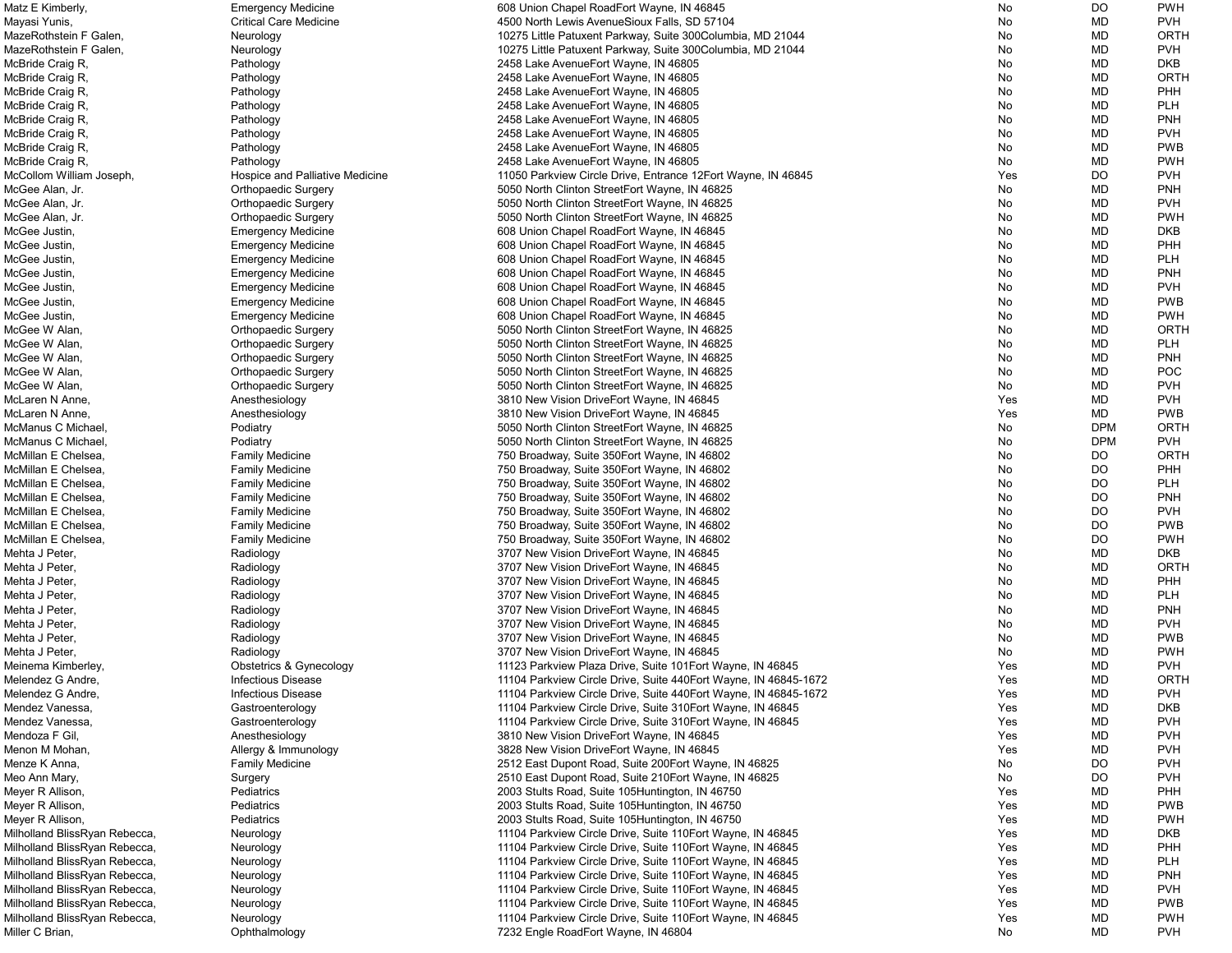| | | | | | |
|---|---|---|---|---|---|
| Matz E Kimberly, | Emergency Medicine | 608 Union Chapel RoadFort Wayne, IN 46845 | No | DO | PWH |
| Mayasi Yunis, | Critical Care Medicine | 4500 North Lewis AvenueSioux Falls, SD 57104 | No | MD | PVH |
| MazeRothstein F Galen, | Neurology | 10275 Little Patuxent Parkway, Suite 300Columbia, MD 21044 | No | MD | ORTH |
| MazeRothstein F Galen, | Neurology | 10275 Little Patuxent Parkway, Suite 300Columbia, MD 21044 | No | MD | PVH |
| McBride Craig R, | Pathology | 2458 Lake AvenueFort Wayne, IN 46805 | No | MD | DKB |
| McBride Craig R, | Pathology | 2458 Lake AvenueFort Wayne, IN 46805 | No | MD | ORTH |
| McBride Craig R, | Pathology | 2458 Lake AvenueFort Wayne, IN 46805 | No | MD | PHH |
| McBride Craig R, | Pathology | 2458 Lake AvenueFort Wayne, IN 46805 | No | MD | PLH |
| McBride Craig R, | Pathology | 2458 Lake AvenueFort Wayne, IN 46805 | No | MD | PNH |
| McBride Craig R, | Pathology | 2458 Lake AvenueFort Wayne, IN 46805 | No | MD | PVH |
| McBride Craig R, | Pathology | 2458 Lake AvenueFort Wayne, IN 46805 | No | MD | PWB |
| McBride Craig R, | Pathology | 2458 Lake AvenueFort Wayne, IN 46805 | No | MD | PWH |
| McCollom William Joseph, | Hospice and Palliative Medicine | 11050 Parkview Circle Drive, Entrance 12Fort Wayne, IN 46845 | Yes | DO | PVH |
| McGee Alan, Jr. | Orthopaedic Surgery | 5050 North Clinton StreetFort Wayne, IN 46825 | No | MD | PNH |
| McGee Alan, Jr. | Orthopaedic Surgery | 5050 North Clinton StreetFort Wayne, IN 46825 | No | MD | PVH |
| McGee Alan, Jr. | Orthopaedic Surgery | 5050 North Clinton StreetFort Wayne, IN 46825 | No | MD | PWH |
| McGee Justin, | Emergency Medicine | 608 Union Chapel RoadFort Wayne, IN 46845 | No | MD | DKB |
| McGee Justin, | Emergency Medicine | 608 Union Chapel RoadFort Wayne, IN 46845 | No | MD | PHH |
| McGee Justin, | Emergency Medicine | 608 Union Chapel RoadFort Wayne, IN 46845 | No | MD | PLH |
| McGee Justin, | Emergency Medicine | 608 Union Chapel RoadFort Wayne, IN 46845 | No | MD | PNH |
| McGee Justin, | Emergency Medicine | 608 Union Chapel RoadFort Wayne, IN 46845 | No | MD | PVH |
| McGee Justin, | Emergency Medicine | 608 Union Chapel RoadFort Wayne, IN 46845 | No | MD | PWB |
| McGee Justin, | Emergency Medicine | 608 Union Chapel RoadFort Wayne, IN 46845 | No | MD | PWH |
| McGee W Alan, | Orthopaedic Surgery | 5050 North Clinton StreetFort Wayne, IN 46825 | No | MD | ORTH |
| McGee W Alan, | Orthopaedic Surgery | 5050 North Clinton StreetFort Wayne, IN 46825 | No | MD | PLH |
| McGee W Alan, | Orthopaedic Surgery | 5050 North Clinton StreetFort Wayne, IN 46825 | No | MD | PNH |
| McGee W Alan, | Orthopaedic Surgery | 5050 North Clinton StreetFort Wayne, IN 46825 | No | MD | POC |
| McGee W Alan, | Orthopaedic Surgery | 5050 North Clinton StreetFort Wayne, IN 46825 | No | MD | PVH |
| McLaren N Anne, | Anesthesiology | 3810 New Vision DriveFort Wayne, IN 46845 | Yes | MD | PVH |
| McLaren N Anne, | Anesthesiology | 3810 New Vision DriveFort Wayne, IN 46845 | Yes | MD | PWB |
| McManus C Michael, | Podiatry | 5050 North Clinton StreetFort Wayne, IN 46825 | No | DPM | ORTH |
| McManus C Michael, | Podiatry | 5050 North Clinton StreetFort Wayne, IN 46825 | No | DPM | PVH |
| McMillan E Chelsea, | Family Medicine | 750 Broadway, Suite 350Fort Wayne, IN 46802 | No | DO | ORTH |
| McMillan E Chelsea, | Family Medicine | 750 Broadway, Suite 350Fort Wayne, IN 46802 | No | DO | PHH |
| McMillan E Chelsea, | Family Medicine | 750 Broadway, Suite 350Fort Wayne, IN 46802 | No | DO | PLH |
| McMillan E Chelsea, | Family Medicine | 750 Broadway, Suite 350Fort Wayne, IN 46802 | No | DO | PNH |
| McMillan E Chelsea, | Family Medicine | 750 Broadway, Suite 350Fort Wayne, IN 46802 | No | DO | PVH |
| McMillan E Chelsea, | Family Medicine | 750 Broadway, Suite 350Fort Wayne, IN 46802 | No | DO | PWB |
| McMillan E Chelsea, | Family Medicine | 750 Broadway, Suite 350Fort Wayne, IN 46802 | No | DO | PWH |
| Mehta J Peter, | Radiology | 3707 New Vision DriveFort Wayne, IN 46845 | No | MD | DKB |
| Mehta J Peter, | Radiology | 3707 New Vision DriveFort Wayne, IN 46845 | No | MD | ORTH |
| Mehta J Peter, | Radiology | 3707 New Vision DriveFort Wayne, IN 46845 | No | MD | PHH |
| Mehta J Peter, | Radiology | 3707 New Vision DriveFort Wayne, IN 46845 | No | MD | PLH |
| Mehta J Peter, | Radiology | 3707 New Vision DriveFort Wayne, IN 46845 | No | MD | PNH |
| Mehta J Peter, | Radiology | 3707 New Vision DriveFort Wayne, IN 46845 | No | MD | PVH |
| Mehta J Peter, | Radiology | 3707 New Vision DriveFort Wayne, IN 46845 | No | MD | PWB |
| Mehta J Peter, | Radiology | 3707 New Vision DriveFort Wayne, IN 46845 | No | MD | PWH |
| Meinema Kimberley, | Obstetrics & Gynecology | 11123 Parkview Plaza Drive, Suite 101Fort Wayne, IN 46845 | Yes | MD | PVH |
| Melendez G Andre, | Infectious Disease | 11104 Parkview Circle Drive, Suite 440Fort Wayne, IN 46845-1672 | Yes | MD | ORTH |
| Melendez G Andre, | Infectious Disease | 11104 Parkview Circle Drive, Suite 440Fort Wayne, IN 46845-1672 | Yes | MD | PVH |
| Mendez Vanessa, | Gastroenterology | 11104 Parkview Circle Drive, Suite 310Fort Wayne, IN 46845 | Yes | MD | DKB |
| Mendez Vanessa, | Gastroenterology | 11104 Parkview Circle Drive, Suite 310Fort Wayne, IN 46845 | Yes | MD | PVH |
| Mendoza F Gil, | Anesthesiology | 3810 New Vision DriveFort Wayne, IN 46845 | Yes | MD | PVH |
| Menon M Mohan, | Allergy & Immunology | 3828 New Vision DriveFort Wayne, IN 46845 | Yes | MD | PVH |
| Menze K Anna, | Family Medicine | 2512 East Dupont Road, Suite 200Fort Wayne, IN 46825 | No | DO | PVH |
| Meo Ann Mary, | Surgery | 2510 East Dupont Road, Suite 210Fort Wayne, IN 46825 | No | DO | PVH |
| Meyer R Allison, | Pediatrics | 2003 Stults Road, Suite 105Huntington, IN 46750 | Yes | MD | PHH |
| Meyer R Allison, | Pediatrics | 2003 Stults Road, Suite 105Huntington, IN 46750 | Yes | MD | PWB |
| Meyer R Allison, | Pediatrics | 2003 Stults Road, Suite 105Huntington, IN 46750 | Yes | MD | PWH |
| Milholland BlissRyan Rebecca, | Neurology | 11104 Parkview Circle Drive, Suite 110Fort Wayne, IN 46845 | Yes | MD | DKB |
| Milholland BlissRyan Rebecca, | Neurology | 11104 Parkview Circle Drive, Suite 110Fort Wayne, IN 46845 | Yes | MD | PHH |
| Milholland BlissRyan Rebecca, | Neurology | 11104 Parkview Circle Drive, Suite 110Fort Wayne, IN 46845 | Yes | MD | PLH |
| Milholland BlissRyan Rebecca, | Neurology | 11104 Parkview Circle Drive, Suite 110Fort Wayne, IN 46845 | Yes | MD | PNH |
| Milholland BlissRyan Rebecca, | Neurology | 11104 Parkview Circle Drive, Suite 110Fort Wayne, IN 46845 | Yes | MD | PVH |
| Milholland BlissRyan Rebecca, | Neurology | 11104 Parkview Circle Drive, Suite 110Fort Wayne, IN 46845 | Yes | MD | PWB |
| Milholland BlissRyan Rebecca, | Neurology | 11104 Parkview Circle Drive, Suite 110Fort Wayne, IN 46845 | Yes | MD | PWH |
| Miller C Brian, | Ophthalmology | 7232 Engle RoadFort Wayne, IN 46804 | No | MD | PVH |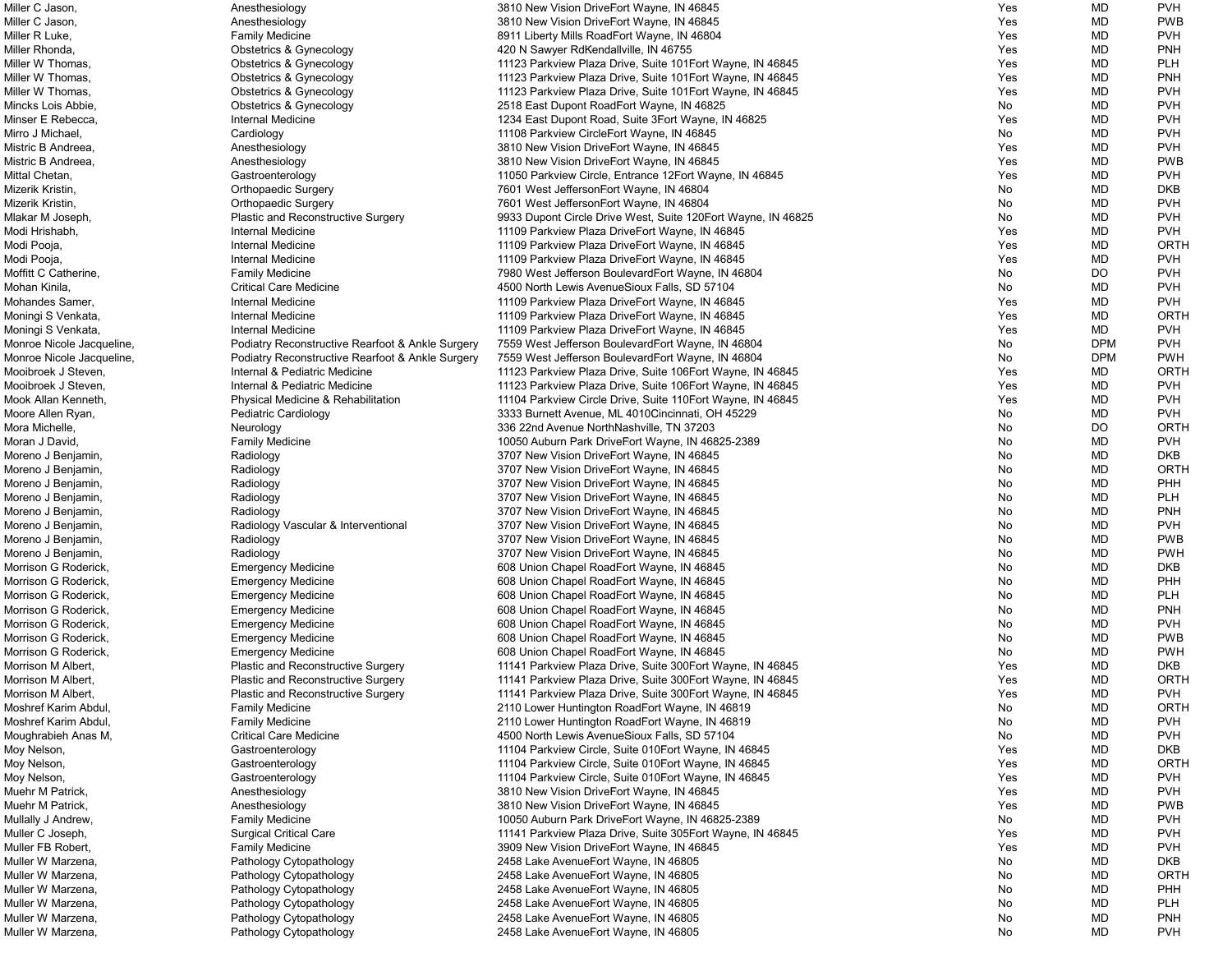| | | | | | |
|---|---|---|---|---|---|
| Miller C Jason, | Anesthesiology | 3810 New Vision DriveFort Wayne, IN 46845 | Yes | MD | PVH |
| Miller C Jason, | Anesthesiology | 3810 New Vision DriveFort Wayne, IN 46845 | Yes | MD | PWB |
| Miller R Luke, | Family Medicine | 8911 Liberty Mills RoadFort Wayne, IN 46804 | Yes | MD | PVH |
| Miller Rhonda, | Obstetrics & Gynecology | 420 N Sawyer RdKendallville, IN 46755 | Yes | MD | PNH |
| Miller W Thomas, | Obstetrics & Gynecology | 11123 Parkview Plaza Drive, Suite 101Fort Wayne, IN 46845 | Yes | MD | PLH |
| Miller W Thomas, | Obstetrics & Gynecology | 11123 Parkview Plaza Drive, Suite 101Fort Wayne, IN 46845 | Yes | MD | PNH |
| Miller W Thomas, | Obstetrics & Gynecology | 11123 Parkview Plaza Drive, Suite 101Fort Wayne, IN 46845 | Yes | MD | PVH |
| Mincks Lois Abbie, | Obstetrics & Gynecology | 2518 East Dupont RoadFort Wayne, IN 46825 | No | MD | PVH |
| Minser E Rebecca, | Internal Medicine | 1234 East Dupont Road, Suite 3Fort Wayne, IN 46825 | Yes | MD | PVH |
| Mirro J Michael, | Cardiology | 11108 Parkview CircleFort Wayne, IN 46845 | No | MD | PVH |
| Mistric B Andreea, | Anesthesiology | 3810 New Vision DriveFort Wayne, IN 46845 | Yes | MD | PVH |
| Mistric B Andreea, | Anesthesiology | 3810 New Vision DriveFort Wayne, IN 46845 | Yes | MD | PWB |
| Mittal Chetan, | Gastroenterology | 11050 Parkview Circle, Entrance 12Fort Wayne, IN 46845 | Yes | MD | PVH |
| Mizerik Kristin, | Orthopaedic Surgery | 7601 West JeffersonFort Wayne, IN 46804 | No | MD | DKB |
| Mizerik Kristin, | Orthopaedic Surgery | 7601 West JeffersonFort Wayne, IN 46804 | No | MD | PVH |
| Mlakar M Joseph, | Plastic and Reconstructive Surgery | 9933 Dupont Circle Drive West, Suite 120Fort Wayne, IN 46825 | No | MD | PVH |
| Modi Hrishabh, | Internal Medicine | 11109 Parkview Plaza DriveFort Wayne, IN 46845 | Yes | MD | PVH |
| Modi Pooja, | Internal Medicine | 11109 Parkview Plaza DriveFort Wayne, IN 46845 | Yes | MD | ORTH |
| Modi Pooja, | Internal Medicine | 11109 Parkview Plaza DriveFort Wayne, IN 46845 | Yes | MD | PVH |
| Moffitt C Catherine, | Family Medicine | 7980 West Jefferson BoulevardFort Wayne, IN 46804 | No | DO | PVH |
| Mohan Kinila, | Critical Care Medicine | 4500 North Lewis AvenueSioux Falls, SD 57104 | No | MD | PVH |
| Mohandes Samer, | Internal Medicine | 11109 Parkview Plaza DriveFort Wayne, IN 46845 | Yes | MD | PVH |
| Moningi S Venkata, | Internal Medicine | 11109 Parkview Plaza DriveFort Wayne, IN 46845 | Yes | MD | ORTH |
| Moningi S Venkata, | Internal Medicine | 11109 Parkview Plaza DriveFort Wayne, IN 46845 | Yes | MD | PVH |
| Monroe Nicole Jacqueline, | Podiatry Reconstructive Rearfoot & Ankle Surgery | 7559 West Jefferson BoulevardFort Wayne, IN 46804 | No | DPM | PVH |
| Monroe Nicole Jacqueline, | Podiatry Reconstructive Rearfoot & Ankle Surgery | 7559 West Jefferson BoulevardFort Wayne, IN 46804 | No | DPM | PWH |
| Mooibroek J Steven, | Internal & Pediatric Medicine | 11123 Parkview Plaza Drive, Suite 106Fort Wayne, IN 46845 | Yes | MD | ORTH |
| Mooibroek J Steven, | Internal & Pediatric Medicine | 11123 Parkview Plaza Drive, Suite 106Fort Wayne, IN 46845 | Yes | MD | PVH |
| Mook Allan Kenneth, | Physical Medicine & Rehabilitation | 11104 Parkview Circle Drive, Suite 110Fort Wayne, IN 46845 | Yes | MD | PVH |
| Moore Allen Ryan, | Pediatric Cardiology | 3333 Burnett Avenue, ML 4010Cincinnati, OH 45229 | No | MD | PVH |
| Mora Michelle, | Neurology | 336 22nd Avenue NorthNashville, TN 37203 | No | DO | ORTH |
| Moran J David, | Family Medicine | 10050 Auburn Park DriveFort Wayne, IN 46825-2389 | No | MD | PVH |
| Moreno J Benjamin, | Radiology | 3707 New Vision DriveFort Wayne, IN 46845 | No | MD | DKB |
| Moreno J Benjamin, | Radiology | 3707 New Vision DriveFort Wayne, IN 46845 | No | MD | ORTH |
| Moreno J Benjamin, | Radiology | 3707 New Vision DriveFort Wayne, IN 46845 | No | MD | PHH |
| Moreno J Benjamin, | Radiology | 3707 New Vision DriveFort Wayne, IN 46845 | No | MD | PLH |
| Moreno J Benjamin, | Radiology | 3707 New Vision DriveFort Wayne, IN 46845 | No | MD | PNH |
| Moreno J Benjamin, | Radiology Vascular & Interventional | 3707 New Vision DriveFort Wayne, IN 46845 | No | MD | PVH |
| Moreno J Benjamin, | Radiology | 3707 New Vision DriveFort Wayne, IN 46845 | No | MD | PWB |
| Moreno J Benjamin, | Radiology | 3707 New Vision DriveFort Wayne, IN 46845 | No | MD | PWH |
| Morrison G Roderick, | Emergency Medicine | 608 Union Chapel RoadFort Wayne, IN 46845 | No | MD | DKB |
| Morrison G Roderick, | Emergency Medicine | 608 Union Chapel RoadFort Wayne, IN 46845 | No | MD | PHH |
| Morrison G Roderick, | Emergency Medicine | 608 Union Chapel RoadFort Wayne, IN 46845 | No | MD | PLH |
| Morrison G Roderick, | Emergency Medicine | 608 Union Chapel RoadFort Wayne, IN 46845 | No | MD | PNH |
| Morrison G Roderick, | Emergency Medicine | 608 Union Chapel RoadFort Wayne, IN 46845 | No | MD | PVH |
| Morrison G Roderick, | Emergency Medicine | 608 Union Chapel RoadFort Wayne, IN 46845 | No | MD | PWB |
| Morrison G Roderick, | Emergency Medicine | 608 Union Chapel RoadFort Wayne, IN 46845 | No | MD | PWH |
| Morrison M Albert, | Plastic and Reconstructive Surgery | 11141 Parkview Plaza Drive, Suite 300Fort Wayne, IN 46845 | Yes | MD | DKB |
| Morrison M Albert, | Plastic and Reconstructive Surgery | 11141 Parkview Plaza Drive, Suite 300Fort Wayne, IN 46845 | Yes | MD | ORTH |
| Morrison M Albert, | Plastic and Reconstructive Surgery | 11141 Parkview Plaza Drive, Suite 300Fort Wayne, IN 46845 | Yes | MD | PVH |
| Moshref Karim Abdul, | Family Medicine | 2110 Lower Huntington RoadFort Wayne, IN 46819 | No | MD | ORTH |
| Moshref Karim Abdul, | Family Medicine | 2110 Lower Huntington RoadFort Wayne, IN 46819 | No | MD | PVH |
| Moughrabieh Anas M, | Critical Care Medicine | 4500 North Lewis AvenueSioux Falls, SD 57104 | No | MD | PVH |
| Moy Nelson, | Gastroenterology | 11104 Parkview Circle, Suite 010Fort Wayne, IN 46845 | Yes | MD | DKB |
| Moy Nelson, | Gastroenterology | 11104 Parkview Circle, Suite 010Fort Wayne, IN 46845 | Yes | MD | ORTH |
| Moy Nelson, | Gastroenterology | 11104 Parkview Circle, Suite 010Fort Wayne, IN 46845 | Yes | MD | PVH |
| Muehr M Patrick, | Anesthesiology | 3810 New Vision DriveFort Wayne, IN 46845 | Yes | MD | PVH |
| Muehr M Patrick, | Anesthesiology | 3810 New Vision DriveFort Wayne, IN 46845 | Yes | MD | PWB |
| Mullally J Andrew, | Family Medicine | 10050 Auburn Park DriveFort Wayne, IN 46825-2389 | No | MD | PVH |
| Muller C Joseph, | Surgical Critical Care | 11141 Parkview Plaza Drive, Suite 305Fort Wayne, IN 46845 | Yes | MD | PVH |
| Muller FB Robert, | Family Medicine | 3909 New Vision DriveFort Wayne, IN 46845 | Yes | MD | PVH |
| Muller W Marzena, | Pathology Cytopathology | 2458 Lake AvenueFort Wayne, IN 46805 | No | MD | DKB |
| Muller W Marzena, | Pathology Cytopathology | 2458 Lake AvenueFort Wayne, IN 46805 | No | MD | ORTH |
| Muller W Marzena, | Pathology Cytopathology | 2458 Lake AvenueFort Wayne, IN 46805 | No | MD | PHH |
| Muller W Marzena, | Pathology Cytopathology | 2458 Lake AvenueFort Wayne, IN 46805 | No | MD | PLH |
| Muller W Marzena, | Pathology Cytopathology | 2458 Lake AvenueFort Wayne, IN 46805 | No | MD | PNH |
| Muller W Marzena, | Pathology Cytopathology | 2458 Lake AvenueFort Wayne, IN 46805 | No | MD | PVH |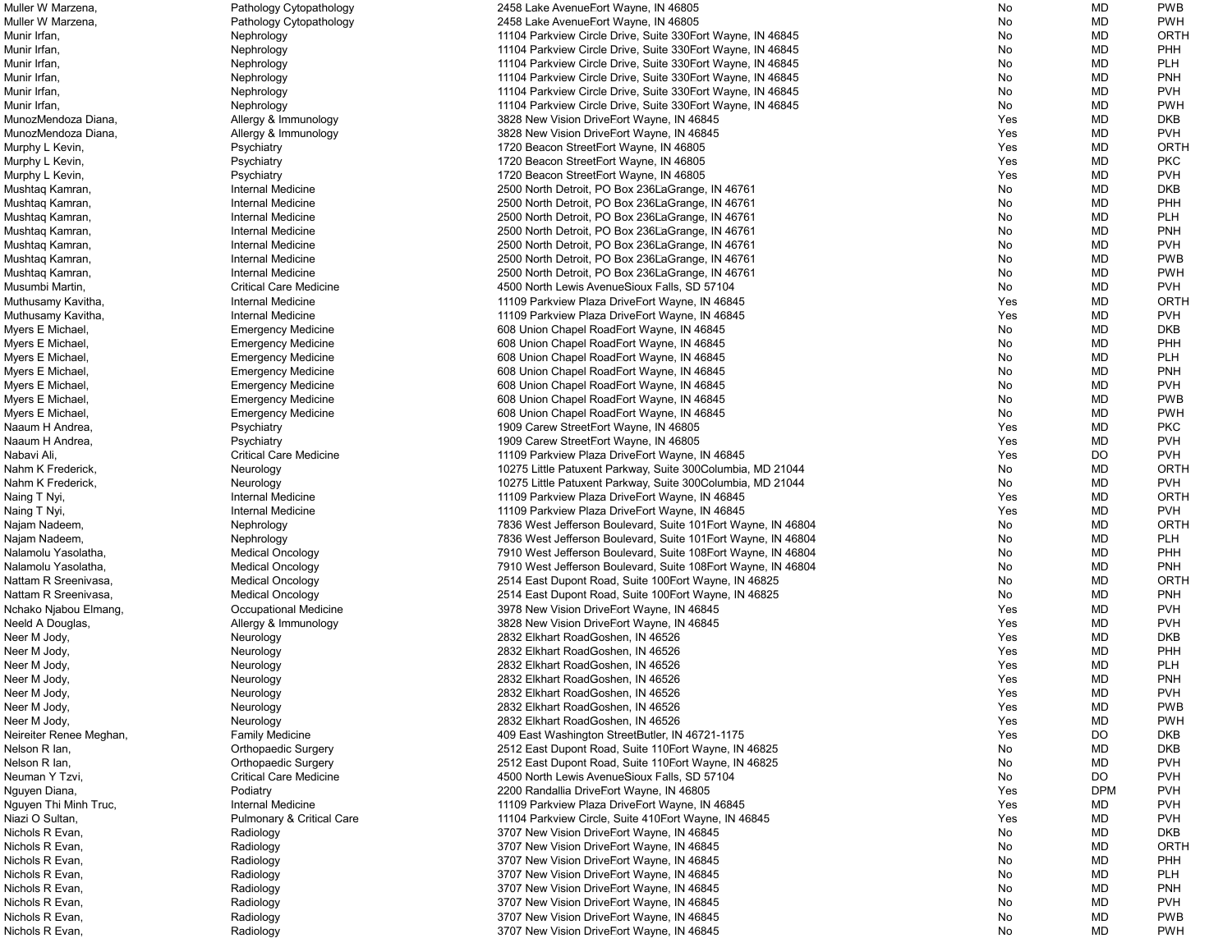| | | | | | |
|---|---|---|---|---|---|
| Muller W Marzena, | Pathology Cytopathology | 2458 Lake AvenueFort Wayne, IN 46805 | No | MD | PWB |
| Muller W Marzena, | Pathology Cytopathology | 2458 Lake AvenueFort Wayne, IN 46805 | No | MD | PWH |
| Munir Irfan, | Nephrology | 11104 Parkview Circle Drive, Suite 330Fort Wayne, IN 46845 | No | MD | ORTH |
| Munir Irfan, | Nephrology | 11104 Parkview Circle Drive, Suite 330Fort Wayne, IN 46845 | No | MD | PHH |
| Munir Irfan, | Nephrology | 11104 Parkview Circle Drive, Suite 330Fort Wayne, IN 46845 | No | MD | PLH |
| Munir Irfan, | Nephrology | 11104 Parkview Circle Drive, Suite 330Fort Wayne, IN 46845 | No | MD | PNH |
| Munir Irfan, | Nephrology | 11104 Parkview Circle Drive, Suite 330Fort Wayne, IN 46845 | No | MD | PVH |
| Munir Irfan, | Nephrology | 11104 Parkview Circle Drive, Suite 330Fort Wayne, IN 46845 | No | MD | PWH |
| MunozMendoza Diana, | Allergy & Immunology | 3828 New Vision DriveFort Wayne, IN 46845 | Yes | MD | DKB |
| MunozMendoza Diana, | Allergy & Immunology | 3828 New Vision DriveFort Wayne, IN 46845 | Yes | MD | PVH |
| Murphy L Kevin, | Psychiatry | 1720 Beacon StreetFort Wayne, IN 46805 | Yes | MD | ORTH |
| Murphy L Kevin, | Psychiatry | 1720 Beacon StreetFort Wayne, IN 46805 | Yes | MD | PKC |
| Murphy L Kevin, | Psychiatry | 1720 Beacon StreetFort Wayne, IN 46805 | Yes | MD | PVH |
| Mushtaq Kamran, | Internal Medicine | 2500 North Detroit, PO Box 236LaGrange, IN 46761 | No | MD | DKB |
| Mushtaq Kamran, | Internal Medicine | 2500 North Detroit, PO Box 236LaGrange, IN 46761 | No | MD | PHH |
| Mushtaq Kamran, | Internal Medicine | 2500 North Detroit, PO Box 236LaGrange, IN 46761 | No | MD | PLH |
| Mushtaq Kamran, | Internal Medicine | 2500 North Detroit, PO Box 236LaGrange, IN 46761 | No | MD | PNH |
| Mushtaq Kamran, | Internal Medicine | 2500 North Detroit, PO Box 236LaGrange, IN 46761 | No | MD | PVH |
| Mushtaq Kamran, | Internal Medicine | 2500 North Detroit, PO Box 236LaGrange, IN 46761 | No | MD | PWB |
| Mushtaq Kamran, | Internal Medicine | 2500 North Detroit, PO Box 236LaGrange, IN 46761 | No | MD | PWH |
| Musumbi Martin, | Critical Care Medicine | 4500 North Lewis AvenueSioux Falls, SD 57104 | No | MD | PVH |
| Muthusamy Kavitha, | Internal Medicine | 11109 Parkview Plaza DriveFort Wayne, IN 46845 | Yes | MD | ORTH |
| Muthusamy Kavitha, | Internal Medicine | 11109 Parkview Plaza DriveFort Wayne, IN 46845 | Yes | MD | PVH |
| Myers E Michael, | Emergency Medicine | 608 Union Chapel RoadFort Wayne, IN 46845 | No | MD | DKB |
| Myers E Michael, | Emergency Medicine | 608 Union Chapel RoadFort Wayne, IN 46845 | No | MD | PHH |
| Myers E Michael, | Emergency Medicine | 608 Union Chapel RoadFort Wayne, IN 46845 | No | MD | PLH |
| Myers E Michael, | Emergency Medicine | 608 Union Chapel RoadFort Wayne, IN 46845 | No | MD | PNH |
| Myers E Michael, | Emergency Medicine | 608 Union Chapel RoadFort Wayne, IN 46845 | No | MD | PVH |
| Myers E Michael, | Emergency Medicine | 608 Union Chapel RoadFort Wayne, IN 46845 | No | MD | PWB |
| Myers E Michael, | Emergency Medicine | 608 Union Chapel RoadFort Wayne, IN 46845 | No | MD | PWH |
| Naaum H Andrea, | Psychiatry | 1909 Carew StreetFort Wayne, IN 46805 | Yes | MD | PKC |
| Naaum H Andrea, | Psychiatry | 1909 Carew StreetFort Wayne, IN 46805 | Yes | MD | PVH |
| Nabavi Ali, | Critical Care Medicine | 11109 Parkview Plaza DriveFort Wayne, IN 46845 | Yes | DO | PVH |
| Nahm K Frederick, | Neurology | 10275 Little Patuxent Parkway, Suite 300Columbia, MD 21044 | No | MD | ORTH |
| Nahm K Frederick, | Neurology | 10275 Little Patuxent Parkway, Suite 300Columbia, MD 21044 | No | MD | PVH |
| Naing T Nyi, | Internal Medicine | 11109 Parkview Plaza DriveFort Wayne, IN 46845 | Yes | MD | ORTH |
| Naing T Nyi, | Internal Medicine | 11109 Parkview Plaza DriveFort Wayne, IN 46845 | Yes | MD | PVH |
| Najam Nadeem, | Nephrology | 7836 West Jefferson Boulevard, Suite 101Fort Wayne, IN 46804 | No | MD | ORTH |
| Najam Nadeem, | Nephrology | 7836 West Jefferson Boulevard, Suite 101Fort Wayne, IN 46804 | No | MD | PLH |
| Nalamolu Yasolatha, | Medical Oncology | 7910 West Jefferson Boulevard, Suite 108Fort Wayne, IN 46804 | No | MD | PHH |
| Nalamolu Yasolatha, | Medical Oncology | 7910 West Jefferson Boulevard, Suite 108Fort Wayne, IN 46804 | No | MD | PNH |
| Nattam R Sreenivasa, | Medical Oncology | 2514 East Dupont Road, Suite 100Fort Wayne, IN 46825 | No | MD | ORTH |
| Nattam R Sreenivasa, | Medical Oncology | 2514 East Dupont Road, Suite 100Fort Wayne, IN 46825 | No | MD | PNH |
| Nchako Njabou Elmang, | Occupational Medicine | 3978 New Vision DriveFort Wayne, IN 46845 | Yes | MD | PVH |
| Neeld A Douglas, | Allergy & Immunology | 3828 New Vision DriveFort Wayne, IN 46845 | Yes | MD | PVH |
| Neer M Jody, | Neurology | 2832 Elkhart RoadGoshen, IN 46526 | Yes | MD | DKB |
| Neer M Jody, | Neurology | 2832 Elkhart RoadGoshen, IN 46526 | Yes | MD | PHH |
| Neer M Jody, | Neurology | 2832 Elkhart RoadGoshen, IN 46526 | Yes | MD | PLH |
| Neer M Jody, | Neurology | 2832 Elkhart RoadGoshen, IN 46526 | Yes | MD | PNH |
| Neer M Jody, | Neurology | 2832 Elkhart RoadGoshen, IN 46526 | Yes | MD | PVH |
| Neer M Jody, | Neurology | 2832 Elkhart RoadGoshen, IN 46526 | Yes | MD | PWB |
| Neer M Jody, | Neurology | 2832 Elkhart RoadGoshen, IN 46526 | Yes | MD | PWH |
| Neireiter Renee Meghan, | Family Medicine | 409 East Washington StreetButler, IN 46721-1175 | Yes | DO | DKB |
| Nelson R Ian, | Orthopaedic Surgery | 2512 East Dupont Road, Suite 110Fort Wayne, IN 46825 | No | MD | DKB |
| Nelson R Ian, | Orthopaedic Surgery | 2512 East Dupont Road, Suite 110Fort Wayne, IN 46825 | No | MD | PVH |
| Neuman Y Tzvi, | Critical Care Medicine | 4500 North Lewis AvenueSioux Falls, SD 57104 | No | DO | PVH |
| Nguyen Diana, | Podiatry | 2200 Randallia DriveFort Wayne, IN 46805 | Yes | DPM | PVH |
| Nguyen Thi Minh Truc, | Internal Medicine | 11109 Parkview Plaza DriveFort Wayne, IN 46845 | Yes | MD | PVH |
| Niazi O Sultan, | Pulmonary & Critical Care | 11104 Parkview Circle, Suite 410Fort Wayne, IN 46845 | Yes | MD | PVH |
| Nichols R Evan, | Radiology | 3707 New Vision DriveFort Wayne, IN 46845 | No | MD | DKB |
| Nichols R Evan, | Radiology | 3707 New Vision DriveFort Wayne, IN 46845 | No | MD | ORTH |
| Nichols R Evan, | Radiology | 3707 New Vision DriveFort Wayne, IN 46845 | No | MD | PHH |
| Nichols R Evan, | Radiology | 3707 New Vision DriveFort Wayne, IN 46845 | No | MD | PLH |
| Nichols R Evan, | Radiology | 3707 New Vision DriveFort Wayne, IN 46845 | No | MD | PNH |
| Nichols R Evan, | Radiology | 3707 New Vision DriveFort Wayne, IN 46845 | No | MD | PVH |
| Nichols R Evan, | Radiology | 3707 New Vision DriveFort Wayne, IN 46845 | No | MD | PWB |
| Nichols R Evan, | Radiology | 3707 New Vision DriveFort Wayne, IN 46845 | No | MD | PWH |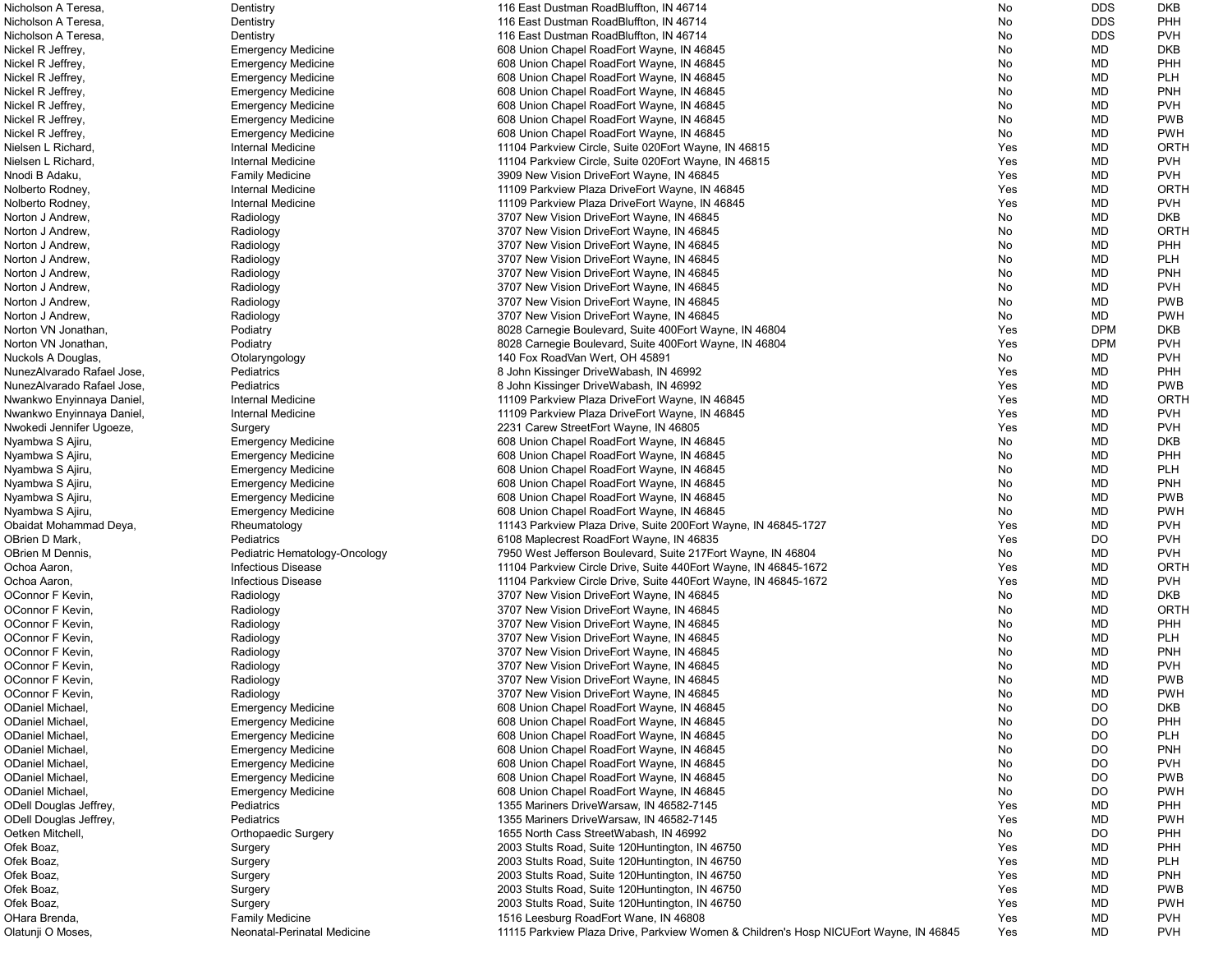| | | | | | |
|---|---|---|---|---|---|
| Nicholson A Teresa, | Dentistry | 116 East Dustman RoadBluffton, IN 46714 | No | DDS | DKB |
| Nicholson A Teresa, | Dentistry | 116 East Dustman RoadBluffton, IN 46714 | No | DDS | PHH |
| Nicholson A Teresa, | Dentistry | 116 East Dustman RoadBluffton, IN 46714 | No | DDS | PVH |
| Nickel R Jeffrey, | Emergency Medicine | 608 Union Chapel RoadFort Wayne, IN 46845 | No | MD | DKB |
| Nickel R Jeffrey, | Emergency Medicine | 608 Union Chapel RoadFort Wayne, IN 46845 | No | MD | PHH |
| Nickel R Jeffrey, | Emergency Medicine | 608 Union Chapel RoadFort Wayne, IN 46845 | No | MD | PLH |
| Nickel R Jeffrey, | Emergency Medicine | 608 Union Chapel RoadFort Wayne, IN 46845 | No | MD | PNH |
| Nickel R Jeffrey, | Emergency Medicine | 608 Union Chapel RoadFort Wayne, IN 46845 | No | MD | PVH |
| Nickel R Jeffrey, | Emergency Medicine | 608 Union Chapel RoadFort Wayne, IN 46845 | No | MD | PWB |
| Nickel R Jeffrey, | Emergency Medicine | 608 Union Chapel RoadFort Wayne, IN 46845 | No | MD | PWH |
| Nielsen L Richard, | Internal Medicine | 11104 Parkview Circle, Suite 020Fort Wayne, IN 46815 | Yes | MD | ORTH |
| Nielsen L Richard, | Internal Medicine | 11104 Parkview Circle, Suite 020Fort Wayne, IN 46815 | Yes | MD | PVH |
| Nnodi B Adaku, | Family Medicine | 3909 New Vision DriveFort Wayne, IN 46845 | Yes | MD | PVH |
| Nolberto Rodney, | Internal Medicine | 11109 Parkview Plaza DriveFort Wayne, IN 46845 | Yes | MD | ORTH |
| Nolberto Rodney, | Internal Medicine | 11109 Parkview Plaza DriveFort Wayne, IN 46845 | Yes | MD | PVH |
| Norton J Andrew, | Radiology | 3707 New Vision DriveFort Wayne, IN 46845 | No | MD | DKB |
| Norton J Andrew, | Radiology | 3707 New Vision DriveFort Wayne, IN 46845 | No | MD | ORTH |
| Norton J Andrew, | Radiology | 3707 New Vision DriveFort Wayne, IN 46845 | No | MD | PHH |
| Norton J Andrew, | Radiology | 3707 New Vision DriveFort Wayne, IN 46845 | No | MD | PLH |
| Norton J Andrew, | Radiology | 3707 New Vision DriveFort Wayne, IN 46845 | No | MD | PNH |
| Norton J Andrew, | Radiology | 3707 New Vision DriveFort Wayne, IN 46845 | No | MD | PVH |
| Norton J Andrew, | Radiology | 3707 New Vision DriveFort Wayne, IN 46845 | No | MD | PWB |
| Norton J Andrew, | Radiology | 3707 New Vision DriveFort Wayne, IN 46845 | No | MD | PWH |
| Norton VN Jonathan, | Podiatry | 8028 Carnegie Boulevard, Suite 400Fort Wayne, IN 46804 | Yes | DPM | DKB |
| Norton VN Jonathan, | Podiatry | 8028 Carnegie Boulevard, Suite 400Fort Wayne, IN 46804 | Yes | DPM | PVH |
| Nuckols A Douglas, | Otolaryngology | 140 Fox RoadVan Wert, OH 45891 | No | MD | PVH |
| NunezAlvarado Rafael Jose, | Pediatrics | 8 John Kissinger DriveWabash, IN 46992 | Yes | MD | PHH |
| NunezAlvarado Rafael Jose, | Pediatrics | 8 John Kissinger DriveWabash, IN 46992 | Yes | MD | PWB |
| Nwankwo Enyinnaya Daniel, | Internal Medicine | 11109 Parkview Plaza DriveFort Wayne, IN 46845 | Yes | MD | ORTH |
| Nwankwo Enyinnaya Daniel, | Internal Medicine | 11109 Parkview Plaza DriveFort Wayne, IN 46845 | Yes | MD | PVH |
| Nwokedi Jennifer Ugoeze, | Surgery | 2231 Carew StreetFort Wayne, IN 46805 | Yes | MD | PVH |
| Nyambwa S Ajiru, | Emergency Medicine | 608 Union Chapel RoadFort Wayne, IN 46845 | No | MD | DKB |
| Nyambwa S Ajiru, | Emergency Medicine | 608 Union Chapel RoadFort Wayne, IN 46845 | No | MD | PHH |
| Nyambwa S Ajiru, | Emergency Medicine | 608 Union Chapel RoadFort Wayne, IN 46845 | No | MD | PLH |
| Nyambwa S Ajiru, | Emergency Medicine | 608 Union Chapel RoadFort Wayne, IN 46845 | No | MD | PNH |
| Nyambwa S Ajiru, | Emergency Medicine | 608 Union Chapel RoadFort Wayne, IN 46845 | No | MD | PWB |
| Nyambwa S Ajiru, | Emergency Medicine | 608 Union Chapel RoadFort Wayne, IN 46845 | No | MD | PWH |
| Obaidat Mohammad Deya, | Rheumatology | 11143 Parkview Plaza Drive, Suite 200Fort Wayne, IN 46845-1727 | Yes | MD | PVH |
| OBrien D Mark, | Pediatrics | 6108 Maplecrest RoadFort Wayne, IN 46835 | Yes | DO | PVH |
| OBrien M Dennis, | Pediatric Hematology-Oncology | 7950 West Jefferson Boulevard, Suite 217Fort Wayne, IN 46804 | No | MD | PVH |
| Ochoa Aaron, | Infectious Disease | 11104 Parkview Circle Drive, Suite 440Fort Wayne, IN 46845-1672 | Yes | MD | ORTH |
| Ochoa Aaron, | Infectious Disease | 11104 Parkview Circle Drive, Suite 440Fort Wayne, IN 46845-1672 | Yes | MD | PVH |
| OConnor F Kevin, | Radiology | 3707 New Vision DriveFort Wayne, IN 46845 | No | MD | DKB |
| OConnor F Kevin, | Radiology | 3707 New Vision DriveFort Wayne, IN 46845 | No | MD | ORTH |
| OConnor F Kevin, | Radiology | 3707 New Vision DriveFort Wayne, IN 46845 | No | MD | PHH |
| OConnor F Kevin, | Radiology | 3707 New Vision DriveFort Wayne, IN 46845 | No | MD | PLH |
| OConnor F Kevin, | Radiology | 3707 New Vision DriveFort Wayne, IN 46845 | No | MD | PNH |
| OConnor F Kevin, | Radiology | 3707 New Vision DriveFort Wayne, IN 46845 | No | MD | PVH |
| OConnor F Kevin, | Radiology | 3707 New Vision DriveFort Wayne, IN 46845 | No | MD | PWB |
| OConnor F Kevin, | Radiology | 3707 New Vision DriveFort Wayne, IN 46845 | No | MD | PWH |
| ODaniel Michael, | Emergency Medicine | 608 Union Chapel RoadFort Wayne, IN 46845 | No | DO | DKB |
| ODaniel Michael, | Emergency Medicine | 608 Union Chapel RoadFort Wayne, IN 46845 | No | DO | PHH |
| ODaniel Michael, | Emergency Medicine | 608 Union Chapel RoadFort Wayne, IN 46845 | No | DO | PLH |
| ODaniel Michael, | Emergency Medicine | 608 Union Chapel RoadFort Wayne, IN 46845 | No | DO | PNH |
| ODaniel Michael, | Emergency Medicine | 608 Union Chapel RoadFort Wayne, IN 46845 | No | DO | PVH |
| ODaniel Michael, | Emergency Medicine | 608 Union Chapel RoadFort Wayne, IN 46845 | No | DO | PWB |
| ODaniel Michael, | Emergency Medicine | 608 Union Chapel RoadFort Wayne, IN 46845 | No | DO | PWH |
| ODell Douglas Jeffrey, | Pediatrics | 1355 Mariners DriveWarsaw, IN 46582-7145 | Yes | MD | PHH |
| ODell Douglas Jeffrey, | Pediatrics | 1355 Mariners DriveWarsaw, IN 46582-7145 | Yes | MD | PWH |
| Oetken Mitchell, | Orthopaedic Surgery | 1655 North Cass StreetWabash, IN 46992 | No | DO | PHH |
| Ofek Boaz, | Surgery | 2003 Stults Road, Suite 120Huntington, IN 46750 | Yes | MD | PHH |
| Ofek Boaz, | Surgery | 2003 Stults Road, Suite 120Huntington, IN 46750 | Yes | MD | PLH |
| Ofek Boaz, | Surgery | 2003 Stults Road, Suite 120Huntington, IN 46750 | Yes | MD | PNH |
| Ofek Boaz, | Surgery | 2003 Stults Road, Suite 120Huntington, IN 46750 | Yes | MD | PWB |
| Ofek Boaz, | Surgery | 2003 Stults Road, Suite 120Huntington, IN 46750 | Yes | MD | PWH |
| OHara Brenda, | Family Medicine | 1516 Leesburg RoadFort Wane, IN 46808 | Yes | MD | PVH |
| Olatunji O Moses, | Neonatal-Perinatal Medicine | 11115 Parkview Plaza Drive, Parkview Women & Children's Hosp NICUFort Wayne, IN 46845 | Yes | MD | PVH |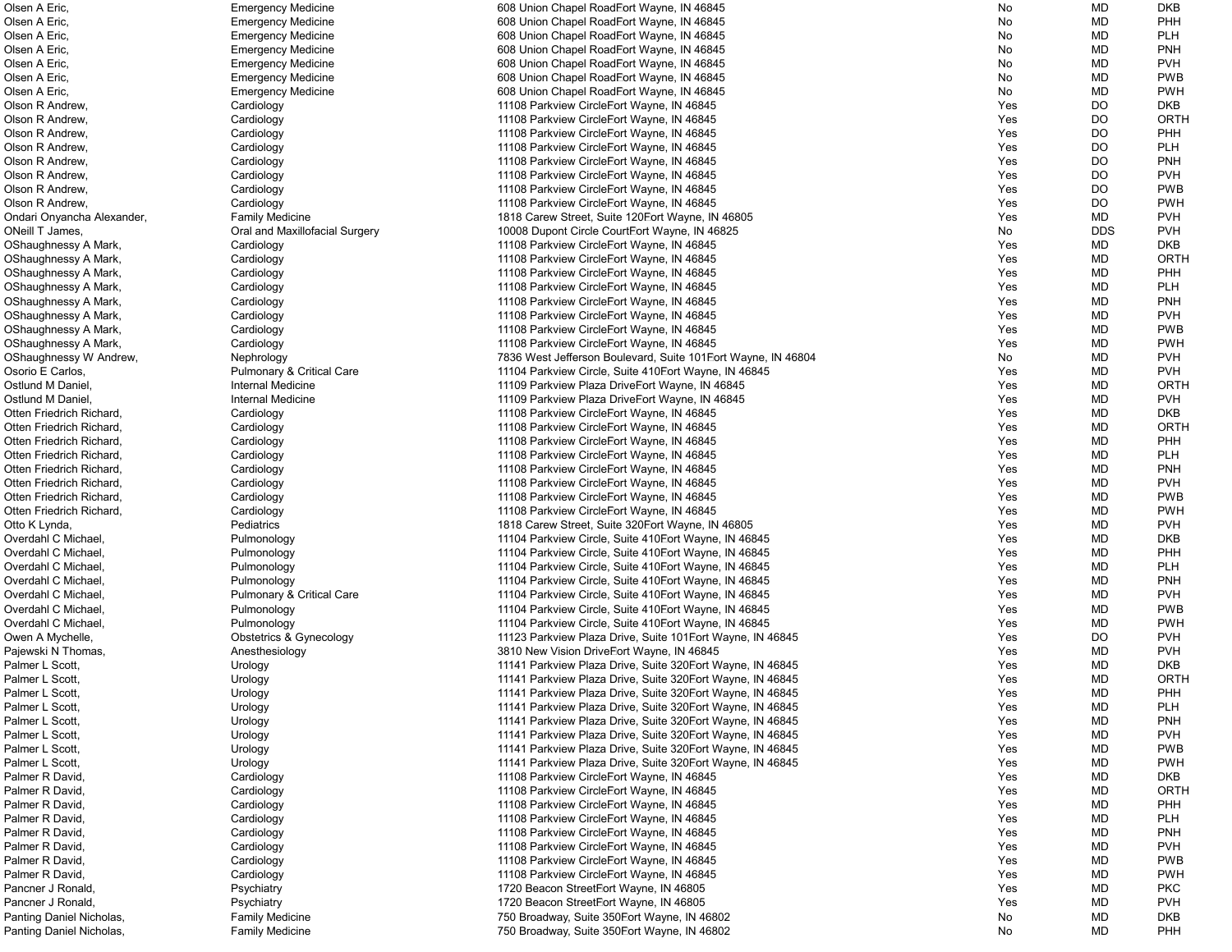| | | | | | |
|---|---|---|---|---|---|
| Olsen A Eric, | Emergency Medicine | 608 Union Chapel RoadFort Wayne, IN 46845 | No | MD | DKB |
| Olsen A Eric, | Emergency Medicine | 608 Union Chapel RoadFort Wayne, IN 46845 | No | MD | PHH |
| Olsen A Eric, | Emergency Medicine | 608 Union Chapel RoadFort Wayne, IN 46845 | No | MD | PLH |
| Olsen A Eric, | Emergency Medicine | 608 Union Chapel RoadFort Wayne, IN 46845 | No | MD | PNH |
| Olsen A Eric, | Emergency Medicine | 608 Union Chapel RoadFort Wayne, IN 46845 | No | MD | PVH |
| Olsen A Eric, | Emergency Medicine | 608 Union Chapel RoadFort Wayne, IN 46845 | No | MD | PWB |
| Olsen A Eric, | Emergency Medicine | 608 Union Chapel RoadFort Wayne, IN 46845 | No | MD | PWH |
| Olson R Andrew, | Cardiology | 11108 Parkview CircleFort Wayne, IN 46845 | Yes | DO | DKB |
| Olson R Andrew, | Cardiology | 11108 Parkview CircleFort Wayne, IN 46845 | Yes | DO | ORTH |
| Olson R Andrew, | Cardiology | 11108 Parkview CircleFort Wayne, IN 46845 | Yes | DO | PHH |
| Olson R Andrew, | Cardiology | 11108 Parkview CircleFort Wayne, IN 46845 | Yes | DO | PLH |
| Olson R Andrew, | Cardiology | 11108 Parkview CircleFort Wayne, IN 46845 | Yes | DO | PNH |
| Olson R Andrew, | Cardiology | 11108 Parkview CircleFort Wayne, IN 46845 | Yes | DO | PVH |
| Olson R Andrew, | Cardiology | 11108 Parkview CircleFort Wayne, IN 46845 | Yes | DO | PWB |
| Olson R Andrew, | Cardiology | 11108 Parkview CircleFort Wayne, IN 46845 | Yes | DO | PWH |
| Ondari Onyancha Alexander, | Family Medicine | 1818 Carew Street, Suite 120Fort Wayne, IN 46805 | Yes | MD | PVH |
| ONeill T James, | Oral and Maxillofacial Surgery | 10008 Dupont Circle CourtFort Wayne, IN 46825 | No | DDS | PVH |
| OShaughnessy A Mark, | Cardiology | 11108 Parkview CircleFort Wayne, IN 46845 | Yes | MD | DKB |
| OShaughnessy A Mark, | Cardiology | 11108 Parkview CircleFort Wayne, IN 46845 | Yes | MD | ORTH |
| OShaughnessy A Mark, | Cardiology | 11108 Parkview CircleFort Wayne, IN 46845 | Yes | MD | PHH |
| OShaughnessy A Mark, | Cardiology | 11108 Parkview CircleFort Wayne, IN 46845 | Yes | MD | PLH |
| OShaughnessy A Mark, | Cardiology | 11108 Parkview CircleFort Wayne, IN 46845 | Yes | MD | PNH |
| OShaughnessy A Mark, | Cardiology | 11108 Parkview CircleFort Wayne, IN 46845 | Yes | MD | PVH |
| OShaughnessy A Mark, | Cardiology | 11108 Parkview CircleFort Wayne, IN 46845 | Yes | MD | PWB |
| OShaughnessy A Mark, | Cardiology | 11108 Parkview CircleFort Wayne, IN 46845 | Yes | MD | PWH |
| OShaughnessy W Andrew, | Nephrology | 7836 West Jefferson Boulevard, Suite 101Fort Wayne, IN 46804 | No | MD | PVH |
| Osorio E Carlos, | Pulmonary & Critical Care | 11104 Parkview Circle, Suite 410Fort Wayne, IN 46845 | Yes | MD | PVH |
| Ostlund M Daniel, | Internal Medicine | 11109 Parkview Plaza DriveFort Wayne, IN 46845 | Yes | MD | ORTH |
| Ostlund M Daniel, | Internal Medicine | 11109 Parkview Plaza DriveFort Wayne, IN 46845 | Yes | MD | PVH |
| Otten Friedrich Richard, | Cardiology | 11108 Parkview CircleFort Wayne, IN 46845 | Yes | MD | DKB |
| Otten Friedrich Richard, | Cardiology | 11108 Parkview CircleFort Wayne, IN 46845 | Yes | MD | ORTH |
| Otten Friedrich Richard, | Cardiology | 11108 Parkview CircleFort Wayne, IN 46845 | Yes | MD | PHH |
| Otten Friedrich Richard, | Cardiology | 11108 Parkview CircleFort Wayne, IN 46845 | Yes | MD | PLH |
| Otten Friedrich Richard, | Cardiology | 11108 Parkview CircleFort Wayne, IN 46845 | Yes | MD | PNH |
| Otten Friedrich Richard, | Cardiology | 11108 Parkview CircleFort Wayne, IN 46845 | Yes | MD | PVH |
| Otten Friedrich Richard, | Cardiology | 11108 Parkview CircleFort Wayne, IN 46845 | Yes | MD | PWB |
| Otten Friedrich Richard, | Cardiology | 11108 Parkview CircleFort Wayne, IN 46845 | Yes | MD | PWH |
| Otto K Lynda, | Pediatrics | 1818 Carew Street, Suite 320Fort Wayne, IN 46805 | Yes | MD | PVH |
| Overdahl C Michael, | Pulmonology | 11104 Parkview Circle, Suite 410Fort Wayne, IN 46845 | Yes | MD | DKB |
| Overdahl C Michael, | Pulmonology | 11104 Parkview Circle, Suite 410Fort Wayne, IN 46845 | Yes | MD | PHH |
| Overdahl C Michael, | Pulmonology | 11104 Parkview Circle, Suite 410Fort Wayne, IN 46845 | Yes | MD | PLH |
| Overdahl C Michael, | Pulmonology | 11104 Parkview Circle, Suite 410Fort Wayne, IN 46845 | Yes | MD | PNH |
| Overdahl C Michael, | Pulmonary & Critical Care | 11104 Parkview Circle, Suite 410Fort Wayne, IN 46845 | Yes | MD | PVH |
| Overdahl C Michael, | Pulmonology | 11104 Parkview Circle, Suite 410Fort Wayne, IN 46845 | Yes | MD | PWB |
| Overdahl C Michael, | Pulmonology | 11104 Parkview Circle, Suite 410Fort Wayne, IN 46845 | Yes | MD | PWH |
| Owen A Mychelle, | Obstetrics & Gynecology | 11123 Parkview Plaza Drive, Suite 101Fort Wayne, IN 46845 | Yes | DO | PVH |
| Pajewski N Thomas, | Anesthesiology | 3810 New Vision DriveFort Wayne, IN 46845 | Yes | MD | PVH |
| Palmer L Scott, | Urology | 11141 Parkview Plaza Drive, Suite 320Fort Wayne, IN 46845 | Yes | MD | DKB |
| Palmer L Scott, | Urology | 11141 Parkview Plaza Drive, Suite 320Fort Wayne, IN 46845 | Yes | MD | ORTH |
| Palmer L Scott, | Urology | 11141 Parkview Plaza Drive, Suite 320Fort Wayne, IN 46845 | Yes | MD | PHH |
| Palmer L Scott, | Urology | 11141 Parkview Plaza Drive, Suite 320Fort Wayne, IN 46845 | Yes | MD | PLH |
| Palmer L Scott, | Urology | 11141 Parkview Plaza Drive, Suite 320Fort Wayne, IN 46845 | Yes | MD | PNH |
| Palmer L Scott, | Urology | 11141 Parkview Plaza Drive, Suite 320Fort Wayne, IN 46845 | Yes | MD | PVH |
| Palmer L Scott, | Urology | 11141 Parkview Plaza Drive, Suite 320Fort Wayne, IN 46845 | Yes | MD | PWB |
| Palmer L Scott, | Urology | 11141 Parkview Plaza Drive, Suite 320Fort Wayne, IN 46845 | Yes | MD | PWH |
| Palmer R David, | Cardiology | 11108 Parkview CircleFort Wayne, IN 46845 | Yes | MD | DKB |
| Palmer R David, | Cardiology | 11108 Parkview CircleFort Wayne, IN 46845 | Yes | MD | ORTH |
| Palmer R David, | Cardiology | 11108 Parkview CircleFort Wayne, IN 46845 | Yes | MD | PHH |
| Palmer R David, | Cardiology | 11108 Parkview CircleFort Wayne, IN 46845 | Yes | MD | PLH |
| Palmer R David, | Cardiology | 11108 Parkview CircleFort Wayne, IN 46845 | Yes | MD | PNH |
| Palmer R David, | Cardiology | 11108 Parkview CircleFort Wayne, IN 46845 | Yes | MD | PVH |
| Palmer R David, | Cardiology | 11108 Parkview CircleFort Wayne, IN 46845 | Yes | MD | PWB |
| Palmer R David, | Cardiology | 11108 Parkview CircleFort Wayne, IN 46845 | Yes | MD | PWH |
| Pancner J Ronald, | Psychiatry | 1720 Beacon StreetFort Wayne, IN 46805 | Yes | MD | PKC |
| Pancner J Ronald, | Psychiatry | 1720 Beacon StreetFort Wayne, IN 46805 | Yes | MD | PVH |
| Panting Daniel Nicholas, | Family Medicine | 750 Broadway, Suite 350Fort Wayne, IN 46802 | No | MD | DKB |
| Panting Daniel Nicholas, | Family Medicine | 750 Broadway, Suite 350Fort Wayne, IN 46802 | No | MD | PHH |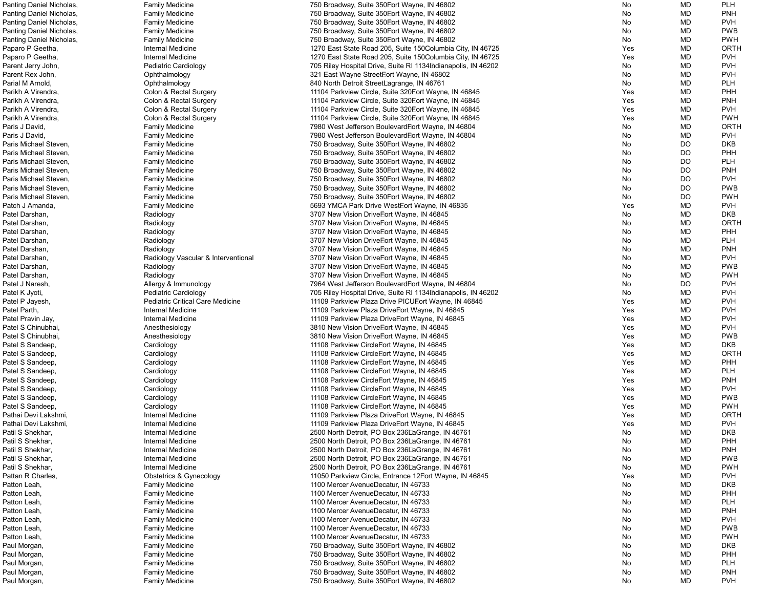| | | | | | |
|---|---|---|---|---|---|
| Panting Daniel Nicholas, | Family Medicine | 750 Broadway, Suite 350Fort Wayne, IN 46802 | No | MD | PLH |
| Panting Daniel Nicholas, | Family Medicine | 750 Broadway, Suite 350Fort Wayne, IN 46802 | No | MD | PNH |
| Panting Daniel Nicholas, | Family Medicine | 750 Broadway, Suite 350Fort Wayne, IN 46802 | No | MD | PVH |
| Panting Daniel Nicholas, | Family Medicine | 750 Broadway, Suite 350Fort Wayne, IN 46802 | No | MD | PWB |
| Panting Daniel Nicholas, | Family Medicine | 750 Broadway, Suite 350Fort Wayne, IN 46802 | No | MD | PWH |
| Paparo P Geetha, | Internal Medicine | 1270 East State Road 205, Suite 150Columbia City, IN 46725 | Yes | MD | ORTH |
| Paparo P Geetha, | Internal Medicine | 1270 East State Road 205, Suite 150Columbia City, IN 46725 | Yes | MD | PVH |
| Parent Jerry John, | Pediatric Cardiology | 705 Riley Hospital Drive, Suite RI 1134Indianapolis, IN 46202 | No | MD | PVH |
| Parent Rex John, | Ophthalmology | 321 East Wayne StreetFort Wayne, IN 46802 | No | MD | PVH |
| Parial M Arnold, | Ophthalmology | 840 North Detroit StreetLagrange, IN 46761 | No | MD | PLH |
| Parikh A Virendra, | Colon & Rectal Surgery | 11104 Parkview Circle, Suite 320Fort Wayne, IN 46845 | Yes | MD | PHH |
| Parikh A Virendra, | Colon & Rectal Surgery | 11104 Parkview Circle, Suite 320Fort Wayne, IN 46845 | Yes | MD | PNH |
| Parikh A Virendra, | Colon & Rectal Surgery | 11104 Parkview Circle, Suite 320Fort Wayne, IN 46845 | Yes | MD | PVH |
| Parikh A Virendra, | Colon & Rectal Surgery | 11104 Parkview Circle, Suite 320Fort Wayne, IN 46845 | Yes | MD | PWH |
| Paris J David, | Family Medicine | 7980 West Jefferson BoulevardFort Wayne, IN 46804 | No | MD | ORTH |
| Paris J David, | Family Medicine | 7980 West Jefferson BoulevardFort Wayne, IN 46804 | No | MD | PVH |
| Paris Michael Steven, | Family Medicine | 750 Broadway, Suite 350Fort Wayne, IN 46802 | No | DO | DKB |
| Paris Michael Steven, | Family Medicine | 750 Broadway, Suite 350Fort Wayne, IN 46802 | No | DO | PHH |
| Paris Michael Steven, | Family Medicine | 750 Broadway, Suite 350Fort Wayne, IN 46802 | No | DO | PLH |
| Paris Michael Steven, | Family Medicine | 750 Broadway, Suite 350Fort Wayne, IN 46802 | No | DO | PNH |
| Paris Michael Steven, | Family Medicine | 750 Broadway, Suite 350Fort Wayne, IN 46802 | No | DO | PVH |
| Paris Michael Steven, | Family Medicine | 750 Broadway, Suite 350Fort Wayne, IN 46802 | No | DO | PWB |
| Paris Michael Steven, | Family Medicine | 750 Broadway, Suite 350Fort Wayne, IN 46802 | No | DO | PWH |
| Patch J Amanda, | Family Medicine | 5693 YMCA Park Drive WestFort Wayne, IN 46835 | Yes | MD | PVH |
| Patel Darshan, | Radiology | 3707 New Vision DriveFort Wayne, IN 46845 | No | MD | DKB |
| Patel Darshan, | Radiology | 3707 New Vision DriveFort Wayne, IN 46845 | No | MD | ORTH |
| Patel Darshan, | Radiology | 3707 New Vision DriveFort Wayne, IN 46845 | No | MD | PHH |
| Patel Darshan, | Radiology | 3707 New Vision DriveFort Wayne, IN 46845 | No | MD | PLH |
| Patel Darshan, | Radiology | 3707 New Vision DriveFort Wayne, IN 46845 | No | MD | PNH |
| Patel Darshan, | Radiology Vascular & Interventional | 3707 New Vision DriveFort Wayne, IN 46845 | No | MD | PVH |
| Patel Darshan, | Radiology | 3707 New Vision DriveFort Wayne, IN 46845 | No | MD | PWB |
| Patel Darshan, | Radiology | 3707 New Vision DriveFort Wayne, IN 46845 | No | MD | PWH |
| Patel J Naresh, | Allergy & Immunology | 7964 West Jefferson BoulevardFort Wayne, IN 46804 | No | DO | PVH |
| Patel K Jyoti, | Pediatric Cardiology | 705 Riley Hospital Drive, Suite RI 1134Indianapolis, IN 46202 | No | MD | PVH |
| Patel P Jayesh, | Pediatric Critical Care Medicine | 11109 Parkview Plaza Drive PICUFort Wayne, IN 46845 | Yes | MD | PVH |
| Patel Parth, | Internal Medicine | 11109 Parkview Plaza DriveFort Wayne, IN 46845 | Yes | MD | PVH |
| Patel Pravin Jay, | Internal Medicine | 11109 Parkview Plaza DriveFort Wayne, IN 46845 | Yes | MD | PVH |
| Patel S Chinubhai, | Anesthesiology | 3810 New Vision DriveFort Wayne, IN 46845 | Yes | MD | PVH |
| Patel S Chinubhai, | Anesthesiology | 3810 New Vision DriveFort Wayne, IN 46845 | Yes | MD | PWB |
| Patel S Sandeep, | Cardiology | 11108 Parkview CircleFort Wayne, IN 46845 | Yes | MD | DKB |
| Patel S Sandeep, | Cardiology | 11108 Parkview CircleFort Wayne, IN 46845 | Yes | MD | ORTH |
| Patel S Sandeep, | Cardiology | 11108 Parkview CircleFort Wayne, IN 46845 | Yes | MD | PHH |
| Patel S Sandeep, | Cardiology | 11108 Parkview CircleFort Wayne, IN 46845 | Yes | MD | PLH |
| Patel S Sandeep, | Cardiology | 11108 Parkview CircleFort Wayne, IN 46845 | Yes | MD | PNH |
| Patel S Sandeep, | Cardiology | 11108 Parkview CircleFort Wayne, IN 46845 | Yes | MD | PVH |
| Patel S Sandeep, | Cardiology | 11108 Parkview CircleFort Wayne, IN 46845 | Yes | MD | PWB |
| Patel S Sandeep, | Cardiology | 11108 Parkview CircleFort Wayne, IN 46845 | Yes | MD | PWH |
| Pathai Devi Lakshmi, | Internal Medicine | 11109 Parkview Plaza DriveFort Wayne, IN 46845 | Yes | MD | ORTH |
| Pathai Devi Lakshmi, | Internal Medicine | 11109 Parkview Plaza DriveFort Wayne, IN 46845 | Yes | MD | PVH |
| Patil S Shekhar, | Internal Medicine | 2500 North Detroit, PO Box 236LaGrange, IN 46761 | No | MD | DKB |
| Patil S Shekhar, | Internal Medicine | 2500 North Detroit, PO Box 236LaGrange, IN 46761 | No | MD | PHH |
| Patil S Shekhar, | Internal Medicine | 2500 North Detroit, PO Box 236LaGrange, IN 46761 | No | MD | PNH |
| Patil S Shekhar, | Internal Medicine | 2500 North Detroit, PO Box 236LaGrange, IN 46761 | No | MD | PWB |
| Patil S Shekhar, | Internal Medicine | 2500 North Detroit, PO Box 236LaGrange, IN 46761 | No | MD | PWH |
| Pattan R Charles, | Obstetrics & Gynecology | 11050 Parkview Circle, Entrance 12Fort Wayne, IN 46845 | Yes | MD | PVH |
| Patton Leah, | Family Medicine | 1100 Mercer AvenueDecatur, IN 46733 | No | MD | DKB |
| Patton Leah, | Family Medicine | 1100 Mercer AvenueDecatur, IN 46733 | No | MD | PHH |
| Patton Leah, | Family Medicine | 1100 Mercer AvenueDecatur, IN 46733 | No | MD | PLH |
| Patton Leah, | Family Medicine | 1100 Mercer AvenueDecatur, IN 46733 | No | MD | PNH |
| Patton Leah, | Family Medicine | 1100 Mercer AvenueDecatur, IN 46733 | No | MD | PVH |
| Patton Leah, | Family Medicine | 1100 Mercer AvenueDecatur, IN 46733 | No | MD | PWB |
| Patton Leah, | Family Medicine | 1100 Mercer AvenueDecatur, IN 46733 | No | MD | PWH |
| Paul Morgan, | Family Medicine | 750 Broadway, Suite 350Fort Wayne, IN 46802 | No | MD | DKB |
| Paul Morgan, | Family Medicine | 750 Broadway, Suite 350Fort Wayne, IN 46802 | No | MD | PHH |
| Paul Morgan, | Family Medicine | 750 Broadway, Suite 350Fort Wayne, IN 46802 | No | MD | PLH |
| Paul Morgan, | Family Medicine | 750 Broadway, Suite 350Fort Wayne, IN 46802 | No | MD | PNH |
| Paul Morgan, | Family Medicine | 750 Broadway, Suite 350Fort Wayne, IN 46802 | No | MD | PVH |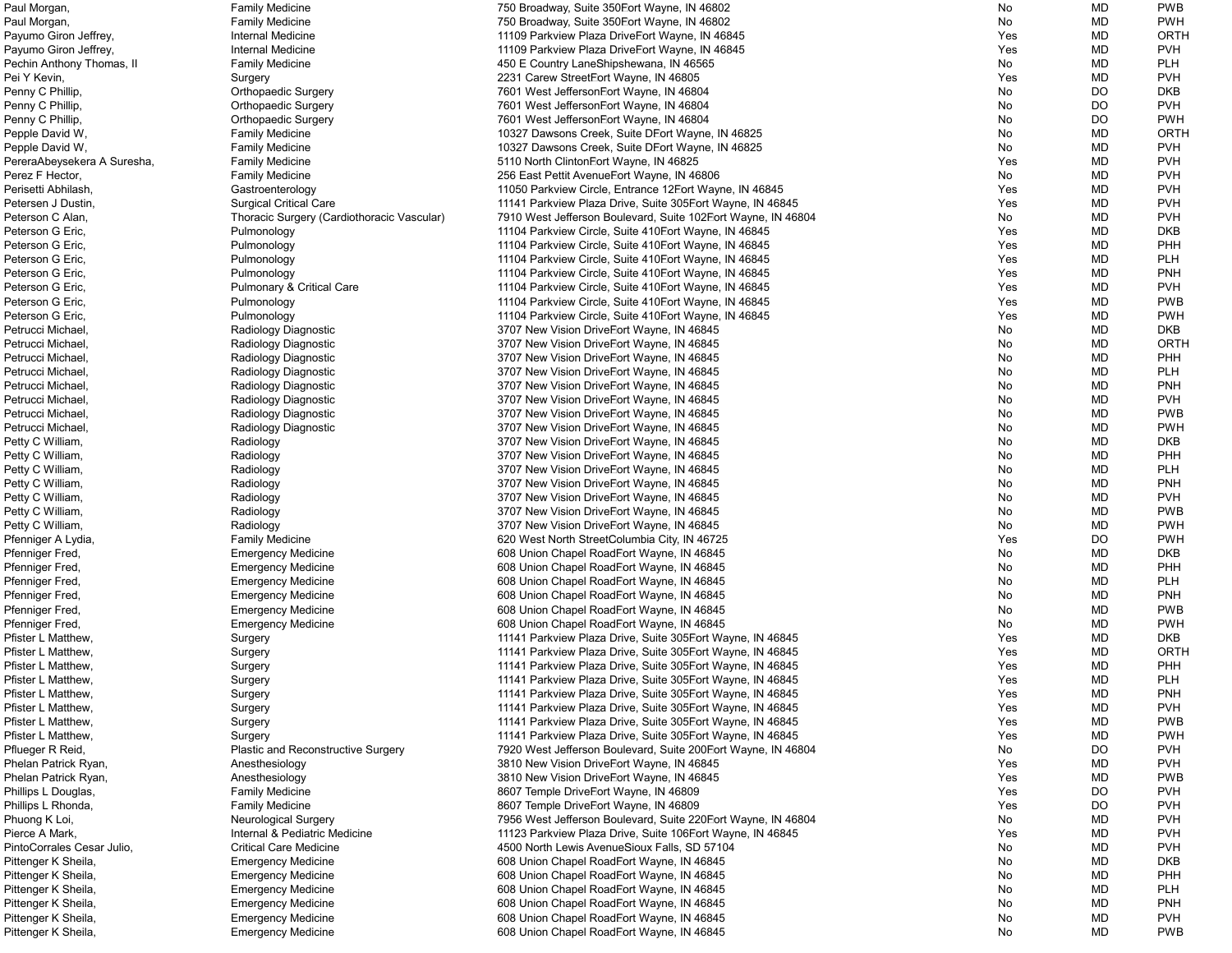| | | | | | |
|---|---|---|---|---|---|
| Paul Morgan, | Family Medicine | 750 Broadway, Suite 350Fort Wayne, IN 46802 | No | MD | PWB |
| Paul Morgan, | Family Medicine | 750 Broadway, Suite 350Fort Wayne, IN 46802 | No | MD | PWH |
| Payumo Giron Jeffrey, | Internal Medicine | 11109 Parkview Plaza DriveFort Wayne, IN 46845 | Yes | MD | ORTH |
| Payumo Giron Jeffrey, | Internal Medicine | 11109 Parkview Plaza DriveFort Wayne, IN 46845 | Yes | MD | PVH |
| Pechin Anthony Thomas, II | Family Medicine | 450 E Country LaneShipshewana, IN 46565 | No | MD | PLH |
| Pei Y Kevin, | Surgery | 2231 Carew StreetFort Wayne, IN 46805 | Yes | MD | PVH |
| Penny C Phillip, | Orthopaedic Surgery | 7601 West JeffersonFort Wayne, IN 46804 | No | DO | DKB |
| Penny C Phillip, | Orthopaedic Surgery | 7601 West JeffersonFort Wayne, IN 46804 | No | DO | PVH |
| Penny C Phillip, | Orthopaedic Surgery | 7601 West JeffersonFort Wayne, IN 46804 | No | DO | PWH |
| Pepple David W, | Family Medicine | 10327 Dawsons Creek, Suite DFort Wayne, IN 46825 | No | MD | ORTH |
| Pepple David W, | Family Medicine | 10327 Dawsons Creek, Suite DFort Wayne, IN 46825 | No | MD | PVH |
| PereraAbeysekera A Suresha, | Family Medicine | 5110 North ClintonFort Wayne, IN 46825 | Yes | MD | PVH |
| Perez F Hector, | Family Medicine | 256 East Pettit AvenueFort Wayne, IN 46806 | No | MD | PVH |
| Perisetti Abhilash, | Gastroenterology | 11050 Parkview Circle, Entrance 12Fort Wayne, IN 46845 | Yes | MD | PVH |
| Petersen J Dustin, | Surgical Critical Care | 11141 Parkview Plaza Drive, Suite 305Fort Wayne, IN 46845 | Yes | MD | PVH |
| Peterson C Alan, | Thoracic Surgery (Cardiothoracic Vascular) | 7910 West Jefferson Boulevard, Suite 102Fort Wayne, IN 46804 | No | MD | PVH |
| Peterson G Eric, | Pulmonology | 11104 Parkview Circle, Suite 410Fort Wayne, IN 46845 | Yes | MD | DKB |
| Peterson G Eric, | Pulmonology | 11104 Parkview Circle, Suite 410Fort Wayne, IN 46845 | Yes | MD | PHH |
| Peterson G Eric, | Pulmonology | 11104 Parkview Circle, Suite 410Fort Wayne, IN 46845 | Yes | MD | PLH |
| Peterson G Eric, | Pulmonology | 11104 Parkview Circle, Suite 410Fort Wayne, IN 46845 | Yes | MD | PNH |
| Peterson G Eric, | Pulmonary & Critical Care | 11104 Parkview Circle, Suite 410Fort Wayne, IN 46845 | Yes | MD | PVH |
| Peterson G Eric, | Pulmonology | 11104 Parkview Circle, Suite 410Fort Wayne, IN 46845 | Yes | MD | PWB |
| Peterson G Eric, | Pulmonology | 11104 Parkview Circle, Suite 410Fort Wayne, IN 46845 | Yes | MD | PWH |
| Petrucci Michael, | Radiology Diagnostic | 3707 New Vision DriveFort Wayne, IN 46845 | No | MD | DKB |
| Petrucci Michael, | Radiology Diagnostic | 3707 New Vision DriveFort Wayne, IN 46845 | No | MD | ORTH |
| Petrucci Michael, | Radiology Diagnostic | 3707 New Vision DriveFort Wayne, IN 46845 | No | MD | PHH |
| Petrucci Michael, | Radiology Diagnostic | 3707 New Vision DriveFort Wayne, IN 46845 | No | MD | PLH |
| Petrucci Michael, | Radiology Diagnostic | 3707 New Vision DriveFort Wayne, IN 46845 | No | MD | PNH |
| Petrucci Michael, | Radiology Diagnostic | 3707 New Vision DriveFort Wayne, IN 46845 | No | MD | PVH |
| Petrucci Michael, | Radiology Diagnostic | 3707 New Vision DriveFort Wayne, IN 46845 | No | MD | PWB |
| Petrucci Michael, | Radiology Diagnostic | 3707 New Vision DriveFort Wayne, IN 46845 | No | MD | PWH |
| Petty C William, | Radiology | 3707 New Vision DriveFort Wayne, IN 46845 | No | MD | DKB |
| Petty C William, | Radiology | 3707 New Vision DriveFort Wayne, IN 46845 | No | MD | PHH |
| Petty C William, | Radiology | 3707 New Vision DriveFort Wayne, IN 46845 | No | MD | PLH |
| Petty C William, | Radiology | 3707 New Vision DriveFort Wayne, IN 46845 | No | MD | PNH |
| Petty C William, | Radiology | 3707 New Vision DriveFort Wayne, IN 46845 | No | MD | PVH |
| Petty C William, | Radiology | 3707 New Vision DriveFort Wayne, IN 46845 | No | MD | PWB |
| Petty C William, | Radiology | 3707 New Vision DriveFort Wayne, IN 46845 | No | MD | PWH |
| Pfenniger A Lydia, | Family Medicine | 620 West North StreetColumbia City, IN 46725 | Yes | DO | PWH |
| Pfenniger Fred, | Emergency Medicine | 608 Union Chapel RoadFort Wayne, IN 46845 | No | MD | DKB |
| Pfenniger Fred, | Emergency Medicine | 608 Union Chapel RoadFort Wayne, IN 46845 | No | MD | PHH |
| Pfenniger Fred, | Emergency Medicine | 608 Union Chapel RoadFort Wayne, IN 46845 | No | MD | PLH |
| Pfenniger Fred, | Emergency Medicine | 608 Union Chapel RoadFort Wayne, IN 46845 | No | MD | PNH |
| Pfenniger Fred, | Emergency Medicine | 608 Union Chapel RoadFort Wayne, IN 46845 | No | MD | PWB |
| Pfenniger Fred, | Emergency Medicine | 608 Union Chapel RoadFort Wayne, IN 46845 | No | MD | PWH |
| Pfister L Matthew, | Surgery | 11141 Parkview Plaza Drive, Suite 305Fort Wayne, IN 46845 | Yes | MD | DKB |
| Pfister L Matthew, | Surgery | 11141 Parkview Plaza Drive, Suite 305Fort Wayne, IN 46845 | Yes | MD | ORTH |
| Pfister L Matthew, | Surgery | 11141 Parkview Plaza Drive, Suite 305Fort Wayne, IN 46845 | Yes | MD | PHH |
| Pfister L Matthew, | Surgery | 11141 Parkview Plaza Drive, Suite 305Fort Wayne, IN 46845 | Yes | MD | PLH |
| Pfister L Matthew, | Surgery | 11141 Parkview Plaza Drive, Suite 305Fort Wayne, IN 46845 | Yes | MD | PNH |
| Pfister L Matthew, | Surgery | 11141 Parkview Plaza Drive, Suite 305Fort Wayne, IN 46845 | Yes | MD | PVH |
| Pfister L Matthew, | Surgery | 11141 Parkview Plaza Drive, Suite 305Fort Wayne, IN 46845 | Yes | MD | PWB |
| Pfister L Matthew, | Surgery | 11141 Parkview Plaza Drive, Suite 305Fort Wayne, IN 46845 | Yes | MD | PWH |
| Pflueger R Reid, | Plastic and Reconstructive Surgery | 7920 West Jefferson Boulevard, Suite 200Fort Wayne, IN 46804 | No | DO | PVH |
| Phelan Patrick Ryan, | Anesthesiology | 3810 New Vision DriveFort Wayne, IN 46845 | Yes | MD | PVH |
| Phelan Patrick Ryan, | Anesthesiology | 3810 New Vision DriveFort Wayne, IN 46845 | Yes | MD | PWB |
| Phillips L Douglas, | Family Medicine | 8607 Temple DriveFort Wayne, IN 46809 | Yes | DO | PVH |
| Phillips L Rhonda, | Family Medicine | 8607 Temple DriveFort Wayne, IN 46809 | Yes | DO | PVH |
| Phuong K Loi, | Neurological Surgery | 7956 West Jefferson Boulevard, Suite 220Fort Wayne, IN 46804 | No | MD | PVH |
| Pierce A Mark, | Internal & Pediatric Medicine | 11123 Parkview Plaza Drive, Suite 106Fort Wayne, IN 46845 | Yes | MD | PVH |
| PintoCorrales Cesar Julio, | Critical Care Medicine | 4500 North Lewis AvenueSioux Falls, SD 57104 | No | MD | PVH |
| Pittenger K Sheila, | Emergency Medicine | 608 Union Chapel RoadFort Wayne, IN 46845 | No | MD | DKB |
| Pittenger K Sheila, | Emergency Medicine | 608 Union Chapel RoadFort Wayne, IN 46845 | No | MD | PHH |
| Pittenger K Sheila, | Emergency Medicine | 608 Union Chapel RoadFort Wayne, IN 46845 | No | MD | PLH |
| Pittenger K Sheila, | Emergency Medicine | 608 Union Chapel RoadFort Wayne, IN 46845 | No | MD | PNH |
| Pittenger K Sheila, | Emergency Medicine | 608 Union Chapel RoadFort Wayne, IN 46845 | No | MD | PVH |
| Pittenger K Sheila, | Emergency Medicine | 608 Union Chapel RoadFort Wayne, IN 46845 | No | MD | PWB |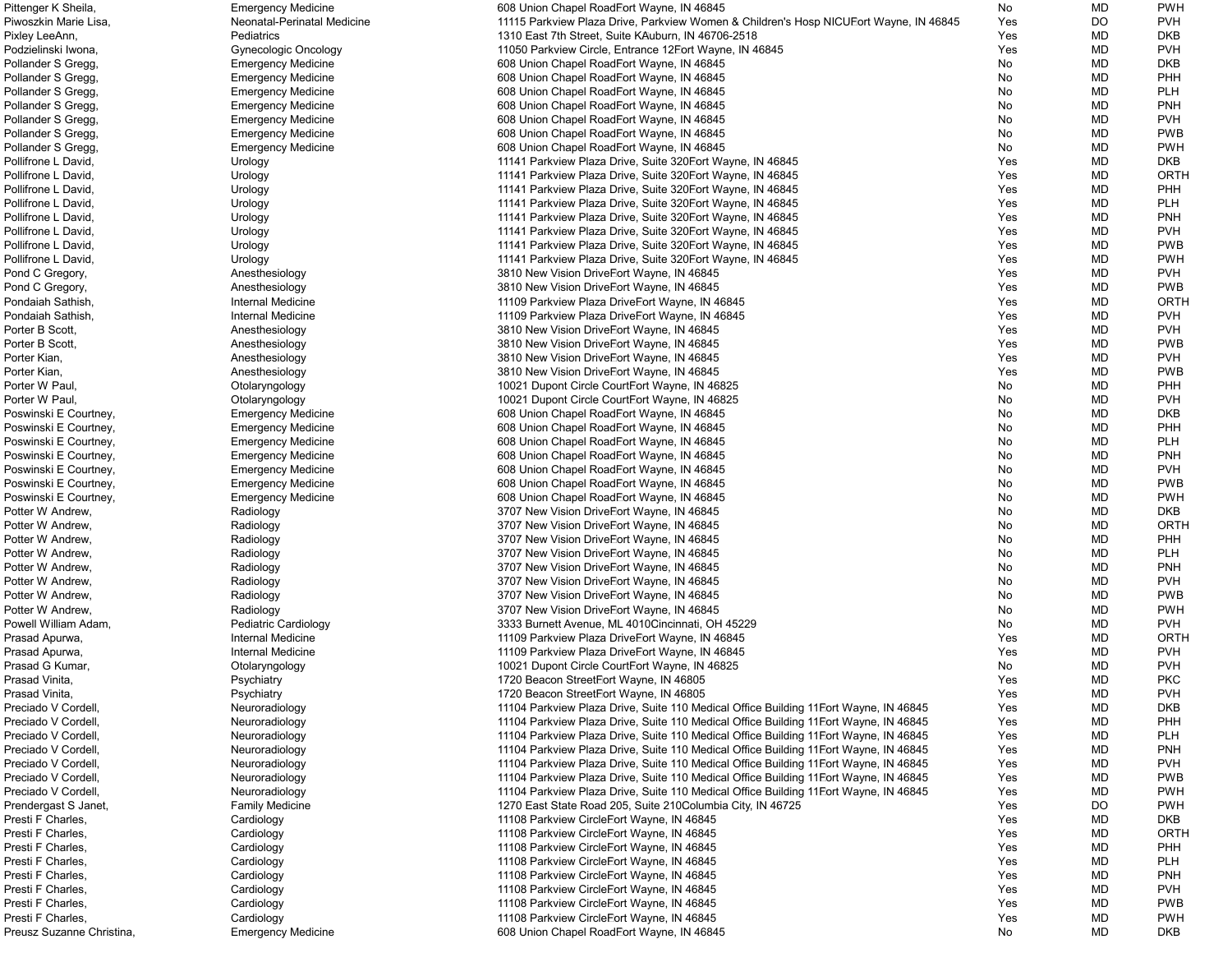| | | | | | |
|---|---|---|---|---|---|
| Pittenger K Sheila, | Emergency Medicine | 608 Union Chapel RoadFort Wayne, IN 46845 | No | MD | PWH |
| Piwoszkin Marie Lisa, | Neonatal-Perinatal Medicine | 11115 Parkview Plaza Drive, Parkview Women & Children's Hosp NICUFort Wayne, IN 46845 | Yes | DO | PVH |
| Pixley LeeAnn, | Pediatrics | 1310 East 7th Street, Suite KAuburn, IN 46706-2518 | Yes | MD | DKB |
| Podzielinski Iwona, | Gynecologic Oncology | 11050 Parkview Circle, Entrance 12Fort Wayne, IN 46845 | Yes | MD | PVH |
| Pollander S Gregg, | Emergency Medicine | 608 Union Chapel RoadFort Wayne, IN 46845 | No | MD | DKB |
| Pollander S Gregg, | Emergency Medicine | 608 Union Chapel RoadFort Wayne, IN 46845 | No | MD | PHH |
| Pollander S Gregg, | Emergency Medicine | 608 Union Chapel RoadFort Wayne, IN 46845 | No | MD | PLH |
| Pollander S Gregg, | Emergency Medicine | 608 Union Chapel RoadFort Wayne, IN 46845 | No | MD | PNH |
| Pollander S Gregg, | Emergency Medicine | 608 Union Chapel RoadFort Wayne, IN 46845 | No | MD | PVH |
| Pollander S Gregg, | Emergency Medicine | 608 Union Chapel RoadFort Wayne, IN 46845 | No | MD | PWB |
| Pollander S Gregg, | Emergency Medicine | 608 Union Chapel RoadFort Wayne, IN 46845 | No | MD | PWH |
| Pollifrone L David, | Urology | 11141 Parkview Plaza Drive, Suite 320Fort Wayne, IN 46845 | Yes | MD | DKB |
| Pollifrone L David, | Urology | 11141 Parkview Plaza Drive, Suite 320Fort Wayne, IN 46845 | Yes | MD | ORTH |
| Pollifrone L David, | Urology | 11141 Parkview Plaza Drive, Suite 320Fort Wayne, IN 46845 | Yes | MD | PHH |
| Pollifrone L David, | Urology | 11141 Parkview Plaza Drive, Suite 320Fort Wayne, IN 46845 | Yes | MD | PLH |
| Pollifrone L David, | Urology | 11141 Parkview Plaza Drive, Suite 320Fort Wayne, IN 46845 | Yes | MD | PNH |
| Pollifrone L David, | Urology | 11141 Parkview Plaza Drive, Suite 320Fort Wayne, IN 46845 | Yes | MD | PVH |
| Pollifrone L David, | Urology | 11141 Parkview Plaza Drive, Suite 320Fort Wayne, IN 46845 | Yes | MD | PWB |
| Pollifrone L David, | Urology | 11141 Parkview Plaza Drive, Suite 320Fort Wayne, IN 46845 | Yes | MD | PWH |
| Pond C Gregory, | Anesthesiology | 3810 New Vision DriveFort Wayne, IN 46845 | Yes | MD | PVH |
| Pond C Gregory, | Anesthesiology | 3810 New Vision DriveFort Wayne, IN 46845 | Yes | MD | PWB |
| Pondaiah Sathish, | Internal Medicine | 11109 Parkview Plaza DriveFort Wayne, IN 46845 | Yes | MD | ORTH |
| Pondaiah Sathish, | Internal Medicine | 11109 Parkview Plaza DriveFort Wayne, IN 46845 | Yes | MD | PVH |
| Porter B Scott, | Anesthesiology | 3810 New Vision DriveFort Wayne, IN 46845 | Yes | MD | PVH |
| Porter B Scott, | Anesthesiology | 3810 New Vision DriveFort Wayne, IN 46845 | Yes | MD | PWB |
| Porter Kian, | Anesthesiology | 3810 New Vision DriveFort Wayne, IN 46845 | Yes | MD | PVH |
| Porter Kian, | Anesthesiology | 3810 New Vision DriveFort Wayne, IN 46845 | Yes | MD | PWB |
| Porter W Paul, | Otolaryngology | 10021 Dupont Circle CourtFort Wayne, IN 46825 | No | MD | PHH |
| Porter W Paul, | Otolaryngology | 10021 Dupont Circle CourtFort Wayne, IN 46825 | No | MD | PVH |
| Poswinski E Courtney, | Emergency Medicine | 608 Union Chapel RoadFort Wayne, IN 46845 | No | MD | DKB |
| Poswinski E Courtney, | Emergency Medicine | 608 Union Chapel RoadFort Wayne, IN 46845 | No | MD | PHH |
| Poswinski E Courtney, | Emergency Medicine | 608 Union Chapel RoadFort Wayne, IN 46845 | No | MD | PLH |
| Poswinski E Courtney, | Emergency Medicine | 608 Union Chapel RoadFort Wayne, IN 46845 | No | MD | PNH |
| Poswinski E Courtney, | Emergency Medicine | 608 Union Chapel RoadFort Wayne, IN 46845 | No | MD | PVH |
| Poswinski E Courtney, | Emergency Medicine | 608 Union Chapel RoadFort Wayne, IN 46845 | No | MD | PWB |
| Poswinski E Courtney, | Emergency Medicine | 608 Union Chapel RoadFort Wayne, IN 46845 | No | MD | PWH |
| Potter W Andrew, | Radiology | 3707 New Vision DriveFort Wayne, IN 46845 | No | MD | DKB |
| Potter W Andrew, | Radiology | 3707 New Vision DriveFort Wayne, IN 46845 | No | MD | ORTH |
| Potter W Andrew, | Radiology | 3707 New Vision DriveFort Wayne, IN 46845 | No | MD | PHH |
| Potter W Andrew, | Radiology | 3707 New Vision DriveFort Wayne, IN 46845 | No | MD | PLH |
| Potter W Andrew, | Radiology | 3707 New Vision DriveFort Wayne, IN 46845 | No | MD | PNH |
| Potter W Andrew, | Radiology | 3707 New Vision DriveFort Wayne, IN 46845 | No | MD | PVH |
| Potter W Andrew, | Radiology | 3707 New Vision DriveFort Wayne, IN 46845 | No | MD | PWB |
| Potter W Andrew, | Radiology | 3707 New Vision DriveFort Wayne, IN 46845 | No | MD | PWH |
| Powell William Adam, | Pediatric Cardiology | 3333 Burnett Avenue, ML 4010Cincinnati, OH 45229 | No | MD | PVH |
| Prasad Apurwa, | Internal Medicine | 11109 Parkview Plaza DriveFort Wayne, IN 46845 | Yes | MD | ORTH |
| Prasad Apurwa, | Internal Medicine | 11109 Parkview Plaza DriveFort Wayne, IN 46845 | Yes | MD | PVH |
| Prasad G Kumar, | Otolaryngology | 10021 Dupont Circle CourtFort Wayne, IN 46825 | No | MD | PVH |
| Prasad Vinita, | Psychiatry | 1720 Beacon StreetFort Wayne, IN 46805 | Yes | MD | PKC |
| Prasad Vinita, | Psychiatry | 1720 Beacon StreetFort Wayne, IN 46805 | Yes | MD | PVH |
| Preciado V Cordell, | Neuroradiology | 11104 Parkview Plaza Drive, Suite 110 Medical Office Building 11Fort Wayne, IN 46845 | Yes | MD | DKB |
| Preciado V Cordell, | Neuroradiology | 11104 Parkview Plaza Drive, Suite 110 Medical Office Building 11Fort Wayne, IN 46845 | Yes | MD | PHH |
| Preciado V Cordell, | Neuroradiology | 11104 Parkview Plaza Drive, Suite 110 Medical Office Building 11Fort Wayne, IN 46845 | Yes | MD | PLH |
| Preciado V Cordell, | Neuroradiology | 11104 Parkview Plaza Drive, Suite 110 Medical Office Building 11Fort Wayne, IN 46845 | Yes | MD | PNH |
| Preciado V Cordell, | Neuroradiology | 11104 Parkview Plaza Drive, Suite 110 Medical Office Building 11Fort Wayne, IN 46845 | Yes | MD | PVH |
| Preciado V Cordell, | Neuroradiology | 11104 Parkview Plaza Drive, Suite 110 Medical Office Building 11Fort Wayne, IN 46845 | Yes | MD | PWB |
| Preciado V Cordell, | Neuroradiology | 11104 Parkview Plaza Drive, Suite 110 Medical Office Building 11Fort Wayne, IN 46845 | Yes | MD | PWH |
| Prendergast S Janet, | Family Medicine | 1270 East State Road 205, Suite 210Columbia City, IN 46725 | Yes | DO | PWH |
| Presti F Charles, | Cardiology | 11108 Parkview CircleFort Wayne, IN 46845 | Yes | MD | DKB |
| Presti F Charles, | Cardiology | 11108 Parkview CircleFort Wayne, IN 46845 | Yes | MD | ORTH |
| Presti F Charles, | Cardiology | 11108 Parkview CircleFort Wayne, IN 46845 | Yes | MD | PHH |
| Presti F Charles, | Cardiology | 11108 Parkview CircleFort Wayne, IN 46845 | Yes | MD | PLH |
| Presti F Charles, | Cardiology | 11108 Parkview CircleFort Wayne, IN 46845 | Yes | MD | PNH |
| Presti F Charles, | Cardiology | 11108 Parkview CircleFort Wayne, IN 46845 | Yes | MD | PVH |
| Presti F Charles, | Cardiology | 11108 Parkview CircleFort Wayne, IN 46845 | Yes | MD | PWB |
| Presti F Charles, | Cardiology | 11108 Parkview CircleFort Wayne, IN 46845 | Yes | MD | PWH |
| Preusz Suzanne Christina, | Emergency Medicine | 608 Union Chapel RoadFort Wayne, IN 46845 | No | MD | DKB |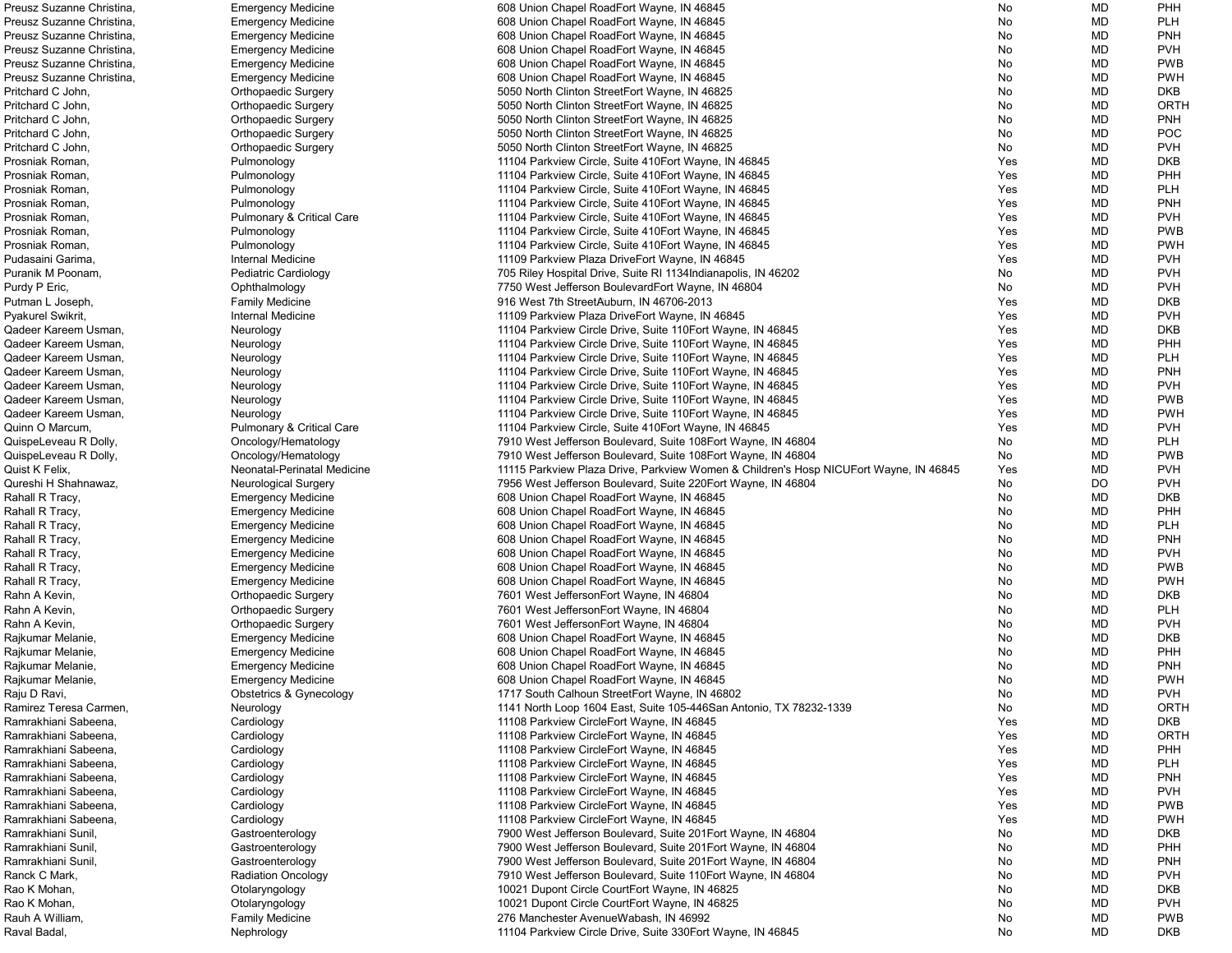| | | | | | |
|---|---|---|---|---|---|
| Preusz Suzanne Christina, | Emergency Medicine | 608 Union Chapel RoadFort Wayne, IN 46845 | No | MD | PHH |
| Preusz Suzanne Christina, | Emergency Medicine | 608 Union Chapel RoadFort Wayne, IN 46845 | No | MD | PLH |
| Preusz Suzanne Christina, | Emergency Medicine | 608 Union Chapel RoadFort Wayne, IN 46845 | No | MD | PNH |
| Preusz Suzanne Christina, | Emergency Medicine | 608 Union Chapel RoadFort Wayne, IN 46845 | No | MD | PVH |
| Preusz Suzanne Christina, | Emergency Medicine | 608 Union Chapel RoadFort Wayne, IN 46845 | No | MD | PWB |
| Preusz Suzanne Christina, | Emergency Medicine | 608 Union Chapel RoadFort Wayne, IN 46845 | No | MD | PWH |
| Pritchard C John, | Orthopaedic Surgery | 5050 North Clinton StreetFort Wayne, IN 46825 | No | MD | DKB |
| Pritchard C John, | Orthopaedic Surgery | 5050 North Clinton StreetFort Wayne, IN 46825 | No | MD | ORTH |
| Pritchard C John, | Orthopaedic Surgery | 5050 North Clinton StreetFort Wayne, IN 46825 | No | MD | PNH |
| Pritchard C John, | Orthopaedic Surgery | 5050 North Clinton StreetFort Wayne, IN 46825 | No | MD | POC |
| Pritchard C John, | Orthopaedic Surgery | 5050 North Clinton StreetFort Wayne, IN 46825 | No | MD | PVH |
| Prosniak Roman, | Pulmonology | 11104 Parkview Circle, Suite 410Fort Wayne, IN 46845 | Yes | MD | DKB |
| Prosniak Roman, | Pulmonology | 11104 Parkview Circle, Suite 410Fort Wayne, IN 46845 | Yes | MD | PHH |
| Prosniak Roman, | Pulmonology | 11104 Parkview Circle, Suite 410Fort Wayne, IN 46845 | Yes | MD | PLH |
| Prosniak Roman, | Pulmonology | 11104 Parkview Circle, Suite 410Fort Wayne, IN 46845 | Yes | MD | PNH |
| Prosniak Roman, | Pulmonary & Critical Care | 11104 Parkview Circle, Suite 410Fort Wayne, IN 46845 | Yes | MD | PVH |
| Prosniak Roman, | Pulmonology | 11104 Parkview Circle, Suite 410Fort Wayne, IN 46845 | Yes | MD | PWB |
| Prosniak Roman, | Pulmonology | 11104 Parkview Circle, Suite 410Fort Wayne, IN 46845 | Yes | MD | PWH |
| Pudasaini Garima, | Internal Medicine | 11109 Parkview Plaza DriveFort Wayne, IN 46845 | Yes | MD | PVH |
| Puranik M Poonam, | Pediatric Cardiology | 705 Riley Hospital Drive, Suite RI 1134Indianapolis, IN 46202 | No | MD | PVH |
| Purdy P Eric, | Ophthalmology | 7750 West Jefferson BoulevardFort Wayne, IN 46804 | No | MD | PVH |
| Putman L Joseph, | Family Medicine | 916 West 7th StreetAuburn, IN 46706-2013 | Yes | MD | DKB |
| Pyakurel Swikrit, | Internal Medicine | 11109 Parkview Plaza DriveFort Wayne, IN 46845 | Yes | MD | PVH |
| Qadeer Kareem Usman, | Neurology | 11104 Parkview Circle Drive, Suite 110Fort Wayne, IN 46845 | Yes | MD | DKB |
| Qadeer Kareem Usman, | Neurology | 11104 Parkview Circle Drive, Suite 110Fort Wayne, IN 46845 | Yes | MD | PHH |
| Qadeer Kareem Usman, | Neurology | 11104 Parkview Circle Drive, Suite 110Fort Wayne, IN 46845 | Yes | MD | PLH |
| Qadeer Kareem Usman, | Neurology | 11104 Parkview Circle Drive, Suite 110Fort Wayne, IN 46845 | Yes | MD | PNH |
| Qadeer Kareem Usman, | Neurology | 11104 Parkview Circle Drive, Suite 110Fort Wayne, IN 46845 | Yes | MD | PVH |
| Qadeer Kareem Usman, | Neurology | 11104 Parkview Circle Drive, Suite 110Fort Wayne, IN 46845 | Yes | MD | PWB |
| Qadeer Kareem Usman, | Neurology | 11104 Parkview Circle Drive, Suite 110Fort Wayne, IN 46845 | Yes | MD | PWH |
| Quinn O Marcum, | Pulmonary & Critical Care | 11104 Parkview Circle, Suite 410Fort Wayne, IN 46845 | Yes | MD | PVH |
| QuispeLeveau R Dolly, | Oncology/Hematology | 7910 West Jefferson Boulevard, Suite 108Fort Wayne, IN 46804 | No | MD | PLH |
| QuispeLeveau R Dolly, | Oncology/Hematology | 7910 West Jefferson Boulevard, Suite 108Fort Wayne, IN 46804 | No | MD | PWB |
| Quist K Felix, | Neonatal-Perinatal Medicine | 11115 Parkview Plaza Drive, Parkview Women & Children's Hosp NICUFort Wayne, IN 46845 | Yes | MD | PVH |
| Qureshi H Shahnawaz, | Neurological Surgery | 7956 West Jefferson Boulevard, Suite 220Fort Wayne, IN 46804 | No | DO | PVH |
| Rahall R Tracy, | Emergency Medicine | 608 Union Chapel RoadFort Wayne, IN 46845 | No | MD | DKB |
| Rahall R Tracy, | Emergency Medicine | 608 Union Chapel RoadFort Wayne, IN 46845 | No | MD | PHH |
| Rahall R Tracy, | Emergency Medicine | 608 Union Chapel RoadFort Wayne, IN 46845 | No | MD | PLH |
| Rahall R Tracy, | Emergency Medicine | 608 Union Chapel RoadFort Wayne, IN 46845 | No | MD | PNH |
| Rahall R Tracy, | Emergency Medicine | 608 Union Chapel RoadFort Wayne, IN 46845 | No | MD | PVH |
| Rahall R Tracy, | Emergency Medicine | 608 Union Chapel RoadFort Wayne, IN 46845 | No | MD | PWB |
| Rahall R Tracy, | Emergency Medicine | 608 Union Chapel RoadFort Wayne, IN 46845 | No | MD | PWH |
| Rahn A Kevin, | Orthopaedic Surgery | 7601 West JeffersonFort Wayne, IN 46804 | No | MD | DKB |
| Rahn A Kevin, | Orthopaedic Surgery | 7601 West JeffersonFort Wayne, IN 46804 | No | MD | PLH |
| Rahn A Kevin, | Orthopaedic Surgery | 7601 West JeffersonFort Wayne, IN 46804 | No | MD | PVH |
| Rajkumar Melanie, | Emergency Medicine | 608 Union Chapel RoadFort Wayne, IN 46845 | No | MD | DKB |
| Rajkumar Melanie, | Emergency Medicine | 608 Union Chapel RoadFort Wayne, IN 46845 | No | MD | PHH |
| Rajkumar Melanie, | Emergency Medicine | 608 Union Chapel RoadFort Wayne, IN 46845 | No | MD | PNH |
| Rajkumar Melanie, | Emergency Medicine | 608 Union Chapel RoadFort Wayne, IN 46845 | No | MD | PWH |
| Raju D Ravi, | Obstetrics & Gynecology | 1717 South Calhoun StreetFort Wayne, IN 46802 | No | MD | PVH |
| Ramirez Teresa Carmen, | Neurology | 1141 North Loop 1604 East, Suite 105-446San Antonio, TX 78232-1339 | No | MD | ORTH |
| Ramrakhiani Sabeena, | Cardiology | 11108 Parkview CircleFort Wayne, IN 46845 | Yes | MD | DKB |
| Ramrakhiani Sabeena, | Cardiology | 11108 Parkview CircleFort Wayne, IN 46845 | Yes | MD | ORTH |
| Ramrakhiani Sabeena, | Cardiology | 11108 Parkview CircleFort Wayne, IN 46845 | Yes | MD | PHH |
| Ramrakhiani Sabeena, | Cardiology | 11108 Parkview CircleFort Wayne, IN 46845 | Yes | MD | PLH |
| Ramrakhiani Sabeena, | Cardiology | 11108 Parkview CircleFort Wayne, IN 46845 | Yes | MD | PNH |
| Ramrakhiani Sabeena, | Cardiology | 11108 Parkview CircleFort Wayne, IN 46845 | Yes | MD | PVH |
| Ramrakhiani Sabeena, | Cardiology | 11108 Parkview CircleFort Wayne, IN 46845 | Yes | MD | PWB |
| Ramrakhiani Sabeena, | Cardiology | 11108 Parkview CircleFort Wayne, IN 46845 | Yes | MD | PWH |
| Ramrakhiani Sunil, | Gastroenterology | 7900 West Jefferson Boulevard, Suite 201Fort Wayne, IN 46804 | No | MD | DKB |
| Ramrakhiani Sunil, | Gastroenterology | 7900 West Jefferson Boulevard, Suite 201Fort Wayne, IN 46804 | No | MD | PHH |
| Ramrakhiani Sunil, | Gastroenterology | 7900 West Jefferson Boulevard, Suite 201Fort Wayne, IN 46804 | No | MD | PNH |
| Ranck C Mark, | Radiation Oncology | 7910 West Jefferson Boulevard, Suite 110Fort Wayne, IN 46804 | No | MD | PVH |
| Rao K Mohan, | Otolaryngology | 10021 Dupont Circle CourtFort Wayne, IN 46825 | No | MD | DKB |
| Rao K Mohan, | Otolaryngology | 10021 Dupont Circle CourtFort Wayne, IN 46825 | No | MD | PVH |
| Rauh A William, | Family Medicine | 276 Manchester AvenueWabash, IN 46992 | No | MD | PWB |
| Raval Badal, | Nephrology | 11104 Parkview Circle Drive, Suite 330Fort Wayne, IN 46845 | No | MD | DKB |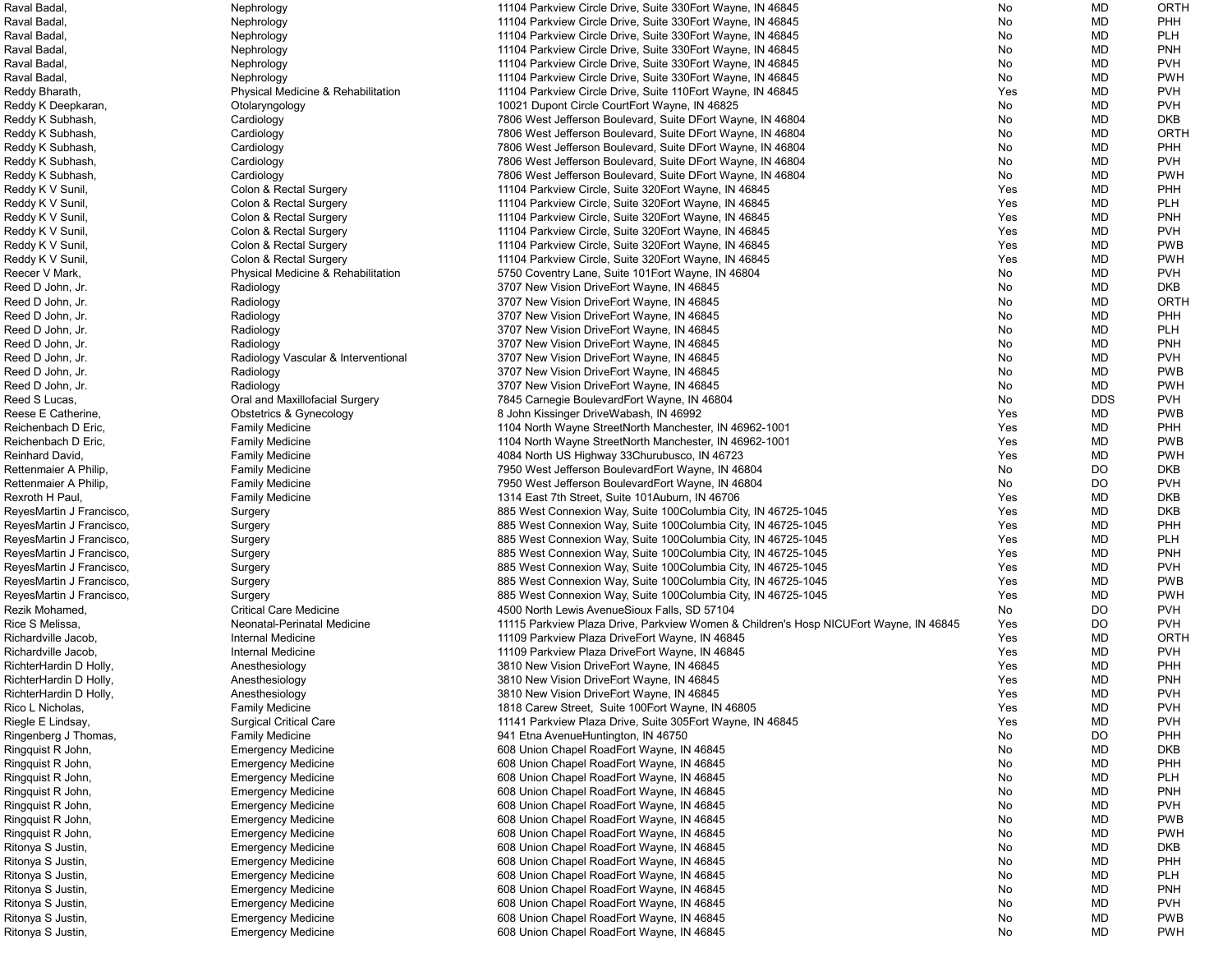| | | | | | |
|---|---|---|---|---|---|
| Raval Badal, | Nephrology | 11104 Parkview Circle Drive, Suite 330Fort Wayne, IN 46845 | No | MD | ORTH |
| Raval Badal, | Nephrology | 11104 Parkview Circle Drive, Suite 330Fort Wayne, IN 46845 | No | MD | PHH |
| Raval Badal, | Nephrology | 11104 Parkview Circle Drive, Suite 330Fort Wayne, IN 46845 | No | MD | PLH |
| Raval Badal, | Nephrology | 11104 Parkview Circle Drive, Suite 330Fort Wayne, IN 46845 | No | MD | PNH |
| Raval Badal, | Nephrology | 11104 Parkview Circle Drive, Suite 330Fort Wayne, IN 46845 | No | MD | PVH |
| Raval Badal, | Nephrology | 11104 Parkview Circle Drive, Suite 330Fort Wayne, IN 46845 | No | MD | PWH |
| Reddy Bharath, | Physical Medicine & Rehabilitation | 11104 Parkview Circle Drive, Suite 110Fort Wayne, IN 46845 | Yes | MD | PVH |
| Reddy K Deepkaran, | Otolaryngology | 10021 Dupont Circle CourtFort Wayne, IN 46825 | No | MD | PVH |
| Reddy K Subhash, | Cardiology | 7806 West Jefferson Boulevard, Suite DFort Wayne, IN 46804 | No | MD | DKB |
| Reddy K Subhash, | Cardiology | 7806 West Jefferson Boulevard, Suite DFort Wayne, IN 46804 | No | MD | ORTH |
| Reddy K Subhash, | Cardiology | 7806 West Jefferson Boulevard, Suite DFort Wayne, IN 46804 | No | MD | PHH |
| Reddy K Subhash, | Cardiology | 7806 West Jefferson Boulevard, Suite DFort Wayne, IN 46804 | No | MD | PVH |
| Reddy K Subhash, | Cardiology | 7806 West Jefferson Boulevard, Suite DFort Wayne, IN 46804 | No | MD | PWH |
| Reddy K V Sunil, | Colon & Rectal Surgery | 11104 Parkview Circle, Suite 320Fort Wayne, IN 46845 | Yes | MD | PHH |
| Reddy K V Sunil, | Colon & Rectal Surgery | 11104 Parkview Circle, Suite 320Fort Wayne, IN 46845 | Yes | MD | PLH |
| Reddy K V Sunil, | Colon & Rectal Surgery | 11104 Parkview Circle, Suite 320Fort Wayne, IN 46845 | Yes | MD | PNH |
| Reddy K V Sunil, | Colon & Rectal Surgery | 11104 Parkview Circle, Suite 320Fort Wayne, IN 46845 | Yes | MD | PVH |
| Reddy K V Sunil, | Colon & Rectal Surgery | 11104 Parkview Circle, Suite 320Fort Wayne, IN 46845 | Yes | MD | PWB |
| Reddy K V Sunil, | Colon & Rectal Surgery | 11104 Parkview Circle, Suite 320Fort Wayne, IN 46845 | Yes | MD | PWH |
| Reecer V Mark, | Physical Medicine & Rehabilitation | 5750 Coventry Lane, Suite 101Fort Wayne, IN 46804 | No | MD | PVH |
| Reed D John, Jr. | Radiology | 3707 New Vision DriveFort Wayne, IN 46845 | No | MD | DKB |
| Reed D John, Jr. | Radiology | 3707 New Vision DriveFort Wayne, IN 46845 | No | MD | ORTH |
| Reed D John, Jr. | Radiology | 3707 New Vision DriveFort Wayne, IN 46845 | No | MD | PHH |
| Reed D John, Jr. | Radiology | 3707 New Vision DriveFort Wayne, IN 46845 | No | MD | PLH |
| Reed D John, Jr. | Radiology | 3707 New Vision DriveFort Wayne, IN 46845 | No | MD | PNH |
| Reed D John, Jr. | Radiology Vascular & Interventional | 3707 New Vision DriveFort Wayne, IN 46845 | No | MD | PVH |
| Reed D John, Jr. | Radiology | 3707 New Vision DriveFort Wayne, IN 46845 | No | MD | PWB |
| Reed D John, Jr. | Radiology | 3707 New Vision DriveFort Wayne, IN 46845 | No | MD | PWH |
| Reed S Lucas, | Oral and Maxillofacial Surgery | 7845 Carnegie BoulevardFort Wayne, IN 46804 | No | DDS | PVH |
| Reese E Catherine, | Obstetrics & Gynecology | 8 John Kissinger DriveWabash, IN 46992 | Yes | MD | PWB |
| Reichenbach D Eric, | Family Medicine | 1104 North Wayne StreetNorth Manchester, IN 46962-1001 | Yes | MD | PHH |
| Reichenbach D Eric, | Family Medicine | 1104 North Wayne StreetNorth Manchester, IN 46962-1001 | Yes | MD | PWB |
| Reinhard David, | Family Medicine | 4084 North US Highway 33Churubusco, IN 46723 | Yes | MD | PWH |
| Rettenmaier A Philip, | Family Medicine | 7950 West Jefferson BoulevardFort Wayne, IN 46804 | No | DO | DKB |
| Rettenmaier A Philip, | Family Medicine | 7950 West Jefferson BoulevardFort Wayne, IN 46804 | No | DO | PVH |
| Rexroth H Paul, | Family Medicine | 1314 East 7th Street, Suite 101Auburn, IN 46706 | Yes | MD | DKB |
| ReyesMartin J Francisco, | Surgery | 885 West Connexion Way, Suite 100Columbia City, IN 46725-1045 | Yes | MD | DKB |
| ReyesMartin J Francisco, | Surgery | 885 West Connexion Way, Suite 100Columbia City, IN 46725-1045 | Yes | MD | PHH |
| ReyesMartin J Francisco, | Surgery | 885 West Connexion Way, Suite 100Columbia City, IN 46725-1045 | Yes | MD | PLH |
| ReyesMartin J Francisco, | Surgery | 885 West Connexion Way, Suite 100Columbia City, IN 46725-1045 | Yes | MD | PNH |
| ReyesMartin J Francisco, | Surgery | 885 West Connexion Way, Suite 100Columbia City, IN 46725-1045 | Yes | MD | PVH |
| ReyesMartin J Francisco, | Surgery | 885 West Connexion Way, Suite 100Columbia City, IN 46725-1045 | Yes | MD | PWB |
| ReyesMartin J Francisco, | Surgery | 885 West Connexion Way, Suite 100Columbia City, IN 46725-1045 | Yes | MD | PWH |
| Rezik Mohamed, | Critical Care Medicine | 4500 North Lewis AvenueSioux Falls, SD 57104 | No | DO | PVH |
| Rice S Melissa, | Neonatal-Perinatal Medicine | 11115 Parkview Plaza Drive, Parkview Women & Children's Hosp NICUFort Wayne, IN 46845 | Yes | DO | PVH |
| Richardville Jacob, | Internal Medicine | 11109 Parkview Plaza DriveFort Wayne, IN 46845 | Yes | MD | ORTH |
| Richardville Jacob, | Internal Medicine | 11109 Parkview Plaza DriveFort Wayne, IN 46845 | Yes | MD | PVH |
| RichterHardin D Holly, | Anesthesiology | 3810 New Vision DriveFort Wayne, IN 46845 | Yes | MD | PHH |
| RichterHardin D Holly, | Anesthesiology | 3810 New Vision DriveFort Wayne, IN 46845 | Yes | MD | PNH |
| RichterHardin D Holly, | Anesthesiology | 3810 New Vision DriveFort Wayne, IN 46845 | Yes | MD | PVH |
| Rico L Nicholas, | Family Medicine | 1818 Carew Street, Suite 100Fort Wayne, IN 46805 | Yes | MD | PVH |
| Riegle E Lindsay, | Surgical Critical Care | 11141 Parkview Plaza Drive, Suite 305Fort Wayne, IN 46845 | Yes | MD | PVH |
| Ringenberg J Thomas, | Family Medicine | 941 Etna AvenueHuntington, IN 46750 | No | DO | PHH |
| Ringquist R John, | Emergency Medicine | 608 Union Chapel RoadFort Wayne, IN 46845 | No | MD | DKB |
| Ringquist R John, | Emergency Medicine | 608 Union Chapel RoadFort Wayne, IN 46845 | No | MD | PHH |
| Ringquist R John, | Emergency Medicine | 608 Union Chapel RoadFort Wayne, IN 46845 | No | MD | PLH |
| Ringquist R John, | Emergency Medicine | 608 Union Chapel RoadFort Wayne, IN 46845 | No | MD | PNH |
| Ringquist R John, | Emergency Medicine | 608 Union Chapel RoadFort Wayne, IN 46845 | No | MD | PVH |
| Ringquist R John, | Emergency Medicine | 608 Union Chapel RoadFort Wayne, IN 46845 | No | MD | PWB |
| Ringquist R John, | Emergency Medicine | 608 Union Chapel RoadFort Wayne, IN 46845 | No | MD | PWH |
| Ritonya S Justin, | Emergency Medicine | 608 Union Chapel RoadFort Wayne, IN 46845 | No | MD | DKB |
| Ritonya S Justin, | Emergency Medicine | 608 Union Chapel RoadFort Wayne, IN 46845 | No | MD | PHH |
| Ritonya S Justin, | Emergency Medicine | 608 Union Chapel RoadFort Wayne, IN 46845 | No | MD | PLH |
| Ritonya S Justin, | Emergency Medicine | 608 Union Chapel RoadFort Wayne, IN 46845 | No | MD | PNH |
| Ritonya S Justin, | Emergency Medicine | 608 Union Chapel RoadFort Wayne, IN 46845 | No | MD | PVH |
| Ritonya S Justin, | Emergency Medicine | 608 Union Chapel RoadFort Wayne, IN 46845 | No | MD | PWB |
| Ritonya S Justin, | Emergency Medicine | 608 Union Chapel RoadFort Wayne, IN 46845 | No | MD | PWH |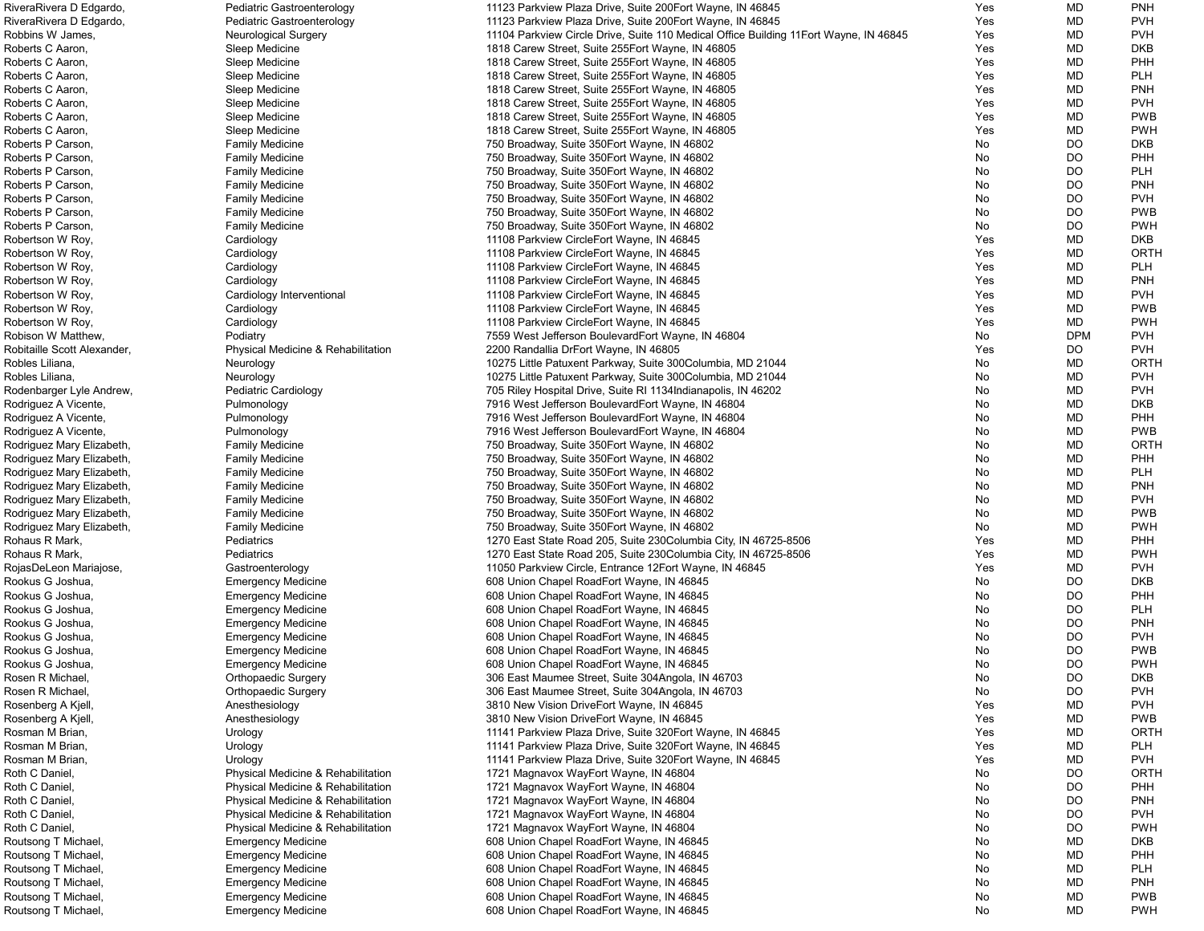| | | | | | |
|---|---|---|---|---|---|
| RiveraRivera D Edgardo, | Pediatric Gastroenterology | 11123 Parkview Plaza Drive, Suite 200Fort Wayne, IN 46845 | Yes | MD | PNH |
| RiveraRivera D Edgardo, | Pediatric Gastroenterology | 11123 Parkview Plaza Drive, Suite 200Fort Wayne, IN 46845 | Yes | MD | PVH |
| Robbins W James, | Neurological Surgery | 11104 Parkview Circle Drive, Suite 110 Medical Office Building 11Fort Wayne, IN 46845 | Yes | MD | PVH |
| Roberts C Aaron, | Sleep Medicine | 1818 Carew Street, Suite 255Fort Wayne, IN 46805 | Yes | MD | DKB |
| Roberts C Aaron, | Sleep Medicine | 1818 Carew Street, Suite 255Fort Wayne, IN 46805 | Yes | MD | PHH |
| Roberts C Aaron, | Sleep Medicine | 1818 Carew Street, Suite 255Fort Wayne, IN 46805 | Yes | MD | PLH |
| Roberts C Aaron, | Sleep Medicine | 1818 Carew Street, Suite 255Fort Wayne, IN 46805 | Yes | MD | PNH |
| Roberts C Aaron, | Sleep Medicine | 1818 Carew Street, Suite 255Fort Wayne, IN 46805 | Yes | MD | PVH |
| Roberts C Aaron, | Sleep Medicine | 1818 Carew Street, Suite 255Fort Wayne, IN 46805 | Yes | MD | PWB |
| Roberts C Aaron, | Sleep Medicine | 1818 Carew Street, Suite 255Fort Wayne, IN 46805 | Yes | MD | PWH |
| Roberts P Carson, | Family Medicine | 750 Broadway, Suite 350Fort Wayne, IN 46802 | No | DO | DKB |
| Roberts P Carson, | Family Medicine | 750 Broadway, Suite 350Fort Wayne, IN 46802 | No | DO | PHH |
| Roberts P Carson, | Family Medicine | 750 Broadway, Suite 350Fort Wayne, IN 46802 | No | DO | PLH |
| Roberts P Carson, | Family Medicine | 750 Broadway, Suite 350Fort Wayne, IN 46802 | No | DO | PNH |
| Roberts P Carson, | Family Medicine | 750 Broadway, Suite 350Fort Wayne, IN 46802 | No | DO | PVH |
| Roberts P Carson, | Family Medicine | 750 Broadway, Suite 350Fort Wayne, IN 46802 | No | DO | PWB |
| Roberts P Carson, | Family Medicine | 750 Broadway, Suite 350Fort Wayne, IN 46802 | No | DO | PWH |
| Robertson W Roy, | Cardiology | 11108 Parkview CircleFort Wayne, IN 46845 | Yes | MD | DKB |
| Robertson W Roy, | Cardiology | 11108 Parkview CircleFort Wayne, IN 46845 | Yes | MD | ORTH |
| Robertson W Roy, | Cardiology | 11108 Parkview CircleFort Wayne, IN 46845 | Yes | MD | PLH |
| Robertson W Roy, | Cardiology | 11108 Parkview CircleFort Wayne, IN 46845 | Yes | MD | PNH |
| Robertson W Roy, | Cardiology Interventional | 11108 Parkview CircleFort Wayne, IN 46845 | Yes | MD | PVH |
| Robertson W Roy, | Cardiology | 11108 Parkview CircleFort Wayne, IN 46845 | Yes | MD | PWB |
| Robertson W Roy, | Cardiology | 11108 Parkview CircleFort Wayne, IN 46845 | Yes | MD | PWH |
| Robison W Matthew, | Podiatry | 7559 West Jefferson BoulevardFort Wayne, IN 46804 | No | DPM | PVH |
| Robitaille Scott Alexander, | Physical Medicine & Rehabilitation | 2200 Randallia DrFort Wayne, IN 46805 | Yes | DO | PVH |
| Robles Liliana, | Neurology | 10275 Little Patuxent Parkway, Suite 300Columbia, MD 21044 | No | MD | ORTH |
| Robles Liliana, | Neurology | 10275 Little Patuxent Parkway, Suite 300Columbia, MD 21044 | No | MD | PVH |
| Rodenbarger Lyle Andrew, | Pediatric Cardiology | 705 Riley Hospital Drive, Suite RI 1134Indianapolis, IN 46202 | No | MD | PVH |
| Rodriguez A Vicente, | Pulmonology | 7916 West Jefferson BoulevardFort Wayne, IN 46804 | No | MD | DKB |
| Rodriguez A Vicente, | Pulmonology | 7916 West Jefferson BoulevardFort Wayne, IN 46804 | No | MD | PHH |
| Rodriguez A Vicente, | Pulmonology | 7916 West Jefferson BoulevardFort Wayne, IN 46804 | No | MD | PWB |
| Rodriguez Mary Elizabeth, | Family Medicine | 750 Broadway, Suite 350Fort Wayne, IN 46802 | No | MD | ORTH |
| Rodriguez Mary Elizabeth, | Family Medicine | 750 Broadway, Suite 350Fort Wayne, IN 46802 | No | MD | PHH |
| Rodriguez Mary Elizabeth, | Family Medicine | 750 Broadway, Suite 350Fort Wayne, IN 46802 | No | MD | PLH |
| Rodriguez Mary Elizabeth, | Family Medicine | 750 Broadway, Suite 350Fort Wayne, IN 46802 | No | MD | PNH |
| Rodriguez Mary Elizabeth, | Family Medicine | 750 Broadway, Suite 350Fort Wayne, IN 46802 | No | MD | PVH |
| Rodriguez Mary Elizabeth, | Family Medicine | 750 Broadway, Suite 350Fort Wayne, IN 46802 | No | MD | PWB |
| Rodriguez Mary Elizabeth, | Family Medicine | 750 Broadway, Suite 350Fort Wayne, IN 46802 | No | MD | PWH |
| Rohaus R Mark, | Pediatrics | 1270 East State Road 205, Suite 230Columbia City, IN 46725-8506 | Yes | MD | PHH |
| Rohaus R Mark, | Pediatrics | 1270 East State Road 205, Suite 230Columbia City, IN 46725-8506 | Yes | MD | PWH |
| RojasDeLeon Mariajose, | Gastroenterology | 11050 Parkview Circle, Entrance 12Fort Wayne, IN 46845 | Yes | MD | PVH |
| Rookus G Joshua, | Emergency Medicine | 608 Union Chapel RoadFort Wayne, IN 46845 | No | DO | DKB |
| Rookus G Joshua, | Emergency Medicine | 608 Union Chapel RoadFort Wayne, IN 46845 | No | DO | PHH |
| Rookus G Joshua, | Emergency Medicine | 608 Union Chapel RoadFort Wayne, IN 46845 | No | DO | PLH |
| Rookus G Joshua, | Emergency Medicine | 608 Union Chapel RoadFort Wayne, IN 46845 | No | DO | PNH |
| Rookus G Joshua, | Emergency Medicine | 608 Union Chapel RoadFort Wayne, IN 46845 | No | DO | PVH |
| Rookus G Joshua, | Emergency Medicine | 608 Union Chapel RoadFort Wayne, IN 46845 | No | DO | PWB |
| Rookus G Joshua, | Emergency Medicine | 608 Union Chapel RoadFort Wayne, IN 46845 | No | DO | PWH |
| Rosen R Michael, | Orthopaedic Surgery | 306 East Maumee Street, Suite 304Angola, IN 46703 | No | DO | DKB |
| Rosen R Michael, | Orthopaedic Surgery | 306 East Maumee Street, Suite 304Angola, IN 46703 | No | DO | PVH |
| Rosenberg A Kjell, | Anesthesiology | 3810 New Vision DriveFort Wayne, IN 46845 | Yes | MD | PVH |
| Rosenberg A Kjell, | Anesthesiology | 3810 New Vision DriveFort Wayne, IN 46845 | Yes | MD | PWB |
| Rosman M Brian, | Urology | 11141 Parkview Plaza Drive, Suite 320Fort Wayne, IN 46845 | Yes | MD | ORTH |
| Rosman M Brian, | Urology | 11141 Parkview Plaza Drive, Suite 320Fort Wayne, IN 46845 | Yes | MD | PLH |
| Rosman M Brian, | Urology | 11141 Parkview Plaza Drive, Suite 320Fort Wayne, IN 46845 | Yes | MD | PVH |
| Roth C Daniel, | Physical Medicine & Rehabilitation | 1721 Magnavox WayFort Wayne, IN 46804 | No | DO | ORTH |
| Roth C Daniel, | Physical Medicine & Rehabilitation | 1721 Magnavox WayFort Wayne, IN 46804 | No | DO | PHH |
| Roth C Daniel, | Physical Medicine & Rehabilitation | 1721 Magnavox WayFort Wayne, IN 46804 | No | DO | PNH |
| Roth C Daniel, | Physical Medicine & Rehabilitation | 1721 Magnavox WayFort Wayne, IN 46804 | No | DO | PVH |
| Roth C Daniel, | Physical Medicine & Rehabilitation | 1721 Magnavox WayFort Wayne, IN 46804 | No | DO | PWH |
| Routsong T Michael, | Emergency Medicine | 608 Union Chapel RoadFort Wayne, IN 46845 | No | MD | DKB |
| Routsong T Michael, | Emergency Medicine | 608 Union Chapel RoadFort Wayne, IN 46845 | No | MD | PHH |
| Routsong T Michael, | Emergency Medicine | 608 Union Chapel RoadFort Wayne, IN 46845 | No | MD | PLH |
| Routsong T Michael, | Emergency Medicine | 608 Union Chapel RoadFort Wayne, IN 46845 | No | MD | PNH |
| Routsong T Michael, | Emergency Medicine | 608 Union Chapel RoadFort Wayne, IN 46845 | No | MD | PWB |
| Routsong T Michael, | Emergency Medicine | 608 Union Chapel RoadFort Wayne, IN 46845 | No | MD | PWH |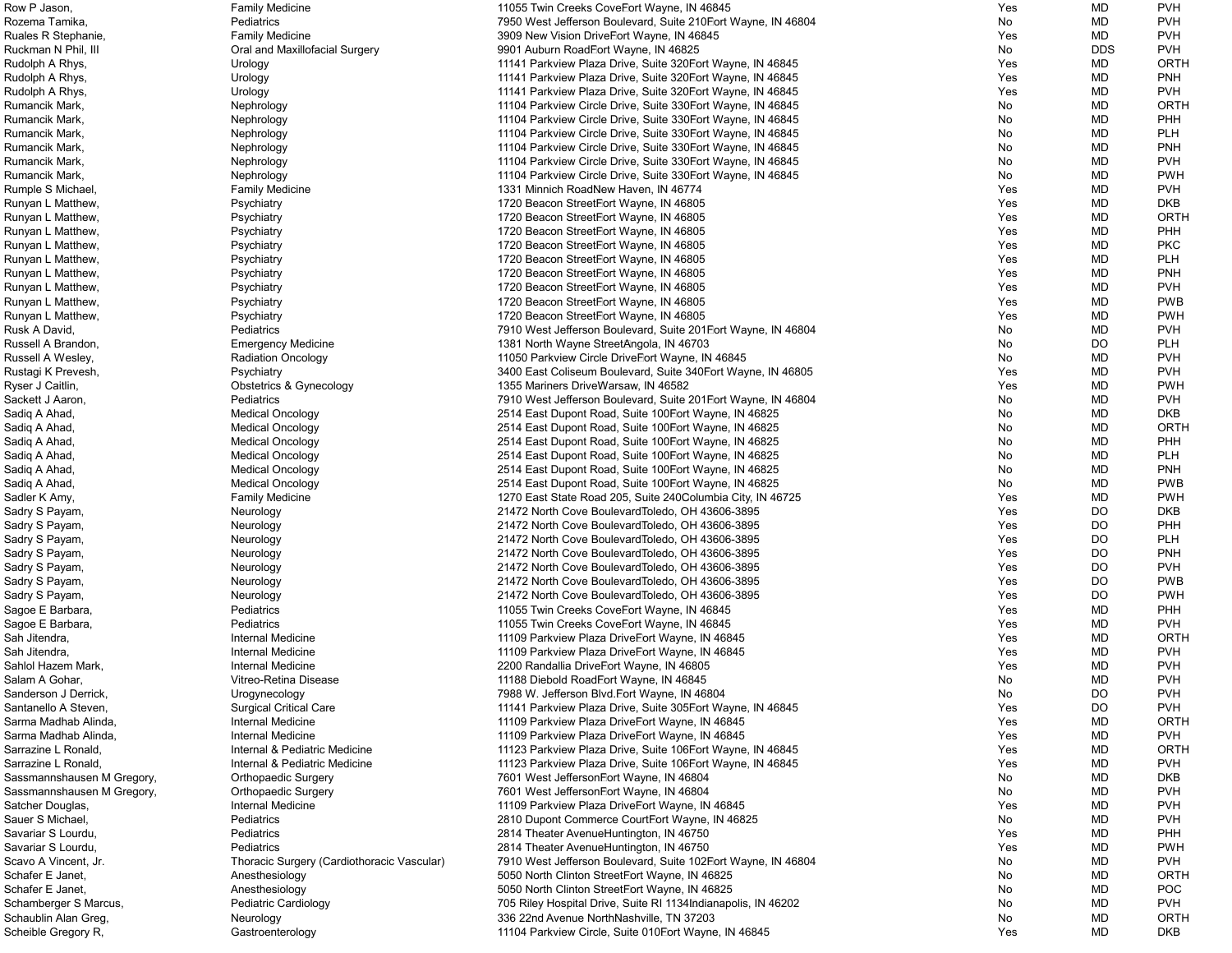| | | | | | |
|---|---|---|---|---|---|
| Row P Jason, | Family Medicine | 11055 Twin Creeks CoveFort Wayne, IN 46845 | Yes | MD | PVH |
| Rozema Tamika, | Pediatrics | 7950 West Jefferson Boulevard, Suite 210Fort Wayne, IN 46804 | No | MD | PVH |
| Ruales R Stephanie, | Family Medicine | 3909 New Vision DriveFort Wayne, IN 46845 | Yes | MD | PVH |
| Ruckman N Phil, III | Oral and Maxillofacial Surgery | 9901 Auburn RoadFort Wayne, IN 46825 | No | DDS | PVH |
| Rudolph A Rhys, | Urology | 11141 Parkview Plaza Drive, Suite 320Fort Wayne, IN 46845 | Yes | MD | ORTH |
| Rudolph A Rhys, | Urology | 11141 Parkview Plaza Drive, Suite 320Fort Wayne, IN 46845 | Yes | MD | PNH |
| Rudolph A Rhys, | Urology | 11141 Parkview Plaza Drive, Suite 320Fort Wayne, IN 46845 | Yes | MD | PVH |
| Rumancik Mark, | Nephrology | 11104 Parkview Circle Drive, Suite 330Fort Wayne, IN 46845 | No | MD | ORTH |
| Rumancik Mark, | Nephrology | 11104 Parkview Circle Drive, Suite 330Fort Wayne, IN 46845 | No | MD | PHH |
| Rumancik Mark, | Nephrology | 11104 Parkview Circle Drive, Suite 330Fort Wayne, IN 46845 | No | MD | PLH |
| Rumancik Mark, | Nephrology | 11104 Parkview Circle Drive, Suite 330Fort Wayne, IN 46845 | No | MD | PNH |
| Rumancik Mark, | Nephrology | 11104 Parkview Circle Drive, Suite 330Fort Wayne, IN 46845 | No | MD | PVH |
| Rumancik Mark, | Nephrology | 11104 Parkview Circle Drive, Suite 330Fort Wayne, IN 46845 | No | MD | PWH |
| Rumple S Michael, | Family Medicine | 1331 Minnich RoadNew Haven, IN 46774 | Yes | MD | PVH |
| Runyan L Matthew, | Psychiatry | 1720 Beacon StreetFort Wayne, IN 46805 | Yes | MD | DKB |
| Runyan L Matthew, | Psychiatry | 1720 Beacon StreetFort Wayne, IN 46805 | Yes | MD | ORTH |
| Runyan L Matthew, | Psychiatry | 1720 Beacon StreetFort Wayne, IN 46805 | Yes | MD | PHH |
| Runyan L Matthew, | Psychiatry | 1720 Beacon StreetFort Wayne, IN 46805 | Yes | MD | PKC |
| Runyan L Matthew, | Psychiatry | 1720 Beacon StreetFort Wayne, IN 46805 | Yes | MD | PLH |
| Runyan L Matthew, | Psychiatry | 1720 Beacon StreetFort Wayne, IN 46805 | Yes | MD | PNH |
| Runyan L Matthew, | Psychiatry | 1720 Beacon StreetFort Wayne, IN 46805 | Yes | MD | PVH |
| Runyan L Matthew, | Psychiatry | 1720 Beacon StreetFort Wayne, IN 46805 | Yes | MD | PWB |
| Runyan L Matthew, | Psychiatry | 1720 Beacon StreetFort Wayne, IN 46805 | Yes | MD | PWH |
| Rusk A David, | Pediatrics | 7910 West Jefferson Boulevard, Suite 201Fort Wayne, IN 46804 | No | MD | PVH |
| Russell A Brandon, | Emergency Medicine | 1381 North Wayne StreetAngola, IN 46703 | No | DO | PLH |
| Russell A Wesley, | Radiation Oncology | 11050 Parkview Circle DriveFort Wayne, IN 46845 | No | MD | PVH |
| Rustagi K Prevesh, | Psychiatry | 3400 East Coliseum Boulevard, Suite 340Fort Wayne, IN 46805 | Yes | MD | PVH |
| Ryser J Caitlin, | Obstetrics & Gynecology | 1355 Mariners DriveWarsaw, IN 46582 | Yes | MD | PWH |
| Sackett J Aaron, | Pediatrics | 7910 West Jefferson Boulevard, Suite 201Fort Wayne, IN 46804 | No | MD | PVH |
| Sadiq A Ahad, | Medical Oncology | 2514 East Dupont Road, Suite 100Fort Wayne, IN 46825 | No | MD | DKB |
| Sadiq A Ahad, | Medical Oncology | 2514 East Dupont Road, Suite 100Fort Wayne, IN 46825 | No | MD | ORTH |
| Sadiq A Ahad, | Medical Oncology | 2514 East Dupont Road, Suite 100Fort Wayne, IN 46825 | No | MD | PHH |
| Sadiq A Ahad, | Medical Oncology | 2514 East Dupont Road, Suite 100Fort Wayne, IN 46825 | No | MD | PLH |
| Sadiq A Ahad, | Medical Oncology | 2514 East Dupont Road, Suite 100Fort Wayne, IN 46825 | No | MD | PNH |
| Sadiq A Ahad, | Medical Oncology | 2514 East Dupont Road, Suite 100Fort Wayne, IN 46825 | No | MD | PWB |
| Sadler K Amy, | Family Medicine | 1270 East State Road 205, Suite 240Columbia City, IN 46725 | Yes | MD | PWH |
| Sadry S Payam, | Neurology | 21472 North Cove BoulevardToledo, OH 43606-3895 | Yes | DO | DKB |
| Sadry S Payam, | Neurology | 21472 North Cove BoulevardToledo, OH 43606-3895 | Yes | DO | PHH |
| Sadry S Payam, | Neurology | 21472 North Cove BoulevardToledo, OH 43606-3895 | Yes | DO | PLH |
| Sadry S Payam, | Neurology | 21472 North Cove BoulevardToledo, OH 43606-3895 | Yes | DO | PNH |
| Sadry S Payam, | Neurology | 21472 North Cove BoulevardToledo, OH 43606-3895 | Yes | DO | PVH |
| Sadry S Payam, | Neurology | 21472 North Cove BoulevardToledo, OH 43606-3895 | Yes | DO | PWB |
| Sadry S Payam, | Neurology | 21472 North Cove BoulevardToledo, OH 43606-3895 | Yes | DO | PWH |
| Sagoe E Barbara, | Pediatrics | 11055 Twin Creeks CoveFort Wayne, IN 46845 | Yes | MD | PHH |
| Sagoe E Barbara, | Pediatrics | 11055 Twin Creeks CoveFort Wayne, IN 46845 | Yes | MD | PVH |
| Sah Jitendra, | Internal Medicine | 11109 Parkview Plaza DriveFort Wayne, IN 46845 | Yes | MD | ORTH |
| Sah Jitendra, | Internal Medicine | 11109 Parkview Plaza DriveFort Wayne, IN 46845 | Yes | MD | PVH |
| Sahlol Hazem Mark, | Internal Medicine | 2200 Randallia DriveFort Wayne, IN 46805 | Yes | MD | PVH |
| Salam A Gohar, | Vitreo-Retina Disease | 11188 Diebold RoadFort Wayne, IN 46845 | No | MD | PVH |
| Sanderson J Derrick, | Urogynecology | 7988 W. Jefferson Blvd.Fort Wayne, IN 46804 | No | DO | PVH |
| Santanello A Steven, | Surgical Critical Care | 11141 Parkview Plaza Drive, Suite 305Fort Wayne, IN 46845 | Yes | DO | PVH |
| Sarma Madhab Alinda, | Internal Medicine | 11109 Parkview Plaza DriveFort Wayne, IN 46845 | Yes | MD | ORTH |
| Sarma Madhab Alinda, | Internal Medicine | 11109 Parkview Plaza DriveFort Wayne, IN 46845 | Yes | MD | PVH |
| Sarrazine L Ronald, | Internal & Pediatric Medicine | 11123 Parkview Plaza Drive, Suite 106Fort Wayne, IN 46845 | Yes | MD | ORTH |
| Sarrazine L Ronald, | Internal & Pediatric Medicine | 11123 Parkview Plaza Drive, Suite 106Fort Wayne, IN 46845 | Yes | MD | PVH |
| Sassmannshausen M Gregory, | Orthopaedic Surgery | 7601 West JeffersonFort Wayne, IN 46804 | No | MD | DKB |
| Sassmannshausen M Gregory, | Orthopaedic Surgery | 7601 West JeffersonFort Wayne, IN 46804 | No | MD | PVH |
| Satcher Douglas, | Internal Medicine | 11109 Parkview Plaza DriveFort Wayne, IN 46845 | Yes | MD | PVH |
| Sauer S Michael, | Pediatrics | 2810 Dupont Commerce CourtFort Wayne, IN 46825 | No | MD | PVH |
| Savariar S Lourdu, | Pediatrics | 2814 Theater AvenueHuntington, IN 46750 | Yes | MD | PHH |
| Savariar S Lourdu, | Pediatrics | 2814 Theater AvenueHuntington, IN 46750 | Yes | MD | PWH |
| Scavo A Vincent, Jr. | Thoracic Surgery (Cardiothoracic Vascular) | 7910 West Jefferson Boulevard, Suite 102Fort Wayne, IN 46804 | No | MD | PVH |
| Schafer E Janet, | Anesthesiology | 5050 North Clinton StreetFort Wayne, IN 46825 | No | MD | ORTH |
| Schafer E Janet, | Anesthesiology | 5050 North Clinton StreetFort Wayne, IN 46825 | No | MD | POC |
| Schamberger S Marcus, | Pediatric Cardiology | 705 Riley Hospital Drive, Suite RI 1134Indianapolis, IN 46202 | No | MD | PVH |
| Schaublin Alan Greg, | Neurology | 336 22nd Avenue NorthNashville, TN 37203 | No | MD | ORTH |
| Scheible Gregory R, | Gastroenterology | 11104 Parkview Circle, Suite 010Fort Wayne, IN 46845 | Yes | MD | DKB |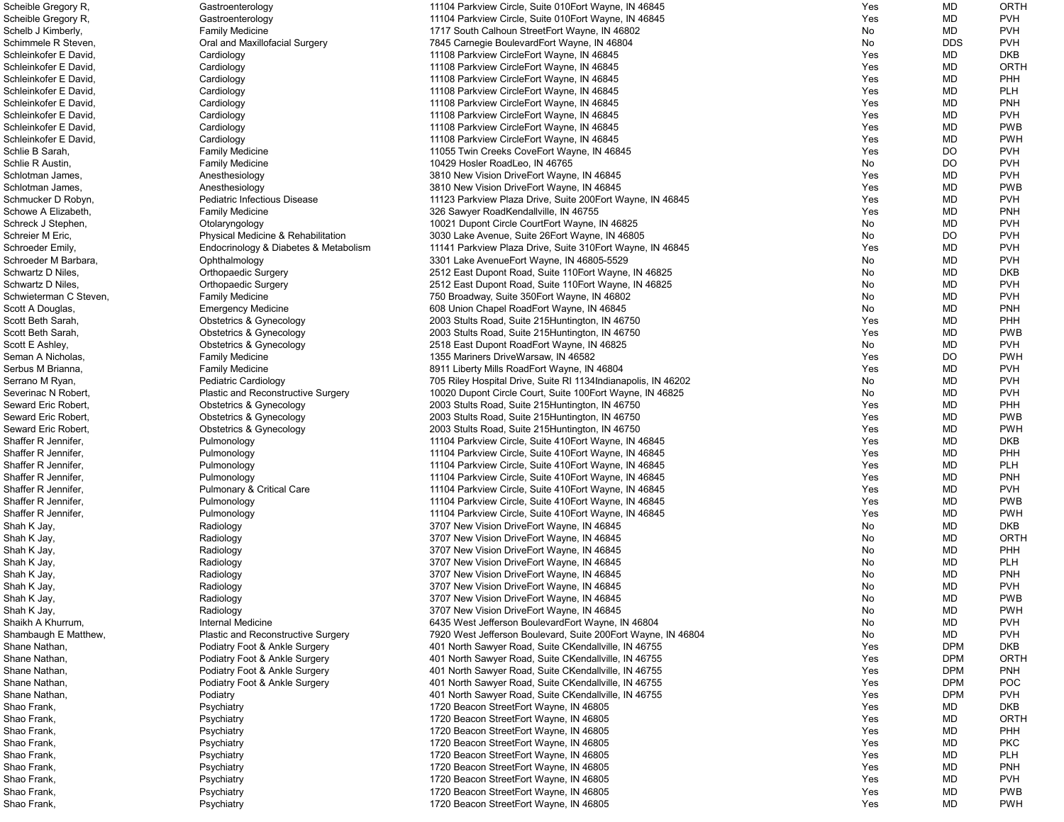| | | | | | |
|---|---|---|---|---|---|
| Scheible Gregory R, | Gastroenterology | 11104 Parkview Circle, Suite 010Fort Wayne, IN 46845 | Yes | MD | ORTH |
| Scheible Gregory R, | Gastroenterology | 11104 Parkview Circle, Suite 010Fort Wayne, IN 46845 | Yes | MD | PVH |
| Schelb J Kimberly, | Family Medicine | 1717 South Calhoun StreetFort Wayne, IN 46802 | No | MD | PVH |
| Schimmele R Steven, | Oral and Maxillofacial Surgery | 7845 Carnegie BoulevardFort Wayne, IN 46804 | No | DDS | PVH |
| Schleinkofer E David, | Cardiology | 11108 Parkview CircleFort Wayne, IN 46845 | Yes | MD | DKB |
| Schleinkofer E David, | Cardiology | 11108 Parkview CircleFort Wayne, IN 46845 | Yes | MD | ORTH |
| Schleinkofer E David, | Cardiology | 11108 Parkview CircleFort Wayne, IN 46845 | Yes | MD | PHH |
| Schleinkofer E David, | Cardiology | 11108 Parkview CircleFort Wayne, IN 46845 | Yes | MD | PLH |
| Schleinkofer E David, | Cardiology | 11108 Parkview CircleFort Wayne, IN 46845 | Yes | MD | PNH |
| Schleinkofer E David, | Cardiology | 11108 Parkview CircleFort Wayne, IN 46845 | Yes | MD | PVH |
| Schleinkofer E David, | Cardiology | 11108 Parkview CircleFort Wayne, IN 46845 | Yes | MD | PWB |
| Schleinkofer E David, | Cardiology | 11108 Parkview CircleFort Wayne, IN 46845 | Yes | MD | PWH |
| Schlie B Sarah, | Family Medicine | 11055 Twin Creeks CoveFort Wayne, IN 46845 | Yes | DO | PVH |
| Schlie R Austin, | Family Medicine | 10429 Hosler RoadLeo, IN 46765 | No | DO | PVH |
| Schlotman James, | Anesthesiology | 3810 New Vision DriveFort Wayne, IN 46845 | Yes | MD | PVH |
| Schlotman James, | Anesthesiology | 3810 New Vision DriveFort Wayne, IN 46845 | Yes | MD | PWB |
| Schmucker D Robyn, | Pediatric Infectious Disease | 11123 Parkview Plaza Drive, Suite 200Fort Wayne, IN 46845 | Yes | MD | PVH |
| Schowe A Elizabeth, | Family Medicine | 326 Sawyer RoadKendallville, IN 46755 | Yes | MD | PNH |
| Schreck J Stephen, | Otolaryngology | 10021 Dupont Circle CourtFort Wayne, IN 46825 | No | MD | PVH |
| Schreier M Eric, | Physical Medicine & Rehabilitation | 3030 Lake Avenue, Suite 26Fort Wayne, IN 46805 | No | DO | PVH |
| Schroeder Emily, | Endocrinology & Diabetes & Metabolism | 11141 Parkview Plaza Drive, Suite 310Fort Wayne, IN 46845 | Yes | MD | PVH |
| Schroeder M Barbara, | Ophthalmology | 3301 Lake AvenueFort Wayne, IN 46805-5529 | No | MD | PVH |
| Schwartz D Niles, | Orthopaedic Surgery | 2512 East Dupont Road, Suite 110Fort Wayne, IN 46825 | No | MD | DKB |
| Schwartz D Niles, | Orthopaedic Surgery | 2512 East Dupont Road, Suite 110Fort Wayne, IN 46825 | No | MD | PVH |
| Schwieterman C Steven, | Family Medicine | 750 Broadway, Suite 350Fort Wayne, IN 46802 | No | MD | PVH |
| Scott A Douglas, | Emergency Medicine | 608 Union Chapel RoadFort Wayne, IN 46845 | No | MD | PNH |
| Scott Beth Sarah, | Obstetrics & Gynecology | 2003 Stults Road, Suite 215Huntington, IN 46750 | Yes | MD | PHH |
| Scott Beth Sarah, | Obstetrics & Gynecology | 2003 Stults Road, Suite 215Huntington, IN 46750 | Yes | MD | PWB |
| Scott E Ashley, | Obstetrics & Gynecology | 2518 East Dupont RoadFort Wayne, IN 46825 | No | MD | PVH |
| Seman A Nicholas, | Family Medicine | 1355 Mariners DriveWarsaw, IN 46582 | Yes | DO | PWH |
| Serbus M Brianna, | Family Medicine | 8911 Liberty Mills RoadFort Wayne, IN 46804 | Yes | MD | PVH |
| Serrano M Ryan, | Pediatric Cardiology | 705 Riley Hospital Drive, Suite RI 1134Indianapolis, IN 46202 | No | MD | PVH |
| Severinac N Robert, | Plastic and Reconstructive Surgery | 10020 Dupont Circle Court, Suite 100Fort Wayne, IN 46825 | No | MD | PVH |
| Seward Eric Robert, | Obstetrics & Gynecology | 2003 Stults Road, Suite 215Huntington, IN 46750 | Yes | MD | PHH |
| Seward Eric Robert, | Obstetrics & Gynecology | 2003 Stults Road, Suite 215Huntington, IN 46750 | Yes | MD | PWB |
| Seward Eric Robert, | Obstetrics & Gynecology | 2003 Stults Road, Suite 215Huntington, IN 46750 | Yes | MD | PWH |
| Shaffer R Jennifer, | Pulmonology | 11104 Parkview Circle, Suite 410Fort Wayne, IN 46845 | Yes | MD | DKB |
| Shaffer R Jennifer, | Pulmonology | 11104 Parkview Circle, Suite 410Fort Wayne, IN 46845 | Yes | MD | PHH |
| Shaffer R Jennifer, | Pulmonology | 11104 Parkview Circle, Suite 410Fort Wayne, IN 46845 | Yes | MD | PLH |
| Shaffer R Jennifer, | Pulmonology | 11104 Parkview Circle, Suite 410Fort Wayne, IN 46845 | Yes | MD | PNH |
| Shaffer R Jennifer, | Pulmonary & Critical Care | 11104 Parkview Circle, Suite 410Fort Wayne, IN 46845 | Yes | MD | PVH |
| Shaffer R Jennifer, | Pulmonology | 11104 Parkview Circle, Suite 410Fort Wayne, IN 46845 | Yes | MD | PWB |
| Shaffer R Jennifer, | Pulmonology | 11104 Parkview Circle, Suite 410Fort Wayne, IN 46845 | Yes | MD | PWH |
| Shah K Jay, | Radiology | 3707 New Vision DriveFort Wayne, IN 46845 | No | MD | DKB |
| Shah K Jay, | Radiology | 3707 New Vision DriveFort Wayne, IN 46845 | No | MD | ORTH |
| Shah K Jay, | Radiology | 3707 New Vision DriveFort Wayne, IN 46845 | No | MD | PHH |
| Shah K Jay, | Radiology | 3707 New Vision DriveFort Wayne, IN 46845 | No | MD | PLH |
| Shah K Jay, | Radiology | 3707 New Vision DriveFort Wayne, IN 46845 | No | MD | PNH |
| Shah K Jay, | Radiology | 3707 New Vision DriveFort Wayne, IN 46845 | No | MD | PVH |
| Shah K Jay, | Radiology | 3707 New Vision DriveFort Wayne, IN 46845 | No | MD | PWB |
| Shah K Jay, | Radiology | 3707 New Vision DriveFort Wayne, IN 46845 | No | MD | PWH |
| Shaikh A Khurrum, | Internal Medicine | 6435 West Jefferson BoulevardFort Wayne, IN 46804 | No | MD | PVH |
| Shambaugh E Matthew, | Plastic and Reconstructive Surgery | 7920 West Jefferson Boulevard, Suite 200Fort Wayne, IN 46804 | No | MD | PVH |
| Shane Nathan, | Podiatry Foot & Ankle Surgery | 401 North Sawyer Road, Suite CKendallville, IN 46755 | Yes | DPM | DKB |
| Shane Nathan, | Podiatry Foot & Ankle Surgery | 401 North Sawyer Road, Suite CKendallville, IN 46755 | Yes | DPM | ORTH |
| Shane Nathan, | Podiatry Foot & Ankle Surgery | 401 North Sawyer Road, Suite CKendallville, IN 46755 | Yes | DPM | PNH |
| Shane Nathan, | Podiatry Foot & Ankle Surgery | 401 North Sawyer Road, Suite CKendallville, IN 46755 | Yes | DPM | POC |
| Shane Nathan, | Podiatry | 401 North Sawyer Road, Suite CKendallville, IN 46755 | Yes | DPM | PVH |
| Shao Frank, | Psychiatry | 1720 Beacon StreetFort Wayne, IN 46805 | Yes | MD | DKB |
| Shao Frank, | Psychiatry | 1720 Beacon StreetFort Wayne, IN 46805 | Yes | MD | ORTH |
| Shao Frank, | Psychiatry | 1720 Beacon StreetFort Wayne, IN 46805 | Yes | MD | PHH |
| Shao Frank, | Psychiatry | 1720 Beacon StreetFort Wayne, IN 46805 | Yes | MD | PKC |
| Shao Frank, | Psychiatry | 1720 Beacon StreetFort Wayne, IN 46805 | Yes | MD | PLH |
| Shao Frank, | Psychiatry | 1720 Beacon StreetFort Wayne, IN 46805 | Yes | MD | PNH |
| Shao Frank, | Psychiatry | 1720 Beacon StreetFort Wayne, IN 46805 | Yes | MD | PVH |
| Shao Frank, | Psychiatry | 1720 Beacon StreetFort Wayne, IN 46805 | Yes | MD | PWB |
| Shao Frank, | Psychiatry | 1720 Beacon StreetFort Wayne, IN 46805 | Yes | MD | PWH |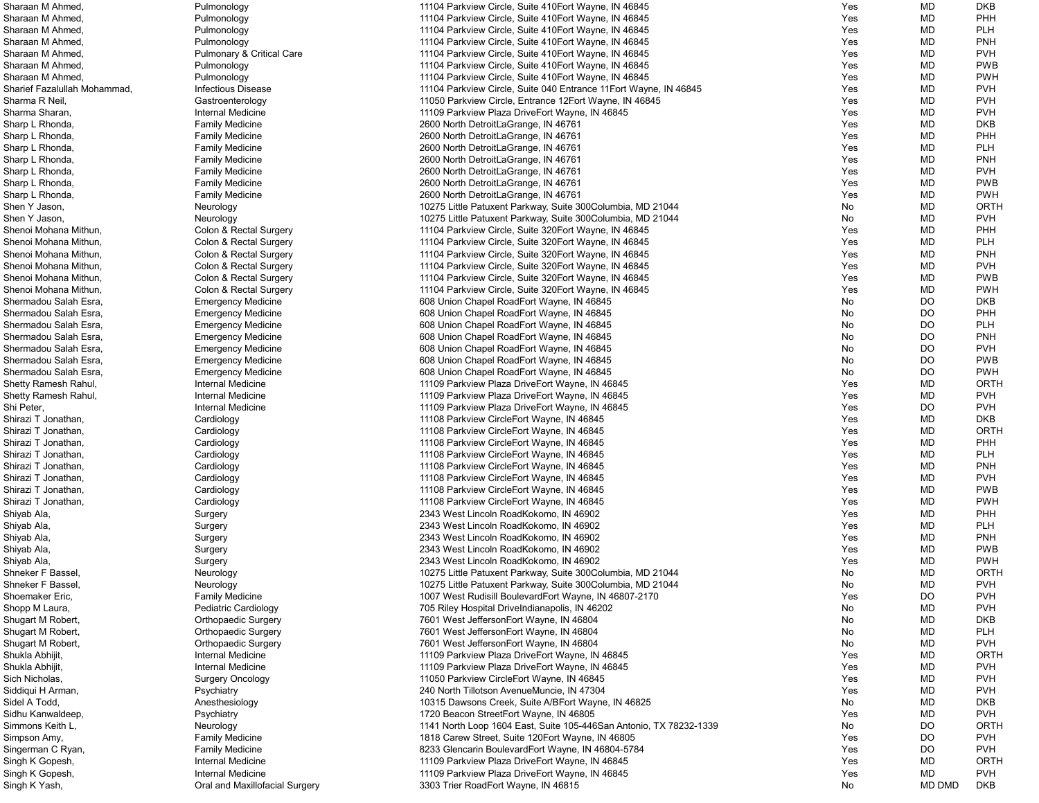| | | | | | |
|---|---|---|---|---|---|
| Sharaan M Ahmed, | Pulmonology | 11104 Parkview Circle, Suite 410Fort Wayne, IN 46845 | Yes | MD | DKB |
| Sharaan M Ahmed, | Pulmonology | 11104 Parkview Circle, Suite 410Fort Wayne, IN 46845 | Yes | MD | PHH |
| Sharaan M Ahmed, | Pulmonology | 11104 Parkview Circle, Suite 410Fort Wayne, IN 46845 | Yes | MD | PLH |
| Sharaan M Ahmed, | Pulmonology | 11104 Parkview Circle, Suite 410Fort Wayne, IN 46845 | Yes | MD | PNH |
| Sharaan M Ahmed, | Pulmonary & Critical Care | 11104 Parkview Circle, Suite 410Fort Wayne, IN 46845 | Yes | MD | PVH |
| Sharaan M Ahmed, | Pulmonology | 11104 Parkview Circle, Suite 410Fort Wayne, IN 46845 | Yes | MD | PWB |
| Sharaan M Ahmed, | Pulmonology | 11104 Parkview Circle, Suite 410Fort Wayne, IN 46845 | Yes | MD | PWH |
| Sharief Fazalullah Mohammad, | Infectious Disease | 11104 Parkview Circle, Suite 040 Entrance 11Fort Wayne, IN 46845 | Yes | MD | PVH |
| Sharma R Neil, | Gastroenterology | 11050 Parkview Circle, Entrance 12Fort Wayne, IN 46845 | Yes | MD | PVH |
| Sharma Sharan, | Internal Medicine | 11109 Parkview Plaza DriveFort Wayne, IN 46845 | Yes | MD | PVH |
| Sharp L Rhonda, | Family Medicine | 2600 North DetroitLaGrange, IN 46761 | Yes | MD | DKB |
| Sharp L Rhonda, | Family Medicine | 2600 North DetroitLaGrange, IN 46761 | Yes | MD | PHH |
| Sharp L Rhonda, | Family Medicine | 2600 North DetroitLaGrange, IN 46761 | Yes | MD | PLH |
| Sharp L Rhonda, | Family Medicine | 2600 North DetroitLaGrange, IN 46761 | Yes | MD | PNH |
| Sharp L Rhonda, | Family Medicine | 2600 North DetroitLaGrange, IN 46761 | Yes | MD | PVH |
| Sharp L Rhonda, | Family Medicine | 2600 North DetroitLaGrange, IN 46761 | Yes | MD | PWB |
| Sharp L Rhonda, | Family Medicine | 2600 North DetroitLaGrange, IN 46761 | Yes | MD | PWH |
| Shen Y Jason, | Neurology | 10275 Little Patuxent Parkway, Suite 300Columbia, MD 21044 | No | MD | ORTH |
| Shen Y Jason, | Neurology | 10275 Little Patuxent Parkway, Suite 300Columbia, MD 21044 | No | MD | PVH |
| Shenoi Mohana Mithun, | Colon & Rectal Surgery | 11104 Parkview Circle, Suite 320Fort Wayne, IN 46845 | Yes | MD | PHH |
| Shenoi Mohana Mithun, | Colon & Rectal Surgery | 11104 Parkview Circle, Suite 320Fort Wayne, IN 46845 | Yes | MD | PLH |
| Shenoi Mohana Mithun, | Colon & Rectal Surgery | 11104 Parkview Circle, Suite 320Fort Wayne, IN 46845 | Yes | MD | PNH |
| Shenoi Mohana Mithun, | Colon & Rectal Surgery | 11104 Parkview Circle, Suite 320Fort Wayne, IN 46845 | Yes | MD | PVH |
| Shenoi Mohana Mithun, | Colon & Rectal Surgery | 11104 Parkview Circle, Suite 320Fort Wayne, IN 46845 | Yes | MD | PWB |
| Shenoi Mohana Mithun, | Colon & Rectal Surgery | 11104 Parkview Circle, Suite 320Fort Wayne, IN 46845 | Yes | MD | PWH |
| Shermadou Salah Esra, | Emergency Medicine | 608 Union Chapel RoadFort Wayne, IN 46845 | No | DO | DKB |
| Shermadou Salah Esra, | Emergency Medicine | 608 Union Chapel RoadFort Wayne, IN 46845 | No | DO | PHH |
| Shermadou Salah Esra, | Emergency Medicine | 608 Union Chapel RoadFort Wayne, IN 46845 | No | DO | PLH |
| Shermadou Salah Esra, | Emergency Medicine | 608 Union Chapel RoadFort Wayne, IN 46845 | No | DO | PNH |
| Shermadou Salah Esra, | Emergency Medicine | 608 Union Chapel RoadFort Wayne, IN 46845 | No | DO | PVH |
| Shermadou Salah Esra, | Emergency Medicine | 608 Union Chapel RoadFort Wayne, IN 46845 | No | DO | PWB |
| Shermadou Salah Esra, | Emergency Medicine | 608 Union Chapel RoadFort Wayne, IN 46845 | No | DO | PWH |
| Shetty Ramesh Rahul, | Internal Medicine | 11109 Parkview Plaza DriveFort Wayne, IN 46845 | Yes | MD | ORTH |
| Shetty Ramesh Rahul, | Internal Medicine | 11109 Parkview Plaza DriveFort Wayne, IN 46845 | Yes | MD | PVH |
| Shi Peter, | Internal Medicine | 11109 Parkview Plaza DriveFort Wayne, IN 46845 | Yes | DO | PVH |
| Shirazi T Jonathan, | Cardiology | 11108 Parkview CircleFort Wayne, IN 46845 | Yes | MD | DKB |
| Shirazi T Jonathan, | Cardiology | 11108 Parkview CircleFort Wayne, IN 46845 | Yes | MD | ORTH |
| Shirazi T Jonathan, | Cardiology | 11108 Parkview CircleFort Wayne, IN 46845 | Yes | MD | PHH |
| Shirazi T Jonathan, | Cardiology | 11108 Parkview CircleFort Wayne, IN 46845 | Yes | MD | PLH |
| Shirazi T Jonathan, | Cardiology | 11108 Parkview CircleFort Wayne, IN 46845 | Yes | MD | PNH |
| Shirazi T Jonathan, | Cardiology | 11108 Parkview CircleFort Wayne, IN 46845 | Yes | MD | PVH |
| Shirazi T Jonathan, | Cardiology | 11108 Parkview CircleFort Wayne, IN 46845 | Yes | MD | PWB |
| Shirazi T Jonathan, | Cardiology | 11108 Parkview CircleFort Wayne, IN 46845 | Yes | MD | PWH |
| Shiyab Ala, | Surgery | 2343 West Lincoln RoadKokomo, IN 46902 | Yes | MD | PHH |
| Shiyab Ala, | Surgery | 2343 West Lincoln RoadKokomo, IN 46902 | Yes | MD | PLH |
| Shiyab Ala, | Surgery | 2343 West Lincoln RoadKokomo, IN 46902 | Yes | MD | PNH |
| Shiyab Ala, | Surgery | 2343 West Lincoln RoadKokomo, IN 46902 | Yes | MD | PWB |
| Shiyab Ala, | Surgery | 2343 West Lincoln RoadKokomo, IN 46902 | Yes | MD | PWH |
| Shneker F Bassel, | Neurology | 10275 Little Patuxent Parkway, Suite 300Columbia, MD 21044 | No | MD | ORTH |
| Shneker F Bassel, | Neurology | 10275 Little Patuxent Parkway, Suite 300Columbia, MD 21044 | No | MD | PVH |
| Shoemaker Eric, | Family Medicine | 1007 West Rudisill BoulevardFort Wayne, IN 46807-2170 | Yes | DO | PVH |
| Shopp M Laura, | Pediatric Cardiology | 705 Riley Hospital DriveIndianapolis, IN 46202 | No | MD | PVH |
| Shugart M Robert, | Orthopaedic Surgery | 7601 West JeffersonFort Wayne, IN 46804 | No | MD | DKB |
| Shugart M Robert, | Orthopaedic Surgery | 7601 West JeffersonFort Wayne, IN 46804 | No | MD | PLH |
| Shugart M Robert, | Orthopaedic Surgery | 7601 West JeffersonFort Wayne, IN 46804 | No | MD | PVH |
| Shukla Abhijit, | Internal Medicine | 11109 Parkview Plaza DriveFort Wayne, IN 46845 | Yes | MD | ORTH |
| Shukla Abhijit, | Internal Medicine | 11109 Parkview Plaza DriveFort Wayne, IN 46845 | Yes | MD | PVH |
| Sich Nicholas, | Surgery Oncology | 11050 Parkview CircleFort Wayne, IN 46845 | Yes | MD | PVH |
| Siddiqui H Arman, | Psychiatry | 240 North Tillotson AvenueMuncie, IN 47304 | Yes | MD | PVH |
| Sidel A Todd, | Anesthesiology | 10315 Dawsons Creek, Suite A/BFort Wayne, IN 46825 | No | MD | DKB |
| Sidhu Kanwaldeep, | Psychiatry | 1720 Beacon StreetFort Wayne, IN 46805 | Yes | MD | PVH |
| Simmons Keith L, | Neurology | 1141 North Loop 1604 East, Suite 105-446San Antonio, TX 78232-1339 | No | DO | ORTH |
| Simpson Amy, | Family Medicine | 1818 Carew Street, Suite 120Fort Wayne, IN 46805 | Yes | DO | PVH |
| Singerman C Ryan, | Family Medicine | 8233 Glencarin BoulevardFort Wayne, IN 46804-5784 | Yes | DO | PVH |
| Singh K Gopesh, | Internal Medicine | 11109 Parkview Plaza DriveFort Wayne, IN 46845 | Yes | MD | ORTH |
| Singh K Gopesh, | Internal Medicine | 11109 Parkview Plaza DriveFort Wayne, IN 46845 | Yes | MD | PVH |
| Singh K Yash, | Oral and Maxillofacial Surgery | 3303 Trier RoadFort Wayne, IN 46815 | No | MD DMD | DKB |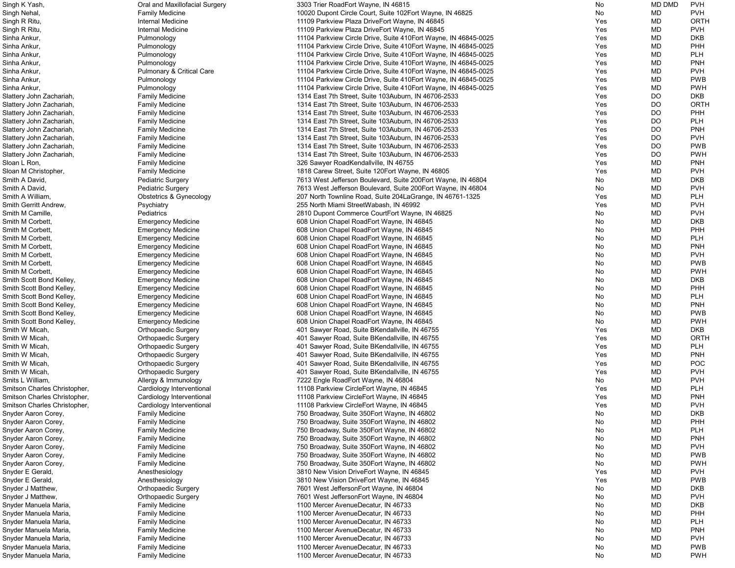| | | | | | |
|---|---|---|---|---|---|
| Singh K Yash, | Oral and Maxillofacial Surgery | 3303 Trier RoadFort Wayne, IN 46815 | No | MD DMD | PVH |
| Singh Nehal, | Family Medicine | 10020 Dupont Circle Court, Suite 102Fort Wayne, IN 46825 | No | MD | PVH |
| Singh R Ritu, | Internal Medicine | 11109 Parkview Plaza DriveFort Wayne, IN 46845 | Yes | MD | ORTH |
| Singh R Ritu, | Internal Medicine | 11109 Parkview Plaza DriveFort Wayne, IN 46845 | Yes | MD | PVH |
| Sinha Ankur, | Pulmonology | 11104 Parkview Circle Drive, Suite 410Fort Wayne, IN 46845-0025 | Yes | MD | DKB |
| Sinha Ankur, | Pulmonology | 11104 Parkview Circle Drive, Suite 410Fort Wayne, IN 46845-0025 | Yes | MD | PHH |
| Sinha Ankur, | Pulmonology | 11104 Parkview Circle Drive, Suite 410Fort Wayne, IN 46845-0025 | Yes | MD | PLH |
| Sinha Ankur, | Pulmonology | 11104 Parkview Circle Drive, Suite 410Fort Wayne, IN 46845-0025 | Yes | MD | PNH |
| Sinha Ankur, | Pulmonary & Critical Care | 11104 Parkview Circle Drive, Suite 410Fort Wayne, IN 46845-0025 | Yes | MD | PVH |
| Sinha Ankur, | Pulmonology | 11104 Parkview Circle Drive, Suite 410Fort Wayne, IN 46845-0025 | Yes | MD | PWB |
| Sinha Ankur, | Pulmonology | 11104 Parkview Circle Drive, Suite 410Fort Wayne, IN 46845-0025 | Yes | MD | PWH |
| Slattery John Zachariah, | Family Medicine | 1314 East 7th Street, Suite 103Auburn, IN 46706-2533 | Yes | DO | DKB |
| Slattery John Zachariah, | Family Medicine | 1314 East 7th Street, Suite 103Auburn, IN 46706-2533 | Yes | DO | ORTH |
| Slattery John Zachariah, | Family Medicine | 1314 East 7th Street, Suite 103Auburn, IN 46706-2533 | Yes | DO | PHH |
| Slattery John Zachariah, | Family Medicine | 1314 East 7th Street, Suite 103Auburn, IN 46706-2533 | Yes | DO | PLH |
| Slattery John Zachariah, | Family Medicine | 1314 East 7th Street, Suite 103Auburn, IN 46706-2533 | Yes | DO | PNH |
| Slattery John Zachariah, | Family Medicine | 1314 East 7th Street, Suite 103Auburn, IN 46706-2533 | Yes | DO | PVH |
| Slattery John Zachariah, | Family Medicine | 1314 East 7th Street, Suite 103Auburn, IN 46706-2533 | Yes | DO | PWB |
| Slattery John Zachariah, | Family Medicine | 1314 East 7th Street, Suite 103Auburn, IN 46706-2533 | Yes | DO | PWH |
| Sloan L Ron, | Family Medicine | 326 Sawyer RoadKendallville, IN 46755 | Yes | MD | PNH |
| Sloan M Christopher, | Family Medicine | 1818 Carew Street, Suite 120Fort Wayne, IN 46805 | Yes | MD | PVH |
| Smith A David, | Pediatric Surgery | 7613 West Jefferson Boulevard, Suite 200Fort Wayne, IN 46804 | No | MD | DKB |
| Smith A David, | Pediatric Surgery | 7613 West Jefferson Boulevard, Suite 200Fort Wayne, IN 46804 | No | MD | PVH |
| Smith A William, | Obstetrics & Gynecology | 207 North Townline Road, Suite 204LaGrange, IN 46761-1325 | Yes | MD | PLH |
| Smith Gerritt Andrew, | Psychiatry | 255 North Miami StreetWabash, IN 46992 | Yes | MD | PVH |
| Smith M Camille, | Pediatrics | 2810 Dupont Commerce CourtFort Wayne, IN 46825 | No | MD | PVH |
| Smith M Corbett, | Emergency Medicine | 608 Union Chapel RoadFort Wayne, IN 46845 | No | MD | DKB |
| Smith M Corbett, | Emergency Medicine | 608 Union Chapel RoadFort Wayne, IN 46845 | No | MD | PHH |
| Smith M Corbett, | Emergency Medicine | 608 Union Chapel RoadFort Wayne, IN 46845 | No | MD | PLH |
| Smith M Corbett, | Emergency Medicine | 608 Union Chapel RoadFort Wayne, IN 46845 | No | MD | PNH |
| Smith M Corbett, | Emergency Medicine | 608 Union Chapel RoadFort Wayne, IN 46845 | No | MD | PVH |
| Smith M Corbett, | Emergency Medicine | 608 Union Chapel RoadFort Wayne, IN 46845 | No | MD | PWB |
| Smith M Corbett, | Emergency Medicine | 608 Union Chapel RoadFort Wayne, IN 46845 | No | MD | PWH |
| Smith Scott Bond Kelley, | Emergency Medicine | 608 Union Chapel RoadFort Wayne, IN 46845 | No | MD | DKB |
| Smith Scott Bond Kelley, | Emergency Medicine | 608 Union Chapel RoadFort Wayne, IN 46845 | No | MD | PHH |
| Smith Scott Bond Kelley, | Emergency Medicine | 608 Union Chapel RoadFort Wayne, IN 46845 | No | MD | PLH |
| Smith Scott Bond Kelley, | Emergency Medicine | 608 Union Chapel RoadFort Wayne, IN 46845 | No | MD | PNH |
| Smith Scott Bond Kelley, | Emergency Medicine | 608 Union Chapel RoadFort Wayne, IN 46845 | No | MD | PWB |
| Smith Scott Bond Kelley, | Emergency Medicine | 608 Union Chapel RoadFort Wayne, IN 46845 | No | MD | PWH |
| Smith W Micah, | Orthopaedic Surgery | 401 Sawyer Road, Suite BKendallville, IN 46755 | Yes | MD | DKB |
| Smith W Micah, | Orthopaedic Surgery | 401 Sawyer Road, Suite BKendallville, IN 46755 | Yes | MD | ORTH |
| Smith W Micah, | Orthopaedic Surgery | 401 Sawyer Road, Suite BKendallville, IN 46755 | Yes | MD | PLH |
| Smith W Micah, | Orthopaedic Surgery | 401 Sawyer Road, Suite BKendallville, IN 46755 | Yes | MD | PNH |
| Smith W Micah, | Orthopaedic Surgery | 401 Sawyer Road, Suite BKendallville, IN 46755 | Yes | MD | POC |
| Smith W Micah, | Orthopaedic Surgery | 401 Sawyer Road, Suite BKendallville, IN 46755 | Yes | MD | PVH |
| Smits L William, | Allergy & Immunology | 7222 Engle RoadFort Wayne, IN 46804 | No | MD | PVH |
| Smitson Charles Christopher, | Cardiology Interventional | 11108 Parkview CircleFort Wayne, IN 46845 | Yes | MD | PLH |
| Smitson Charles Christopher, | Cardiology Interventional | 11108 Parkview CircleFort Wayne, IN 46845 | Yes | MD | PNH |
| Smitson Charles Christopher, | Cardiology Interventional | 11108 Parkview CircleFort Wayne, IN 46845 | Yes | MD | PVH |
| Snyder Aaron Corey, | Family Medicine | 750 Broadway, Suite 350Fort Wayne, IN 46802 | No | MD | DKB |
| Snyder Aaron Corey, | Family Medicine | 750 Broadway, Suite 350Fort Wayne, IN 46802 | No | MD | PHH |
| Snyder Aaron Corey, | Family Medicine | 750 Broadway, Suite 350Fort Wayne, IN 46802 | No | MD | PLH |
| Snyder Aaron Corey, | Family Medicine | 750 Broadway, Suite 350Fort Wayne, IN 46802 | No | MD | PNH |
| Snyder Aaron Corey, | Family Medicine | 750 Broadway, Suite 350Fort Wayne, IN 46802 | No | MD | PVH |
| Snyder Aaron Corey, | Family Medicine | 750 Broadway, Suite 350Fort Wayne, IN 46802 | No | MD | PWB |
| Snyder Aaron Corey, | Family Medicine | 750 Broadway, Suite 350Fort Wayne, IN 46802 | No | MD | PWH |
| Snyder E Gerald, | Anesthesiology | 3810 New Vision DriveFort Wayne, IN 46845 | Yes | MD | PVH |
| Snyder E Gerald, | Anesthesiology | 3810 New Vision DriveFort Wayne, IN 46845 | Yes | MD | PWB |
| Snyder J Matthew, | Orthopaedic Surgery | 7601 West JeffersonFort Wayne, IN 46804 | No | MD | DKB |
| Snyder J Matthew, | Orthopaedic Surgery | 7601 West JeffersonFort Wayne, IN 46804 | No | MD | PVH |
| Snyder Manuela Maria, | Family Medicine | 1100 Mercer AvenueDecatur, IN 46733 | No | MD | DKB |
| Snyder Manuela Maria, | Family Medicine | 1100 Mercer AvenueDecatur, IN 46733 | No | MD | PHH |
| Snyder Manuela Maria, | Family Medicine | 1100 Mercer AvenueDecatur, IN 46733 | No | MD | PLH |
| Snyder Manuela Maria, | Family Medicine | 1100 Mercer AvenueDecatur, IN 46733 | No | MD | PNH |
| Snyder Manuela Maria, | Family Medicine | 1100 Mercer AvenueDecatur, IN 46733 | No | MD | PVH |
| Snyder Manuela Maria, | Family Medicine | 1100 Mercer AvenueDecatur, IN 46733 | No | MD | PWB |
| Snyder Manuela Maria, | Family Medicine | 1100 Mercer AvenueDecatur, IN 46733 | No | MD | PWH |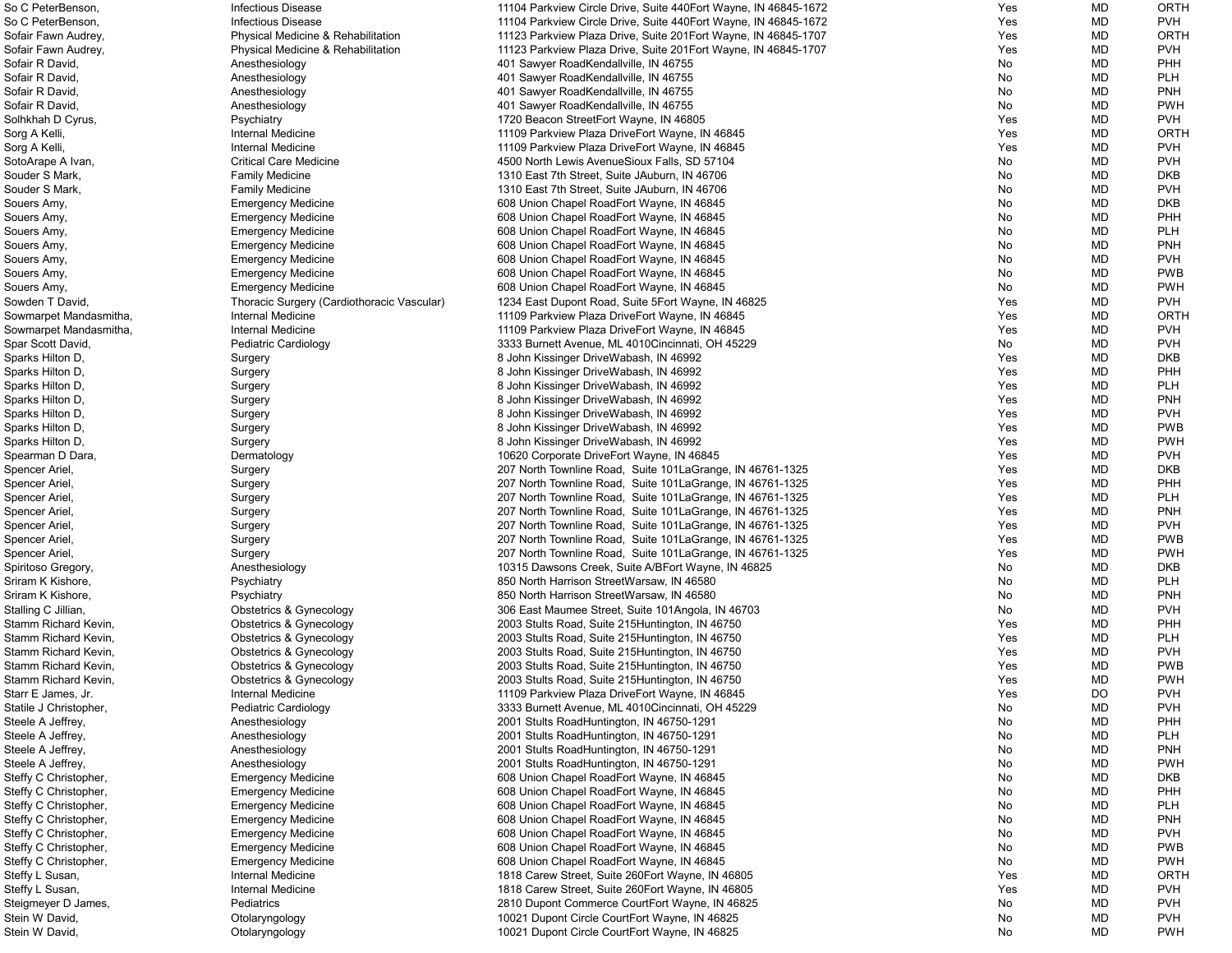| | | | | | |
|---|---|---|---|---|---|
| So C PeterBenson, | Infectious Disease | 11104 Parkview Circle Drive, Suite 440Fort Wayne, IN 46845-1672 | Yes | MD | ORTH |
| So C PeterBenson, | Infectious Disease | 11104 Parkview Circle Drive, Suite 440Fort Wayne, IN 46845-1672 | Yes | MD | PVH |
| Sofair Fawn Audrey, | Physical Medicine & Rehabilitation | 11123 Parkview Plaza Drive, Suite 201Fort Wayne, IN 46845-1707 | Yes | MD | ORTH |
| Sofair Fawn Audrey, | Physical Medicine & Rehabilitation | 11123 Parkview Plaza Drive, Suite 201Fort Wayne, IN 46845-1707 | Yes | MD | PVH |
| Sofair R David, | Anesthesiology | 401 Sawyer RoadKendallville, IN 46755 | No | MD | PHH |
| Sofair R David, | Anesthesiology | 401 Sawyer RoadKendallville, IN 46755 | No | MD | PLH |
| Sofair R David, | Anesthesiology | 401 Sawyer RoadKendallville, IN 46755 | No | MD | PNH |
| Sofair R David, | Anesthesiology | 401 Sawyer RoadKendallville, IN 46755 | No | MD | PWH |
| Solhkhah D Cyrus, | Psychiatry | 1720 Beacon StreetFort Wayne, IN 46805 | Yes | MD | PVH |
| Sorg A Kelli, | Internal Medicine | 11109 Parkview Plaza DriveFort Wayne, IN 46845 | Yes | MD | ORTH |
| Sorg A Kelli, | Internal Medicine | 11109 Parkview Plaza DriveFort Wayne, IN 46845 | Yes | MD | PVH |
| SotoArape A Ivan, | Critical Care Medicine | 4500 North Lewis AvenueSioux Falls, SD 57104 | No | MD | PVH |
| Souder S Mark, | Family Medicine | 1310 East 7th Street, Suite JAuburn, IN 46706 | No | MD | DKB |
| Souder S Mark, | Family Medicine | 1310 East 7th Street, Suite JAuburn, IN 46706 | No | MD | PVH |
| Souers Amy, | Emergency Medicine | 608 Union Chapel RoadFort Wayne, IN 46845 | No | MD | DKB |
| Souers Amy, | Emergency Medicine | 608 Union Chapel RoadFort Wayne, IN 46845 | No | MD | PHH |
| Souers Amy, | Emergency Medicine | 608 Union Chapel RoadFort Wayne, IN 46845 | No | MD | PLH |
| Souers Amy, | Emergency Medicine | 608 Union Chapel RoadFort Wayne, IN 46845 | No | MD | PNH |
| Souers Amy, | Emergency Medicine | 608 Union Chapel RoadFort Wayne, IN 46845 | No | MD | PVH |
| Souers Amy, | Emergency Medicine | 608 Union Chapel RoadFort Wayne, IN 46845 | No | MD | PWB |
| Souers Amy, | Emergency Medicine | 608 Union Chapel RoadFort Wayne, IN 46845 | No | MD | PWH |
| Sowden T David, | Thoracic Surgery (Cardiothoracic Vascular) | 1234 East Dupont Road, Suite 5Fort Wayne, IN 46825 | Yes | MD | PVH |
| Sowmarpet Mandasmitha, | Internal Medicine | 11109 Parkview Plaza DriveFort Wayne, IN 46845 | Yes | MD | ORTH |
| Sowmarpet Mandasmitha, | Internal Medicine | 11109 Parkview Plaza DriveFort Wayne, IN 46845 | Yes | MD | PVH |
| Spar Scott David, | Pediatric Cardiology | 3333 Burnett Avenue, ML 4010Cincinnati, OH 45229 | No | MD | PVH |
| Sparks Hilton D, | Surgery | 8 John Kissinger DriveWabash, IN 46992 | Yes | MD | DKB |
| Sparks Hilton D, | Surgery | 8 John Kissinger DriveWabash, IN 46992 | Yes | MD | PHH |
| Sparks Hilton D, | Surgery | 8 John Kissinger DriveWabash, IN 46992 | Yes | MD | PLH |
| Sparks Hilton D, | Surgery | 8 John Kissinger DriveWabash, IN 46992 | Yes | MD | PNH |
| Sparks Hilton D, | Surgery | 8 John Kissinger DriveWabash, IN 46992 | Yes | MD | PVH |
| Sparks Hilton D, | Surgery | 8 John Kissinger DriveWabash, IN 46992 | Yes | MD | PWB |
| Sparks Hilton D, | Surgery | 8 John Kissinger DriveWabash, IN 46992 | Yes | MD | PWH |
| Spearman D Dara, | Dermatology | 10620 Corporate DriveFort Wayne, IN 46845 | Yes | MD | PVH |
| Spencer Ariel, | Surgery | 207 North Townline Road, Suite 101LaGrange, IN 46761-1325 | Yes | MD | DKB |
| Spencer Ariel, | Surgery | 207 North Townline Road, Suite 101LaGrange, IN 46761-1325 | Yes | MD | PHH |
| Spencer Ariel, | Surgery | 207 North Townline Road, Suite 101LaGrange, IN 46761-1325 | Yes | MD | PLH |
| Spencer Ariel, | Surgery | 207 North Townline Road, Suite 101LaGrange, IN 46761-1325 | Yes | MD | PNH |
| Spencer Ariel, | Surgery | 207 North Townline Road, Suite 101LaGrange, IN 46761-1325 | Yes | MD | PVH |
| Spencer Ariel, | Surgery | 207 North Townline Road, Suite 101LaGrange, IN 46761-1325 | Yes | MD | PWB |
| Spencer Ariel, | Surgery | 207 North Townline Road, Suite 101LaGrange, IN 46761-1325 | Yes | MD | PWH |
| Spiritoso Gregory, | Anesthesiology | 10315 Dawsons Creek, Suite A/BFort Wayne, IN 46825 | No | MD | DKB |
| Sriram K Kishore, | Psychiatry | 850 North Harrison StreetWarsaw, IN 46580 | No | MD | PLH |
| Sriram K Kishore, | Psychiatry | 850 North Harrison StreetWarsaw, IN 46580 | No | MD | PNH |
| Stalling C Jillian, | Obstetrics & Gynecology | 306 East Maumee Street, Suite 101Angola, IN 46703 | No | MD | PVH |
| Stamm Richard Kevin, | Obstetrics & Gynecology | 2003 Stults Road, Suite 215Huntington, IN 46750 | Yes | MD | PHH |
| Stamm Richard Kevin, | Obstetrics & Gynecology | 2003 Stults Road, Suite 215Huntington, IN 46750 | Yes | MD | PLH |
| Stamm Richard Kevin, | Obstetrics & Gynecology | 2003 Stults Road, Suite 215Huntington, IN 46750 | Yes | MD | PVH |
| Stamm Richard Kevin, | Obstetrics & Gynecology | 2003 Stults Road, Suite 215Huntington, IN 46750 | Yes | MD | PWB |
| Stamm Richard Kevin, | Obstetrics & Gynecology | 2003 Stults Road, Suite 215Huntington, IN 46750 | Yes | MD | PWH |
| Starr E James, Jr. | Internal Medicine | 11109 Parkview Plaza DriveFort Wayne, IN 46845 | Yes | DO | PVH |
| Statile J Christopher, | Pediatric Cardiology | 3333 Burnett Avenue, ML 4010Cincinnati, OH 45229 | No | MD | PVH |
| Steele A Jeffrey, | Anesthesiology | 2001 Stults RoadHuntington, IN 46750-1291 | No | MD | PHH |
| Steele A Jeffrey, | Anesthesiology | 2001 Stults RoadHuntington, IN 46750-1291 | No | MD | PLH |
| Steele A Jeffrey, | Anesthesiology | 2001 Stults RoadHuntington, IN 46750-1291 | No | MD | PNH |
| Steele A Jeffrey, | Anesthesiology | 2001 Stults RoadHuntington, IN 46750-1291 | No | MD | PWH |
| Steffy C Christopher, | Emergency Medicine | 608 Union Chapel RoadFort Wayne, IN 46845 | No | MD | DKB |
| Steffy C Christopher, | Emergency Medicine | 608 Union Chapel RoadFort Wayne, IN 46845 | No | MD | PHH |
| Steffy C Christopher, | Emergency Medicine | 608 Union Chapel RoadFort Wayne, IN 46845 | No | MD | PLH |
| Steffy C Christopher, | Emergency Medicine | 608 Union Chapel RoadFort Wayne, IN 46845 | No | MD | PNH |
| Steffy C Christopher, | Emergency Medicine | 608 Union Chapel RoadFort Wayne, IN 46845 | No | MD | PVH |
| Steffy C Christopher, | Emergency Medicine | 608 Union Chapel RoadFort Wayne, IN 46845 | No | MD | PWB |
| Steffy C Christopher, | Emergency Medicine | 608 Union Chapel RoadFort Wayne, IN 46845 | No | MD | PWH |
| Steffy L Susan, | Internal Medicine | 1818 Carew Street, Suite 260Fort Wayne, IN 46805 | Yes | MD | ORTH |
| Steffy L Susan, | Internal Medicine | 1818 Carew Street, Suite 260Fort Wayne, IN 46805 | Yes | MD | PVH |
| Steigmeyer D James, | Pediatrics | 2810 Dupont Commerce CourtFort Wayne, IN 46825 | No | MD | PVH |
| Stein W David, | Otolaryngology | 10021 Dupont Circle CourtFort Wayne, IN 46825 | No | MD | PVH |
| Stein W David, | Otolaryngology | 10021 Dupont Circle CourtFort Wayne, IN 46825 | No | MD | PWH |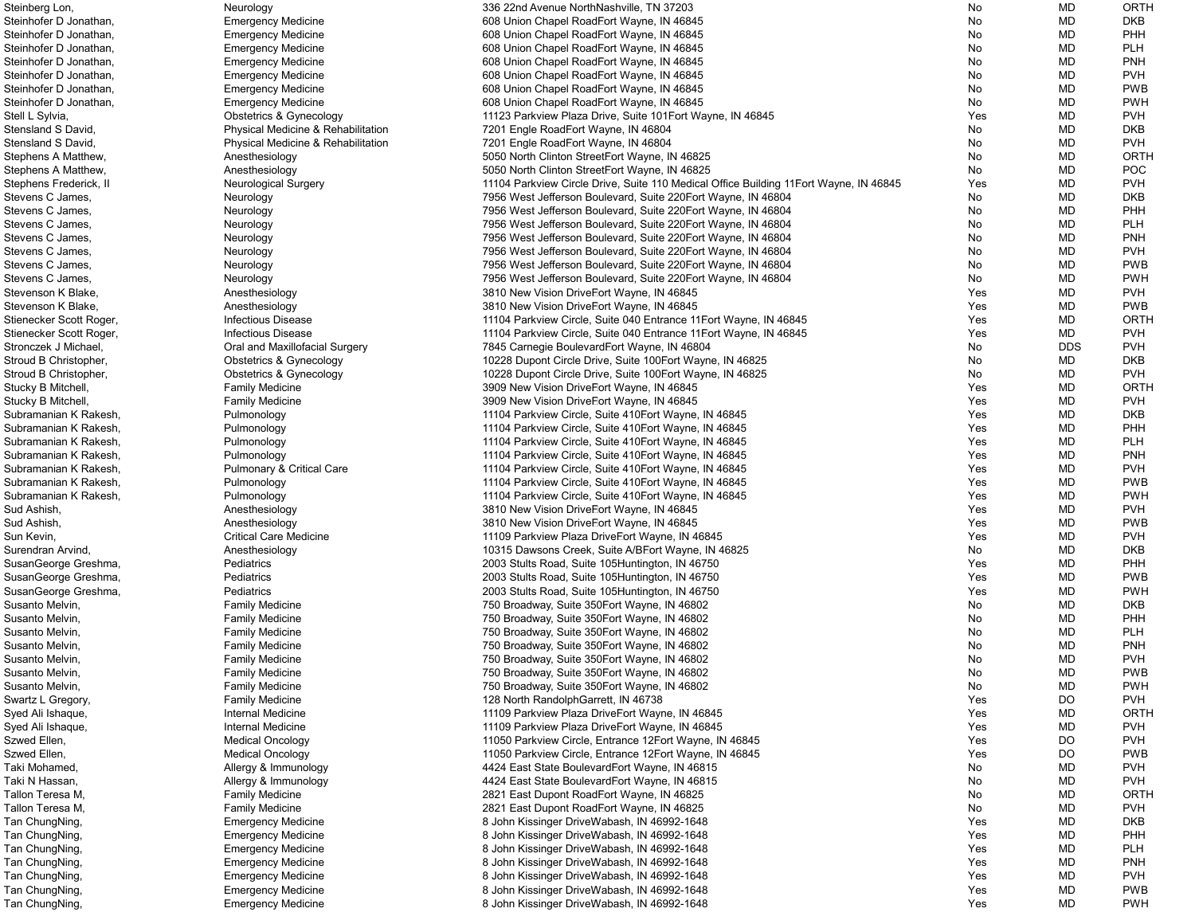| | | | | | |
|---|---|---|---|---|---|
| Steinberg Lon, | Neurology | 336 22nd Avenue NorthNashville, TN 37203 | No | MD | ORTH |
| Steinhofer D Jonathan, | Emergency Medicine | 608 Union Chapel RoadFort Wayne, IN 46845 | No | MD | DKB |
| Steinhofer D Jonathan, | Emergency Medicine | 608 Union Chapel RoadFort Wayne, IN 46845 | No | MD | PHH |
| Steinhofer D Jonathan, | Emergency Medicine | 608 Union Chapel RoadFort Wayne, IN 46845 | No | MD | PLH |
| Steinhofer D Jonathan, | Emergency Medicine | 608 Union Chapel RoadFort Wayne, IN 46845 | No | MD | PNH |
| Steinhofer D Jonathan, | Emergency Medicine | 608 Union Chapel RoadFort Wayne, IN 46845 | No | MD | PVH |
| Steinhofer D Jonathan, | Emergency Medicine | 608 Union Chapel RoadFort Wayne, IN 46845 | No | MD | PWB |
| Steinhofer D Jonathan, | Emergency Medicine | 608 Union Chapel RoadFort Wayne, IN 46845 | No | MD | PWH |
| Stell L Sylvia, | Obstetrics & Gynecology | 11123 Parkview Plaza Drive, Suite 101Fort Wayne, IN 46845 | Yes | MD | PVH |
| Stensland S David, | Physical Medicine & Rehabilitation | 7201 Engle RoadFort Wayne, IN 46804 | No | MD | DKB |
| Stensland S David, | Physical Medicine & Rehabilitation | 7201 Engle RoadFort Wayne, IN 46804 | No | MD | PVH |
| Stephens A Matthew, | Anesthesiology | 5050 North Clinton StreetFort Wayne, IN 46825 | No | MD | ORTH |
| Stephens A Matthew, | Anesthesiology | 5050 North Clinton StreetFort Wayne, IN 46825 | No | MD | POC |
| Stephens Frederick, II | Neurological Surgery | 11104 Parkview Circle Drive, Suite 110 Medical Office Building 11Fort Wayne, IN 46845 | Yes | MD | PVH |
| Stevens C James, | Neurology | 7956 West Jefferson Boulevard, Suite 220Fort Wayne, IN 46804 | No | MD | DKB |
| Stevens C James, | Neurology | 7956 West Jefferson Boulevard, Suite 220Fort Wayne, IN 46804 | No | MD | PHH |
| Stevens C James, | Neurology | 7956 West Jefferson Boulevard, Suite 220Fort Wayne, IN 46804 | No | MD | PLH |
| Stevens C James, | Neurology | 7956 West Jefferson Boulevard, Suite 220Fort Wayne, IN 46804 | No | MD | PNH |
| Stevens C James, | Neurology | 7956 West Jefferson Boulevard, Suite 220Fort Wayne, IN 46804 | No | MD | PVH |
| Stevens C James, | Neurology | 7956 West Jefferson Boulevard, Suite 220Fort Wayne, IN 46804 | No | MD | PWB |
| Stevens C James, | Neurology | 7956 West Jefferson Boulevard, Suite 220Fort Wayne, IN 46804 | No | MD | PWH |
| Stevenson K Blake, | Anesthesiology | 3810 New Vision DriveFort Wayne, IN 46845 | Yes | MD | PVH |
| Stevenson K Blake, | Anesthesiology | 3810 New Vision DriveFort Wayne, IN 46845 | Yes | MD | PWB |
| Stienecker Scott Roger, | Infectious Disease | 11104 Parkview Circle, Suite 040 Entrance 11Fort Wayne, IN 46845 | Yes | MD | ORTH |
| Stienecker Scott Roger, | Infectious Disease | 11104 Parkview Circle, Suite 040 Entrance 11Fort Wayne, IN 46845 | Yes | MD | PVH |
| Stronczek J Michael, | Oral and Maxillofacial Surgery | 7845 Carnegie BoulevardFort Wayne, IN 46804 | No | DDS | PVH |
| Stroud B Christopher, | Obstetrics & Gynecology | 10228 Dupont Circle Drive, Suite 100Fort Wayne, IN 46825 | No | MD | DKB |
| Stroud B Christopher, | Obstetrics & Gynecology | 10228 Dupont Circle Drive, Suite 100Fort Wayne, IN 46825 | No | MD | PVH |
| Stucky B Mitchell, | Family Medicine | 3909 New Vision DriveFort Wayne, IN 46845 | Yes | MD | ORTH |
| Stucky B Mitchell, | Family Medicine | 3909 New Vision DriveFort Wayne, IN 46845 | Yes | MD | PVH |
| Subramanian K Rakesh, | Pulmonology | 11104 Parkview Circle, Suite 410Fort Wayne, IN 46845 | Yes | MD | DKB |
| Subramanian K Rakesh, | Pulmonology | 11104 Parkview Circle, Suite 410Fort Wayne, IN 46845 | Yes | MD | PHH |
| Subramanian K Rakesh, | Pulmonology | 11104 Parkview Circle, Suite 410Fort Wayne, IN 46845 | Yes | MD | PLH |
| Subramanian K Rakesh, | Pulmonology | 11104 Parkview Circle, Suite 410Fort Wayne, IN 46845 | Yes | MD | PNH |
| Subramanian K Rakesh, | Pulmonary & Critical Care | 11104 Parkview Circle, Suite 410Fort Wayne, IN 46845 | Yes | MD | PVH |
| Subramanian K Rakesh, | Pulmonology | 11104 Parkview Circle, Suite 410Fort Wayne, IN 46845 | Yes | MD | PWB |
| Subramanian K Rakesh, | Pulmonology | 11104 Parkview Circle, Suite 410Fort Wayne, IN 46845 | Yes | MD | PWH |
| Sud Ashish, | Anesthesiology | 3810 New Vision DriveFort Wayne, IN 46845 | Yes | MD | PVH |
| Sud Ashish, | Anesthesiology | 3810 New Vision DriveFort Wayne, IN 46845 | Yes | MD | PWB |
| Sun Kevin, | Critical Care Medicine | 11109 Parkview Plaza DriveFort Wayne, IN 46845 | Yes | MD | PVH |
| Surendran Arvind, | Anesthesiology | 10315 Dawsons Creek, Suite A/BFort Wayne, IN 46825 | No | MD | DKB |
| SusanGeorge Greshma, | Pediatrics | 2003 Stults Road, Suite 105Huntington, IN 46750 | Yes | MD | PHH |
| SusanGeorge Greshma, | Pediatrics | 2003 Stults Road, Suite 105Huntington, IN 46750 | Yes | MD | PWB |
| SusanGeorge Greshma, | Pediatrics | 2003 Stults Road, Suite 105Huntington, IN 46750 | Yes | MD | PWH |
| Susanto Melvin, | Family Medicine | 750 Broadway, Suite 350Fort Wayne, IN 46802 | No | MD | DKB |
| Susanto Melvin, | Family Medicine | 750 Broadway, Suite 350Fort Wayne, IN 46802 | No | MD | PHH |
| Susanto Melvin, | Family Medicine | 750 Broadway, Suite 350Fort Wayne, IN 46802 | No | MD | PLH |
| Susanto Melvin, | Family Medicine | 750 Broadway, Suite 350Fort Wayne, IN 46802 | No | MD | PNH |
| Susanto Melvin, | Family Medicine | 750 Broadway, Suite 350Fort Wayne, IN 46802 | No | MD | PVH |
| Susanto Melvin, | Family Medicine | 750 Broadway, Suite 350Fort Wayne, IN 46802 | No | MD | PWB |
| Susanto Melvin, | Family Medicine | 750 Broadway, Suite 350Fort Wayne, IN 46802 | No | MD | PWH |
| Swartz L Gregory, | Family Medicine | 128 North RandolphGarrett, IN 46738 | Yes | DO | PVH |
| Syed Ali Ishaque, | Internal Medicine | 11109 Parkview Plaza DriveFort Wayne, IN 46845 | Yes | MD | ORTH |
| Syed Ali Ishaque, | Internal Medicine | 11109 Parkview Plaza DriveFort Wayne, IN 46845 | Yes | MD | PVH |
| Szwed Ellen, | Medical Oncology | 11050 Parkview Circle, Entrance 12Fort Wayne, IN 46845 | Yes | DO | PVH |
| Szwed Ellen, | Medical Oncology | 11050 Parkview Circle, Entrance 12Fort Wayne, IN 46845 | Yes | DO | PWB |
| Taki Mohamed, | Allergy & Immunology | 4424 East State BoulevardFort Wayne, IN 46815 | No | MD | PVH |
| Taki N Hassan, | Allergy & Immunology | 4424 East State BoulevardFort Wayne, IN 46815 | No | MD | PVH |
| Tallon Teresa M, | Family Medicine | 2821 East Dupont RoadFort Wayne, IN 46825 | No | MD | ORTH |
| Tallon Teresa M, | Family Medicine | 2821 East Dupont RoadFort Wayne, IN 46825 | No | MD | PVH |
| Tan ChungNing, | Emergency Medicine | 8 John Kissinger DriveWabash, IN 46992-1648 | Yes | MD | DKB |
| Tan ChungNing, | Emergency Medicine | 8 John Kissinger DriveWabash, IN 46992-1648 | Yes | MD | PHH |
| Tan ChungNing, | Emergency Medicine | 8 John Kissinger DriveWabash, IN 46992-1648 | Yes | MD | PLH |
| Tan ChungNing, | Emergency Medicine | 8 John Kissinger DriveWabash, IN 46992-1648 | Yes | MD | PNH |
| Tan ChungNing, | Emergency Medicine | 8 John Kissinger DriveWabash, IN 46992-1648 | Yes | MD | PVH |
| Tan ChungNing, | Emergency Medicine | 8 John Kissinger DriveWabash, IN 46992-1648 | Yes | MD | PWB |
| Tan ChungNing, | Emergency Medicine | 8 John Kissinger DriveWabash, IN 46992-1648 | Yes | MD | PWH |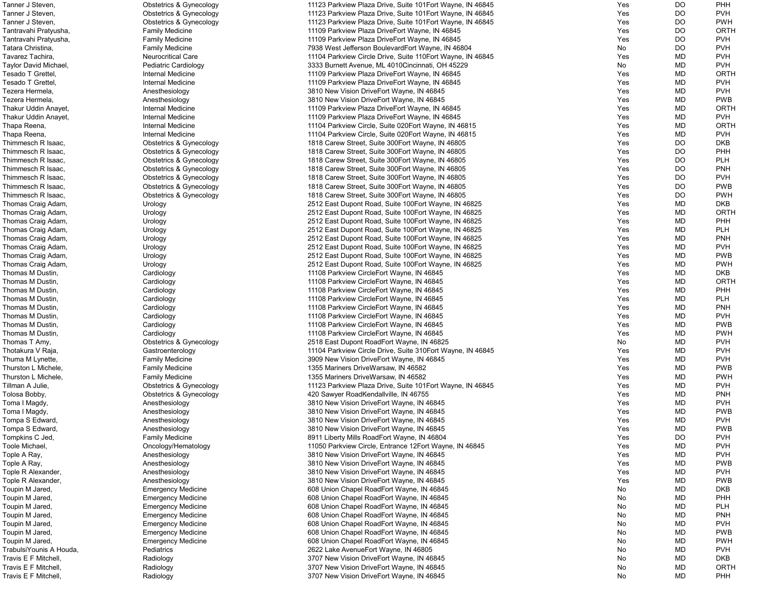| | | | | | |
|---|---|---|---|---|---|
| Tanner J Steven, | Obstetrics & Gynecology | 11123 Parkview Plaza Drive, Suite 101Fort Wayne, IN 46845 | Yes | DO | PHH |
| Tanner J Steven, | Obstetrics & Gynecology | 11123 Parkview Plaza Drive, Suite 101Fort Wayne, IN 46845 | Yes | DO | PVH |
| Tanner J Steven, | Obstetrics & Gynecology | 11123 Parkview Plaza Drive, Suite 101Fort Wayne, IN 46845 | Yes | DO | PWH |
| Tantravahi Pratyusha, | Family Medicine | 11109 Parkview Plaza DriveFort Wayne, IN 46845 | Yes | DO | ORTH |
| Tantravahi Pratyusha, | Family Medicine | 11109 Parkview Plaza DriveFort Wayne, IN 46845 | Yes | DO | PVH |
| Tatara Christina, | Family Medicine | 7938 West Jefferson BoulevardFort Wayne, IN 46804 | No | DO | PVH |
| Tavarez Tachira, | Neurocritical Care | 11104 Parkview Circle Drive, Suite 110Fort Wayne, IN 46845 | Yes | MD | PVH |
| Taylor David Michael, | Pediatric Cardiology | 3333 Burnett Avenue, ML 4010Cincinnati, OH 45229 | No | MD | PVH |
| Tesado T Grettel, | Internal Medicine | 11109 Parkview Plaza DriveFort Wayne, IN 46845 | Yes | MD | ORTH |
| Tesado T Grettel, | Internal Medicine | 11109 Parkview Plaza DriveFort Wayne, IN 46845 | Yes | MD | PVH |
| Tezera Hermela, | Anesthesiology | 3810 New Vision DriveFort Wayne, IN 46845 | Yes | MD | PVH |
| Tezera Hermela, | Anesthesiology | 3810 New Vision DriveFort Wayne, IN 46845 | Yes | MD | PWB |
| Thakur Uddin Anayet, | Internal Medicine | 11109 Parkview Plaza DriveFort Wayne, IN 46845 | Yes | MD | ORTH |
| Thakur Uddin Anayet, | Internal Medicine | 11109 Parkview Plaza DriveFort Wayne, IN 46845 | Yes | MD | PVH |
| Thapa Reena, | Internal Medicine | 11104 Parkview Circle, Suite 020Fort Wayne, IN 46815 | Yes | MD | ORTH |
| Thapa Reena, | Internal Medicine | 11104 Parkview Circle, Suite 020Fort Wayne, IN 46815 | Yes | MD | PVH |
| Thimmesch R Isaac, | Obstetrics & Gynecology | 1818 Carew Street, Suite 300Fort Wayne, IN 46805 | Yes | DO | DKB |
| Thimmesch R Isaac, | Obstetrics & Gynecology | 1818 Carew Street, Suite 300Fort Wayne, IN 46805 | Yes | DO | PHH |
| Thimmesch R Isaac, | Obstetrics & Gynecology | 1818 Carew Street, Suite 300Fort Wayne, IN 46805 | Yes | DO | PLH |
| Thimmesch R Isaac, | Obstetrics & Gynecology | 1818 Carew Street, Suite 300Fort Wayne, IN 46805 | Yes | DO | PNH |
| Thimmesch R Isaac, | Obstetrics & Gynecology | 1818 Carew Street, Suite 300Fort Wayne, IN 46805 | Yes | DO | PVH |
| Thimmesch R Isaac, | Obstetrics & Gynecology | 1818 Carew Street, Suite 300Fort Wayne, IN 46805 | Yes | DO | PWB |
| Thimmesch R Isaac, | Obstetrics & Gynecology | 1818 Carew Street, Suite 300Fort Wayne, IN 46805 | Yes | DO | PWH |
| Thomas Craig Adam, | Urology | 2512 East Dupont Road, Suite 100Fort Wayne, IN 46825 | Yes | MD | DKB |
| Thomas Craig Adam, | Urology | 2512 East Dupont Road, Suite 100Fort Wayne, IN 46825 | Yes | MD | ORTH |
| Thomas Craig Adam, | Urology | 2512 East Dupont Road, Suite 100Fort Wayne, IN 46825 | Yes | MD | PHH |
| Thomas Craig Adam, | Urology | 2512 East Dupont Road, Suite 100Fort Wayne, IN 46825 | Yes | MD | PLH |
| Thomas Craig Adam, | Urology | 2512 East Dupont Road, Suite 100Fort Wayne, IN 46825 | Yes | MD | PNH |
| Thomas Craig Adam, | Urology | 2512 East Dupont Road, Suite 100Fort Wayne, IN 46825 | Yes | MD | PVH |
| Thomas Craig Adam, | Urology | 2512 East Dupont Road, Suite 100Fort Wayne, IN 46825 | Yes | MD | PWB |
| Thomas Craig Adam, | Urology | 2512 East Dupont Road, Suite 100Fort Wayne, IN 46825 | Yes | MD | PWH |
| Thomas M Dustin, | Cardiology | 11108 Parkview CircleFort Wayne, IN 46845 | Yes | MD | DKB |
| Thomas M Dustin, | Cardiology | 11108 Parkview CircleFort Wayne, IN 46845 | Yes | MD | ORTH |
| Thomas M Dustin, | Cardiology | 11108 Parkview CircleFort Wayne, IN 46845 | Yes | MD | PHH |
| Thomas M Dustin, | Cardiology | 11108 Parkview CircleFort Wayne, IN 46845 | Yes | MD | PLH |
| Thomas M Dustin, | Cardiology | 11108 Parkview CircleFort Wayne, IN 46845 | Yes | MD | PNH |
| Thomas M Dustin, | Cardiology | 11108 Parkview CircleFort Wayne, IN 46845 | Yes | MD | PVH |
| Thomas M Dustin, | Cardiology | 11108 Parkview CircleFort Wayne, IN 46845 | Yes | MD | PWB |
| Thomas M Dustin, | Cardiology | 11108 Parkview CircleFort Wayne, IN 46845 | Yes | MD | PWH |
| Thomas T Amy, | Obstetrics & Gynecology | 2518 East Dupont RoadFort Wayne, IN 46825 | No | MD | PVH |
| Thotakura V Raja, | Gastroenterology | 11104 Parkview Circle Drive, Suite 310Fort Wayne, IN 46845 | Yes | MD | PVH |
| Thuma M Lynette, | Family Medicine | 3909 New Vision DriveFort Wayne, IN 46845 | Yes | MD | PVH |
| Thurston L Michele, | Family Medicine | 1355 Mariners DriveWarsaw, IN 46582 | Yes | MD | PWB |
| Thurston L Michele, | Family Medicine | 1355 Mariners DriveWarsaw, IN 46582 | Yes | MD | PWH |
| Tillman A Julie, | Obstetrics & Gynecology | 11123 Parkview Plaza Drive, Suite 101Fort Wayne, IN 46845 | Yes | MD | PVH |
| Tolosa Bobby, | Obstetrics & Gynecology | 420 Sawyer RoadKendallville, IN 46755 | Yes | MD | PNH |
| Toma I Magdy, | Anesthesiology | 3810 New Vision DriveFort Wayne, IN 46845 | Yes | MD | PVH |
| Toma I Magdy, | Anesthesiology | 3810 New Vision DriveFort Wayne, IN 46845 | Yes | MD | PWB |
| Tompa S Edward, | Anesthesiology | 3810 New Vision DriveFort Wayne, IN 46845 | Yes | MD | PVH |
| Tompa S Edward, | Anesthesiology | 3810 New Vision DriveFort Wayne, IN 46845 | Yes | MD | PWB |
| Tompkins C Jed, | Family Medicine | 8911 Liberty Mills RoadFort Wayne, IN 46804 | Yes | DO | PVH |
| Toole Michael, | Oncology/Hematology | 11050 Parkview Circle, Entrance 12Fort Wayne, IN 46845 | Yes | MD | PVH |
| Tople A Ray, | Anesthesiology | 3810 New Vision DriveFort Wayne, IN 46845 | Yes | MD | PVH |
| Tople A Ray, | Anesthesiology | 3810 New Vision DriveFort Wayne, IN 46845 | Yes | MD | PWB |
| Tople R Alexander, | Anesthesiology | 3810 New Vision DriveFort Wayne, IN 46845 | Yes | MD | PVH |
| Tople R Alexander, | Anesthesiology | 3810 New Vision DriveFort Wayne, IN 46845 | Yes | MD | PWB |
| Toupin M Jared, | Emergency Medicine | 608 Union Chapel RoadFort Wayne, IN 46845 | No | MD | DKB |
| Toupin M Jared, | Emergency Medicine | 608 Union Chapel RoadFort Wayne, IN 46845 | No | MD | PHH |
| Toupin M Jared, | Emergency Medicine | 608 Union Chapel RoadFort Wayne, IN 46845 | No | MD | PLH |
| Toupin M Jared, | Emergency Medicine | 608 Union Chapel RoadFort Wayne, IN 46845 | No | MD | PNH |
| Toupin M Jared, | Emergency Medicine | 608 Union Chapel RoadFort Wayne, IN 46845 | No | MD | PVH |
| Toupin M Jared, | Emergency Medicine | 608 Union Chapel RoadFort Wayne, IN 46845 | No | MD | PWB |
| Toupin M Jared, | Emergency Medicine | 608 Union Chapel RoadFort Wayne, IN 46845 | No | MD | PWH |
| TrabulsiYounis A Houda, | Pediatrics | 2622 Lake AvenueFort Wayne, IN 46805 | No | MD | PVH |
| Travis E F Mitchell, | Radiology | 3707 New Vision DriveFort Wayne, IN 46845 | No | MD | DKB |
| Travis E F Mitchell, | Radiology | 3707 New Vision DriveFort Wayne, IN 46845 | No | MD | ORTH |
| Travis E F Mitchell, | Radiology | 3707 New Vision DriveFort Wayne, IN 46845 | No | MD | PHH |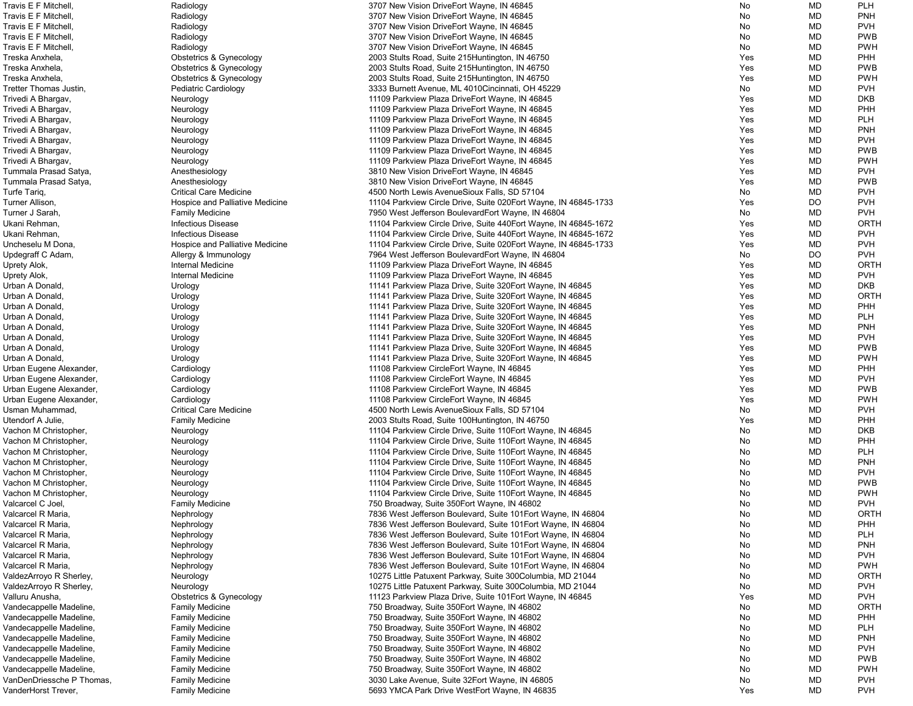| | | | | | |
|---|---|---|---|---|---|
| Travis E F Mitchell, | Radiology | 3707 New Vision DriveFort Wayne, IN 46845 | No | MD | PLH |
| Travis E F Mitchell, | Radiology | 3707 New Vision DriveFort Wayne, IN 46845 | No | MD | PNH |
| Travis E F Mitchell, | Radiology | 3707 New Vision DriveFort Wayne, IN 46845 | No | MD | PVH |
| Travis E F Mitchell, | Radiology | 3707 New Vision DriveFort Wayne, IN 46845 | No | MD | PWB |
| Travis E F Mitchell, | Radiology | 3707 New Vision DriveFort Wayne, IN 46845 | No | MD | PWH |
| Treska Anxhela, | Obstetrics & Gynecology | 2003 Stults Road, Suite 215Huntington, IN 46750 | Yes | MD | PHH |
| Treska Anxhela, | Obstetrics & Gynecology | 2003 Stults Road, Suite 215Huntington, IN 46750 | Yes | MD | PWB |
| Treska Anxhela, | Obstetrics & Gynecology | 2003 Stults Road, Suite 215Huntington, IN 46750 | Yes | MD | PWH |
| Tretter Thomas Justin, | Pediatric Cardiology | 3333 Burnett Avenue, ML 4010Cincinnati, OH 45229 | No | MD | PVH |
| Trivedi A Bhargav, | Neurology | 11109 Parkview Plaza DriveFort Wayne, IN 46845 | Yes | MD | DKB |
| Trivedi A Bhargav, | Neurology | 11109 Parkview Plaza DriveFort Wayne, IN 46845 | Yes | MD | PHH |
| Trivedi A Bhargav, | Neurology | 11109 Parkview Plaza DriveFort Wayne, IN 46845 | Yes | MD | PLH |
| Trivedi A Bhargav, | Neurology | 11109 Parkview Plaza DriveFort Wayne, IN 46845 | Yes | MD | PNH |
| Trivedi A Bhargav, | Neurology | 11109 Parkview Plaza DriveFort Wayne, IN 46845 | Yes | MD | PVH |
| Trivedi A Bhargav, | Neurology | 11109 Parkview Plaza DriveFort Wayne, IN 46845 | Yes | MD | PWB |
| Trivedi A Bhargav, | Neurology | 11109 Parkview Plaza DriveFort Wayne, IN 46845 | Yes | MD | PWH |
| Tummala Prasad Satya, | Anesthesiology | 3810 New Vision DriveFort Wayne, IN 46845 | Yes | MD | PVH |
| Tummala Prasad Satya, | Anesthesiology | 3810 New Vision DriveFort Wayne, IN 46845 | Yes | MD | PWB |
| Turfe Tariq, | Critical Care Medicine | 4500 North Lewis AvenueSioux Falls, SD 57104 | No | MD | PVH |
| Turner Allison, | Hospice and Palliative Medicine | 11104 Parkview Circle Drive, Suite 020Fort Wayne, IN 46845-1733 | Yes | DO | PVH |
| Turner J Sarah, | Family Medicine | 7950 West Jefferson BoulevardFort Wayne, IN 46804 | No | MD | PVH |
| Ukani Rehman, | Infectious Disease | 11104 Parkview Circle Drive, Suite 440Fort Wayne, IN 46845-1672 | Yes | MD | ORTH |
| Ukani Rehman, | Infectious Disease | 11104 Parkview Circle Drive, Suite 440Fort Wayne, IN 46845-1672 | Yes | MD | PVH |
| Uncheselu M Dona, | Hospice and Palliative Medicine | 11104 Parkview Circle Drive, Suite 020Fort Wayne, IN 46845-1733 | Yes | MD | PVH |
| Updegraff C Adam, | Allergy & Immunology | 7964 West Jefferson BoulevardFort Wayne, IN 46804 | No | DO | PVH |
| Uprety Alok, | Internal Medicine | 11109 Parkview Plaza DriveFort Wayne, IN 46845 | Yes | MD | ORTH |
| Uprety Alok, | Internal Medicine | 11109 Parkview Plaza DriveFort Wayne, IN 46845 | Yes | MD | PVH |
| Urban A Donald, | Urology | 11141 Parkview Plaza Drive, Suite 320Fort Wayne, IN 46845 | Yes | MD | DKB |
| Urban A Donald, | Urology | 11141 Parkview Plaza Drive, Suite 320Fort Wayne, IN 46845 | Yes | MD | ORTH |
| Urban A Donald, | Urology | 11141 Parkview Plaza Drive, Suite 320Fort Wayne, IN 46845 | Yes | MD | PHH |
| Urban A Donald, | Urology | 11141 Parkview Plaza Drive, Suite 320Fort Wayne, IN 46845 | Yes | MD | PLH |
| Urban A Donald, | Urology | 11141 Parkview Plaza Drive, Suite 320Fort Wayne, IN 46845 | Yes | MD | PNH |
| Urban A Donald, | Urology | 11141 Parkview Plaza Drive, Suite 320Fort Wayne, IN 46845 | Yes | MD | PVH |
| Urban A Donald, | Urology | 11141 Parkview Plaza Drive, Suite 320Fort Wayne, IN 46845 | Yes | MD | PWB |
| Urban A Donald, | Urology | 11141 Parkview Plaza Drive, Suite 320Fort Wayne, IN 46845 | Yes | MD | PWH |
| Urban Eugene Alexander, | Cardiology | 11108 Parkview CircleFort Wayne, IN 46845 | Yes | MD | PHH |
| Urban Eugene Alexander, | Cardiology | 11108 Parkview CircleFort Wayne, IN 46845 | Yes | MD | PVH |
| Urban Eugene Alexander, | Cardiology | 11108 Parkview CircleFort Wayne, IN 46845 | Yes | MD | PWB |
| Urban Eugene Alexander, | Cardiology | 11108 Parkview CircleFort Wayne, IN 46845 | Yes | MD | PWH |
| Usman Muhammad, | Critical Care Medicine | 4500 North Lewis AvenueSioux Falls, SD 57104 | No | MD | PVH |
| Utendorf A Julie, | Family Medicine | 2003 Stults Road, Suite 100Huntington, IN 46750 | Yes | MD | PHH |
| Vachon M Christopher, | Neurology | 11104 Parkview Circle Drive, Suite 110Fort Wayne, IN 46845 | No | MD | DKB |
| Vachon M Christopher, | Neurology | 11104 Parkview Circle Drive, Suite 110Fort Wayne, IN 46845 | No | MD | PHH |
| Vachon M Christopher, | Neurology | 11104 Parkview Circle Drive, Suite 110Fort Wayne, IN 46845 | No | MD | PLH |
| Vachon M Christopher, | Neurology | 11104 Parkview Circle Drive, Suite 110Fort Wayne, IN 46845 | No | MD | PNH |
| Vachon M Christopher, | Neurology | 11104 Parkview Circle Drive, Suite 110Fort Wayne, IN 46845 | No | MD | PVH |
| Vachon M Christopher, | Neurology | 11104 Parkview Circle Drive, Suite 110Fort Wayne, IN 46845 | No | MD | PWB |
| Vachon M Christopher, | Neurology | 11104 Parkview Circle Drive, Suite 110Fort Wayne, IN 46845 | No | MD | PWH |
| Valcarcel C Joel, | Family Medicine | 750 Broadway, Suite 350Fort Wayne, IN 46802 | No | MD | PVH |
| Valcarcel R Maria, | Nephrology | 7836 West Jefferson Boulevard, Suite 101Fort Wayne, IN 46804 | No | MD | ORTH |
| Valcarcel R Maria, | Nephrology | 7836 West Jefferson Boulevard, Suite 101Fort Wayne, IN 46804 | No | MD | PHH |
| Valcarcel R Maria, | Nephrology | 7836 West Jefferson Boulevard, Suite 101Fort Wayne, IN 46804 | No | MD | PLH |
| Valcarcel R Maria, | Nephrology | 7836 West Jefferson Boulevard, Suite 101Fort Wayne, IN 46804 | No | MD | PNH |
| Valcarcel R Maria, | Nephrology | 7836 West Jefferson Boulevard, Suite 101Fort Wayne, IN 46804 | No | MD | PVH |
| Valcarcel R Maria, | Nephrology | 7836 West Jefferson Boulevard, Suite 101Fort Wayne, IN 46804 | No | MD | PWH |
| ValdezArroyo R Sherley, | Neurology | 10275 Little Patuxent Parkway, Suite 300Columbia, MD 21044 | No | MD | ORTH |
| ValdezArroyo R Sherley, | Neurology | 10275 Little Patuxent Parkway, Suite 300Columbia, MD 21044 | No | MD | PVH |
| Valluru Anusha, | Obstetrics & Gynecology | 11123 Parkview Plaza Drive, Suite 101Fort Wayne, IN 46845 | Yes | MD | PVH |
| Vandecappelle Madeline, | Family Medicine | 750 Broadway, Suite 350Fort Wayne, IN 46802 | No | MD | ORTH |
| Vandecappelle Madeline, | Family Medicine | 750 Broadway, Suite 350Fort Wayne, IN 46802 | No | MD | PHH |
| Vandecappelle Madeline, | Family Medicine | 750 Broadway, Suite 350Fort Wayne, IN 46802 | No | MD | PLH |
| Vandecappelle Madeline, | Family Medicine | 750 Broadway, Suite 350Fort Wayne, IN 46802 | No | MD | PNH |
| Vandecappelle Madeline, | Family Medicine | 750 Broadway, Suite 350Fort Wayne, IN 46802 | No | MD | PVH |
| Vandecappelle Madeline, | Family Medicine | 750 Broadway, Suite 350Fort Wayne, IN 46802 | No | MD | PWB |
| Vandecappelle Madeline, | Family Medicine | 750 Broadway, Suite 350Fort Wayne, IN 46802 | No | MD | PWH |
| VanDenDriessche P Thomas, | Family Medicine | 3030 Lake Avenue, Suite 32Fort Wayne, IN 46805 | No | MD | PVH |
| VanderHorst Trever, | Family Medicine | 5693 YMCA Park Drive WestFort Wayne, IN 46835 | Yes | MD | PVH |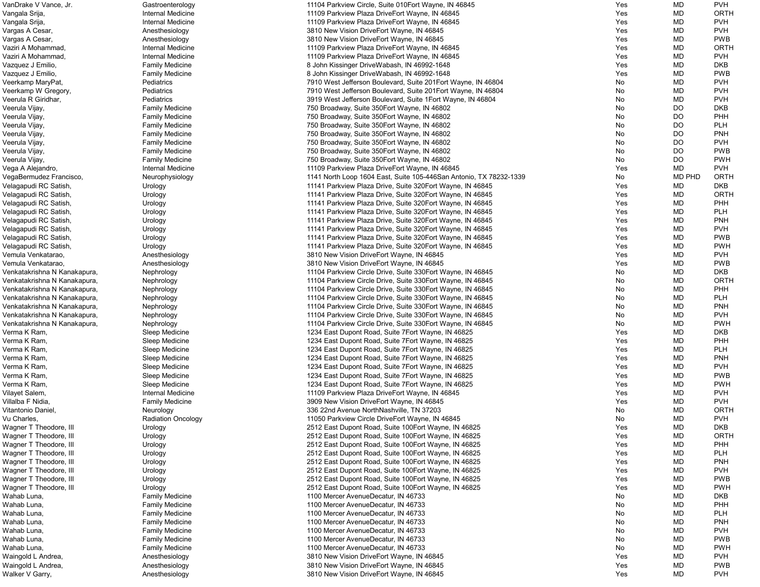| | | | | | |
|---|---|---|---|---|---|
| VanDrake V Vance, Jr. | Gastroenterology | 11104 Parkview Circle, Suite 010Fort Wayne, IN 46845 | Yes | MD | PVH |
| Vangala Srija, | Internal Medicine | 11109 Parkview Plaza DriveFort Wayne, IN 46845 | Yes | MD | ORTH |
| Vangala Srija, | Internal Medicine | 11109 Parkview Plaza DriveFort Wayne, IN 46845 | Yes | MD | PVH |
| Vargas A Cesar, | Anesthesiology | 3810 New Vision DriveFort Wayne, IN 46845 | Yes | MD | PVH |
| Vargas A Cesar, | Anesthesiology | 3810 New Vision DriveFort Wayne, IN 46845 | Yes | MD | PWB |
| Vaziri A Mohammad, | Internal Medicine | 11109 Parkview Plaza DriveFort Wayne, IN 46845 | Yes | MD | ORTH |
| Vaziri A Mohammad, | Internal Medicine | 11109 Parkview Plaza DriveFort Wayne, IN 46845 | Yes | MD | PVH |
| Vazquez J Emilio, | Family Medicine | 8 John Kissinger DriveWabash, IN 46992-1648 | Yes | MD | DKB |
| Vazquez J Emilio, | Family Medicine | 8 John Kissinger DriveWabash, IN 46992-1648 | Yes | MD | PWB |
| Veerkamp MaryPat, | Pediatrics | 7910 West Jefferson Boulevard, Suite 201Fort Wayne, IN 46804 | No | MD | PVH |
| Veerkamp W Gregory, | Pediatrics | 7910 West Jefferson Boulevard, Suite 201Fort Wayne, IN 46804 | No | MD | PVH |
| Veerula R Giridhar, | Pediatrics | 3919 West Jefferson Boulevard, Suite 1Fort Wayne, IN 46804 | No | MD | PVH |
| Veerula Vijay, | Family Medicine | 750 Broadway, Suite 350Fort Wayne, IN 46802 | No | DO | DKB |
| Veerula Vijay, | Family Medicine | 750 Broadway, Suite 350Fort Wayne, IN 46802 | No | DO | PHH |
| Veerula Vijay, | Family Medicine | 750 Broadway, Suite 350Fort Wayne, IN 46802 | No | DO | PLH |
| Veerula Vijay, | Family Medicine | 750 Broadway, Suite 350Fort Wayne, IN 46802 | No | DO | PNH |
| Veerula Vijay, | Family Medicine | 750 Broadway, Suite 350Fort Wayne, IN 46802 | No | DO | PVH |
| Veerula Vijay, | Family Medicine | 750 Broadway, Suite 350Fort Wayne, IN 46802 | No | DO | PWB |
| Veerula Vijay, | Family Medicine | 750 Broadway, Suite 350Fort Wayne, IN 46802 | No | DO | PWH |
| Vega A Alejandro, | Internal Medicine | 11109 Parkview Plaza DriveFort Wayne, IN 46845 | Yes | MD | PVH |
| VegaBermudez Francisco, | Neurophysiology | 1141 North Loop 1604 East, Suite 105-446San Antonio, TX 78232-1339 | No | MD PHD | ORTH |
| Velagapudi RC Satish, | Urology | 11141 Parkview Plaza Drive, Suite 320Fort Wayne, IN 46845 | Yes | MD | DKB |
| Velagapudi RC Satish, | Urology | 11141 Parkview Plaza Drive, Suite 320Fort Wayne, IN 46845 | Yes | MD | ORTH |
| Velagapudi RC Satish, | Urology | 11141 Parkview Plaza Drive, Suite 320Fort Wayne, IN 46845 | Yes | MD | PHH |
| Velagapudi RC Satish, | Urology | 11141 Parkview Plaza Drive, Suite 320Fort Wayne, IN 46845 | Yes | MD | PLH |
| Velagapudi RC Satish, | Urology | 11141 Parkview Plaza Drive, Suite 320Fort Wayne, IN 46845 | Yes | MD | PNH |
| Velagapudi RC Satish, | Urology | 11141 Parkview Plaza Drive, Suite 320Fort Wayne, IN 46845 | Yes | MD | PVH |
| Velagapudi RC Satish, | Urology | 11141 Parkview Plaza Drive, Suite 320Fort Wayne, IN 46845 | Yes | MD | PWB |
| Velagapudi RC Satish, | Urology | 11141 Parkview Plaza Drive, Suite 320Fort Wayne, IN 46845 | Yes | MD | PWH |
| Vemula Venkatarao, | Anesthesiology | 3810 New Vision DriveFort Wayne, IN 46845 | Yes | MD | PVH |
| Vemula Venkatarao, | Anesthesiology | 3810 New Vision DriveFort Wayne, IN 46845 | Yes | MD | PWB |
| Venkatakrishna N Kanakapura, | Nephrology | 11104 Parkview Circle Drive, Suite 330Fort Wayne, IN 46845 | No | MD | DKB |
| Venkatakrishna N Kanakapura, | Nephrology | 11104 Parkview Circle Drive, Suite 330Fort Wayne, IN 46845 | No | MD | ORTH |
| Venkatakrishna N Kanakapura, | Nephrology | 11104 Parkview Circle Drive, Suite 330Fort Wayne, IN 46845 | No | MD | PHH |
| Venkatakrishna N Kanakapura, | Nephrology | 11104 Parkview Circle Drive, Suite 330Fort Wayne, IN 46845 | No | MD | PLH |
| Venkatakrishna N Kanakapura, | Nephrology | 11104 Parkview Circle Drive, Suite 330Fort Wayne, IN 46845 | No | MD | PNH |
| Venkatakrishna N Kanakapura, | Nephrology | 11104 Parkview Circle Drive, Suite 330Fort Wayne, IN 46845 | No | MD | PVH |
| Venkatakrishna N Kanakapura, | Nephrology | 11104 Parkview Circle Drive, Suite 330Fort Wayne, IN 46845 | No | MD | PWH |
| Verma K Ram, | Sleep Medicine | 1234 East Dupont Road, Suite 7Fort Wayne, IN 46825 | Yes | MD | DKB |
| Verma K Ram, | Sleep Medicine | 1234 East Dupont Road, Suite 7Fort Wayne, IN 46825 | Yes | MD | PHH |
| Verma K Ram, | Sleep Medicine | 1234 East Dupont Road, Suite 7Fort Wayne, IN 46825 | Yes | MD | PLH |
| Verma K Ram, | Sleep Medicine | 1234 East Dupont Road, Suite 7Fort Wayne, IN 46825 | Yes | MD | PNH |
| Verma K Ram, | Sleep Medicine | 1234 East Dupont Road, Suite 7Fort Wayne, IN 46825 | Yes | MD | PVH |
| Verma K Ram, | Sleep Medicine | 1234 East Dupont Road, Suite 7Fort Wayne, IN 46825 | Yes | MD | PWB |
| Verma K Ram, | Sleep Medicine | 1234 East Dupont Road, Suite 7Fort Wayne, IN 46825 | Yes | MD | PWH |
| Vilayet Salem, | Internal Medicine | 11109 Parkview Plaza DriveFort Wayne, IN 46845 | Yes | MD | PVH |
| Villalba F Nidia, | Family Medicine | 3909 New Vision DriveFort Wayne, IN 46845 | Yes | MD | PVH |
| Vitantonio Daniel, | Neurology | 336 22nd Avenue NorthNashville, TN 37203 | No | MD | ORTH |
| Vu Charles, | Radiation Oncology | 11050 Parkview Circle DriveFort Wayne, IN 46845 | No | MD | PVH |
| Wagner T Theodore, III | Urology | 2512 East Dupont Road, Suite 100Fort Wayne, IN 46825 | Yes | MD | DKB |
| Wagner T Theodore, III | Urology | 2512 East Dupont Road, Suite 100Fort Wayne, IN 46825 | Yes | MD | ORTH |
| Wagner T Theodore, III | Urology | 2512 East Dupont Road, Suite 100Fort Wayne, IN 46825 | Yes | MD | PHH |
| Wagner T Theodore, III | Urology | 2512 East Dupont Road, Suite 100Fort Wayne, IN 46825 | Yes | MD | PLH |
| Wagner T Theodore, III | Urology | 2512 East Dupont Road, Suite 100Fort Wayne, IN 46825 | Yes | MD | PNH |
| Wagner T Theodore, III | Urology | 2512 East Dupont Road, Suite 100Fort Wayne, IN 46825 | Yes | MD | PVH |
| Wagner T Theodore, III | Urology | 2512 East Dupont Road, Suite 100Fort Wayne, IN 46825 | Yes | MD | PWB |
| Wagner T Theodore, III | Urology | 2512 East Dupont Road, Suite 100Fort Wayne, IN 46825 | Yes | MD | PWH |
| Wahab Luna, | Family Medicine | 1100 Mercer AvenueDecatur, IN 46733 | No | MD | DKB |
| Wahab Luna, | Family Medicine | 1100 Mercer AvenueDecatur, IN 46733 | No | MD | PHH |
| Wahab Luna, | Family Medicine | 1100 Mercer AvenueDecatur, IN 46733 | No | MD | PLH |
| Wahab Luna, | Family Medicine | 1100 Mercer AvenueDecatur, IN 46733 | No | MD | PNH |
| Wahab Luna, | Family Medicine | 1100 Mercer AvenueDecatur, IN 46733 | No | MD | PVH |
| Wahab Luna, | Family Medicine | 1100 Mercer AvenueDecatur, IN 46733 | No | MD | PWB |
| Wahab Luna, | Family Medicine | 1100 Mercer AvenueDecatur, IN 46733 | No | MD | PWH |
| Waingold L Andrea, | Anesthesiology | 3810 New Vision DriveFort Wayne, IN 46845 | Yes | MD | PVH |
| Waingold L Andrea, | Anesthesiology | 3810 New Vision DriveFort Wayne, IN 46845 | Yes | MD | PWB |
| Walker V Garry, | Anesthesiology | 3810 New Vision DriveFort Wayne, IN 46845 | Yes | MD | PVH |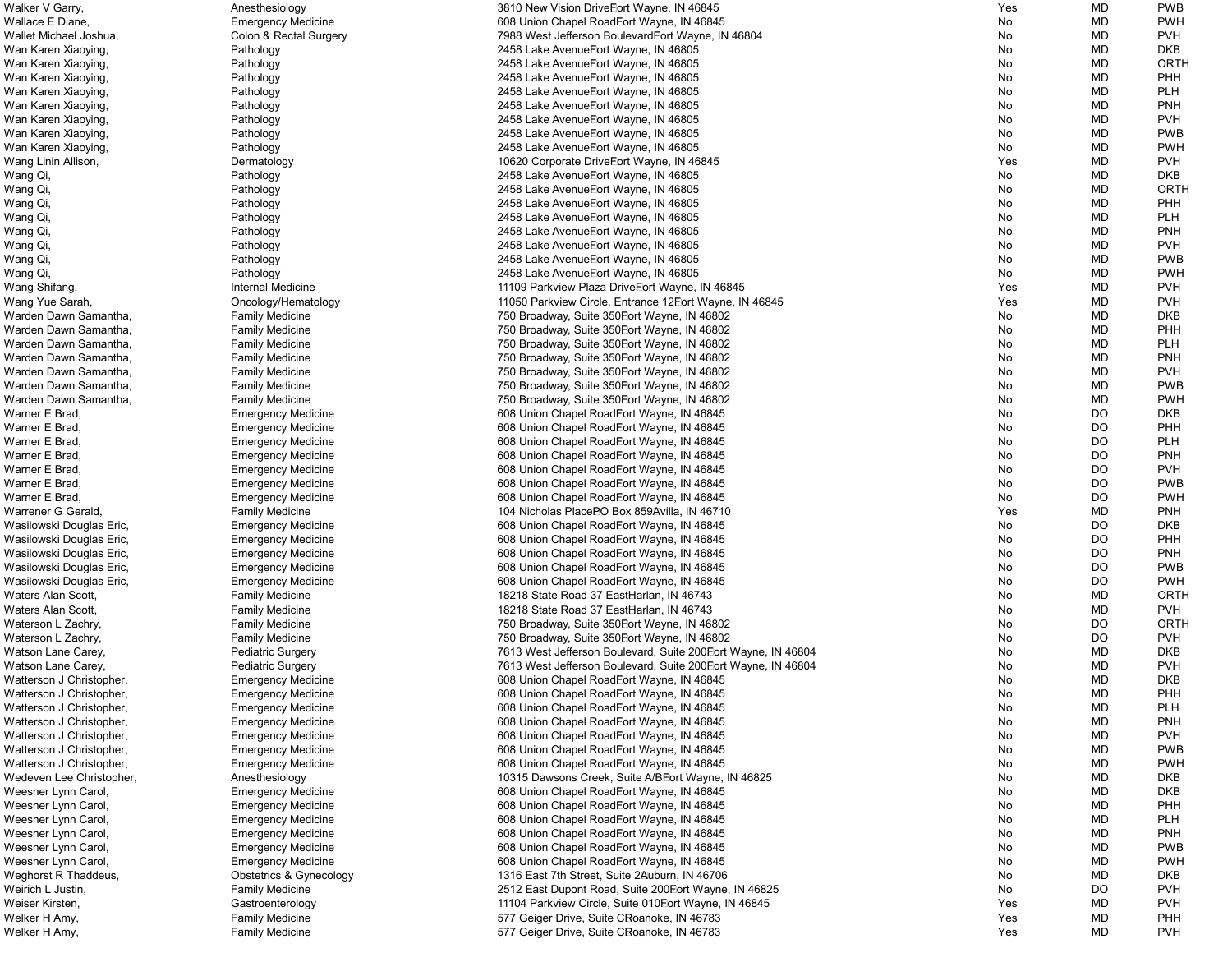| | | | | | |
|---|---|---|---|---|---|
| Walker V Garry, | Anesthesiology | 3810 New Vision DriveFort Wayne, IN 46845 | Yes | MD | PWB |
| Wallace E Diane, | Emergency Medicine | 608 Union Chapel RoadFort Wayne, IN 46845 | No | MD | PWH |
| Wallet Michael Joshua, | Colon & Rectal Surgery | 7988 West Jefferson BoulevardFort Wayne, IN 46804 | No | MD | PVH |
| Wan Karen Xiaoying, | Pathology | 2458 Lake AvenueFort Wayne, IN 46805 | No | MD | DKB |
| Wan Karen Xiaoying, | Pathology | 2458 Lake AvenueFort Wayne, IN 46805 | No | MD | ORTH |
| Wan Karen Xiaoying, | Pathology | 2458 Lake AvenueFort Wayne, IN 46805 | No | MD | PHH |
| Wan Karen Xiaoying, | Pathology | 2458 Lake AvenueFort Wayne, IN 46805 | No | MD | PLH |
| Wan Karen Xiaoying, | Pathology | 2458 Lake AvenueFort Wayne, IN 46805 | No | MD | PNH |
| Wan Karen Xiaoying, | Pathology | 2458 Lake AvenueFort Wayne, IN 46805 | No | MD | PVH |
| Wan Karen Xiaoying, | Pathology | 2458 Lake AvenueFort Wayne, IN 46805 | No | MD | PWB |
| Wan Karen Xiaoying, | Pathology | 2458 Lake AvenueFort Wayne, IN 46805 | No | MD | PWH |
| Wang Linin Allison, | Dermatology | 10620 Corporate DriveFort Wayne, IN 46845 | Yes | MD | PVH |
| Wang Qi, | Pathology | 2458 Lake AvenueFort Wayne, IN 46805 | No | MD | DKB |
| Wang Qi, | Pathology | 2458 Lake AvenueFort Wayne, IN 46805 | No | MD | ORTH |
| Wang Qi, | Pathology | 2458 Lake AvenueFort Wayne, IN 46805 | No | MD | PHH |
| Wang Qi, | Pathology | 2458 Lake AvenueFort Wayne, IN 46805 | No | MD | PLH |
| Wang Qi, | Pathology | 2458 Lake AvenueFort Wayne, IN 46805 | No | MD | PNH |
| Wang Qi, | Pathology | 2458 Lake AvenueFort Wayne, IN 46805 | No | MD | PVH |
| Wang Qi, | Pathology | 2458 Lake AvenueFort Wayne, IN 46805 | No | MD | PWB |
| Wang Qi, | Pathology | 2458 Lake AvenueFort Wayne, IN 46805 | No | MD | PWH |
| Wang Shifang, | Internal Medicine | 11109 Parkview Plaza DriveFort Wayne, IN 46845 | Yes | MD | PVH |
| Wang Yue Sarah, | Oncology/Hematology | 11050 Parkview Circle, Entrance 12Fort Wayne, IN 46845 | Yes | MD | PVH |
| Warden Dawn Samantha, | Family Medicine | 750 Broadway, Suite 350Fort Wayne, IN 46802 | No | MD | DKB |
| Warden Dawn Samantha, | Family Medicine | 750 Broadway, Suite 350Fort Wayne, IN 46802 | No | MD | PHH |
| Warden Dawn Samantha, | Family Medicine | 750 Broadway, Suite 350Fort Wayne, IN 46802 | No | MD | PLH |
| Warden Dawn Samantha, | Family Medicine | 750 Broadway, Suite 350Fort Wayne, IN 46802 | No | MD | PNH |
| Warden Dawn Samantha, | Family Medicine | 750 Broadway, Suite 350Fort Wayne, IN 46802 | No | MD | PVH |
| Warden Dawn Samantha, | Family Medicine | 750 Broadway, Suite 350Fort Wayne, IN 46802 | No | MD | PWB |
| Warden Dawn Samantha, | Family Medicine | 750 Broadway, Suite 350Fort Wayne, IN 46802 | No | MD | PWH |
| Warner E Brad, | Emergency Medicine | 608 Union Chapel RoadFort Wayne, IN 46845 | No | DO | DKB |
| Warner E Brad, | Emergency Medicine | 608 Union Chapel RoadFort Wayne, IN 46845 | No | DO | PHH |
| Warner E Brad, | Emergency Medicine | 608 Union Chapel RoadFort Wayne, IN 46845 | No | DO | PLH |
| Warner E Brad, | Emergency Medicine | 608 Union Chapel RoadFort Wayne, IN 46845 | No | DO | PNH |
| Warner E Brad, | Emergency Medicine | 608 Union Chapel RoadFort Wayne, IN 46845 | No | DO | PVH |
| Warner E Brad, | Emergency Medicine | 608 Union Chapel RoadFort Wayne, IN 46845 | No | DO | PWB |
| Warner E Brad, | Emergency Medicine | 608 Union Chapel RoadFort Wayne, IN 46845 | No | DO | PWH |
| Warrener G Gerald, | Family Medicine | 104 Nicholas PlacePO Box 859Avilla, IN 46710 | Yes | MD | PNH |
| Wasilowski Douglas Eric, | Emergency Medicine | 608 Union Chapel RoadFort Wayne, IN 46845 | No | DO | DKB |
| Wasilowski Douglas Eric, | Emergency Medicine | 608 Union Chapel RoadFort Wayne, IN 46845 | No | DO | PHH |
| Wasilowski Douglas Eric, | Emergency Medicine | 608 Union Chapel RoadFort Wayne, IN 46845 | No | DO | PNH |
| Wasilowski Douglas Eric, | Emergency Medicine | 608 Union Chapel RoadFort Wayne, IN 46845 | No | DO | PWB |
| Wasilowski Douglas Eric, | Emergency Medicine | 608 Union Chapel RoadFort Wayne, IN 46845 | No | DO | PWH |
| Waters Alan Scott, | Family Medicine | 18218 State Road 37 EastHarlan, IN 46743 | No | MD | ORTH |
| Waters Alan Scott, | Family Medicine | 18218 State Road 37 EastHarlan, IN 46743 | No | MD | PVH |
| Waterson L Zachry, | Family Medicine | 750 Broadway, Suite 350Fort Wayne, IN 46802 | No | DO | ORTH |
| Waterson L Zachry, | Family Medicine | 750 Broadway, Suite 350Fort Wayne, IN 46802 | No | DO | PVH |
| Watson Lane Carey, | Pediatric Surgery | 7613 West Jefferson Boulevard, Suite 200Fort Wayne, IN 46804 | No | MD | DKB |
| Watson Lane Carey, | Pediatric Surgery | 7613 West Jefferson Boulevard, Suite 200Fort Wayne, IN 46804 | No | MD | PVH |
| Watterson J Christopher, | Emergency Medicine | 608 Union Chapel RoadFort Wayne, IN 46845 | No | MD | DKB |
| Watterson J Christopher, | Emergency Medicine | 608 Union Chapel RoadFort Wayne, IN 46845 | No | MD | PHH |
| Watterson J Christopher, | Emergency Medicine | 608 Union Chapel RoadFort Wayne, IN 46845 | No | MD | PLH |
| Watterson J Christopher, | Emergency Medicine | 608 Union Chapel RoadFort Wayne, IN 46845 | No | MD | PNH |
| Watterson J Christopher, | Emergency Medicine | 608 Union Chapel RoadFort Wayne, IN 46845 | No | MD | PVH |
| Watterson J Christopher, | Emergency Medicine | 608 Union Chapel RoadFort Wayne, IN 46845 | No | MD | PWB |
| Watterson J Christopher, | Emergency Medicine | 608 Union Chapel RoadFort Wayne, IN 46845 | No | MD | PWH |
| Wedeven Lee Christopher, | Anesthesiology | 10315 Dawsons Creek, Suite A/BFort Wayne, IN 46825 | No | MD | DKB |
| Weesner Lynn Carol, | Emergency Medicine | 608 Union Chapel RoadFort Wayne, IN 46845 | No | MD | DKB |
| Weesner Lynn Carol, | Emergency Medicine | 608 Union Chapel RoadFort Wayne, IN 46845 | No | MD | PHH |
| Weesner Lynn Carol, | Emergency Medicine | 608 Union Chapel RoadFort Wayne, IN 46845 | No | MD | PLH |
| Weesner Lynn Carol, | Emergency Medicine | 608 Union Chapel RoadFort Wayne, IN 46845 | No | MD | PNH |
| Weesner Lynn Carol, | Emergency Medicine | 608 Union Chapel RoadFort Wayne, IN 46845 | No | MD | PWB |
| Weesner Lynn Carol, | Emergency Medicine | 608 Union Chapel RoadFort Wayne, IN 46845 | No | MD | PWH |
| Weghorst R Thaddeus, | Obstetrics & Gynecology | 1316 East 7th Street, Suite 2Auburn, IN 46706 | No | MD | DKB |
| Weirich L Justin, | Family Medicine | 2512 East Dupont Road, Suite 200Fort Wayne, IN 46825 | No | DO | PVH |
| Weiser Kirsten, | Gastroenterology | 11104 Parkview Circle, Suite 010Fort Wayne, IN 46845 | Yes | MD | PVH |
| Welker H Amy, | Family Medicine | 577 Geiger Drive, Suite CRoanoke, IN 46783 | Yes | MD | PHH |
| Welker H Amy, | Family Medicine | 577 Geiger Drive, Suite CRoanoke, IN 46783 | Yes | MD | PVH |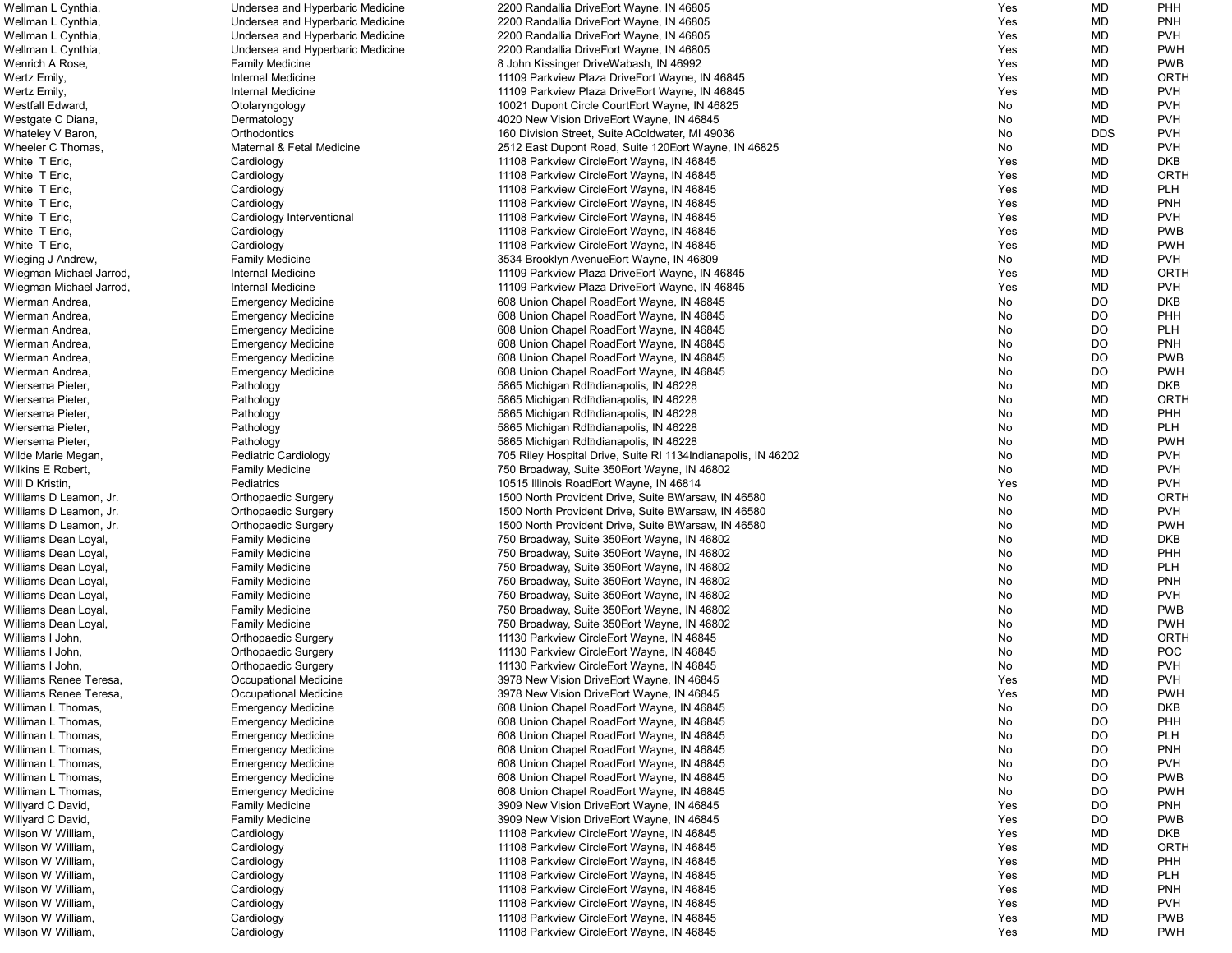| | | | | | |
|---|---|---|---|---|---|
| Wellman L Cynthia, | Undersea and Hyperbaric Medicine | 2200 Randallia DriveFort Wayne, IN 46805 | Yes | MD | PHH |
| Wellman L Cynthia, | Undersea and Hyperbaric Medicine | 2200 Randallia DriveFort Wayne, IN 46805 | Yes | MD | PNH |
| Wellman L Cynthia, | Undersea and Hyperbaric Medicine | 2200 Randallia DriveFort Wayne, IN 46805 | Yes | MD | PVH |
| Wellman L Cynthia, | Undersea and Hyperbaric Medicine | 2200 Randallia DriveFort Wayne, IN 46805 | Yes | MD | PWH |
| Wenrich A Rose, | Family Medicine | 8 John Kissinger DriveWabash, IN 46992 | Yes | MD | PWB |
| Wertz Emily, | Internal Medicine | 11109 Parkview Plaza DriveFort Wayne, IN 46845 | Yes | MD | ORTH |
| Wertz Emily, | Internal Medicine | 11109 Parkview Plaza DriveFort Wayne, IN 46845 | Yes | MD | PVH |
| Westfall Edward, | Otolaryngology | 10021 Dupont Circle CourtFort Wayne, IN 46825 | No | MD | PVH |
| Westgate C Diana, | Dermatology | 4020 New Vision DriveFort Wayne, IN 46845 | No | MD | PVH |
| Whateley V Baron, | Orthodontics | 160 Division Street, Suite AColdwater, MI 49036 | No | DDS | PVH |
| Wheeler C Thomas, | Maternal & Fetal Medicine | 2512 East Dupont Road, Suite 120Fort Wayne, IN 46825 | No | MD | PVH |
| White T Eric, | Cardiology | 11108 Parkview CircleFort Wayne, IN 46845 | Yes | MD | DKB |
| White T Eric, | Cardiology | 11108 Parkview CircleFort Wayne, IN 46845 | Yes | MD | ORTH |
| White T Eric, | Cardiology | 11108 Parkview CircleFort Wayne, IN 46845 | Yes | MD | PLH |
| White T Eric, | Cardiology | 11108 Parkview CircleFort Wayne, IN 46845 | Yes | MD | PNH |
| White T Eric, | Cardiology Interventional | 11108 Parkview CircleFort Wayne, IN 46845 | Yes | MD | PVH |
| White T Eric, | Cardiology | 11108 Parkview CircleFort Wayne, IN 46845 | Yes | MD | PWB |
| White T Eric, | Cardiology | 11108 Parkview CircleFort Wayne, IN 46845 | Yes | MD | PWH |
| Wieging J Andrew, | Family Medicine | 3534 Brooklyn AvenueFort Wayne, IN 46809 | No | MD | PVH |
| Wiegman Michael Jarrod, | Internal Medicine | 11109 Parkview Plaza DriveFort Wayne, IN 46845 | Yes | MD | ORTH |
| Wiegman Michael Jarrod, | Internal Medicine | 11109 Parkview Plaza DriveFort Wayne, IN 46845 | Yes | MD | PVH |
| Wierman Andrea, | Emergency Medicine | 608 Union Chapel RoadFort Wayne, IN 46845 | No | DO | DKB |
| Wierman Andrea, | Emergency Medicine | 608 Union Chapel RoadFort Wayne, IN 46845 | No | DO | PHH |
| Wierman Andrea, | Emergency Medicine | 608 Union Chapel RoadFort Wayne, IN 46845 | No | DO | PLH |
| Wierman Andrea, | Emergency Medicine | 608 Union Chapel RoadFort Wayne, IN 46845 | No | DO | PNH |
| Wierman Andrea, | Emergency Medicine | 608 Union Chapel RoadFort Wayne, IN 46845 | No | DO | PWB |
| Wierman Andrea, | Emergency Medicine | 608 Union Chapel RoadFort Wayne, IN 46845 | No | DO | PWH |
| Wiersema Pieter, | Pathology | 5865 Michigan RdIndianapolis, IN 46228 | No | MD | DKB |
| Wiersema Pieter, | Pathology | 5865 Michigan RdIndianapolis, IN 46228 | No | MD | ORTH |
| Wiersema Pieter, | Pathology | 5865 Michigan RdIndianapolis, IN 46228 | No | MD | PHH |
| Wiersema Pieter, | Pathology | 5865 Michigan RdIndianapolis, IN 46228 | No | MD | PLH |
| Wiersema Pieter, | Pathology | 5865 Michigan RdIndianapolis, IN 46228 | No | MD | PWH |
| Wilde Marie Megan, | Pediatric Cardiology | 705 Riley Hospital Drive, Suite RI 1134Indianapolis, IN 46202 | No | MD | PVH |
| Wilkins E Robert, | Family Medicine | 750 Broadway, Suite 350Fort Wayne, IN 46802 | No | MD | PVH |
| Will D Kristin, | Pediatrics | 10515 Illinois RoadFort Wayne, IN 46814 | Yes | MD | PVH |
| Williams D Leamon, Jr. | Orthopaedic Surgery | 1500 North Provident Drive, Suite BWarsaw, IN 46580 | No | MD | ORTH |
| Williams D Leamon, Jr. | Orthopaedic Surgery | 1500 North Provident Drive, Suite BWarsaw, IN 46580 | No | MD | PVH |
| Williams D Leamon, Jr. | Orthopaedic Surgery | 1500 North Provident Drive, Suite BWarsaw, IN 46580 | No | MD | PWH |
| Williams Dean Loyal, | Family Medicine | 750 Broadway, Suite 350Fort Wayne, IN 46802 | No | MD | DKB |
| Williams Dean Loyal, | Family Medicine | 750 Broadway, Suite 350Fort Wayne, IN 46802 | No | MD | PHH |
| Williams Dean Loyal, | Family Medicine | 750 Broadway, Suite 350Fort Wayne, IN 46802 | No | MD | PLH |
| Williams Dean Loyal, | Family Medicine | 750 Broadway, Suite 350Fort Wayne, IN 46802 | No | MD | PNH |
| Williams Dean Loyal, | Family Medicine | 750 Broadway, Suite 350Fort Wayne, IN 46802 | No | MD | PVH |
| Williams Dean Loyal, | Family Medicine | 750 Broadway, Suite 350Fort Wayne, IN 46802 | No | MD | PWB |
| Williams Dean Loyal, | Family Medicine | 750 Broadway, Suite 350Fort Wayne, IN 46802 | No | MD | PWH |
| Williams I John, | Orthopaedic Surgery | 11130 Parkview CircleFort Wayne, IN 46845 | No | MD | ORTH |
| Williams I John, | Orthopaedic Surgery | 11130 Parkview CircleFort Wayne, IN 46845 | No | MD | POC |
| Williams I John, | Orthopaedic Surgery | 11130 Parkview CircleFort Wayne, IN 46845 | No | MD | PVH |
| Williams Renee Teresa, | Occupational Medicine | 3978 New Vision DriveFort Wayne, IN 46845 | Yes | MD | PVH |
| Williams Renee Teresa, | Occupational Medicine | 3978 New Vision DriveFort Wayne, IN 46845 | Yes | MD | PWH |
| Williman L Thomas, | Emergency Medicine | 608 Union Chapel RoadFort Wayne, IN 46845 | No | DO | DKB |
| Williman L Thomas, | Emergency Medicine | 608 Union Chapel RoadFort Wayne, IN 46845 | No | DO | PHH |
| Williman L Thomas, | Emergency Medicine | 608 Union Chapel RoadFort Wayne, IN 46845 | No | DO | PLH |
| Williman L Thomas, | Emergency Medicine | 608 Union Chapel RoadFort Wayne, IN 46845 | No | DO | PNH |
| Williman L Thomas, | Emergency Medicine | 608 Union Chapel RoadFort Wayne, IN 46845 | No | DO | PVH |
| Williman L Thomas, | Emergency Medicine | 608 Union Chapel RoadFort Wayne, IN 46845 | No | DO | PWB |
| Williman L Thomas, | Emergency Medicine | 608 Union Chapel RoadFort Wayne, IN 46845 | No | DO | PWH |
| Willyard C David, | Family Medicine | 3909 New Vision DriveFort Wayne, IN 46845 | Yes | DO | PNH |
| Willyard C David, | Family Medicine | 3909 New Vision DriveFort Wayne, IN 46845 | Yes | DO | PWB |
| Wilson W William, | Cardiology | 11108 Parkview CircleFort Wayne, IN 46845 | Yes | MD | DKB |
| Wilson W William, | Cardiology | 11108 Parkview CircleFort Wayne, IN 46845 | Yes | MD | ORTH |
| Wilson W William, | Cardiology | 11108 Parkview CircleFort Wayne, IN 46845 | Yes | MD | PHH |
| Wilson W William, | Cardiology | 11108 Parkview CircleFort Wayne, IN 46845 | Yes | MD | PLH |
| Wilson W William, | Cardiology | 11108 Parkview CircleFort Wayne, IN 46845 | Yes | MD | PNH |
| Wilson W William, | Cardiology | 11108 Parkview CircleFort Wayne, IN 46845 | Yes | MD | PVH |
| Wilson W William, | Cardiology | 11108 Parkview CircleFort Wayne, IN 46845 | Yes | MD | PWB |
| Wilson W William, | Cardiology | 11108 Parkview CircleFort Wayne, IN 46845 | Yes | MD | PWH |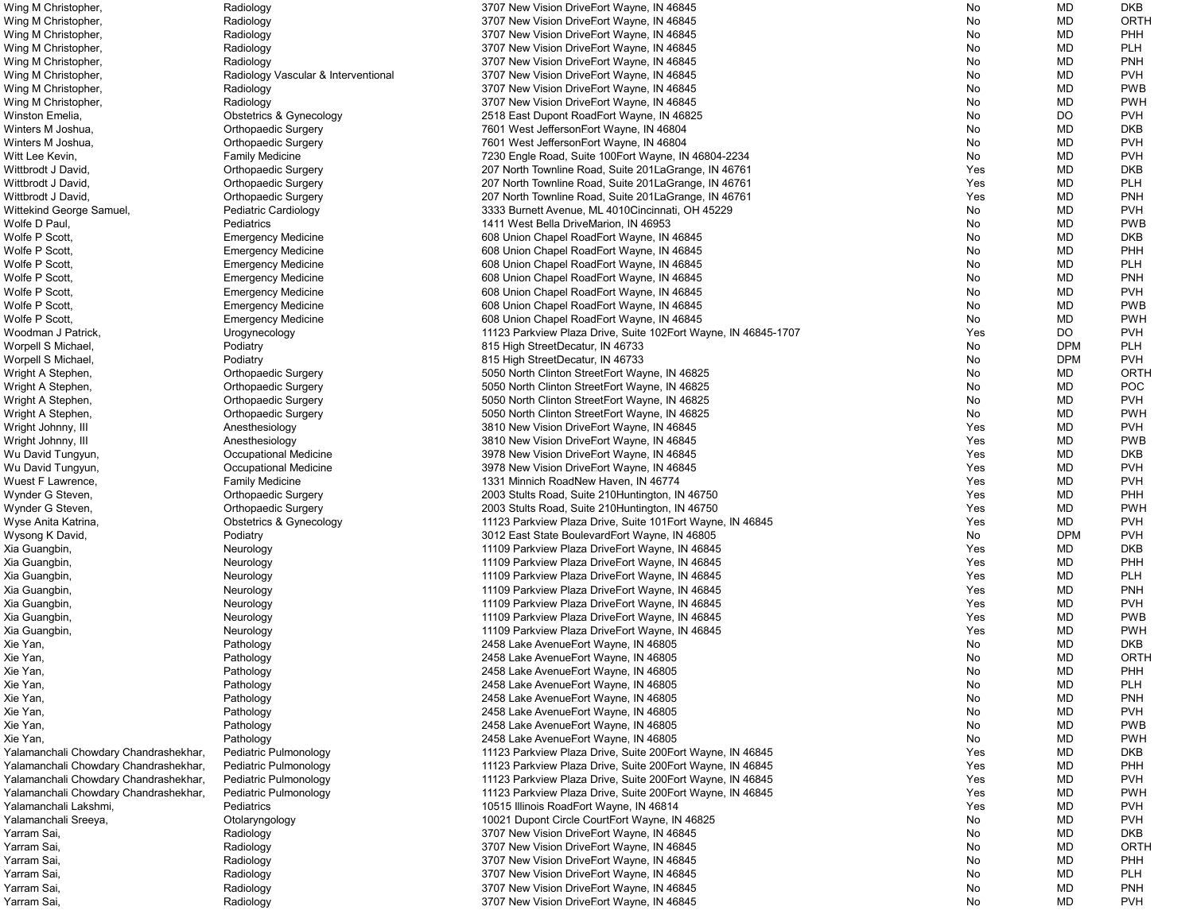| | | | | | |
|---|---|---|---|---|---|
| Wing M Christopher, | Radiology | 3707 New Vision DriveFort Wayne, IN 46845 | No | MD | DKB |
| Wing M Christopher, | Radiology | 3707 New Vision DriveFort Wayne, IN 46845 | No | MD | ORTH |
| Wing M Christopher, | Radiology | 3707 New Vision DriveFort Wayne, IN 46845 | No | MD | PHH |
| Wing M Christopher, | Radiology | 3707 New Vision DriveFort Wayne, IN 46845 | No | MD | PLH |
| Wing M Christopher, | Radiology | 3707 New Vision DriveFort Wayne, IN 46845 | No | MD | PNH |
| Wing M Christopher, | Radiology Vascular & Interventional | 3707 New Vision DriveFort Wayne, IN 46845 | No | MD | PVH |
| Wing M Christopher, | Radiology | 3707 New Vision DriveFort Wayne, IN 46845 | No | MD | PWB |
| Wing M Christopher, | Radiology | 3707 New Vision DriveFort Wayne, IN 46845 | No | MD | PWH |
| Winston Emelia, | Obstetrics & Gynecology | 2518 East Dupont RoadFort Wayne, IN 46825 | No | DO | PVH |
| Winters M Joshua, | Orthopaedic Surgery | 7601 West JeffersonFort Wayne, IN 46804 | No | MD | DKB |
| Winters M Joshua, | Orthopaedic Surgery | 7601 West JeffersonFort Wayne, IN 46804 | No | MD | PVH |
| Witt Lee Kevin, | Family Medicine | 7230 Engle Road, Suite 100Fort Wayne, IN 46804-2234 | No | MD | PVH |
| Wittbrodt J David, | Orthopaedic Surgery | 207 North Townline Road, Suite 201LaGrange, IN 46761 | Yes | MD | DKB |
| Wittbrodt J David, | Orthopaedic Surgery | 207 North Townline Road, Suite 201LaGrange, IN 46761 | Yes | MD | PLH |
| Wittbrodt J David, | Orthopaedic Surgery | 207 North Townline Road, Suite 201LaGrange, IN 46761 | Yes | MD | PNH |
| Wittekind George Samuel, | Pediatric Cardiology | 3333 Burnett Avenue, ML 4010Cincinnati, OH 45229 | No | MD | PVH |
| Wolfe D Paul, | Pediatrics | 1411 West Bella DriveMarion, IN 46953 | No | MD | PWB |
| Wolfe P Scott, | Emergency Medicine | 608 Union Chapel RoadFort Wayne, IN 46845 | No | MD | DKB |
| Wolfe P Scott, | Emergency Medicine | 608 Union Chapel RoadFort Wayne, IN 46845 | No | MD | PHH |
| Wolfe P Scott, | Emergency Medicine | 608 Union Chapel RoadFort Wayne, IN 46845 | No | MD | PLH |
| Wolfe P Scott, | Emergency Medicine | 608 Union Chapel RoadFort Wayne, IN 46845 | No | MD | PNH |
| Wolfe P Scott, | Emergency Medicine | 608 Union Chapel RoadFort Wayne, IN 46845 | No | MD | PVH |
| Wolfe P Scott, | Emergency Medicine | 608 Union Chapel RoadFort Wayne, IN 46845 | No | MD | PWB |
| Wolfe P Scott, | Emergency Medicine | 608 Union Chapel RoadFort Wayne, IN 46845 | No | MD | PWH |
| Woodman J Patrick, | Urogynecology | 11123 Parkview Plaza Drive, Suite 102Fort Wayne, IN 46845-1707 | Yes | DO | PVH |
| Worpell S Michael, | Podiatry | 815 High StreetDecatur, IN 46733 | No | DPM | PLH |
| Worpell S Michael, | Podiatry | 815 High StreetDecatur, IN 46733 | No | DPM | PVH |
| Wright A Stephen, | Orthopaedic Surgery | 5050 North Clinton StreetFort Wayne, IN 46825 | No | MD | ORTH |
| Wright A Stephen, | Orthopaedic Surgery | 5050 North Clinton StreetFort Wayne, IN 46825 | No | MD | POC |
| Wright A Stephen, | Orthopaedic Surgery | 5050 North Clinton StreetFort Wayne, IN 46825 | No | MD | PVH |
| Wright A Stephen, | Orthopaedic Surgery | 5050 North Clinton StreetFort Wayne, IN 46825 | No | MD | PWH |
| Wright Johnny, III | Anesthesiology | 3810 New Vision DriveFort Wayne, IN 46845 | Yes | MD | PVH |
| Wright Johnny, III | Anesthesiology | 3810 New Vision DriveFort Wayne, IN 46845 | Yes | MD | PWB |
| Wu David Tungyun, | Occupational Medicine | 3978 New Vision DriveFort Wayne, IN 46845 | Yes | MD | DKB |
| Wu David Tungyun, | Occupational Medicine | 3978 New Vision DriveFort Wayne, IN 46845 | Yes | MD | PVH |
| Wuest F Lawrence, | Family Medicine | 1331 Minnich RoadNew Haven, IN 46774 | Yes | MD | PVH |
| Wynder G Steven, | Orthopaedic Surgery | 2003 Stults Road, Suite 210Huntington, IN 46750 | Yes | MD | PHH |
| Wynder G Steven, | Orthopaedic Surgery | 2003 Stults Road, Suite 210Huntington, IN 46750 | Yes | MD | PWH |
| Wyse Anita Katrina, | Obstetrics & Gynecology | 11123 Parkview Plaza Drive, Suite 101Fort Wayne, IN 46845 | Yes | MD | PVH |
| Wysong K David, | Podiatry | 3012 East State BoulevardFort Wayne, IN 46805 | No | DPM | PVH |
| Xia Guangbin, | Neurology | 11109 Parkview Plaza DriveFort Wayne, IN 46845 | Yes | MD | DKB |
| Xia Guangbin, | Neurology | 11109 Parkview Plaza DriveFort Wayne, IN 46845 | Yes | MD | PHH |
| Xia Guangbin, | Neurology | 11109 Parkview Plaza DriveFort Wayne, IN 46845 | Yes | MD | PLH |
| Xia Guangbin, | Neurology | 11109 Parkview Plaza DriveFort Wayne, IN 46845 | Yes | MD | PNH |
| Xia Guangbin, | Neurology | 11109 Parkview Plaza DriveFort Wayne, IN 46845 | Yes | MD | PVH |
| Xia Guangbin, | Neurology | 11109 Parkview Plaza DriveFort Wayne, IN 46845 | Yes | MD | PWB |
| Xia Guangbin, | Neurology | 11109 Parkview Plaza DriveFort Wayne, IN 46845 | Yes | MD | PWH |
| Xie Yan, | Pathology | 2458 Lake AvenueFort Wayne, IN 46805 | No | MD | DKB |
| Xie Yan, | Pathology | 2458 Lake AvenueFort Wayne, IN 46805 | No | MD | ORTH |
| Xie Yan, | Pathology | 2458 Lake AvenueFort Wayne, IN 46805 | No | MD | PHH |
| Xie Yan, | Pathology | 2458 Lake AvenueFort Wayne, IN 46805 | No | MD | PLH |
| Xie Yan, | Pathology | 2458 Lake AvenueFort Wayne, IN 46805 | No | MD | PNH |
| Xie Yan, | Pathology | 2458 Lake AvenueFort Wayne, IN 46805 | No | MD | PVH |
| Xie Yan, | Pathology | 2458 Lake AvenueFort Wayne, IN 46805 | No | MD | PWB |
| Xie Yan, | Pathology | 2458 Lake AvenueFort Wayne, IN 46805 | No | MD | PWH |
| Yalamanchali Chowdary Chandrashekhar, | Pediatric Pulmonology | 11123 Parkview Plaza Drive, Suite 200Fort Wayne, IN 46845 | Yes | MD | DKB |
| Yalamanchali Chowdary Chandrashekhar, | Pediatric Pulmonology | 11123 Parkview Plaza Drive, Suite 200Fort Wayne, IN 46845 | Yes | MD | PHH |
| Yalamanchali Chowdary Chandrashekhar, | Pediatric Pulmonology | 11123 Parkview Plaza Drive, Suite 200Fort Wayne, IN 46845 | Yes | MD | PVH |
| Yalamanchali Chowdary Chandrashekhar, | Pediatric Pulmonology | 11123 Parkview Plaza Drive, Suite 200Fort Wayne, IN 46845 | Yes | MD | PWH |
| Yalamanchali Lakshmi, | Pediatrics | 10515 Illinois RoadFort Wayne, IN 46814 | Yes | MD | PVH |
| Yalamanchali Sreeya, | Otolaryngology | 10021 Dupont Circle CourtFort Wayne, IN 46825 | No | MD | PVH |
| Yarram Sai, | Radiology | 3707 New Vision DriveFort Wayne, IN 46845 | No | MD | DKB |
| Yarram Sai, | Radiology | 3707 New Vision DriveFort Wayne, IN 46845 | No | MD | ORTH |
| Yarram Sai, | Radiology | 3707 New Vision DriveFort Wayne, IN 46845 | No | MD | PHH |
| Yarram Sai, | Radiology | 3707 New Vision DriveFort Wayne, IN 46845 | No | MD | PLH |
| Yarram Sai, | Radiology | 3707 New Vision DriveFort Wayne, IN 46845 | No | MD | PNH |
| Yarram Sai, | Radiology | 3707 New Vision DriveFort Wayne, IN 46845 | No | MD | PVH |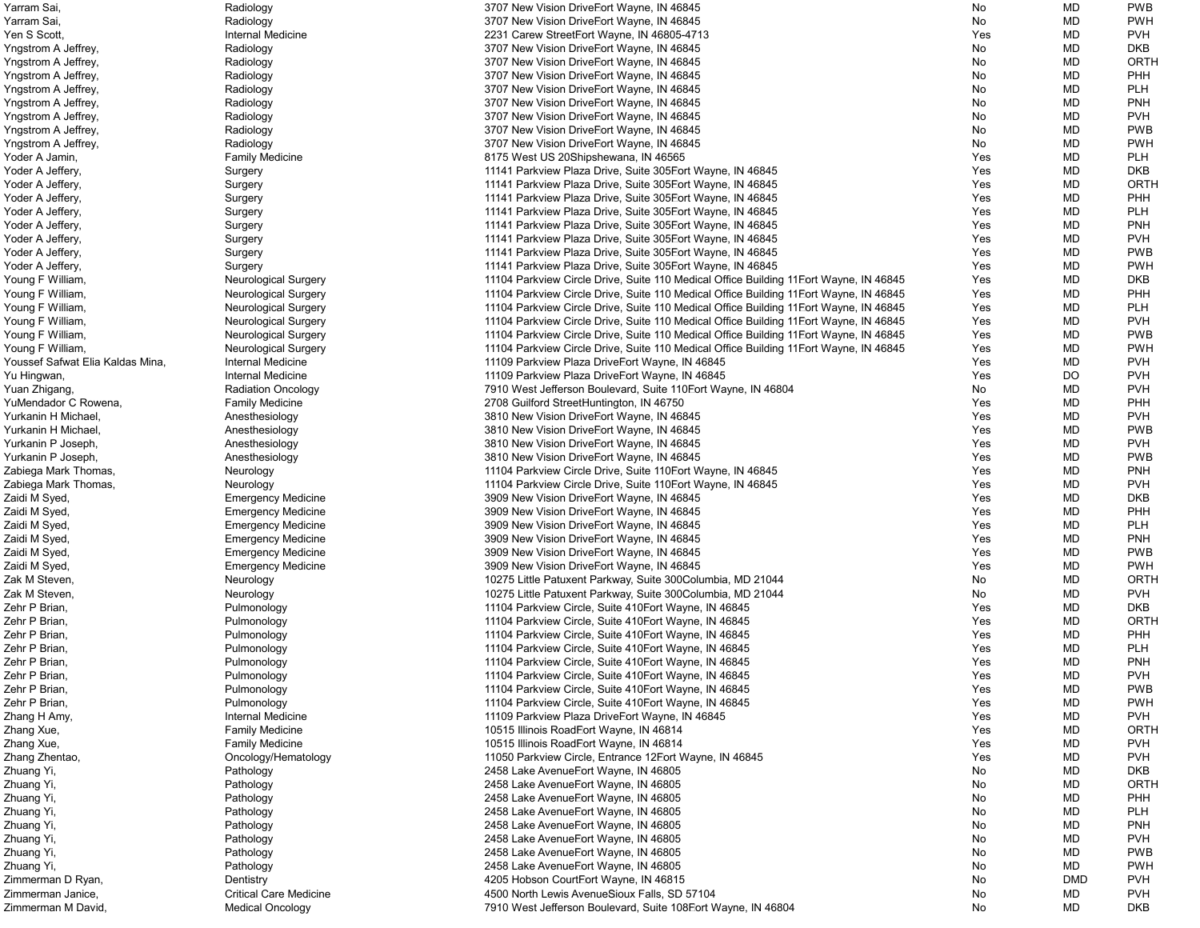| | | | | | |
|---|---|---|---|---|---|
| Yarram Sai, | Radiology | 3707 New Vision DriveFort Wayne, IN 46845 | No | MD | PWB |
| Yarram Sai, | Radiology | 3707 New Vision DriveFort Wayne, IN 46845 | No | MD | PWH |
| Yen S Scott, | Internal Medicine | 2231 Carew StreetFort Wayne, IN 46805-4713 | Yes | MD | PVH |
| Yngstrom A Jeffrey, | Radiology | 3707 New Vision DriveFort Wayne, IN 46845 | No | MD | DKB |
| Yngstrom A Jeffrey, | Radiology | 3707 New Vision DriveFort Wayne, IN 46845 | No | MD | ORTH |
| Yngstrom A Jeffrey, | Radiology | 3707 New Vision DriveFort Wayne, IN 46845 | No | MD | PHH |
| Yngstrom A Jeffrey, | Radiology | 3707 New Vision DriveFort Wayne, IN 46845 | No | MD | PLH |
| Yngstrom A Jeffrey, | Radiology | 3707 New Vision DriveFort Wayne, IN 46845 | No | MD | PNH |
| Yngstrom A Jeffrey, | Radiology | 3707 New Vision DriveFort Wayne, IN 46845 | No | MD | PVH |
| Yngstrom A Jeffrey, | Radiology | 3707 New Vision DriveFort Wayne, IN 46845 | No | MD | PWB |
| Yngstrom A Jeffrey, | Radiology | 3707 New Vision DriveFort Wayne, IN 46845 | No | MD | PWH |
| Yoder A Jamin, | Family Medicine | 8175 West US 20Shipshewana, IN 46565 | Yes | MD | PLH |
| Yoder A Jeffery, | Surgery | 11141 Parkview Plaza Drive, Suite 305Fort Wayne, IN 46845 | Yes | MD | DKB |
| Yoder A Jeffery, | Surgery | 11141 Parkview Plaza Drive, Suite 305Fort Wayne, IN 46845 | Yes | MD | ORTH |
| Yoder A Jeffery, | Surgery | 11141 Parkview Plaza Drive, Suite 305Fort Wayne, IN 46845 | Yes | MD | PHH |
| Yoder A Jeffery, | Surgery | 11141 Parkview Plaza Drive, Suite 305Fort Wayne, IN 46845 | Yes | MD | PLH |
| Yoder A Jeffery, | Surgery | 11141 Parkview Plaza Drive, Suite 305Fort Wayne, IN 46845 | Yes | MD | PNH |
| Yoder A Jeffery, | Surgery | 11141 Parkview Plaza Drive, Suite 305Fort Wayne, IN 46845 | Yes | MD | PVH |
| Yoder A Jeffery, | Surgery | 11141 Parkview Plaza Drive, Suite 305Fort Wayne, IN 46845 | Yes | MD | PWB |
| Yoder A Jeffery, | Surgery | 11141 Parkview Plaza Drive, Suite 305Fort Wayne, IN 46845 | Yes | MD | PWH |
| Young F William, | Neurological Surgery | 11104 Parkview Circle Drive, Suite 110 Medical Office Building 11Fort Wayne, IN 46845 | Yes | MD | DKB |
| Young F William, | Neurological Surgery | 11104 Parkview Circle Drive, Suite 110 Medical Office Building 11Fort Wayne, IN 46845 | Yes | MD | PHH |
| Young F William, | Neurological Surgery | 11104 Parkview Circle Drive, Suite 110 Medical Office Building 11Fort Wayne, IN 46845 | Yes | MD | PLH |
| Young F William, | Neurological Surgery | 11104 Parkview Circle Drive, Suite 110 Medical Office Building 11Fort Wayne, IN 46845 | Yes | MD | PVH |
| Young F William, | Neurological Surgery | 11104 Parkview Circle Drive, Suite 110 Medical Office Building 11Fort Wayne, IN 46845 | Yes | MD | PWB |
| Young F William, | Neurological Surgery | 11104 Parkview Circle Drive, Suite 110 Medical Office Building 11Fort Wayne, IN 46845 | Yes | MD | PWH |
| Youssef Safwat Elia Kaldas Mina, | Internal Medicine | 11109 Parkview Plaza DriveFort Wayne, IN 46845 | Yes | MD | PVH |
| Yu Hingwan, | Internal Medicine | 11109 Parkview Plaza DriveFort Wayne, IN 46845 | Yes | DO | PVH |
| Yuan Zhigang, | Radiation Oncology | 7910 West Jefferson Boulevard, Suite 110Fort Wayne, IN 46804 | No | MD | PVH |
| YuMendador C Rowena, | Family Medicine | 2708 Guilford StreetHuntington, IN 46750 | Yes | MD | PHH |
| Yurkanin H Michael, | Anesthesiology | 3810 New Vision DriveFort Wayne, IN 46845 | Yes | MD | PVH |
| Yurkanin H Michael, | Anesthesiology | 3810 New Vision DriveFort Wayne, IN 46845 | Yes | MD | PWB |
| Yurkanin P Joseph, | Anesthesiology | 3810 New Vision DriveFort Wayne, IN 46845 | Yes | MD | PVH |
| Yurkanin P Joseph, | Anesthesiology | 3810 New Vision DriveFort Wayne, IN 46845 | Yes | MD | PWB |
| Zabiega Mark Thomas, | Neurology | 11104 Parkview Circle Drive, Suite 110Fort Wayne, IN 46845 | Yes | MD | PNH |
| Zabiega Mark Thomas, | Neurology | 11104 Parkview Circle Drive, Suite 110Fort Wayne, IN 46845 | Yes | MD | PVH |
| Zaidi M Syed, | Emergency Medicine | 3909 New Vision DriveFort Wayne, IN 46845 | Yes | MD | DKB |
| Zaidi M Syed, | Emergency Medicine | 3909 New Vision DriveFort Wayne, IN 46845 | Yes | MD | PHH |
| Zaidi M Syed, | Emergency Medicine | 3909 New Vision DriveFort Wayne, IN 46845 | Yes | MD | PLH |
| Zaidi M Syed, | Emergency Medicine | 3909 New Vision DriveFort Wayne, IN 46845 | Yes | MD | PNH |
| Zaidi M Syed, | Emergency Medicine | 3909 New Vision DriveFort Wayne, IN 46845 | Yes | MD | PWB |
| Zaidi M Syed, | Emergency Medicine | 3909 New Vision DriveFort Wayne, IN 46845 | Yes | MD | PWH |
| Zak M Steven, | Neurology | 10275 Little Patuxent Parkway, Suite 300Columbia, MD 21044 | No | MD | ORTH |
| Zak M Steven, | Neurology | 10275 Little Patuxent Parkway, Suite 300Columbia, MD 21044 | No | MD | PVH |
| Zehr P Brian, | Pulmonology | 11104 Parkview Circle, Suite 410Fort Wayne, IN 46845 | Yes | MD | DKB |
| Zehr P Brian, | Pulmonology | 11104 Parkview Circle, Suite 410Fort Wayne, IN 46845 | Yes | MD | ORTH |
| Zehr P Brian, | Pulmonology | 11104 Parkview Circle, Suite 410Fort Wayne, IN 46845 | Yes | MD | PHH |
| Zehr P Brian, | Pulmonology | 11104 Parkview Circle, Suite 410Fort Wayne, IN 46845 | Yes | MD | PLH |
| Zehr P Brian, | Pulmonology | 11104 Parkview Circle, Suite 410Fort Wayne, IN 46845 | Yes | MD | PNH |
| Zehr P Brian, | Pulmonology | 11104 Parkview Circle, Suite 410Fort Wayne, IN 46845 | Yes | MD | PVH |
| Zehr P Brian, | Pulmonology | 11104 Parkview Circle, Suite 410Fort Wayne, IN 46845 | Yes | MD | PWB |
| Zehr P Brian, | Pulmonology | 11104 Parkview Circle, Suite 410Fort Wayne, IN 46845 | Yes | MD | PWH |
| Zhang H Amy, | Internal Medicine | 11109 Parkview Plaza DriveFort Wayne, IN 46845 | Yes | MD | PVH |
| Zhang Xue, | Family Medicine | 10515 Illinois RoadFort Wayne, IN 46814 | Yes | MD | ORTH |
| Zhang Xue, | Family Medicine | 10515 Illinois RoadFort Wayne, IN 46814 | Yes | MD | PVH |
| Zhang Zhentao, | Oncology/Hematology | 11050 Parkview Circle, Entrance 12Fort Wayne, IN 46845 | Yes | MD | PVH |
| Zhuang Yi, | Pathology | 2458 Lake AvenueFort Wayne, IN 46805 | No | MD | DKB |
| Zhuang Yi, | Pathology | 2458 Lake AvenueFort Wayne, IN 46805 | No | MD | ORTH |
| Zhuang Yi, | Pathology | 2458 Lake AvenueFort Wayne, IN 46805 | No | MD | PHH |
| Zhuang Yi, | Pathology | 2458 Lake AvenueFort Wayne, IN 46805 | No | MD | PLH |
| Zhuang Yi, | Pathology | 2458 Lake AvenueFort Wayne, IN 46805 | No | MD | PNH |
| Zhuang Yi, | Pathology | 2458 Lake AvenueFort Wayne, IN 46805 | No | MD | PVH |
| Zhuang Yi, | Pathology | 2458 Lake AvenueFort Wayne, IN 46805 | No | MD | PWB |
| Zhuang Yi, | Pathology | 2458 Lake AvenueFort Wayne, IN 46805 | No | MD | PWH |
| Zimmerman D Ryan, | Dentistry | 4205 Hobson CourtFort Wayne, IN 46815 | No | DMD | PVH |
| Zimmerman Janice, | Critical Care Medicine | 4500 North Lewis AvenueSioux Falls, SD 57104 | No | MD | PVH |
| Zimmerman M David, | Medical Oncology | 7910 West Jefferson Boulevard, Suite 108Fort Wayne, IN 46804 | No | MD | DKB |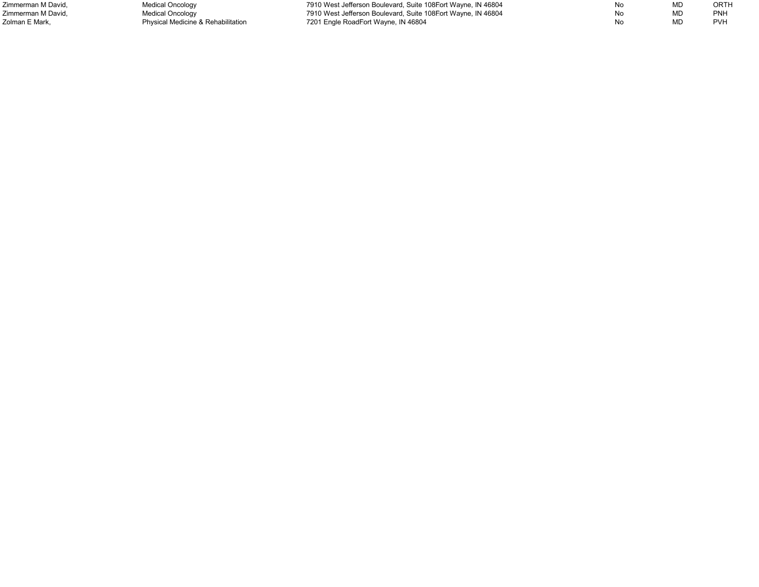| | | | | | |
|---|---|---|---|---|---|
| Zimmerman M David, | Medical Oncology | 7910 West Jefferson Boulevard, Suite 108Fort Wayne, IN 46804 | No | MD | ORTH |
| Zimmerman M David, | Medical Oncology | 7910 West Jefferson Boulevard, Suite 108Fort Wayne, IN 46804 | No | MD | PNH |
| Zolman E Mark, | Physical Medicine & Rehabilitation | 7201 Engle RoadFort Wayne, IN 46804 | No | MD | PVH |